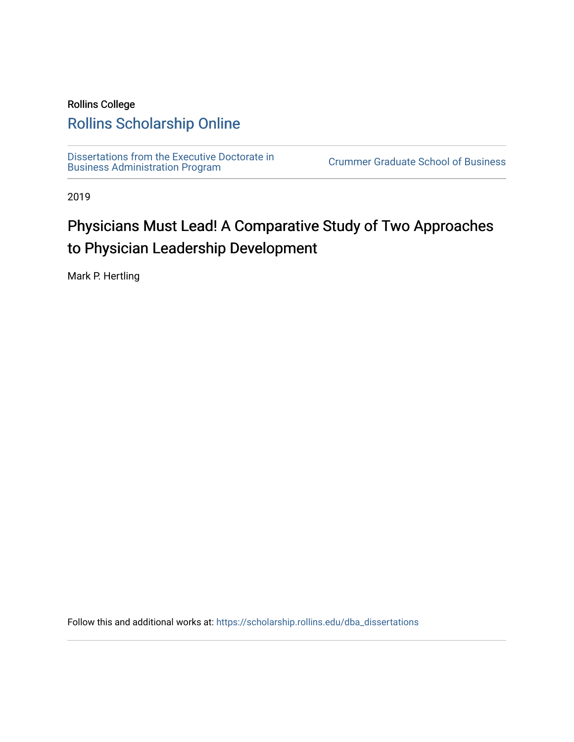Rollins College

# Rollins Scholarship Online

Dissertations from the Executive Doctorate in Business Administration Program

Crummer Graduate School of Business

2019

## Physicians Must Lead! A Comparative Study of Two Approaches to Physician Leadership Development

Mark P. Hertling

Follow this and additional works at: https://scholarship.rollins.edu/dba_dissertations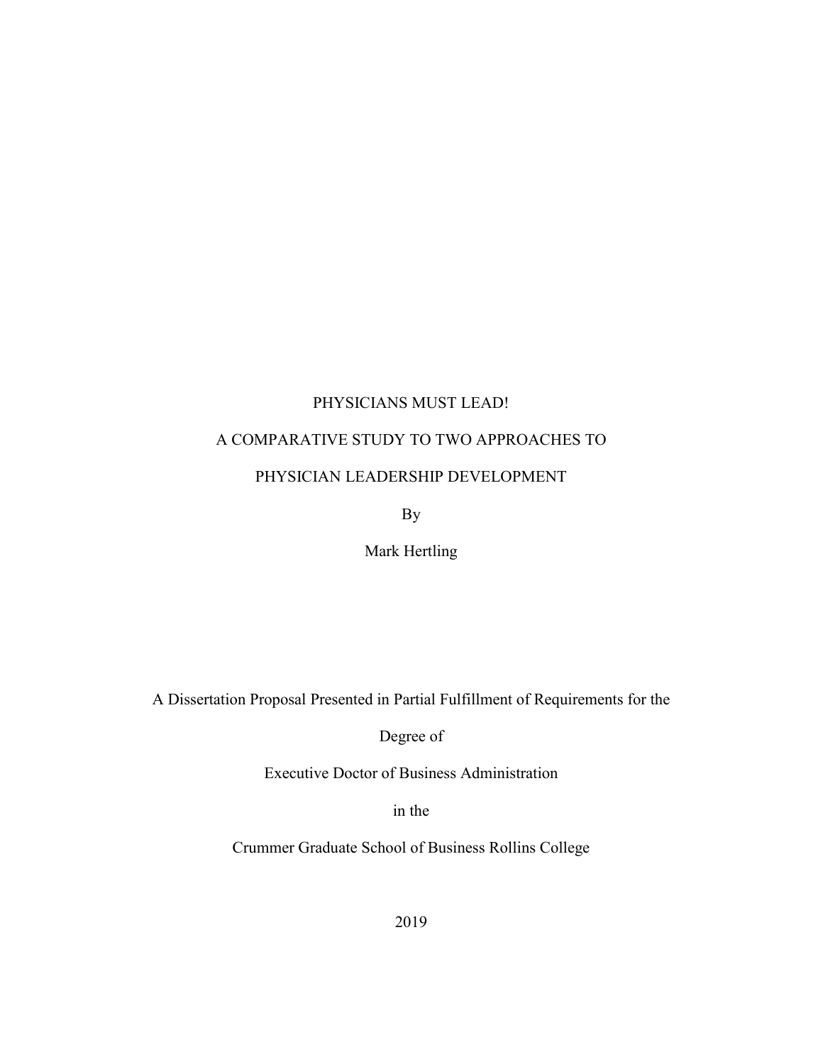PHYSICIANS MUST LEAD!

A COMPARATIVE STUDY TO TWO APPROACHES TO

PHYSICIAN LEADERSHIP DEVELOPMENT

By

Mark Hertling

A Dissertation Proposal Presented in Partial Fulfillment of Requirements for the

Degree of

Executive Doctor of Business Administration

in the

Crummer Graduate School of Business Rollins College

2019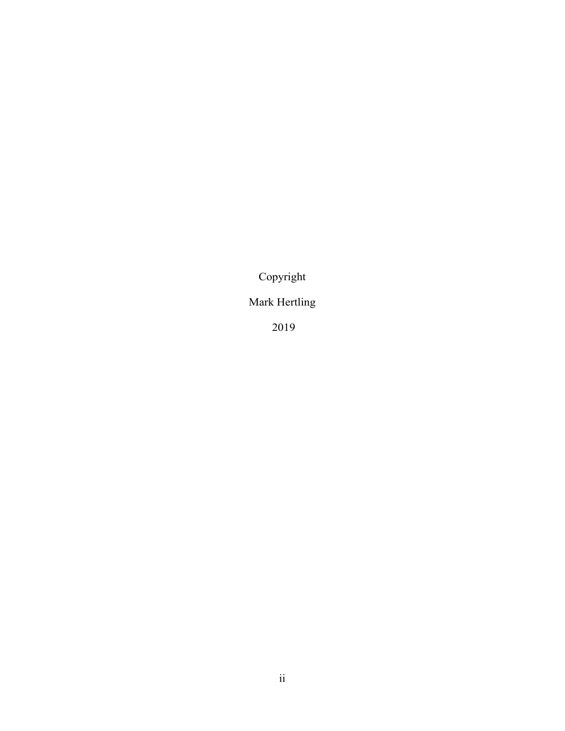Copyright

Mark Hertling

2019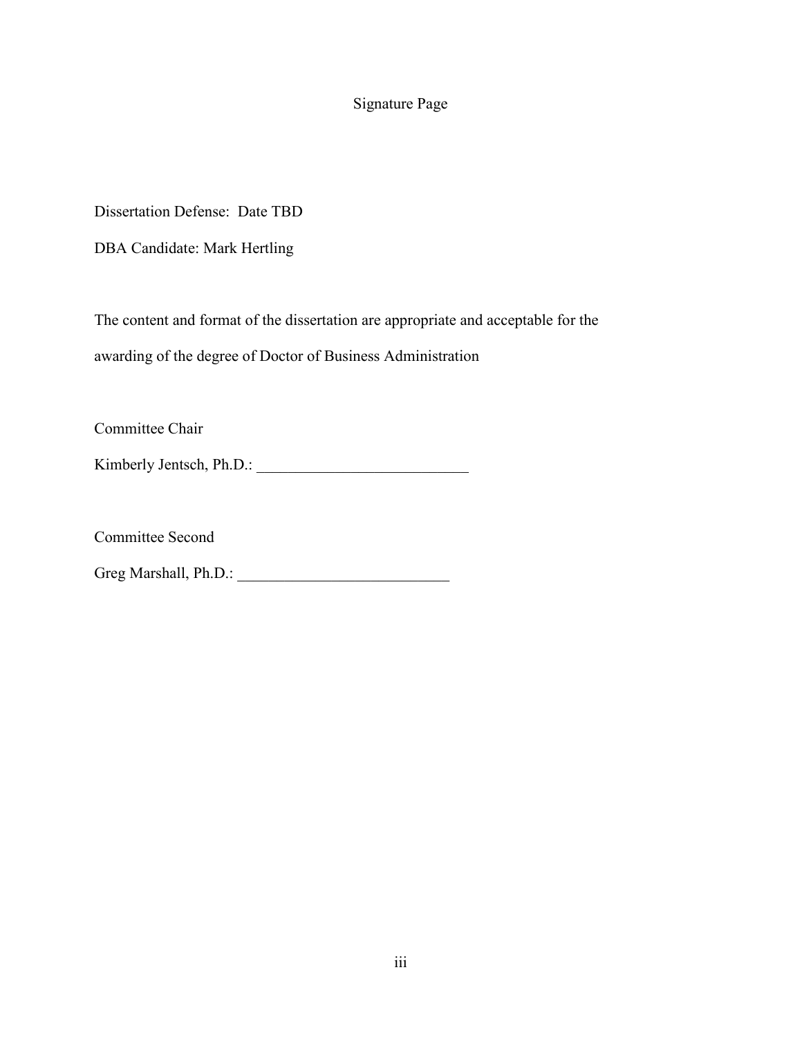# Signature Page

Dissertation Defense: Date TBD

DBA Candidate: Mark Hertling

The content and format of the dissertation are appropriate and acceptable for the awarding of the degree of Doctor of Business Administration

Committee Chair

Kimberly Jentsch, Ph.D.: ___________________________

Committee Second

Greg Marshall, Ph.D.: ___________________________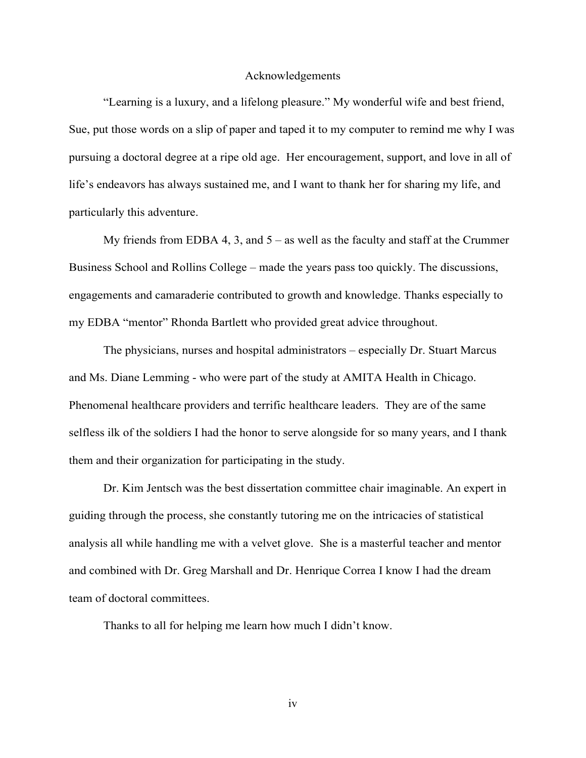# Acknowledgements

"Learning is a luxury, and a lifelong pleasure." My wonderful wife and best friend, Sue, put those words on a slip of paper and taped it to my computer to remind me why I was pursuing a doctoral degree at a ripe old age. Her encouragement, support, and love in all of life's endeavors has always sustained me, and I want to thank her for sharing my life, and particularly this adventure.

My friends from EDBA 4, 3, and 5 – as well as the faculty and staff at the Crummer Business School and Rollins College – made the years pass too quickly. The discussions, engagements and camaraderie contributed to growth and knowledge. Thanks especially to my EDBA "mentor" Rhonda Bartlett who provided great advice throughout.

The physicians, nurses and hospital administrators – especially Dr. Stuart Marcus and Ms. Diane Lemming - who were part of the study at AMITA Health in Chicago. Phenomenal healthcare providers and terrific healthcare leaders. They are of the same selfless ilk of the soldiers I had the honor to serve alongside for so many years, and I thank them and their organization for participating in the study.

Dr. Kim Jentsch was the best dissertation committee chair imaginable. An expert in guiding through the process, she constantly tutoring me on the intricacies of statistical analysis all while handling me with a velvet glove. She is a masterful teacher and mentor and combined with Dr. Greg Marshall and Dr. Henrique Correa I know I had the dream team of doctoral committees.

Thanks to all for helping me learn how much I didn't know.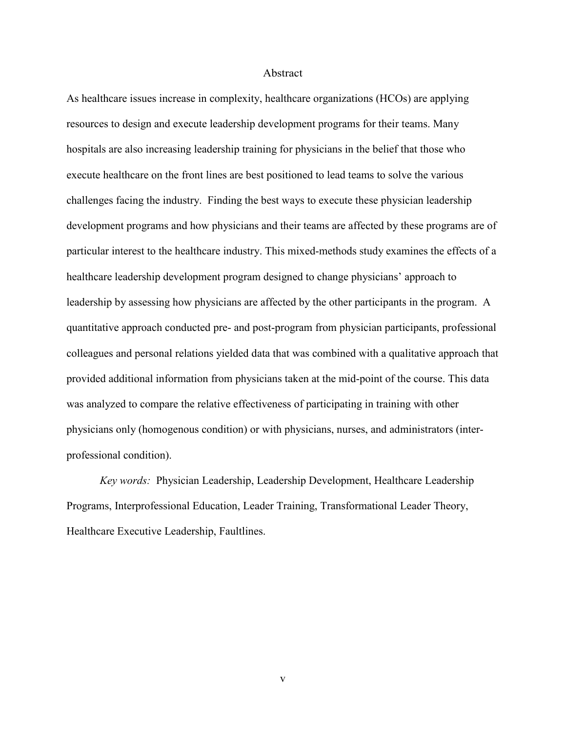# Abstract

As healthcare issues increase in complexity, healthcare organizations (HCOs) are applying resources to design and execute leadership development programs for their teams. Many hospitals are also increasing leadership training for physicians in the belief that those who execute healthcare on the front lines are best positioned to lead teams to solve the various challenges facing the industry. Finding the best ways to execute these physician leadership development programs and how physicians and their teams are affected by these programs are of particular interest to the healthcare industry. This mixed-methods study examines the effects of a healthcare leadership development program designed to change physicians' approach to leadership by assessing how physicians are affected by the other participants in the program. A quantitative approach conducted pre- and post-program from physician participants, professional colleagues and personal relations yielded data that was combined with a qualitative approach that provided additional information from physicians taken at the mid-point of the course. This data was analyzed to compare the relative effectiveness of participating in training with other physicians only (homogenous condition) or with physicians, nurses, and administrators (inter-professional condition).

*Key words:* Physician Leadership, Leadership Development, Healthcare Leadership Programs, Interprofessional Education, Leader Training, Transformational Leader Theory, Healthcare Executive Leadership, Faultlines.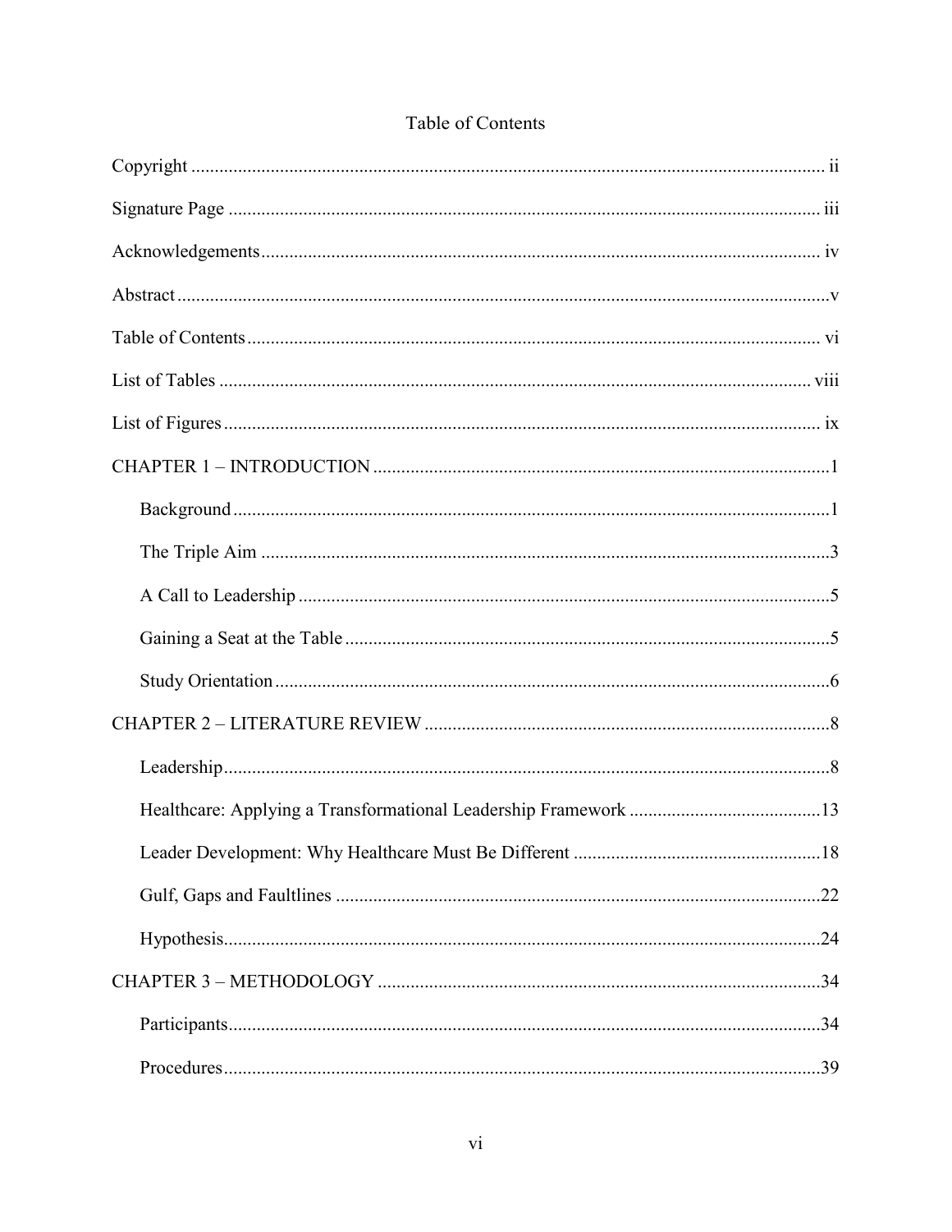# Table of Contents

Copyright .......... ii

Signature Page .......... iii

Acknowledgements .......... iv

Abstract .......... v

Table of Contents .......... vi

List of Tables .......... viii

List of Figures .......... ix

CHAPTER 1 – INTRODUCTION .......... 1

- Background .......... 1
- The Triple Aim .......... 3
- A Call to Leadership .......... 5
- Gaining a Seat at the Table .......... 5
- Study Orientation .......... 6

CHAPTER 2 – LITERATURE REVIEW .......... 8

- Leadership .......... 8
- Healthcare: Applying a Transformational Leadership Framework .......... 13
- Leader Development: Why Healthcare Must Be Different .......... 18
- Gulf, Gaps and Faultlines .......... 22
- Hypothesis .......... 24

CHAPTER 3 – METHODOLOGY .......... 34

- Participants .......... 34
- Procedures .......... 39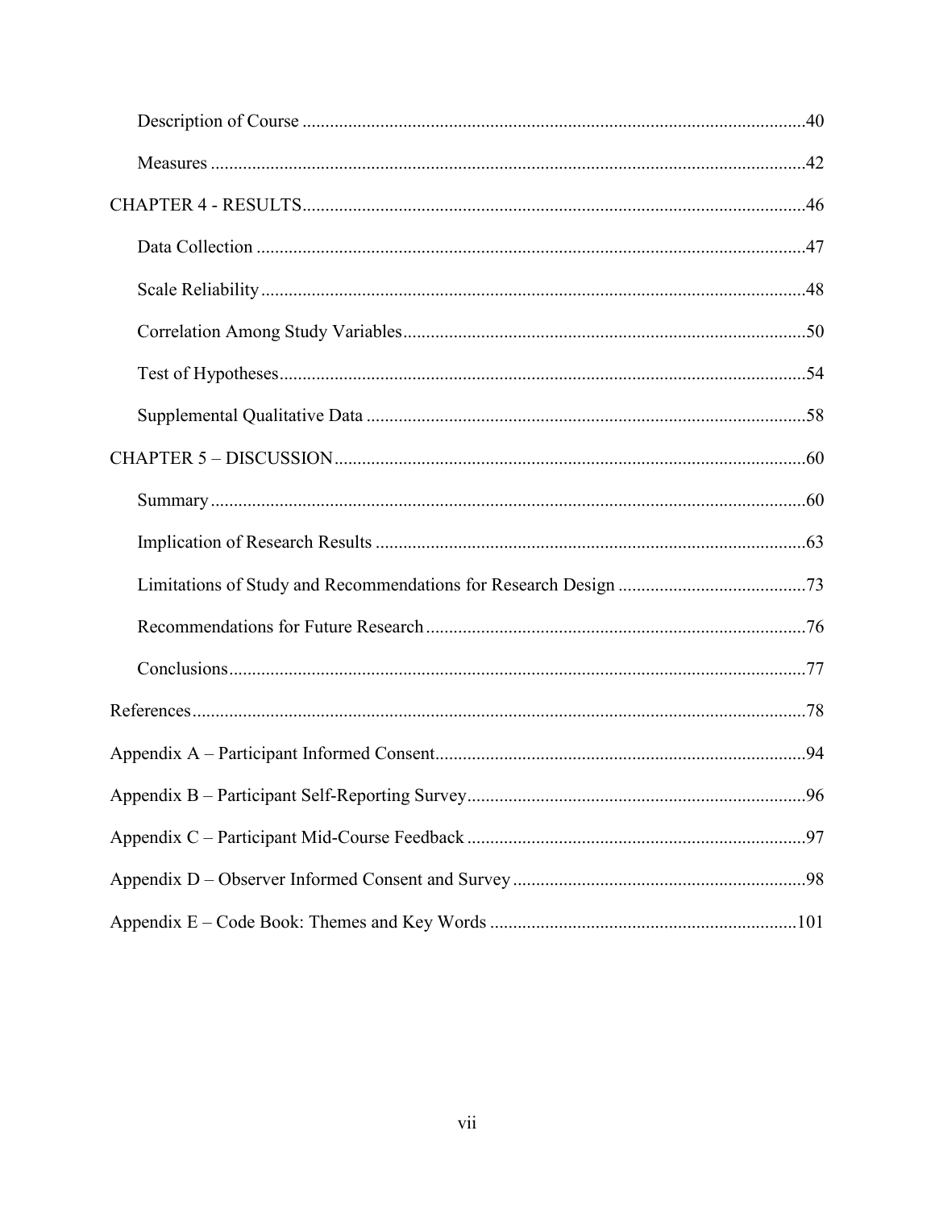Description of Course .....40

Measures .....42

CHAPTER 4 - RESULTS.....46

Data Collection .....47

Scale Reliability .....48

Correlation Among Study Variables.....50

Test of Hypotheses.....54

Supplemental Qualitative Data .....58

CHAPTER 5 – DISCUSSION.....60

Summary .....60

Implication of Research Results .....63

Limitations of Study and Recommendations for Research Design .....73

Recommendations for Future Research .....76

Conclusions.....77

References.....78

Appendix A – Participant Informed Consent.....94

Appendix B – Participant Self-Reporting Survey.....96

Appendix C – Participant Mid-Course Feedback .....97

Appendix D – Observer Informed Consent and Survey .....98

Appendix E – Code Book: Themes and Key Words .....101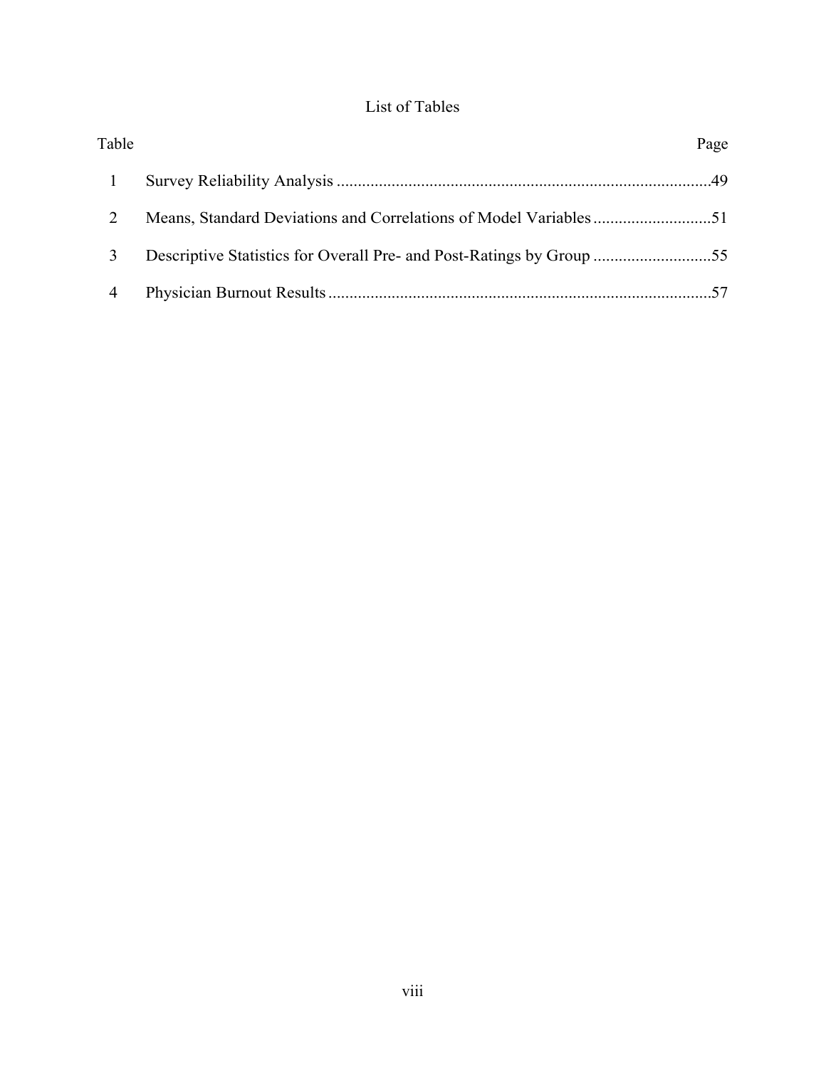# List of Tables

| Table | | Page |
|---|---|---|
| 1 | Survey Reliability Analysis | 49 |
| 2 | Means, Standard Deviations and Correlations of Model Variables | 51 |
| 3 | Descriptive Statistics for Overall Pre- and Post-Ratings by Group | 55 |
| 4 | Physician Burnout Results | 57 |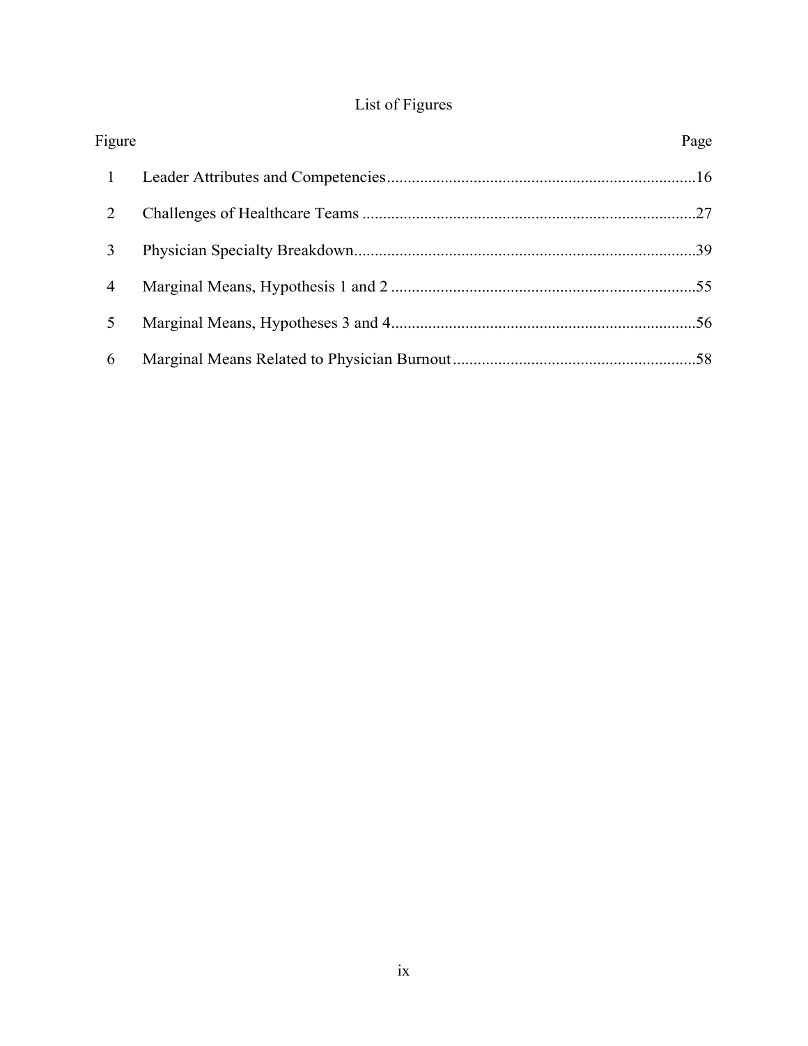# List of Figures

| Figure | | Page |
|---|---|---|
| 1 | Leader Attributes and Competencies | 16 |
| 2 | Challenges of Healthcare Teams | 27 |
| 3 | Physician Specialty Breakdown | 39 |
| 4 | Marginal Means, Hypothesis 1 and 2 | 55 |
| 5 | Marginal Means, Hypotheses 3 and 4 | 56 |
| 6 | Marginal Means Related to Physician Burnout | 58 |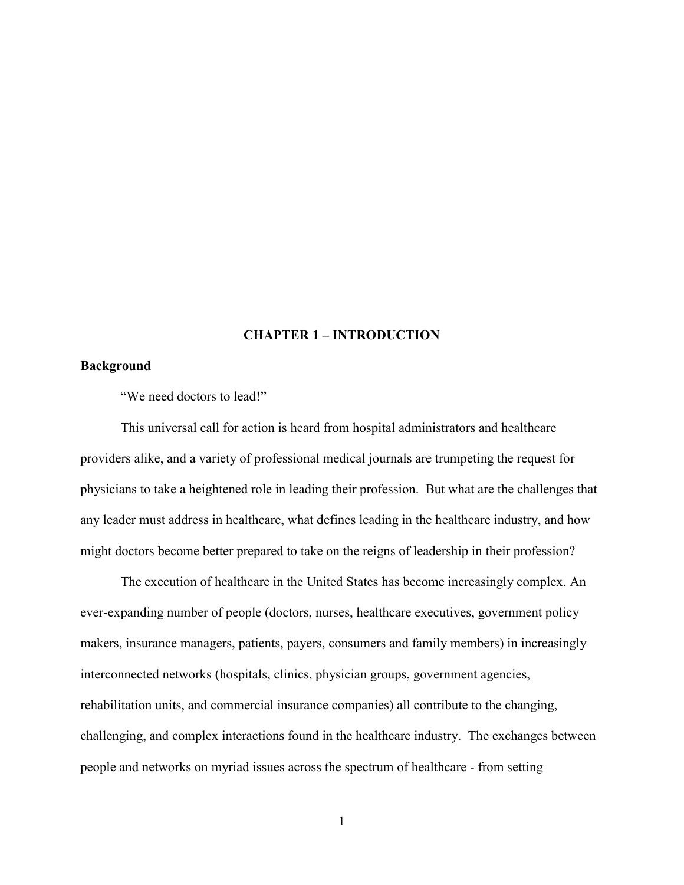# CHAPTER 1 – INTRODUCTION

## Background

“We need doctors to lead!”

This universal call for action is heard from hospital administrators and healthcare providers alike, and a variety of professional medical journals are trumpeting the request for physicians to take a heightened role in leading their profession. But what are the challenges that any leader must address in healthcare, what defines leading in the healthcare industry, and how might doctors become better prepared to take on the reigns of leadership in their profession?

The execution of healthcare in the United States has become increasingly complex. An ever-expanding number of people (doctors, nurses, healthcare executives, government policy makers, insurance managers, patients, payers, consumers and family members) in increasingly interconnected networks (hospitals, clinics, physician groups, government agencies, rehabilitation units, and commercial insurance companies) all contribute to the changing, challenging, and complex interactions found in the healthcare industry. The exchanges between people and networks on myriad issues across the spectrum of healthcare - from setting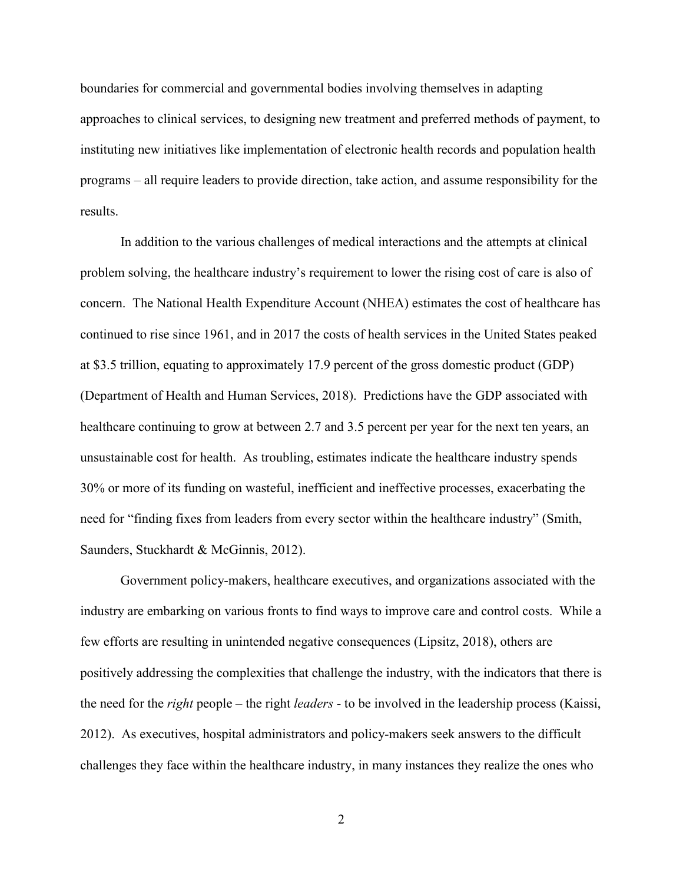boundaries for commercial and governmental bodies involving themselves in adapting approaches to clinical services, to designing new treatment and preferred methods of payment, to instituting new initiatives like implementation of electronic health records and population health programs – all require leaders to provide direction, take action, and assume responsibility for the results.

In addition to the various challenges of medical interactions and the attempts at clinical problem solving, the healthcare industry's requirement to lower the rising cost of care is also of concern. The National Health Expenditure Account (NHEA) estimates the cost of healthcare has continued to rise since 1961, and in 2017 the costs of health services in the United States peaked at $3.5 trillion, equating to approximately 17.9 percent of the gross domestic product (GDP) (Department of Health and Human Services, 2018). Predictions have the GDP associated with healthcare continuing to grow at between 2.7 and 3.5 percent per year for the next ten years, an unsustainable cost for health. As troubling, estimates indicate the healthcare industry spends 30% or more of its funding on wasteful, inefficient and ineffective processes, exacerbating the need for "finding fixes from leaders from every sector within the healthcare industry" (Smith, Saunders, Stuckhardt & McGinnis, 2012).

Government policy-makers, healthcare executives, and organizations associated with the industry are embarking on various fronts to find ways to improve care and control costs. While a few efforts are resulting in unintended negative consequences (Lipsitz, 2018), others are positively addressing the complexities that challenge the industry, with the indicators that there is the need for the *right* people – the right *leaders* - to be involved in the leadership process (Kaissi, 2012). As executives, hospital administrators and policy-makers seek answers to the difficult challenges they face within the healthcare industry, in many instances they realize the ones who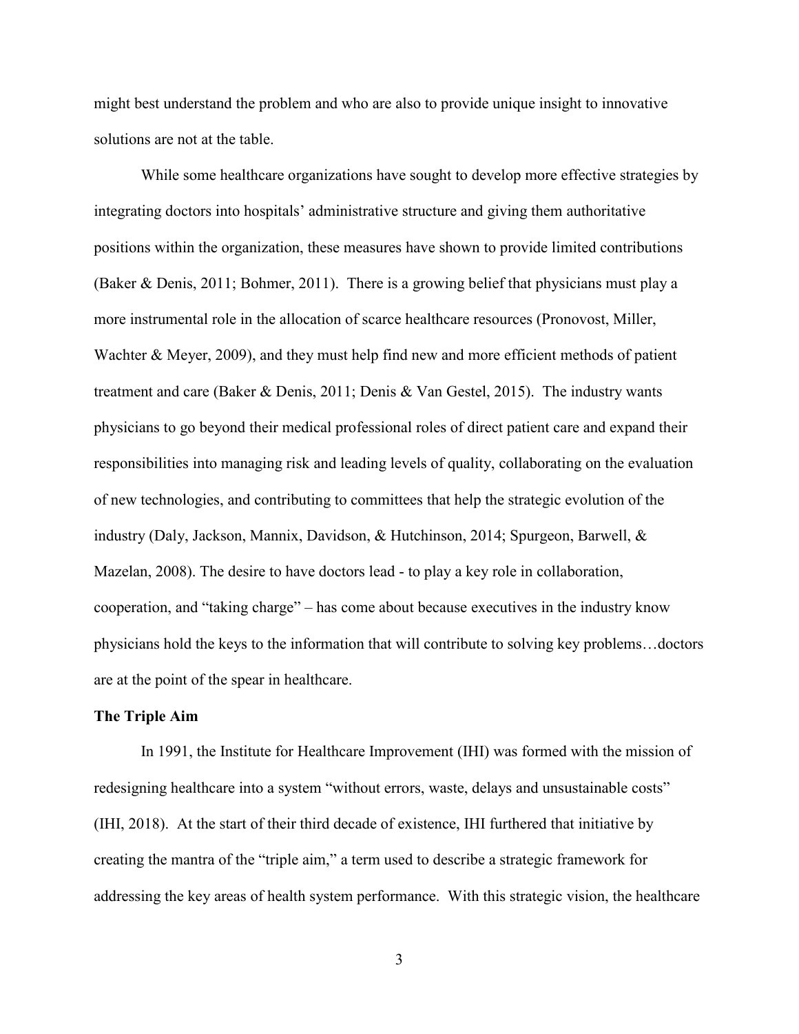might best understand the problem and who are also to provide unique insight to innovative solutions are not at the table.

While some healthcare organizations have sought to develop more effective strategies by integrating doctors into hospitals' administrative structure and giving them authoritative positions within the organization, these measures have shown to provide limited contributions (Baker & Denis, 2011; Bohmer, 2011). There is a growing belief that physicians must play a more instrumental role in the allocation of scarce healthcare resources (Pronovost, Miller, Wachter & Meyer, 2009), and they must help find new and more efficient methods of patient treatment and care (Baker & Denis, 2011; Denis & Van Gestel, 2015). The industry wants physicians to go beyond their medical professional roles of direct patient care and expand their responsibilities into managing risk and leading levels of quality, collaborating on the evaluation of new technologies, and contributing to committees that help the strategic evolution of the industry (Daly, Jackson, Mannix, Davidson, & Hutchinson, 2014; Spurgeon, Barwell, & Mazelan, 2008). The desire to have doctors lead - to play a key role in collaboration, cooperation, and "taking charge" – has come about because executives in the industry know physicians hold the keys to the information that will contribute to solving key problems…doctors are at the point of the spear in healthcare.

**The Triple Aim**

In 1991, the Institute for Healthcare Improvement (IHI) was formed with the mission of redesigning healthcare into a system "without errors, waste, delays and unsustainable costs" (IHI, 2018). At the start of their third decade of existence, IHI furthered that initiative by creating the mantra of the "triple aim," a term used to describe a strategic framework for addressing the key areas of health system performance. With this strategic vision, the healthcare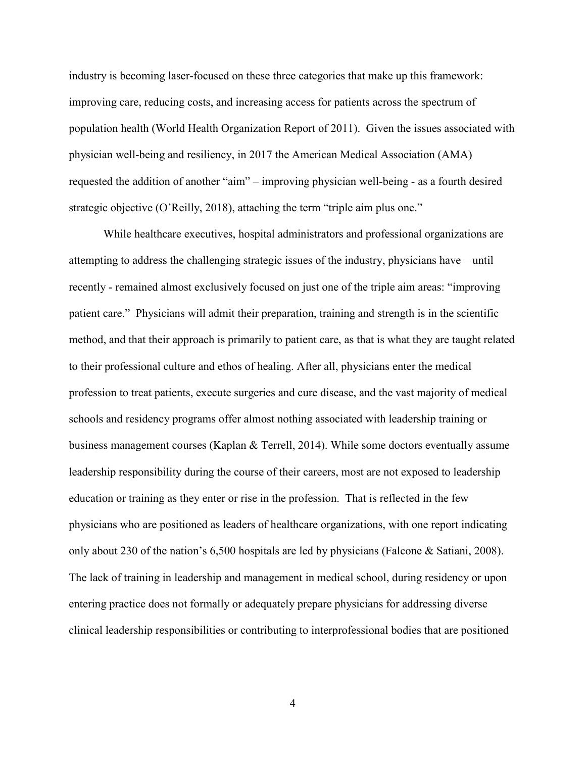industry is becoming laser-focused on these three categories that make up this framework: improving care, reducing costs, and increasing access for patients across the spectrum of population health (World Health Organization Report of 2011). Given the issues associated with physician well-being and resiliency, in 2017 the American Medical Association (AMA) requested the addition of another "aim" – improving physician well-being - as a fourth desired strategic objective (O'Reilly, 2018), attaching the term "triple aim plus one."

While healthcare executives, hospital administrators and professional organizations are attempting to address the challenging strategic issues of the industry, physicians have – until recently - remained almost exclusively focused on just one of the triple aim areas: "improving patient care." Physicians will admit their preparation, training and strength is in the scientific method, and that their approach is primarily to patient care, as that is what they are taught related to their professional culture and ethos of healing. After all, physicians enter the medical profession to treat patients, execute surgeries and cure disease, and the vast majority of medical schools and residency programs offer almost nothing associated with leadership training or business management courses (Kaplan & Terrell, 2014). While some doctors eventually assume leadership responsibility during the course of their careers, most are not exposed to leadership education or training as they enter or rise in the profession. That is reflected in the few physicians who are positioned as leaders of healthcare organizations, with one report indicating only about 230 of the nation's 6,500 hospitals are led by physicians (Falcone & Satiani, 2008). The lack of training in leadership and management in medical school, during residency or upon entering practice does not formally or adequately prepare physicians for addressing diverse clinical leadership responsibilities or contributing to interprofessional bodies that are positioned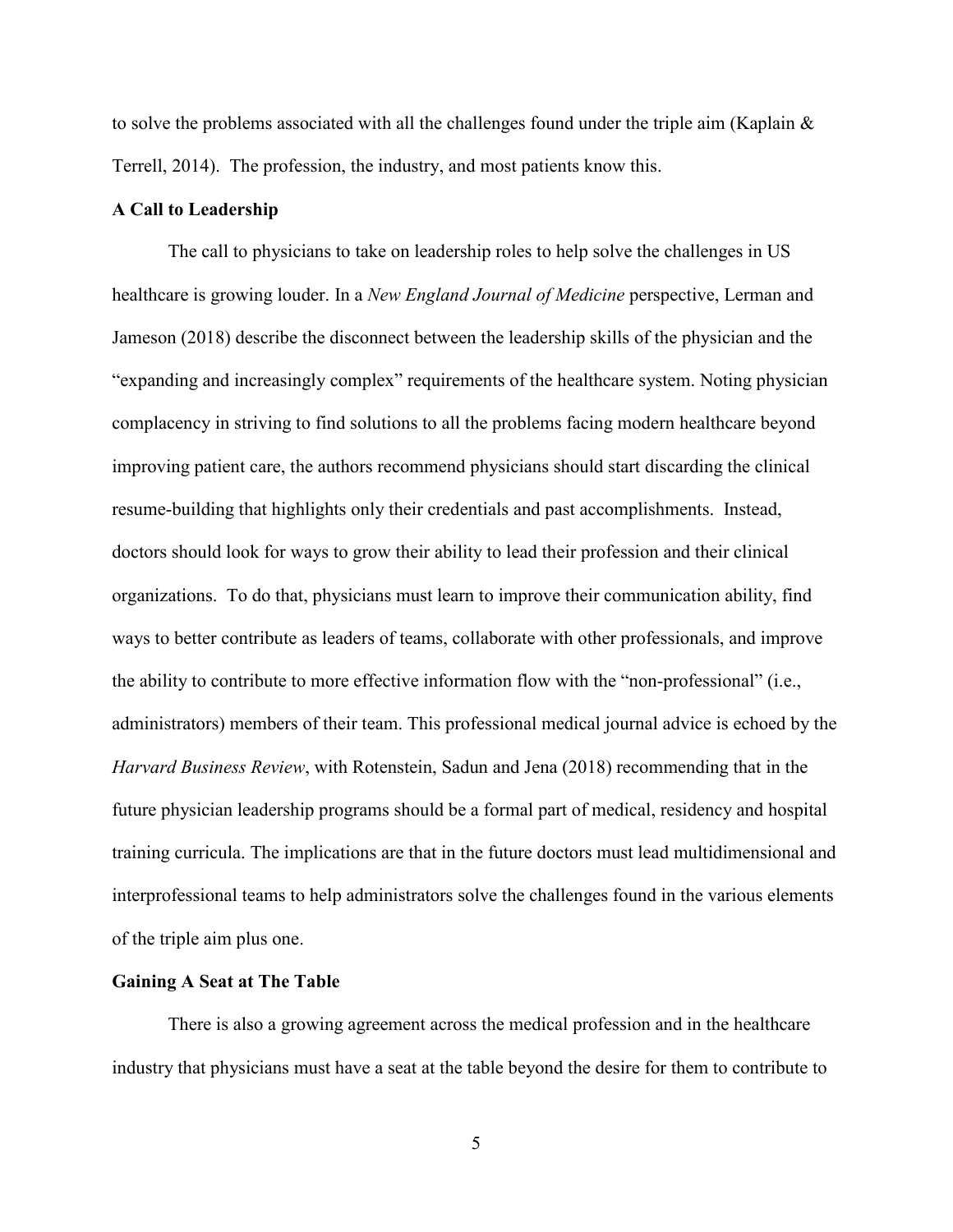to solve the problems associated with all the challenges found under the triple aim (Kaplain & Terrell, 2014). The profession, the industry, and most patients know this.

**A Call to Leadership**

The call to physicians to take on leadership roles to help solve the challenges in US healthcare is growing louder. In a *New England Journal of Medicine* perspective, Lerman and Jameson (2018) describe the disconnect between the leadership skills of the physician and the "expanding and increasingly complex" requirements of the healthcare system. Noting physician complacency in striving to find solutions to all the problems facing modern healthcare beyond improving patient care, the authors recommend physicians should start discarding the clinical resume-building that highlights only their credentials and past accomplishments. Instead, doctors should look for ways to grow their ability to lead their profession and their clinical organizations. To do that, physicians must learn to improve their communication ability, find ways to better contribute as leaders of teams, collaborate with other professionals, and improve the ability to contribute to more effective information flow with the "non-professional" (i.e., administrators) members of their team. This professional medical journal advice is echoed by the *Harvard Business Review*, with Rotenstein, Sadun and Jena (2018) recommending that in the future physician leadership programs should be a formal part of medical, residency and hospital training curricula. The implications are that in the future doctors must lead multidimensional and interprofessional teams to help administrators solve the challenges found in the various elements of the triple aim plus one.

**Gaining A Seat at The Table**

There is also a growing agreement across the medical profession and in the healthcare industry that physicians must have a seat at the table beyond the desire for them to contribute to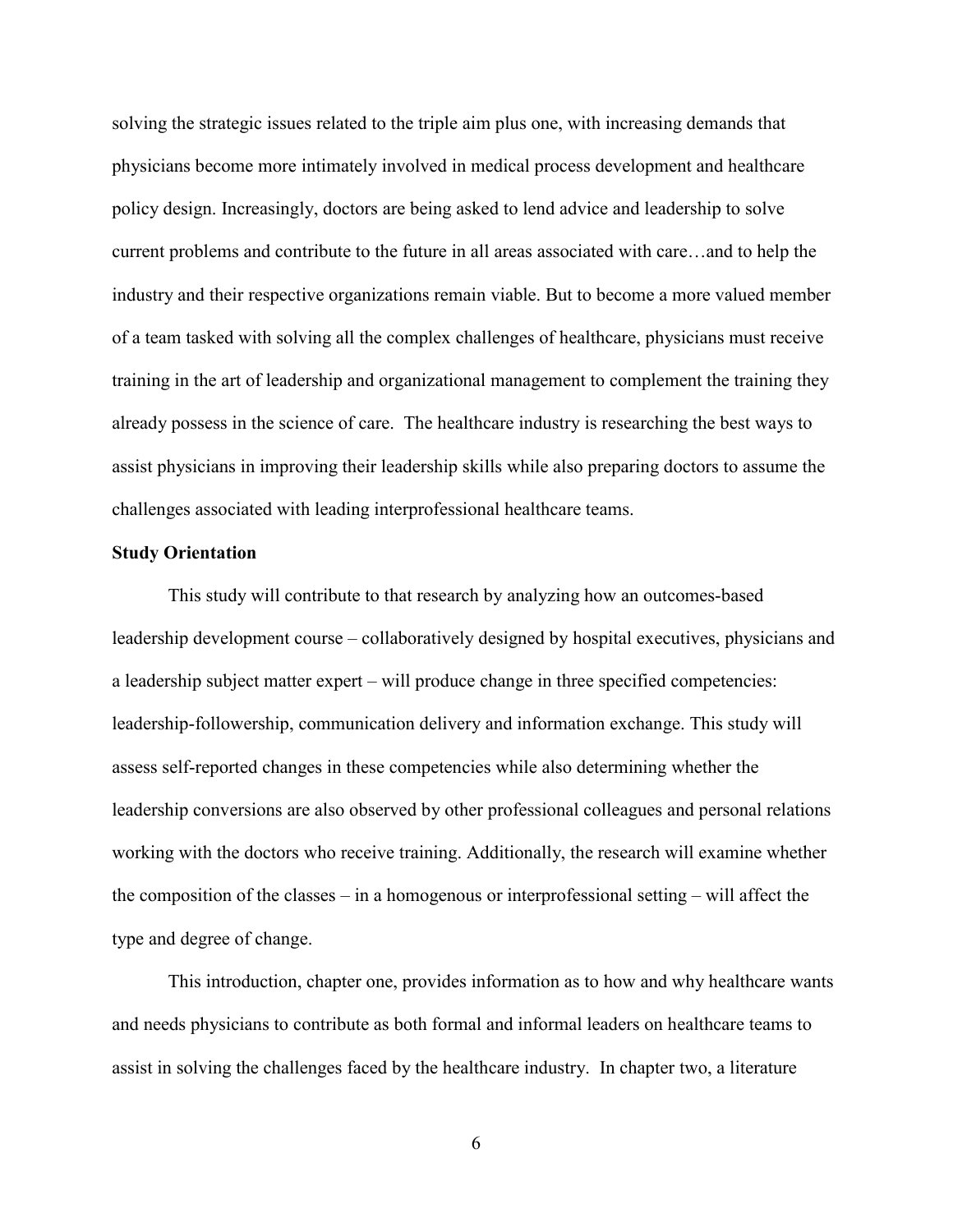solving the strategic issues related to the triple aim plus one, with increasing demands that physicians become more intimately involved in medical process development and healthcare policy design. Increasingly, doctors are being asked to lend advice and leadership to solve current problems and contribute to the future in all areas associated with care…and to help the industry and their respective organizations remain viable. But to become a more valued member of a team tasked with solving all the complex challenges of healthcare, physicians must receive training in the art of leadership and organizational management to complement the training they already possess in the science of care. The healthcare industry is researching the best ways to assist physicians in improving their leadership skills while also preparing doctors to assume the challenges associated with leading interprofessional healthcare teams.

**Study Orientation**

This study will contribute to that research by analyzing how an outcomes-based leadership development course – collaboratively designed by hospital executives, physicians and a leadership subject matter expert – will produce change in three specified competencies: leadership-followership, communication delivery and information exchange. This study will assess self-reported changes in these competencies while also determining whether the leadership conversions are also observed by other professional colleagues and personal relations working with the doctors who receive training. Additionally, the research will examine whether the composition of the classes – in a homogenous or interprofessional setting – will affect the type and degree of change.

This introduction, chapter one, provides information as to how and why healthcare wants and needs physicians to contribute as both formal and informal leaders on healthcare teams to assist in solving the challenges faced by the healthcare industry. In chapter two, a literature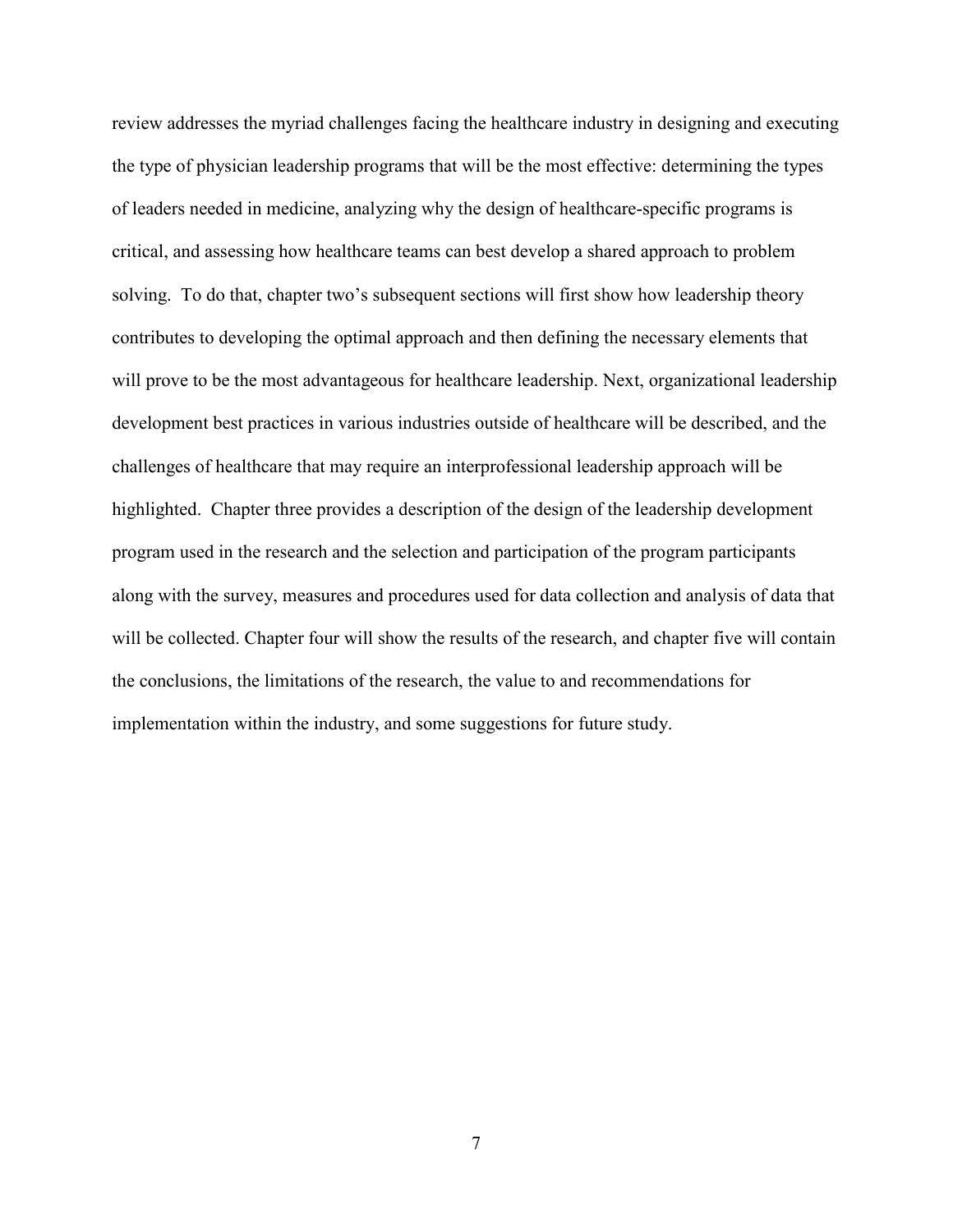review addresses the myriad challenges facing the healthcare industry in designing and executing the type of physician leadership programs that will be the most effective: determining the types of leaders needed in medicine, analyzing why the design of healthcare-specific programs is critical, and assessing how healthcare teams can best develop a shared approach to problem solving. To do that, chapter two's subsequent sections will first show how leadership theory contributes to developing the optimal approach and then defining the necessary elements that will prove to be the most advantageous for healthcare leadership. Next, organizational leadership development best practices in various industries outside of healthcare will be described, and the challenges of healthcare that may require an interprofessional leadership approach will be highlighted. Chapter three provides a description of the design of the leadership development program used in the research and the selection and participation of the program participants along with the survey, measures and procedures used for data collection and analysis of data that will be collected. Chapter four will show the results of the research, and chapter five will contain the conclusions, the limitations of the research, the value to and recommendations for implementation within the industry, and some suggestions for future study.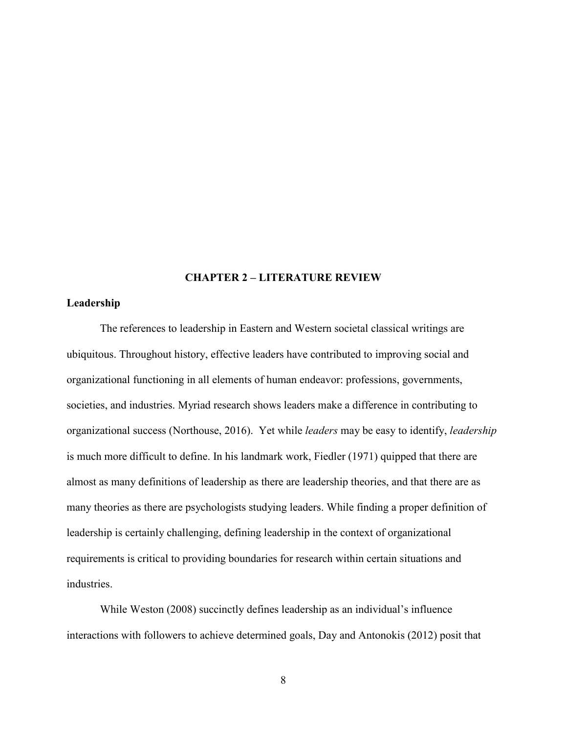# CHAPTER 2 – LITERATURE REVIEW

## Leadership

The references to leadership in Eastern and Western societal classical writings are ubiquitous. Throughout history, effective leaders have contributed to improving social and organizational functioning in all elements of human endeavor: professions, governments, societies, and industries. Myriad research shows leaders make a difference in contributing to organizational success (Northouse, 2016). Yet while *leaders* may be easy to identify, *leadership* is much more difficult to define. In his landmark work, Fiedler (1971) quipped that there are almost as many definitions of leadership as there are leadership theories, and that there are as many theories as there are psychologists studying leaders. While finding a proper definition of leadership is certainly challenging, defining leadership in the context of organizational requirements is critical to providing boundaries for research within certain situations and industries.

While Weston (2008) succinctly defines leadership as an individual's influence interactions with followers to achieve determined goals, Day and Antonokis (2012) posit that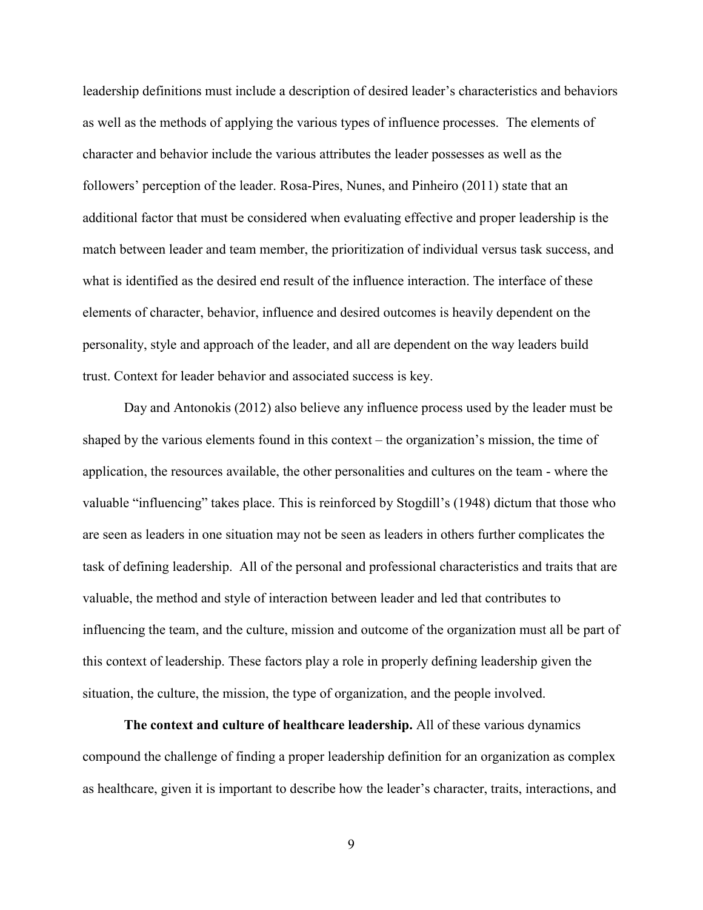leadership definitions must include a description of desired leader's characteristics and behaviors as well as the methods of applying the various types of influence processes. The elements of character and behavior include the various attributes the leader possesses as well as the followers' perception of the leader. Rosa-Pires, Nunes, and Pinheiro (2011) state that an additional factor that must be considered when evaluating effective and proper leadership is the match between leader and team member, the prioritization of individual versus task success, and what is identified as the desired end result of the influence interaction. The interface of these elements of character, behavior, influence and desired outcomes is heavily dependent on the personality, style and approach of the leader, and all are dependent on the way leaders build trust. Context for leader behavior and associated success is key.

Day and Antonokis (2012) also believe any influence process used by the leader must be shaped by the various elements found in this context – the organization's mission, the time of application, the resources available, the other personalities and cultures on the team - where the valuable "influencing" takes place. This is reinforced by Stogdill's (1948) dictum that those who are seen as leaders in one situation may not be seen as leaders in others further complicates the task of defining leadership. All of the personal and professional characteristics and traits that are valuable, the method and style of interaction between leader and led that contributes to influencing the team, and the culture, mission and outcome of the organization must all be part of this context of leadership. These factors play a role in properly defining leadership given the situation, the culture, the mission, the type of organization, and the people involved.

**The context and culture of healthcare leadership.** All of these various dynamics compound the challenge of finding a proper leadership definition for an organization as complex as healthcare, given it is important to describe how the leader's character, traits, interactions, and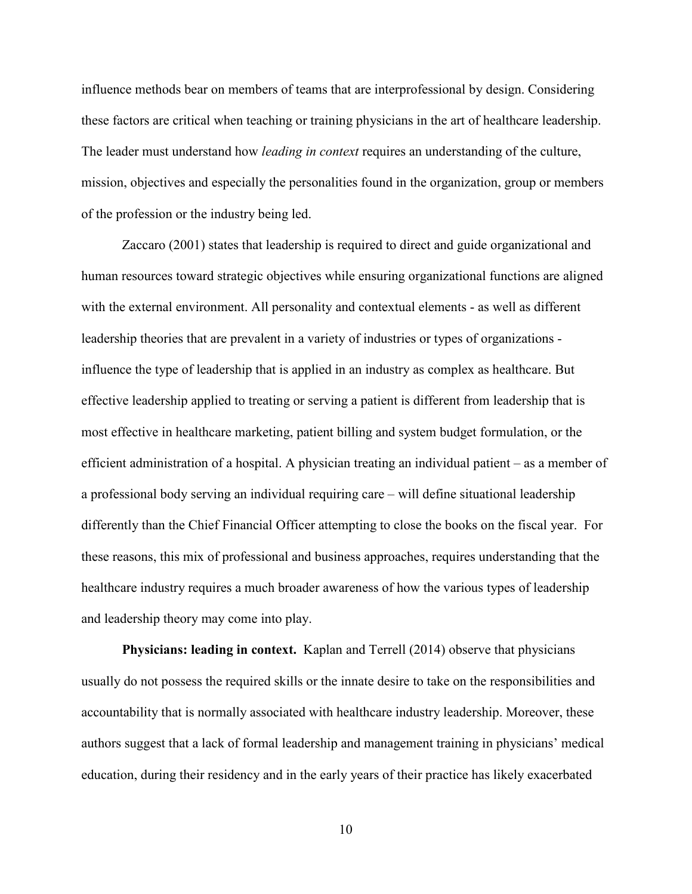influence methods bear on members of teams that are interprofessional by design. Considering these factors are critical when teaching or training physicians in the art of healthcare leadership. The leader must understand how *leading in context* requires an understanding of the culture, mission, objectives and especially the personalities found in the organization, group or members of the profession or the industry being led.

Zaccaro (2001) states that leadership is required to direct and guide organizational and human resources toward strategic objectives while ensuring organizational functions are aligned with the external environment. All personality and contextual elements - as well as different leadership theories that are prevalent in a variety of industries or types of organizations - influence the type of leadership that is applied in an industry as complex as healthcare. But effective leadership applied to treating or serving a patient is different from leadership that is most effective in healthcare marketing, patient billing and system budget formulation, or the efficient administration of a hospital. A physician treating an individual patient – as a member of a professional body serving an individual requiring care – will define situational leadership differently than the Chief Financial Officer attempting to close the books on the fiscal year. For these reasons, this mix of professional and business approaches, requires understanding that the healthcare industry requires a much broader awareness of how the various types of leadership and leadership theory may come into play.

**Physicians: leading in context.** Kaplan and Terrell (2014) observe that physicians usually do not possess the required skills or the innate desire to take on the responsibilities and accountability that is normally associated with healthcare industry leadership. Moreover, these authors suggest that a lack of formal leadership and management training in physicians' medical education, during their residency and in the early years of their practice has likely exacerbated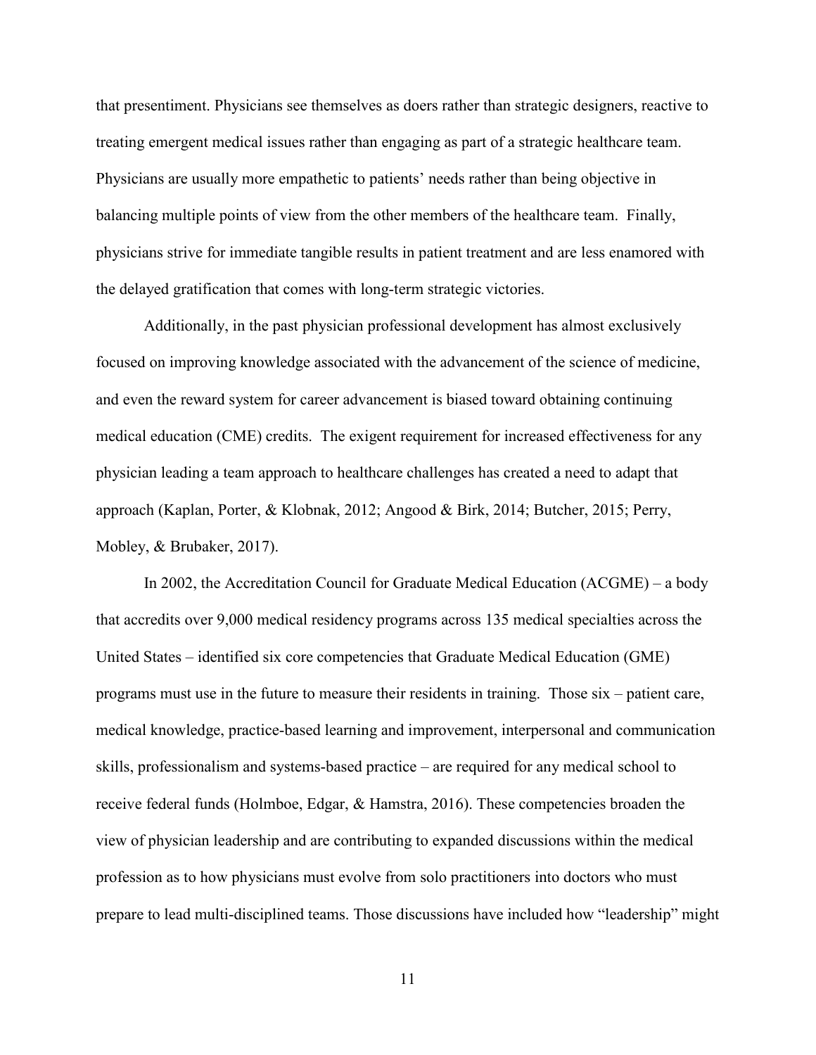that presentiment. Physicians see themselves as doers rather than strategic designers, reactive to treating emergent medical issues rather than engaging as part of a strategic healthcare team. Physicians are usually more empathetic to patients' needs rather than being objective in balancing multiple points of view from the other members of the healthcare team. Finally, physicians strive for immediate tangible results in patient treatment and are less enamored with the delayed gratification that comes with long-term strategic victories.

Additionally, in the past physician professional development has almost exclusively focused on improving knowledge associated with the advancement of the science of medicine, and even the reward system for career advancement is biased toward obtaining continuing medical education (CME) credits. The exigent requirement for increased effectiveness for any physician leading a team approach to healthcare challenges has created a need to adapt that approach (Kaplan, Porter, & Klobnak, 2012; Angood & Birk, 2014; Butcher, 2015; Perry, Mobley, & Brubaker, 2017).

In 2002, the Accreditation Council for Graduate Medical Education (ACGME) – a body that accredits over 9,000 medical residency programs across 135 medical specialties across the United States – identified six core competencies that Graduate Medical Education (GME) programs must use in the future to measure their residents in training. Those six – patient care, medical knowledge, practice-based learning and improvement, interpersonal and communication skills, professionalism and systems-based practice – are required for any medical school to receive federal funds (Holmboe, Edgar, & Hamstra, 2016). These competencies broaden the view of physician leadership and are contributing to expanded discussions within the medical profession as to how physicians must evolve from solo practitioners into doctors who must prepare to lead multi-disciplined teams. Those discussions have included how "leadership" might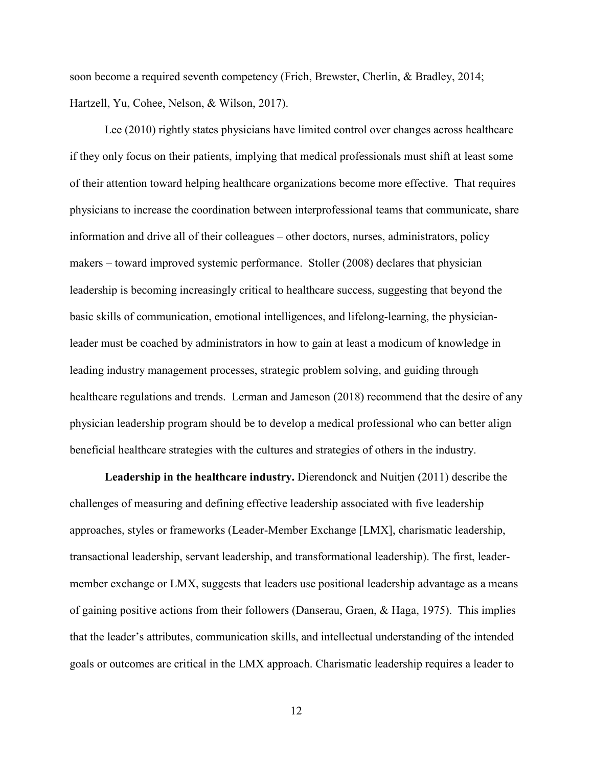soon become a required seventh competency (Frich, Brewster, Cherlin, & Bradley, 2014; Hartzell, Yu, Cohee, Nelson, & Wilson, 2017).

Lee (2010) rightly states physicians have limited control over changes across healthcare if they only focus on their patients, implying that medical professionals must shift at least some of their attention toward helping healthcare organizations become more effective. That requires physicians to increase the coordination between interprofessional teams that communicate, share information and drive all of their colleagues – other doctors, nurses, administrators, policy makers – toward improved systemic performance. Stoller (2008) declares that physician leadership is becoming increasingly critical to healthcare success, suggesting that beyond the basic skills of communication, emotional intelligences, and lifelong-learning, the physician-leader must be coached by administrators in how to gain at least a modicum of knowledge in leading industry management processes, strategic problem solving, and guiding through healthcare regulations and trends. Lerman and Jameson (2018) recommend that the desire of any physician leadership program should be to develop a medical professional who can better align beneficial healthcare strategies with the cultures and strategies of others in the industry.

**Leadership in the healthcare industry.** Dierendonck and Nuitjen (2011) describe the challenges of measuring and defining effective leadership associated with five leadership approaches, styles or frameworks (Leader-Member Exchange [LMX], charismatic leadership, transactional leadership, servant leadership, and transformational leadership). The first, leader-member exchange or LMX, suggests that leaders use positional leadership advantage as a means of gaining positive actions from their followers (Danserau, Graen, & Haga, 1975). This implies that the leader's attributes, communication skills, and intellectual understanding of the intended goals or outcomes are critical in the LMX approach. Charismatic leadership requires a leader to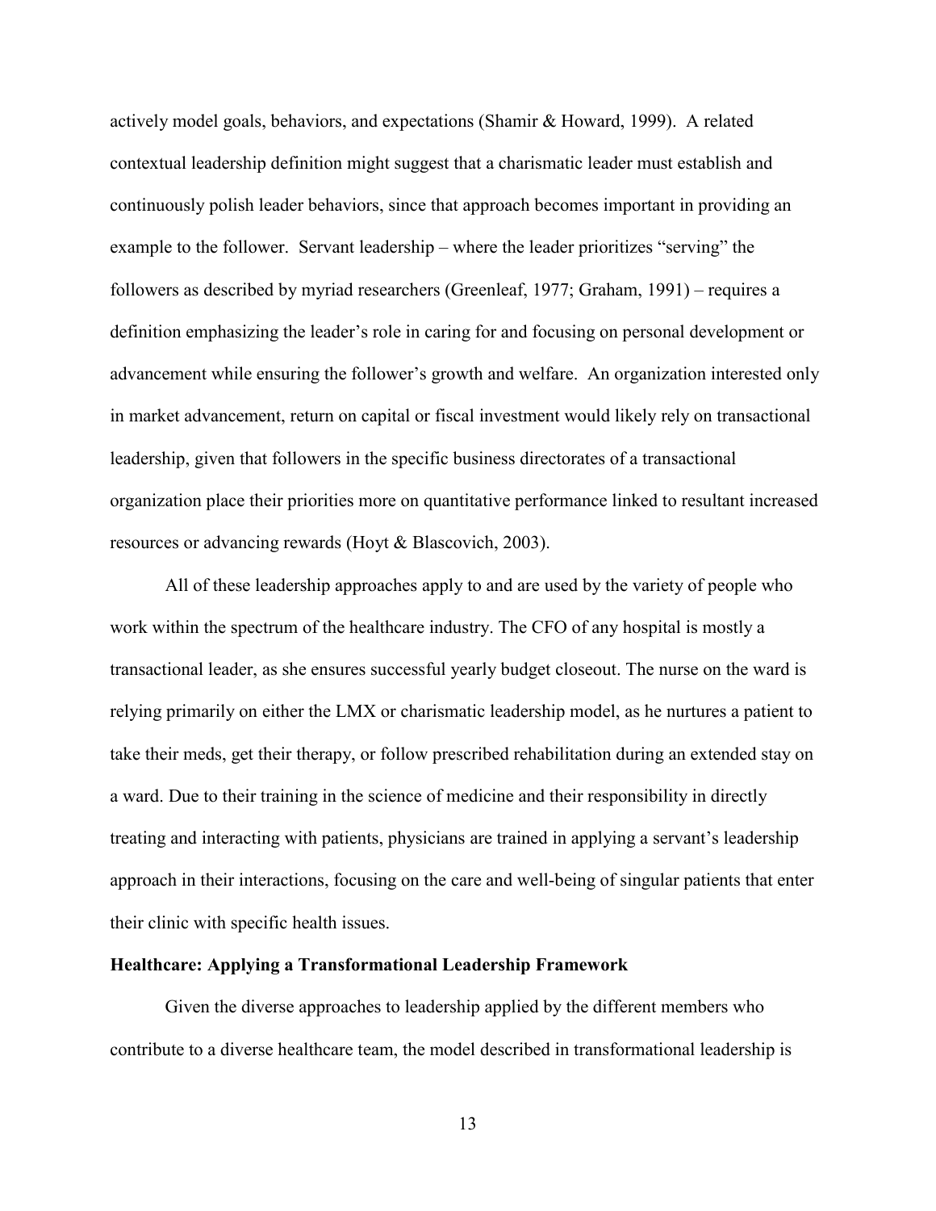actively model goals, behaviors, and expectations (Shamir & Howard, 1999). A related contextual leadership definition might suggest that a charismatic leader must establish and continuously polish leader behaviors, since that approach becomes important in providing an example to the follower. Servant leadership – where the leader prioritizes "serving" the followers as described by myriad researchers (Greenleaf, 1977; Graham, 1991) – requires a definition emphasizing the leader's role in caring for and focusing on personal development or advancement while ensuring the follower's growth and welfare. An organization interested only in market advancement, return on capital or fiscal investment would likely rely on transactional leadership, given that followers in the specific business directorates of a transactional organization place their priorities more on quantitative performance linked to resultant increased resources or advancing rewards (Hoyt & Blascovich, 2003).

All of these leadership approaches apply to and are used by the variety of people who work within the spectrum of the healthcare industry. The CFO of any hospital is mostly a transactional leader, as she ensures successful yearly budget closeout. The nurse on the ward is relying primarily on either the LMX or charismatic leadership model, as he nurtures a patient to take their meds, get their therapy, or follow prescribed rehabilitation during an extended stay on a ward. Due to their training in the science of medicine and their responsibility in directly treating and interacting with patients, physicians are trained in applying a servant's leadership approach in their interactions, focusing on the care and well-being of singular patients that enter their clinic with specific health issues.

### Healthcare: Applying a Transformational Leadership Framework

Given the diverse approaches to leadership applied by the different members who contribute to a diverse healthcare team, the model described in transformational leadership is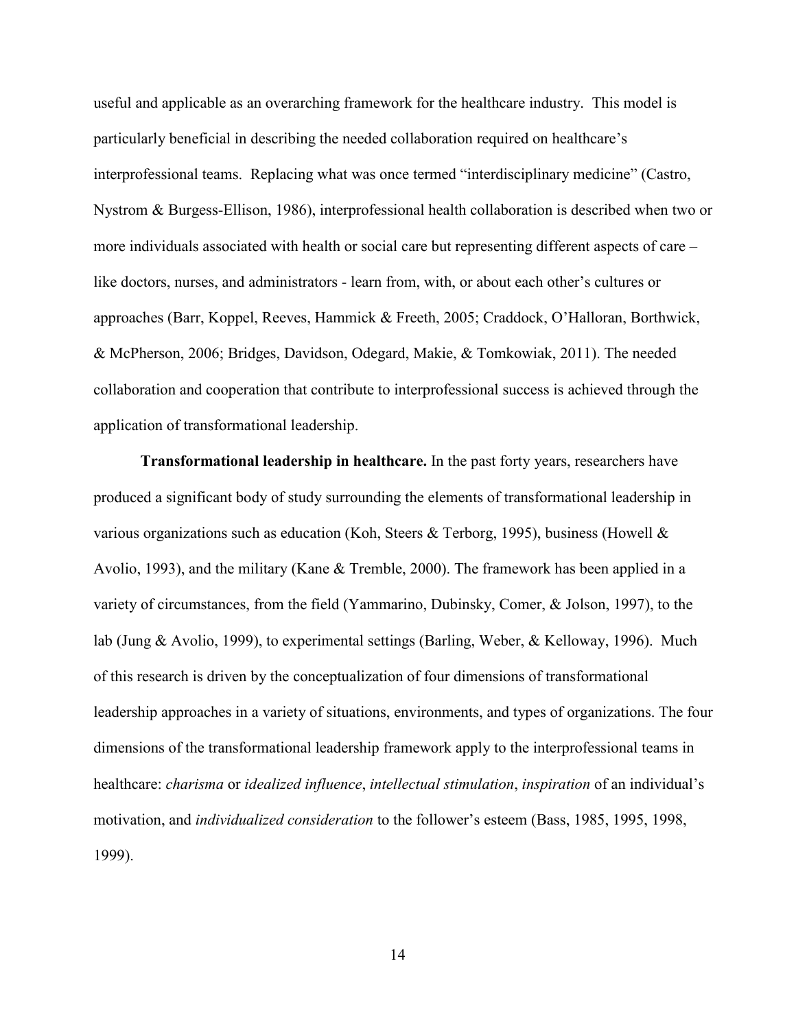useful and applicable as an overarching framework for the healthcare industry. This model is particularly beneficial in describing the needed collaboration required on healthcare's interprofessional teams. Replacing what was once termed "interdisciplinary medicine" (Castro, Nystrom & Burgess-Ellison, 1986), interprofessional health collaboration is described when two or more individuals associated with health or social care but representing different aspects of care – like doctors, nurses, and administrators - learn from, with, or about each other's cultures or approaches (Barr, Koppel, Reeves, Hammick & Freeth, 2005; Craddock, O'Halloran, Borthwick, & McPherson, 2006; Bridges, Davidson, Odegard, Makie, & Tomkowiak, 2011). The needed collaboration and cooperation that contribute to interprofessional success is achieved through the application of transformational leadership.

**Transformational leadership in healthcare.** In the past forty years, researchers have produced a significant body of study surrounding the elements of transformational leadership in various organizations such as education (Koh, Steers & Terborg, 1995), business (Howell & Avolio, 1993), and the military (Kane & Tremble, 2000). The framework has been applied in a variety of circumstances, from the field (Yammarino, Dubinsky, Comer, & Jolson, 1997), to the lab (Jung & Avolio, 1999), to experimental settings (Barling, Weber, & Kelloway, 1996). Much of this research is driven by the conceptualization of four dimensions of transformational leadership approaches in a variety of situations, environments, and types of organizations. The four dimensions of the transformational leadership framework apply to the interprofessional teams in healthcare: *charisma* or *idealized influence*, *intellectual stimulation*, *inspiration* of an individual's motivation, and *individualized consideration* to the follower's esteem (Bass, 1985, 1995, 1998, 1999).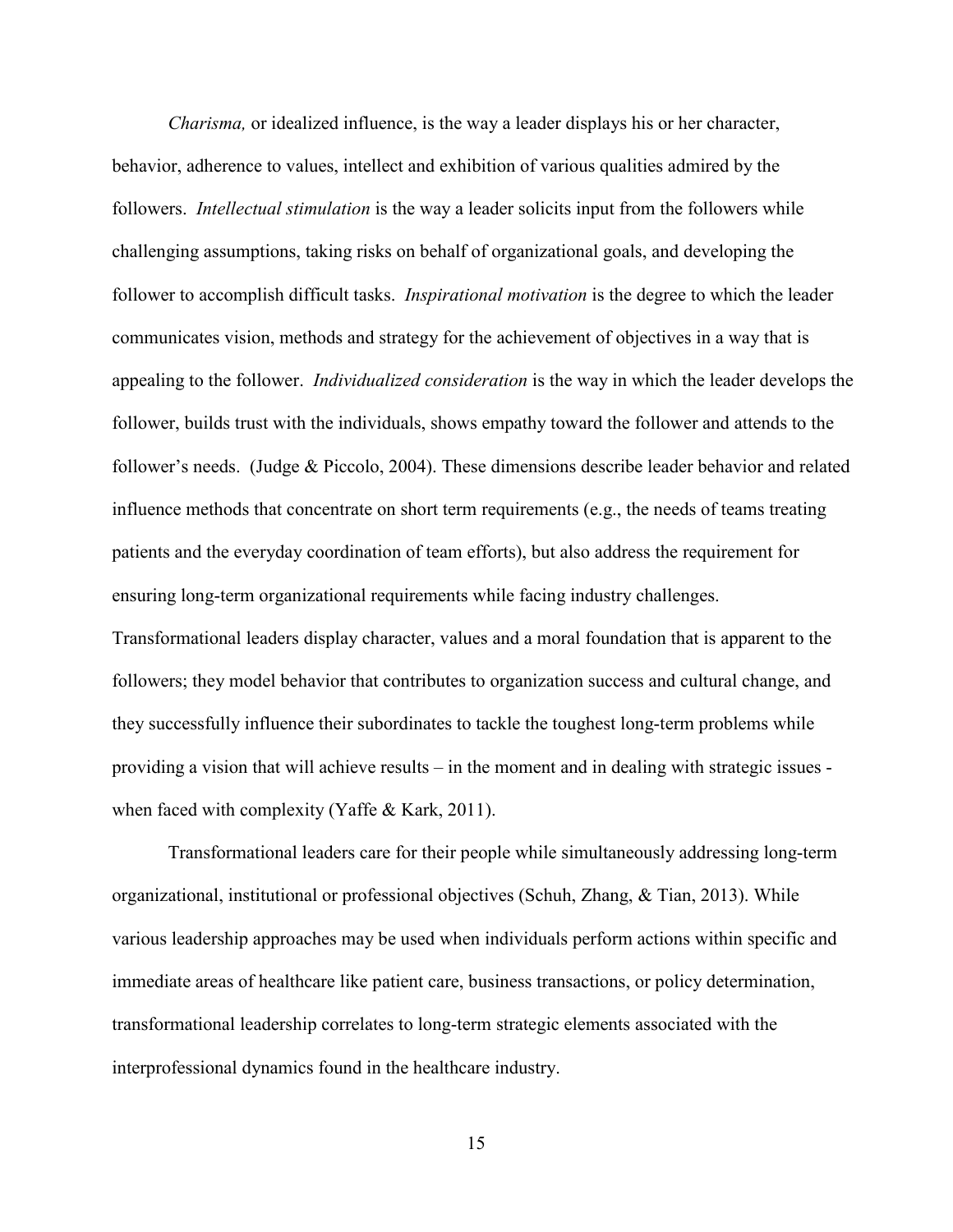*Charisma,* or idealized influence, is the way a leader displays his or her character, behavior, adherence to values, intellect and exhibition of various qualities admired by the followers. *Intellectual stimulation* is the way a leader solicits input from the followers while challenging assumptions, taking risks on behalf of organizational goals, and developing the follower to accomplish difficult tasks. *Inspirational motivation* is the degree to which the leader communicates vision, methods and strategy for the achievement of objectives in a way that is appealing to the follower. *Individualized consideration* is the way in which the leader develops the follower, builds trust with the individuals, shows empathy toward the follower and attends to the follower's needs. (Judge & Piccolo, 2004). These dimensions describe leader behavior and related influence methods that concentrate on short term requirements (e.g., the needs of teams treating patients and the everyday coordination of team efforts), but also address the requirement for ensuring long-term organizational requirements while facing industry challenges. Transformational leaders display character, values and a moral foundation that is apparent to the followers; they model behavior that contributes to organization success and cultural change, and they successfully influence their subordinates to tackle the toughest long-term problems while providing a vision that will achieve results – in the moment and in dealing with strategic issues - when faced with complexity (Yaffe & Kark, 2011).

Transformational leaders care for their people while simultaneously addressing long-term organizational, institutional or professional objectives (Schuh, Zhang, & Tian, 2013). While various leadership approaches may be used when individuals perform actions within specific and immediate areas of healthcare like patient care, business transactions, or policy determination, transformational leadership correlates to long-term strategic elements associated with the interprofessional dynamics found in the healthcare industry.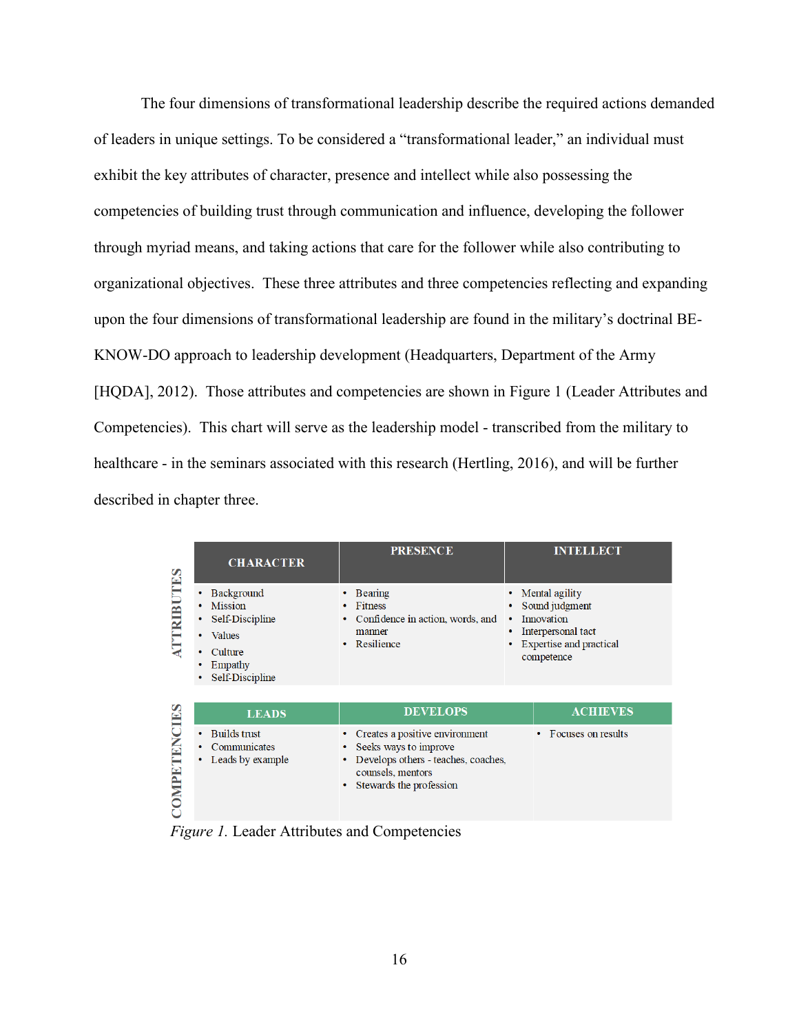The four dimensions of transformational leadership describe the required actions demanded of leaders in unique settings. To be considered a "transformational leader," an individual must exhibit the key attributes of character, presence and intellect while also possessing the competencies of building trust through communication and influence, developing the follower through myriad means, and taking actions that care for the follower while also contributing to organizational objectives. These three attributes and three competencies reflecting and expanding upon the four dimensions of transformational leadership are found in the military's doctrinal BE-KNOW-DO approach to leadership development (Headquarters, Department of the Army [HQDA], 2012). Those attributes and competencies are shown in Figure 1 (Leader Attributes and Competencies). This chart will serve as the leadership model - transcribed from the military to healthcare - in the seminars associated with this research (Hertling, 2016), and will be further described in chapter three.

**ATTRIBUTES**

| CHARACTER | PRESENCE | INTELLECT |
|---|---|---|
| • Background<br>• Mission<br>• Self-Discipline<br>• Values<br>• Culture<br>• Empathy<br>• Self-Discipline | • Bearing<br>• Fitness<br>• Confidence in action, words, and manner<br>• Resilience | • Mental agility<br>• Sound judgment<br>• Innovation<br>• Interpersonal tact<br>• Expertise and practical competence |

**COMPETENCIES**

| LEADS | DEVELOPS | ACHIEVES |
|---|---|---|
| • Builds trust<br>• Communicates<br>• Leads by example | • Creates a positive environment<br>• Seeks ways to improve<br>• Develops others - teaches, coaches, counsels, mentors<br>• Stewards the profession | • Focuses on results |

*Figure 1.* Leader Attributes and Competencies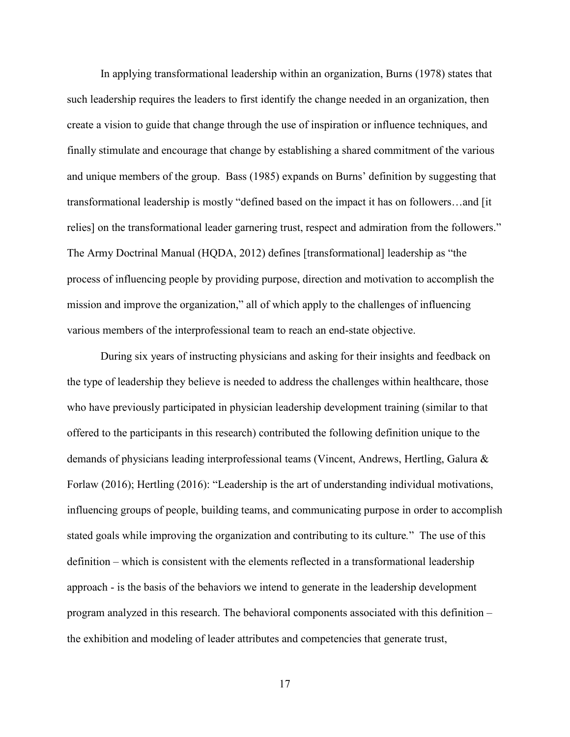In applying transformational leadership within an organization, Burns (1978) states that such leadership requires the leaders to first identify the change needed in an organization, then create a vision to guide that change through the use of inspiration or influence techniques, and finally stimulate and encourage that change by establishing a shared commitment of the various and unique members of the group. Bass (1985) expands on Burns' definition by suggesting that transformational leadership is mostly "defined based on the impact it has on followers…and [it relies] on the transformational leader garnering trust, respect and admiration from the followers." The Army Doctrinal Manual (HQDA, 2012) defines [transformational] leadership as "the process of influencing people by providing purpose, direction and motivation to accomplish the mission and improve the organization," all of which apply to the challenges of influencing various members of the interprofessional team to reach an end-state objective.

During six years of instructing physicians and asking for their insights and feedback on the type of leadership they believe is needed to address the challenges within healthcare, those who have previously participated in physician leadership development training (similar to that offered to the participants in this research) contributed the following definition unique to the demands of physicians leading interprofessional teams (Vincent, Andrews, Hertling, Galura & Forlaw (2016); Hertling (2016): "Leadership is the art of understanding individual motivations, influencing groups of people, building teams, and communicating purpose in order to accomplish stated goals while improving the organization and contributing to its culture." The use of this definition – which is consistent with the elements reflected in a transformational leadership approach - is the basis of the behaviors we intend to generate in the leadership development program analyzed in this research. The behavioral components associated with this definition – the exhibition and modeling of leader attributes and competencies that generate trust,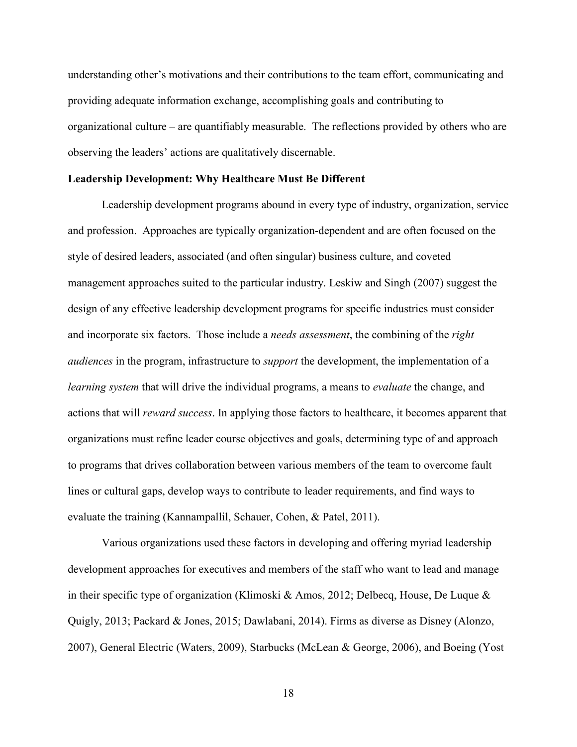understanding other's motivations and their contributions to the team effort, communicating and providing adequate information exchange, accomplishing goals and contributing to organizational culture – are quantifiably measurable. The reflections provided by others who are observing the leaders' actions are qualitatively discernable.

**Leadership Development: Why Healthcare Must Be Different**

Leadership development programs abound in every type of industry, organization, service and profession. Approaches are typically organization-dependent and are often focused on the style of desired leaders, associated (and often singular) business culture, and coveted management approaches suited to the particular industry. Leskiw and Singh (2007) suggest the design of any effective leadership development programs for specific industries must consider and incorporate six factors. Those include a *needs assessment*, the combining of the *right audiences* in the program, infrastructure to *support* the development, the implementation of a *learning system* that will drive the individual programs, a means to *evaluate* the change, and actions that will *reward success*. In applying those factors to healthcare, it becomes apparent that organizations must refine leader course objectives and goals, determining type of and approach to programs that drives collaboration between various members of the team to overcome fault lines or cultural gaps, develop ways to contribute to leader requirements, and find ways to evaluate the training (Kannampallil, Schauer, Cohen, & Patel, 2011).

Various organizations used these factors in developing and offering myriad leadership development approaches for executives and members of the staff who want to lead and manage in their specific type of organization (Klimoski & Amos, 2012; Delbecq, House, De Luque & Quigly, 2013; Packard & Jones, 2015; Dawlabani, 2014). Firms as diverse as Disney (Alonzo, 2007), General Electric (Waters, 2009), Starbucks (McLean & George, 2006), and Boeing (Yost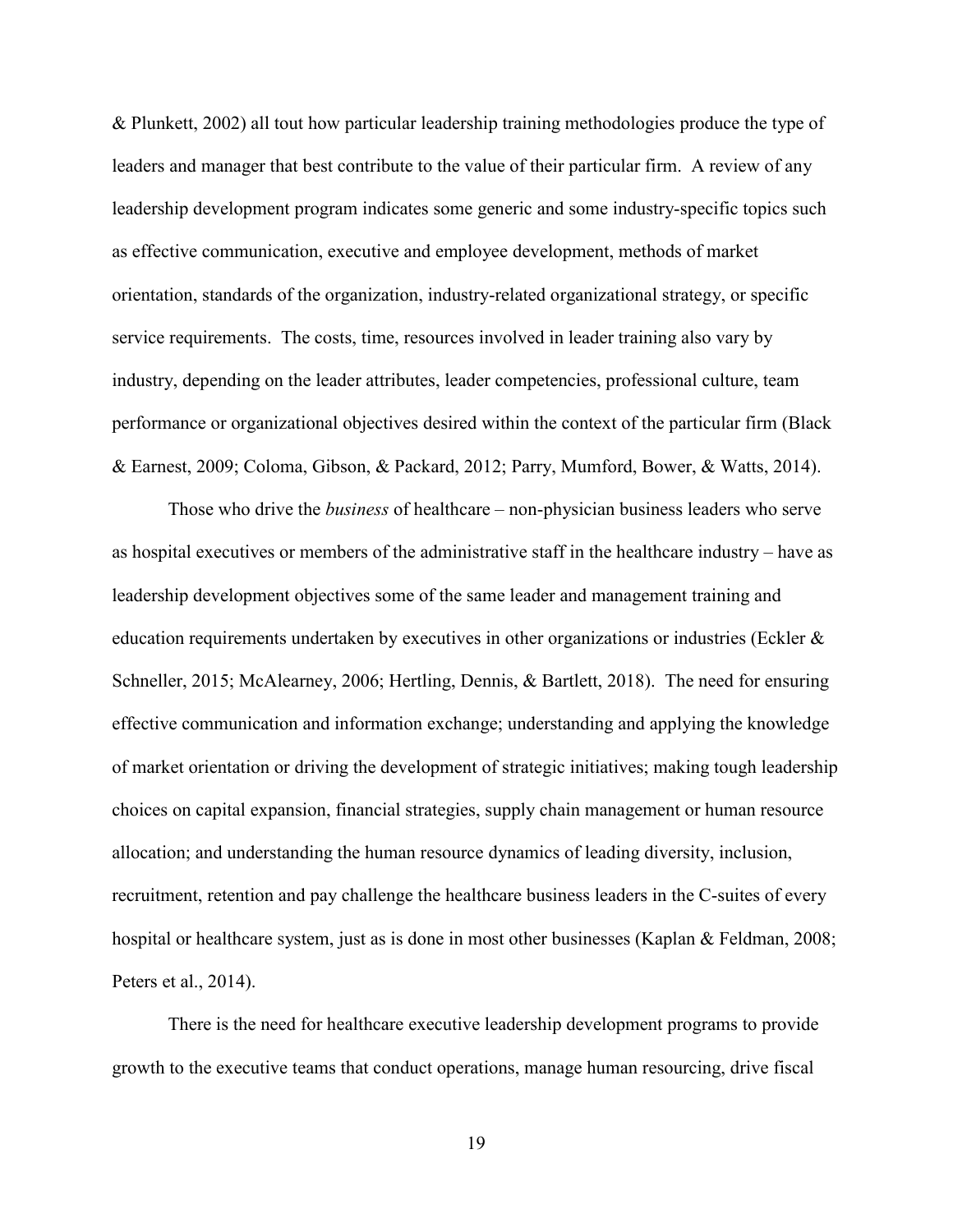& Plunkett, 2002) all tout how particular leadership training methodologies produce the type of leaders and manager that best contribute to the value of their particular firm. A review of any leadership development program indicates some generic and some industry-specific topics such as effective communication, executive and employee development, methods of market orientation, standards of the organization, industry-related organizational strategy, or specific service requirements. The costs, time, resources involved in leader training also vary by industry, depending on the leader attributes, leader competencies, professional culture, team performance or organizational objectives desired within the context of the particular firm (Black & Earnest, 2009; Coloma, Gibson, & Packard, 2012; Parry, Mumford, Bower, & Watts, 2014).

Those who drive the *business* of healthcare – non-physician business leaders who serve as hospital executives or members of the administrative staff in the healthcare industry – have as leadership development objectives some of the same leader and management training and education requirements undertaken by executives in other organizations or industries (Eckler & Schneller, 2015; McAlearney, 2006; Hertling, Dennis, & Bartlett, 2018). The need for ensuring effective communication and information exchange; understanding and applying the knowledge of market orientation or driving the development of strategic initiatives; making tough leadership choices on capital expansion, financial strategies, supply chain management or human resource allocation; and understanding the human resource dynamics of leading diversity, inclusion, recruitment, retention and pay challenge the healthcare business leaders in the C-suites of every hospital or healthcare system, just as is done in most other businesses (Kaplan & Feldman, 2008; Peters et al., 2014).

There is the need for healthcare executive leadership development programs to provide growth to the executive teams that conduct operations, manage human resourcing, drive fiscal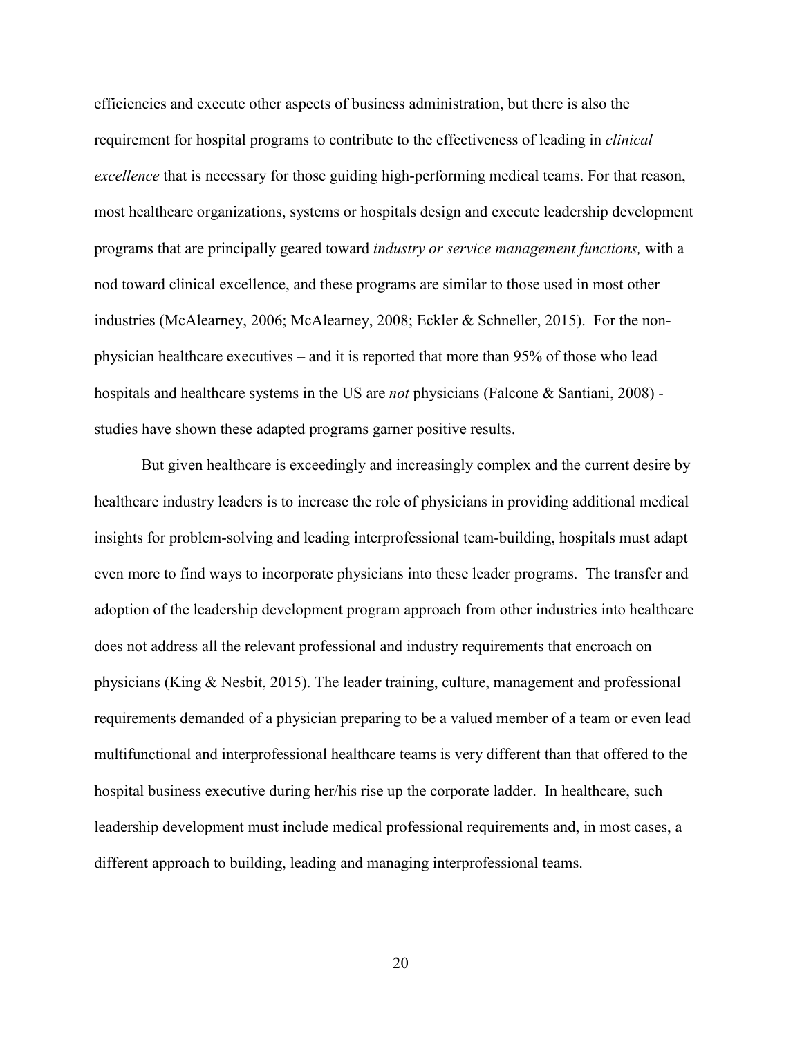efficiencies and execute other aspects of business administration, but there is also the requirement for hospital programs to contribute to the effectiveness of leading in *clinical excellence* that is necessary for those guiding high-performing medical teams. For that reason, most healthcare organizations, systems or hospitals design and execute leadership development programs that are principally geared toward *industry or service management functions,* with a nod toward clinical excellence, and these programs are similar to those used in most other industries (McAlearney, 2006; McAlearney, 2008; Eckler & Schneller, 2015). For the non-physician healthcare executives – and it is reported that more than 95% of those who lead hospitals and healthcare systems in the US are *not* physicians (Falcone & Santiani, 2008) - studies have shown these adapted programs garner positive results.

But given healthcare is exceedingly and increasingly complex and the current desire by healthcare industry leaders is to increase the role of physicians in providing additional medical insights for problem-solving and leading interprofessional team-building, hospitals must adapt even more to find ways to incorporate physicians into these leader programs. The transfer and adoption of the leadership development program approach from other industries into healthcare does not address all the relevant professional and industry requirements that encroach on physicians (King & Nesbit, 2015). The leader training, culture, management and professional requirements demanded of a physician preparing to be a valued member of a team or even lead multifunctional and interprofessional healthcare teams is very different than that offered to the hospital business executive during her/his rise up the corporate ladder. In healthcare, such leadership development must include medical professional requirements and, in most cases, a different approach to building, leading and managing interprofessional teams.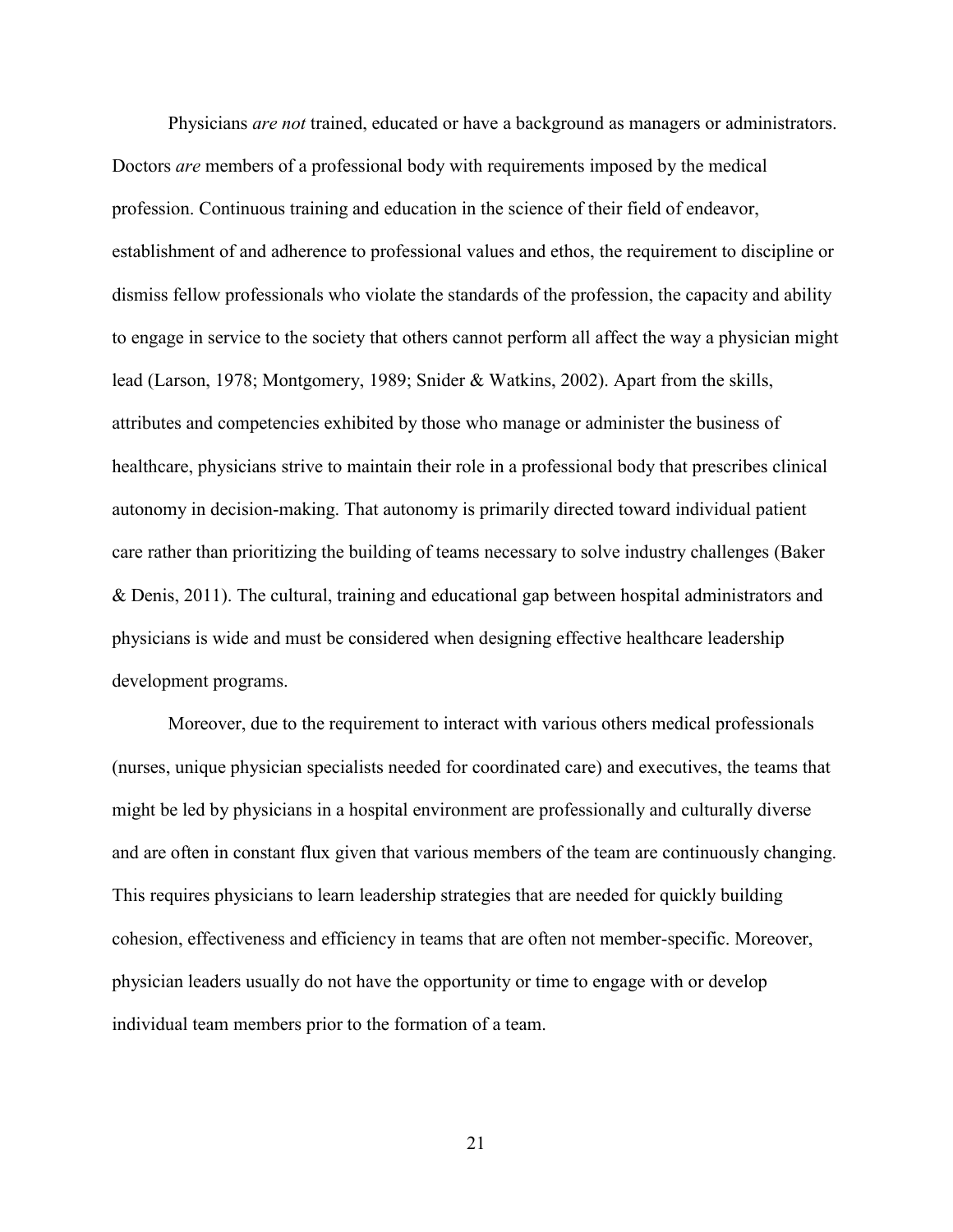Physicians *are not* trained, educated or have a background as managers or administrators. Doctors *are* members of a professional body with requirements imposed by the medical profession. Continuous training and education in the science of their field of endeavor, establishment of and adherence to professional values and ethos, the requirement to discipline or dismiss fellow professionals who violate the standards of the profession, the capacity and ability to engage in service to the society that others cannot perform all affect the way a physician might lead (Larson, 1978; Montgomery, 1989; Snider & Watkins, 2002). Apart from the skills, attributes and competencies exhibited by those who manage or administer the business of healthcare, physicians strive to maintain their role in a professional body that prescribes clinical autonomy in decision-making. That autonomy is primarily directed toward individual patient care rather than prioritizing the building of teams necessary to solve industry challenges (Baker & Denis, 2011). The cultural, training and educational gap between hospital administrators and physicians is wide and must be considered when designing effective healthcare leadership development programs.

Moreover, due to the requirement to interact with various others medical professionals (nurses, unique physician specialists needed for coordinated care) and executives, the teams that might be led by physicians in a hospital environment are professionally and culturally diverse and are often in constant flux given that various members of the team are continuously changing. This requires physicians to learn leadership strategies that are needed for quickly building cohesion, effectiveness and efficiency in teams that are often not member-specific. Moreover, physician leaders usually do not have the opportunity or time to engage with or develop individual team members prior to the formation of a team.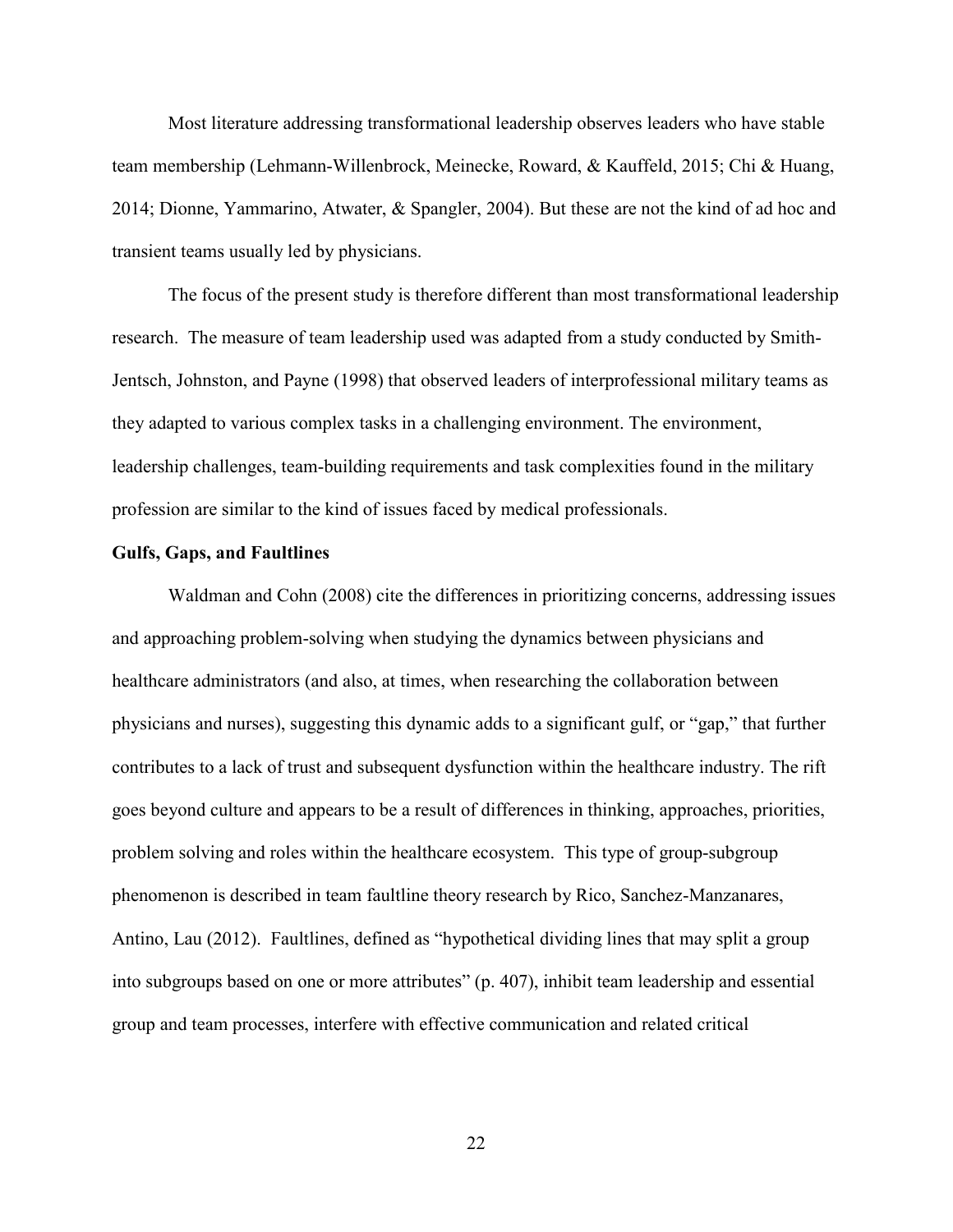Most literature addressing transformational leadership observes leaders who have stable team membership (Lehmann-Willenbrock, Meinecke, Roward, & Kauffeld, 2015; Chi & Huang, 2014; Dionne, Yammarino, Atwater, & Spangler, 2004). But these are not the kind of ad hoc and transient teams usually led by physicians.

The focus of the present study is therefore different than most transformational leadership research. The measure of team leadership used was adapted from a study conducted by Smith-Jentsch, Johnston, and Payne (1998) that observed leaders of interprofessional military teams as they adapted to various complex tasks in a challenging environment. The environment, leadership challenges, team-building requirements and task complexities found in the military profession are similar to the kind of issues faced by medical professionals.

**Gulfs, Gaps, and Faultlines**

Waldman and Cohn (2008) cite the differences in prioritizing concerns, addressing issues and approaching problem-solving when studying the dynamics between physicians and healthcare administrators (and also, at times, when researching the collaboration between physicians and nurses), suggesting this dynamic adds to a significant gulf, or "gap," that further contributes to a lack of trust and subsequent dysfunction within the healthcare industry. The rift goes beyond culture and appears to be a result of differences in thinking, approaches, priorities, problem solving and roles within the healthcare ecosystem. This type of group-subgroup phenomenon is described in team faultline theory research by Rico, Sanchez-Manzanares, Antino, Lau (2012). Faultlines, defined as "hypothetical dividing lines that may split a group into subgroups based on one or more attributes" (p. 407), inhibit team leadership and essential group and team processes, interfere with effective communication and related critical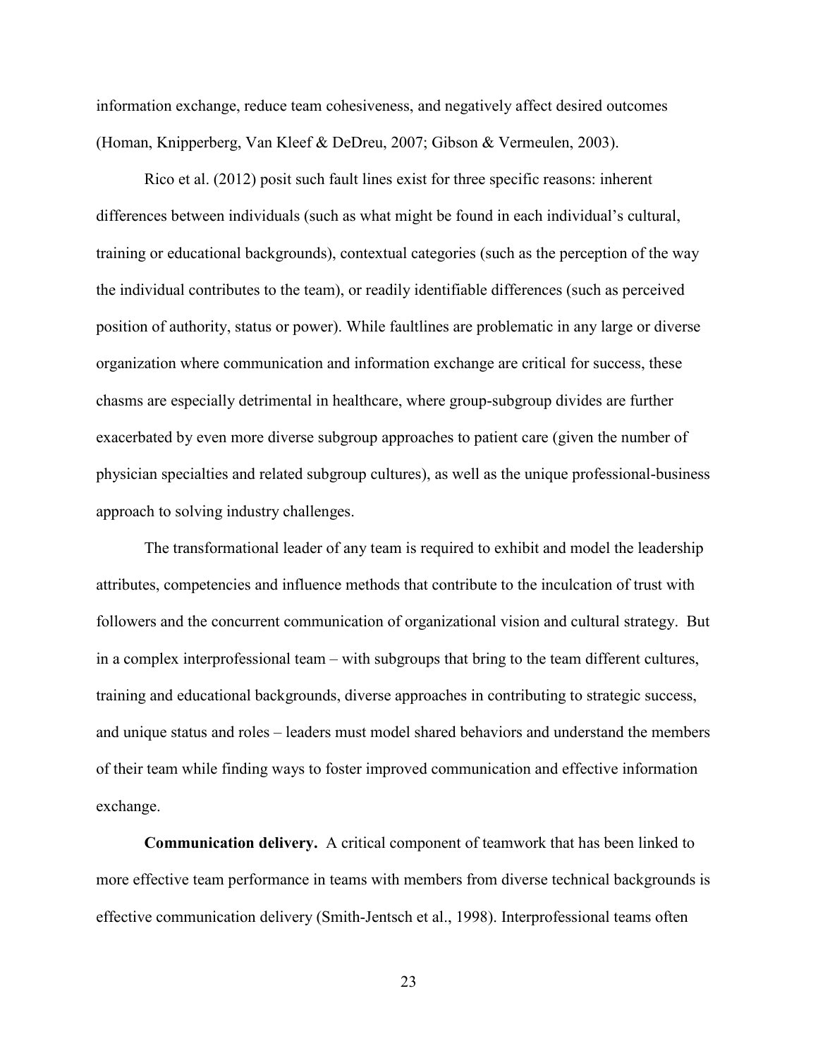information exchange, reduce team cohesiveness, and negatively affect desired outcomes (Homan, Knipperberg, Van Kleef & DeDreu, 2007; Gibson & Vermeulen, 2003).

Rico et al. (2012) posit such fault lines exist for three specific reasons: inherent differences between individuals (such as what might be found in each individual's cultural, training or educational backgrounds), contextual categories (such as the perception of the way the individual contributes to the team), or readily identifiable differences (such as perceived position of authority, status or power). While faultlines are problematic in any large or diverse organization where communication and information exchange are critical for success, these chasms are especially detrimental in healthcare, where group-subgroup divides are further exacerbated by even more diverse subgroup approaches to patient care (given the number of physician specialties and related subgroup cultures), as well as the unique professional-business approach to solving industry challenges.

The transformational leader of any team is required to exhibit and model the leadership attributes, competencies and influence methods that contribute to the inculcation of trust with followers and the concurrent communication of organizational vision and cultural strategy. But in a complex interprofessional team – with subgroups that bring to the team different cultures, training and educational backgrounds, diverse approaches in contributing to strategic success, and unique status and roles – leaders must model shared behaviors and understand the members of their team while finding ways to foster improved communication and effective information exchange.

**Communication delivery.** A critical component of teamwork that has been linked to more effective team performance in teams with members from diverse technical backgrounds is effective communication delivery (Smith-Jentsch et al., 1998). Interprofessional teams often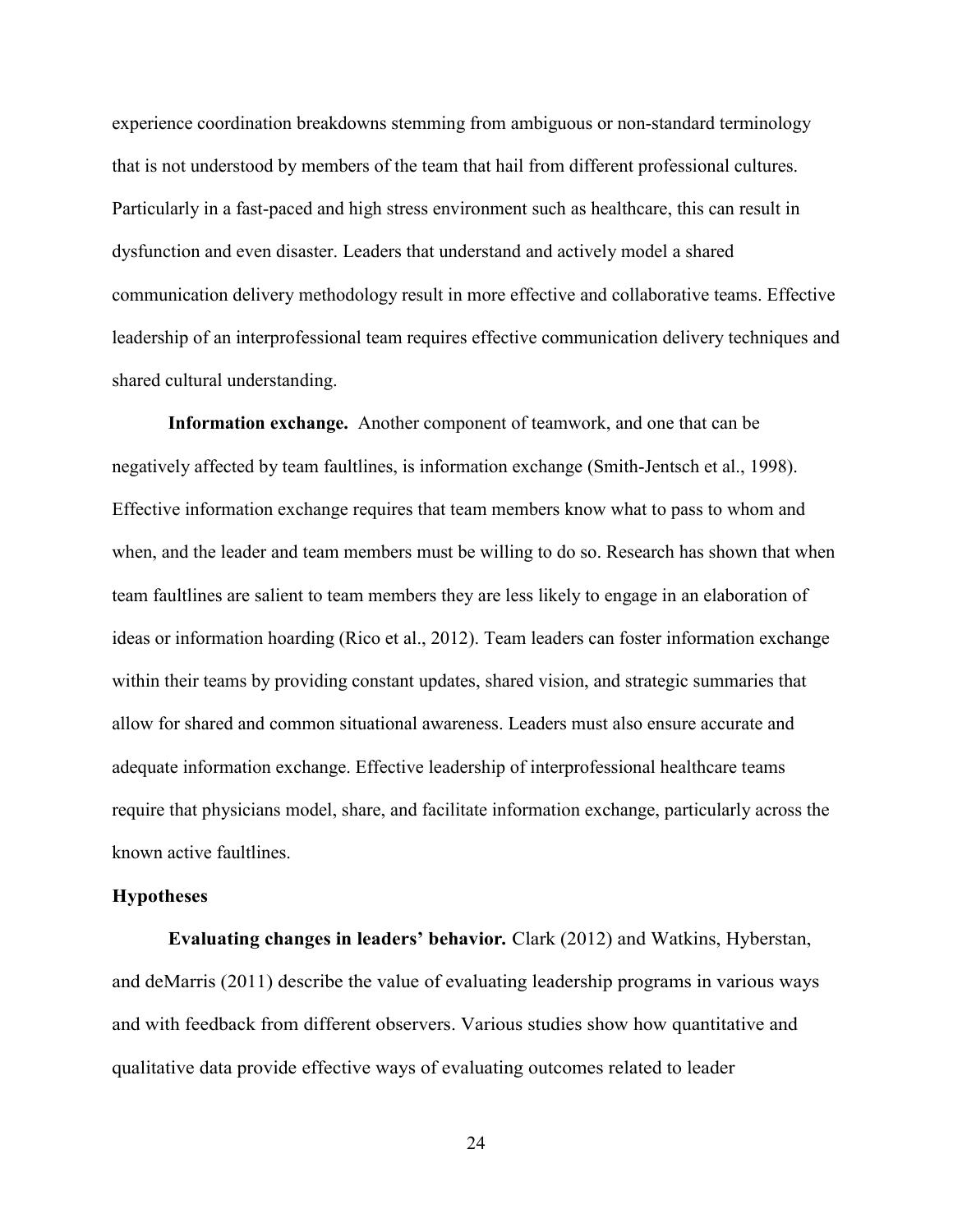experience coordination breakdowns stemming from ambiguous or non-standard terminology that is not understood by members of the team that hail from different professional cultures. Particularly in a fast-paced and high stress environment such as healthcare, this can result in dysfunction and even disaster. Leaders that understand and actively model a shared communication delivery methodology result in more effective and collaborative teams. Effective leadership of an interprofessional team requires effective communication delivery techniques and shared cultural understanding.

**Information exchange.** Another component of teamwork, and one that can be negatively affected by team faultlines, is information exchange (Smith-Jentsch et al., 1998). Effective information exchange requires that team members know what to pass to whom and when, and the leader and team members must be willing to do so. Research has shown that when team faultlines are salient to team members they are less likely to engage in an elaboration of ideas or information hoarding (Rico et al., 2012). Team leaders can foster information exchange within their teams by providing constant updates, shared vision, and strategic summaries that allow for shared and common situational awareness. Leaders must also ensure accurate and adequate information exchange. Effective leadership of interprofessional healthcare teams require that physicians model, share, and facilitate information exchange, particularly across the known active faultlines.

## Hypotheses

**Evaluating changes in leaders' behavior.** Clark (2012) and Watkins, Hyberstan, and deMarris (2011) describe the value of evaluating leadership programs in various ways and with feedback from different observers. Various studies show how quantitative and qualitative data provide effective ways of evaluating outcomes related to leader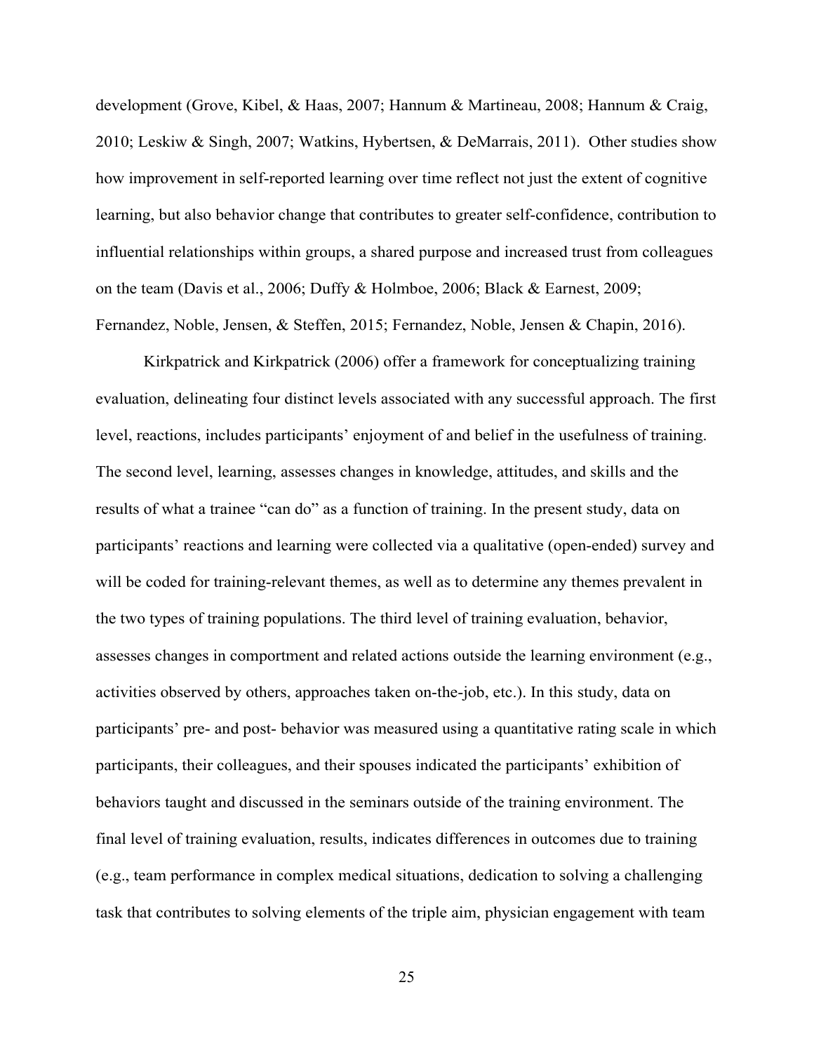development (Grove, Kibel, & Haas, 2007; Hannum & Martineau, 2008; Hannum & Craig, 2010; Leskiw & Singh, 2007; Watkins, Hybertsen, & DeMarrais, 2011). Other studies show how improvement in self-reported learning over time reflect not just the extent of cognitive learning, but also behavior change that contributes to greater self-confidence, contribution to influential relationships within groups, a shared purpose and increased trust from colleagues on the team (Davis et al., 2006; Duffy & Holmboe, 2006; Black & Earnest, 2009; Fernandez, Noble, Jensen, & Steffen, 2015; Fernandez, Noble, Jensen & Chapin, 2016).

Kirkpatrick and Kirkpatrick (2006) offer a framework for conceptualizing training evaluation, delineating four distinct levels associated with any successful approach. The first level, reactions, includes participants' enjoyment of and belief in the usefulness of training. The second level, learning, assesses changes in knowledge, attitudes, and skills and the results of what a trainee "can do" as a function of training. In the present study, data on participants' reactions and learning were collected via a qualitative (open-ended) survey and will be coded for training-relevant themes, as well as to determine any themes prevalent in the two types of training populations. The third level of training evaluation, behavior, assesses changes in comportment and related actions outside the learning environment (e.g., activities observed by others, approaches taken on-the-job, etc.). In this study, data on participants' pre- and post- behavior was measured using a quantitative rating scale in which participants, their colleagues, and their spouses indicated the participants' exhibition of behaviors taught and discussed in the seminars outside of the training environment. The final level of training evaluation, results, indicates differences in outcomes due to training (e.g., team performance in complex medical situations, dedication to solving a challenging task that contributes to solving elements of the triple aim, physician engagement with team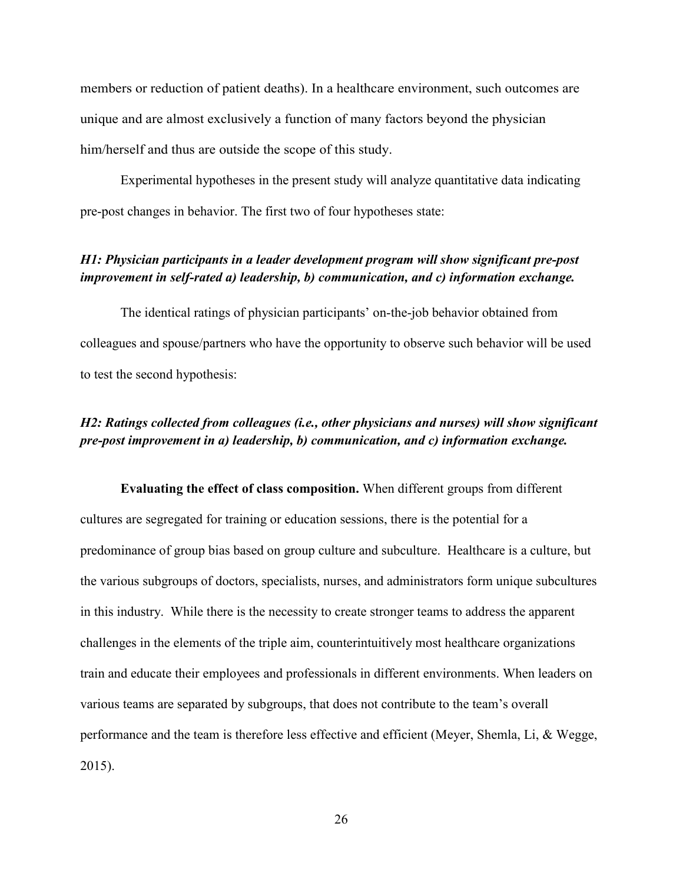members or reduction of patient deaths). In a healthcare environment, such outcomes are unique and are almost exclusively a function of many factors beyond the physician him/herself and thus are outside the scope of this study.

Experimental hypotheses in the present study will analyze quantitative data indicating pre-post changes in behavior. The first two of four hypotheses state:

***H1: Physician participants in a leader development program will show significant pre-post improvement in self-rated a) leadership, b) communication, and c) information exchange.***

The identical ratings of physician participants' on-the-job behavior obtained from colleagues and spouse/partners who have the opportunity to observe such behavior will be used to test the second hypothesis:

***H2: Ratings collected from colleagues (i.e., other physicians and nurses) will show significant pre-post improvement in a) leadership, b) communication, and c) information exchange.***

**Evaluating the effect of class composition.** When different groups from different cultures are segregated for training or education sessions, there is the potential for a predominance of group bias based on group culture and subculture. Healthcare is a culture, but the various subgroups of doctors, specialists, nurses, and administrators form unique subcultures in this industry. While there is the necessity to create stronger teams to address the apparent challenges in the elements of the triple aim, counterintuitively most healthcare organizations train and educate their employees and professionals in different environments. When leaders on various teams are separated by subgroups, that does not contribute to the team's overall performance and the team is therefore less effective and efficient (Meyer, Shemla, Li, & Wegge, 2015).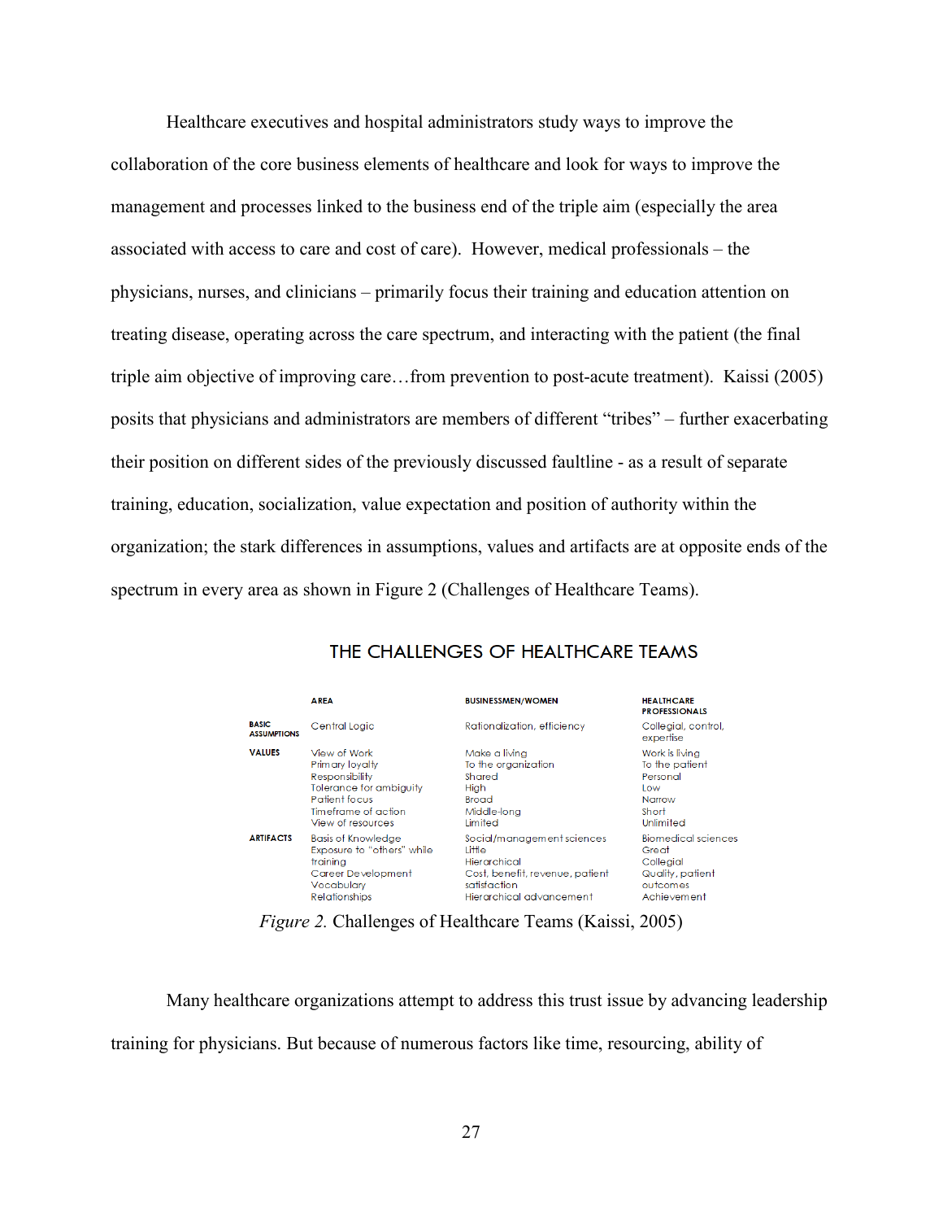Healthcare executives and hospital administrators study ways to improve the collaboration of the core business elements of healthcare and look for ways to improve the management and processes linked to the business end of the triple aim (especially the area associated with access to care and cost of care). However, medical professionals – the physicians, nurses, and clinicians – primarily focus their training and education attention on treating disease, operating across the care spectrum, and interacting with the patient (the final triple aim objective of improving care…from prevention to post-acute treatment). Kaissi (2005) posits that physicians and administrators are members of different "tribes" – further exacerbating their position on different sides of the previously discussed faultline - as a result of separate training, education, socialization, value expectation and position of authority within the organization; the stark differences in assumptions, values and artifacts are at opposite ends of the spectrum in every area as shown in Figure 2 (Challenges of Healthcare Teams).

**THE CHALLENGES OF HEALTHCARE TEAMS**

| | AREA | BUSINESSMEN/WOMEN | HEALTHCARE PROFESSIONALS |
|---|---|---|---|
| BASIC ASSUMPTIONS | Central Logic | Rationalization, efficiency | Collegial, control, expertise |
| VALUES | View of Work | Make a living | Work is living |
| | Primary loyalty | To the organization | To the patient |
| | Responsibility | Shared | Personal |
| | Tolerance for ambiguity | High | Low |
| | Patient focus | Broad | Narrow |
| | Timeframe of action | Middle-long | Short |
| | View of resources | Limited | Unlimited |
| ARTIFACTS | Basis of Knowledge | Social/management sciences | Biomedical sciences |
| | Exposure to "others" while training | Little | Great |
| | Career Development | Hierarchical | Collegial |
| | Vocabulary | Cost, benefit, revenue, patient satisfaction | Quality, patient outcomes |
| | Relationships | Hierarchical advancement | Achievement |

*Figure 2.* Challenges of Healthcare Teams (Kaissi, 2005)

Many healthcare organizations attempt to address this trust issue by advancing leadership training for physicians. But because of numerous factors like time, resourcing, ability of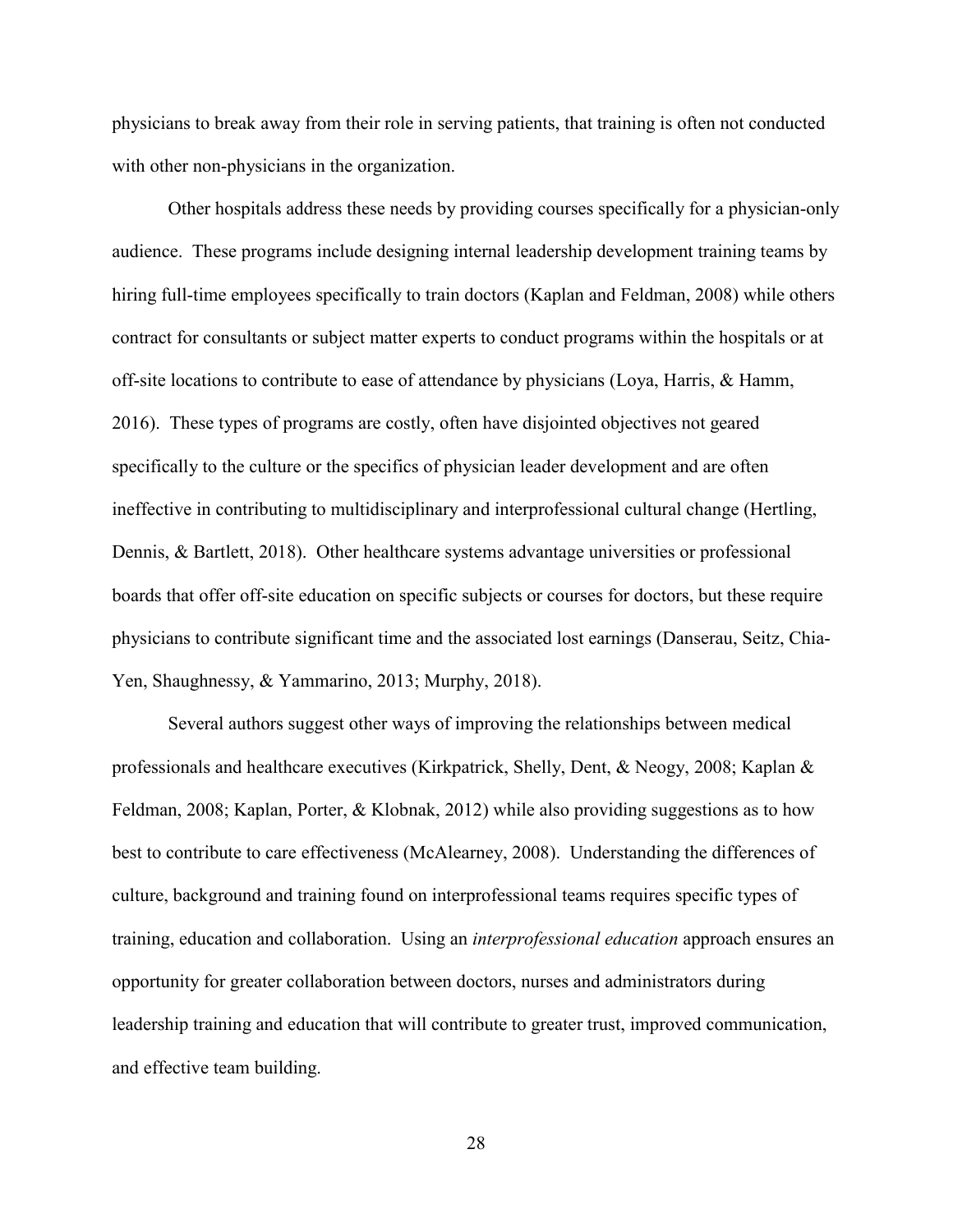physicians to break away from their role in serving patients, that training is often not conducted with other non-physicians in the organization.

Other hospitals address these needs by providing courses specifically for a physician-only audience. These programs include designing internal leadership development training teams by hiring full-time employees specifically to train doctors (Kaplan and Feldman, 2008) while others contract for consultants or subject matter experts to conduct programs within the hospitals or at off-site locations to contribute to ease of attendance by physicians (Loya, Harris, & Hamm, 2016). These types of programs are costly, often have disjointed objectives not geared specifically to the culture or the specifics of physician leader development and are often ineffective in contributing to multidisciplinary and interprofessional cultural change (Hertling, Dennis, & Bartlett, 2018). Other healthcare systems advantage universities or professional boards that offer off-site education on specific subjects or courses for doctors, but these require physicians to contribute significant time and the associated lost earnings (Danserau, Seitz, Chia-Yen, Shaughnessy, & Yammarino, 2013; Murphy, 2018).

Several authors suggest other ways of improving the relationships between medical professionals and healthcare executives (Kirkpatrick, Shelly, Dent, & Neogy, 2008; Kaplan & Feldman, 2008; Kaplan, Porter, & Klobnak, 2012) while also providing suggestions as to how best to contribute to care effectiveness (McAlearney, 2008). Understanding the differences of culture, background and training found on interprofessional teams requires specific types of training, education and collaboration. Using an *interprofessional education* approach ensures an opportunity for greater collaboration between doctors, nurses and administrators during leadership training and education that will contribute to greater trust, improved communication, and effective team building.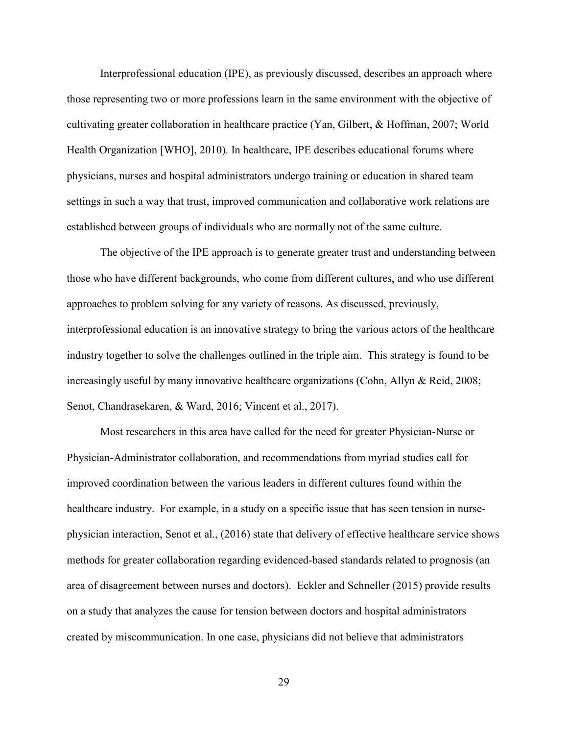Interprofessional education (IPE), as previously discussed, describes an approach where those representing two or more professions learn in the same environment with the objective of cultivating greater collaboration in healthcare practice (Yan, Gilbert, & Hoffman, 2007; World Health Organization [WHO], 2010). In healthcare, IPE describes educational forums where physicians, nurses and hospital administrators undergo training or education in shared team settings in such a way that trust, improved communication and collaborative work relations are established between groups of individuals who are normally not of the same culture.

The objective of the IPE approach is to generate greater trust and understanding between those who have different backgrounds, who come from different cultures, and who use different approaches to problem solving for any variety of reasons. As discussed, previously, interprofessional education is an innovative strategy to bring the various actors of the healthcare industry together to solve the challenges outlined in the triple aim. This strategy is found to be increasingly useful by many innovative healthcare organizations (Cohn, Allyn & Reid, 2008; Senot, Chandrasekaren, & Ward, 2016; Vincent et al., 2017).

Most researchers in this area have called for the need for greater Physician-Nurse or Physician-Administrator collaboration, and recommendations from myriad studies call for improved coordination between the various leaders in different cultures found within the healthcare industry. For example, in a study on a specific issue that has seen tension in nurse-physician interaction, Senot et al., (2016) state that delivery of effective healthcare service shows methods for greater collaboration regarding evidenced-based standards related to prognosis (an area of disagreement between nurses and doctors). Eckler and Schneller (2015) provide results on a study that analyzes the cause for tension between doctors and hospital administrators created by miscommunication. In one case, physicians did not believe that administrators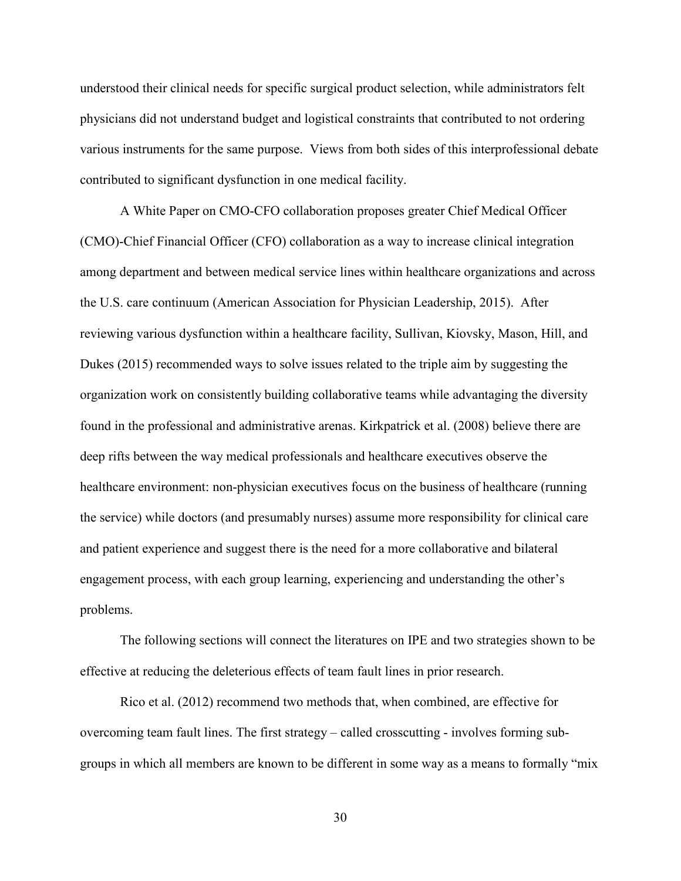understood their clinical needs for specific surgical product selection, while administrators felt physicians did not understand budget and logistical constraints that contributed to not ordering various instruments for the same purpose. Views from both sides of this interprofessional debate contributed to significant dysfunction in one medical facility.

A White Paper on CMO-CFO collaboration proposes greater Chief Medical Officer (CMO)-Chief Financial Officer (CFO) collaboration as a way to increase clinical integration among department and between medical service lines within healthcare organizations and across the U.S. care continuum (American Association for Physician Leadership, 2015). After reviewing various dysfunction within a healthcare facility, Sullivan, Kiovsky, Mason, Hill, and Dukes (2015) recommended ways to solve issues related to the triple aim by suggesting the organization work on consistently building collaborative teams while advantaging the diversity found in the professional and administrative arenas. Kirkpatrick et al. (2008) believe there are deep rifts between the way medical professionals and healthcare executives observe the healthcare environment: non-physician executives focus on the business of healthcare (running the service) while doctors (and presumably nurses) assume more responsibility for clinical care and patient experience and suggest there is the need for a more collaborative and bilateral engagement process, with each group learning, experiencing and understanding the other's problems.

The following sections will connect the literatures on IPE and two strategies shown to be effective at reducing the deleterious effects of team fault lines in prior research.

Rico et al. (2012) recommend two methods that, when combined, are effective for overcoming team fault lines. The first strategy – called crosscutting - involves forming sub-groups in which all members are known to be different in some way as a means to formally "mix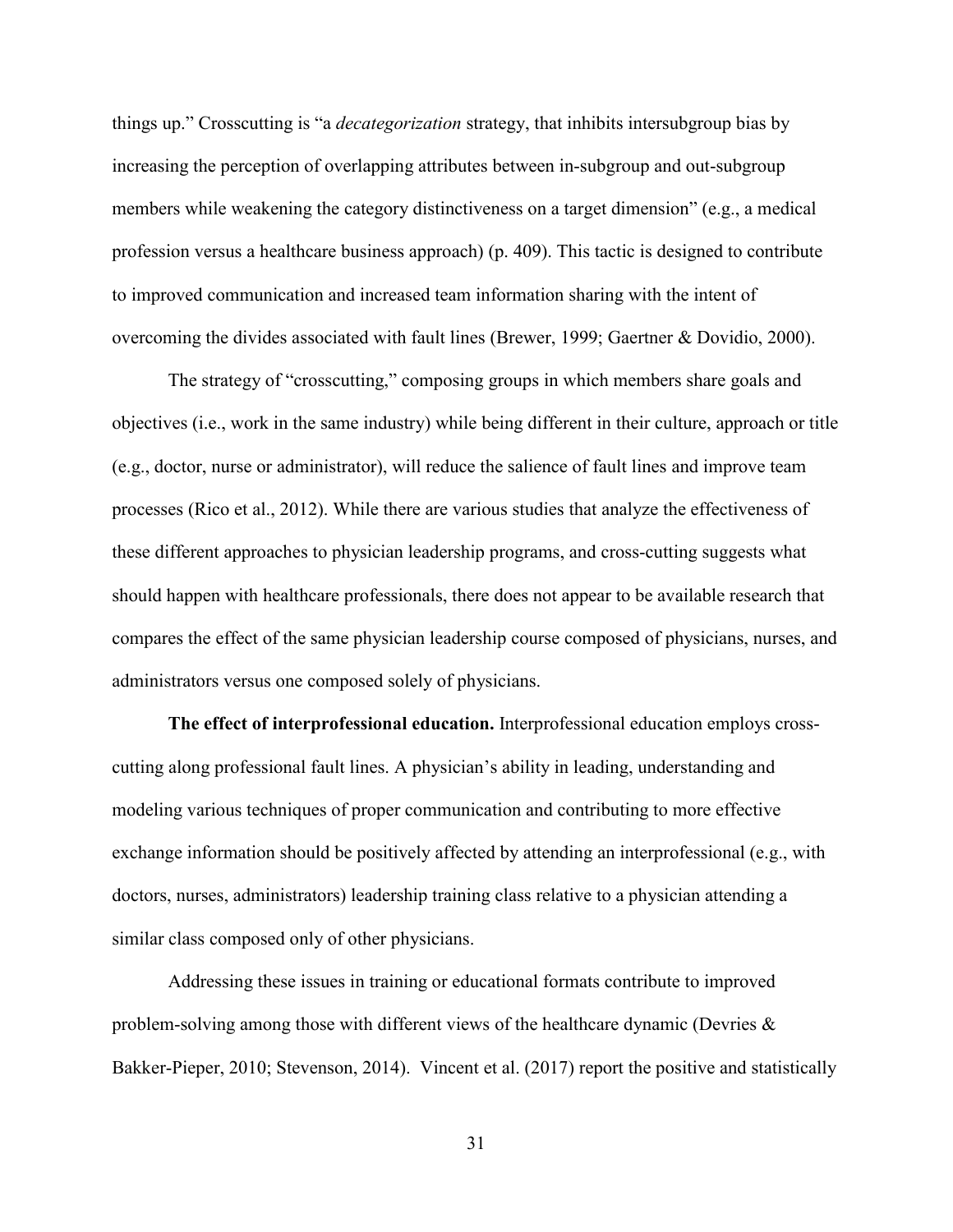things up." Crosscutting is "a *decategorization* strategy, that inhibits intersubgroup bias by increasing the perception of overlapping attributes between in-subgroup and out-subgroup members while weakening the category distinctiveness on a target dimension" (e.g., a medical profession versus a healthcare business approach) (p. 409). This tactic is designed to contribute to improved communication and increased team information sharing with the intent of overcoming the divides associated with fault lines (Brewer, 1999; Gaertner & Dovidio, 2000).

The strategy of "crosscutting," composing groups in which members share goals and objectives (i.e., work in the same industry) while being different in their culture, approach or title (e.g., doctor, nurse or administrator), will reduce the salience of fault lines and improve team processes (Rico et al., 2012). While there are various studies that analyze the effectiveness of these different approaches to physician leadership programs, and cross-cutting suggests what should happen with healthcare professionals, there does not appear to be available research that compares the effect of the same physician leadership course composed of physicians, nurses, and administrators versus one composed solely of physicians.

**The effect of interprofessional education.** Interprofessional education employs cross-cutting along professional fault lines. A physician's ability in leading, understanding and modeling various techniques of proper communication and contributing to more effective exchange information should be positively affected by attending an interprofessional (e.g., with doctors, nurses, administrators) leadership training class relative to a physician attending a similar class composed only of other physicians.

Addressing these issues in training or educational formats contribute to improved problem-solving among those with different views of the healthcare dynamic (Devries & Bakker-Pieper, 2010; Stevenson, 2014). Vincent et al. (2017) report the positive and statistically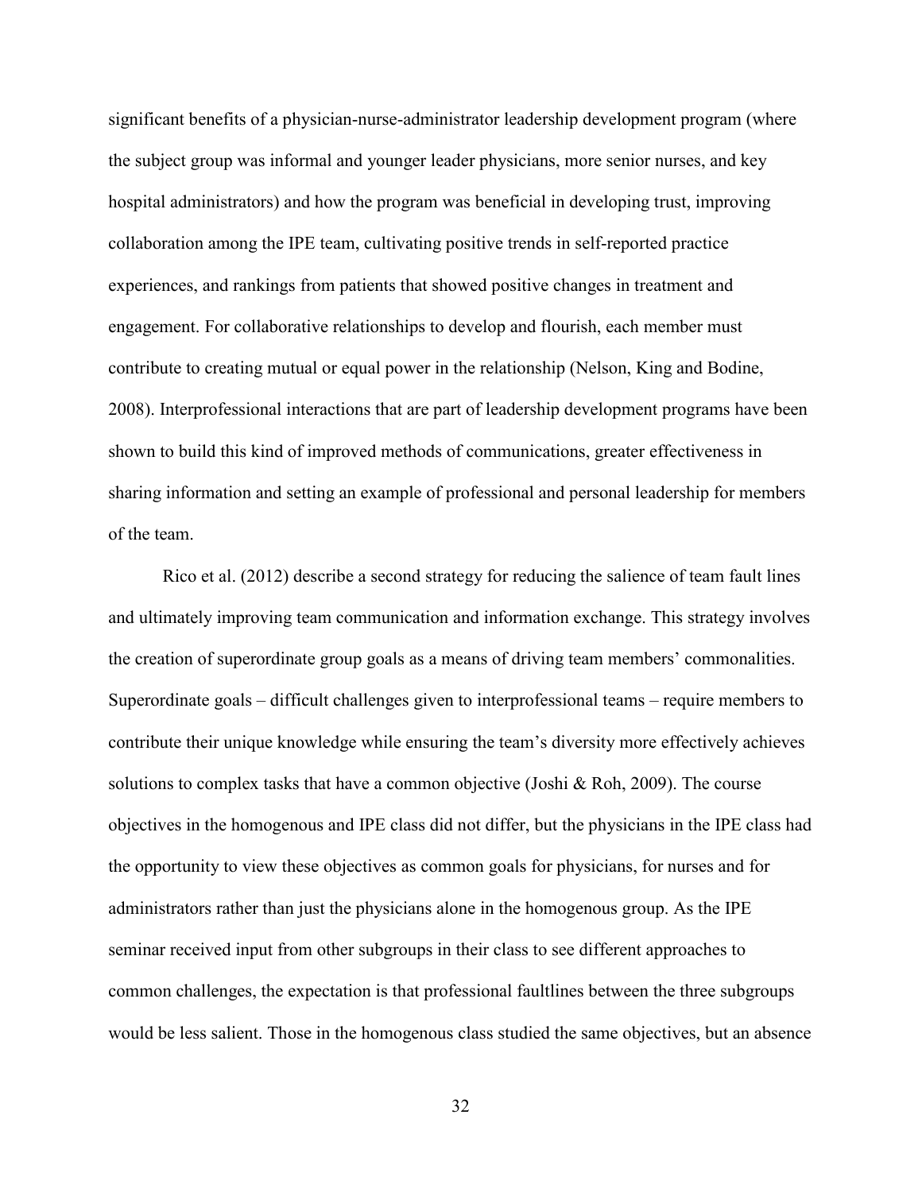significant benefits of a physician-nurse-administrator leadership development program (where the subject group was informal and younger leader physicians, more senior nurses, and key hospital administrators) and how the program was beneficial in developing trust, improving collaboration among the IPE team, cultivating positive trends in self-reported practice experiences, and rankings from patients that showed positive changes in treatment and engagement. For collaborative relationships to develop and flourish, each member must contribute to creating mutual or equal power in the relationship (Nelson, King and Bodine, 2008). Interprofessional interactions that are part of leadership development programs have been shown to build this kind of improved methods of communications, greater effectiveness in sharing information and setting an example of professional and personal leadership for members of the team.

Rico et al. (2012) describe a second strategy for reducing the salience of team fault lines and ultimately improving team communication and information exchange. This strategy involves the creation of superordinate group goals as a means of driving team members' commonalities. Superordinate goals – difficult challenges given to interprofessional teams – require members to contribute their unique knowledge while ensuring the team's diversity more effectively achieves solutions to complex tasks that have a common objective (Joshi & Roh, 2009). The course objectives in the homogenous and IPE class did not differ, but the physicians in the IPE class had the opportunity to view these objectives as common goals for physicians, for nurses and for administrators rather than just the physicians alone in the homogenous group. As the IPE seminar received input from other subgroups in their class to see different approaches to common challenges, the expectation is that professional faultlines between the three subgroups would be less salient. Those in the homogenous class studied the same objectives, but an absence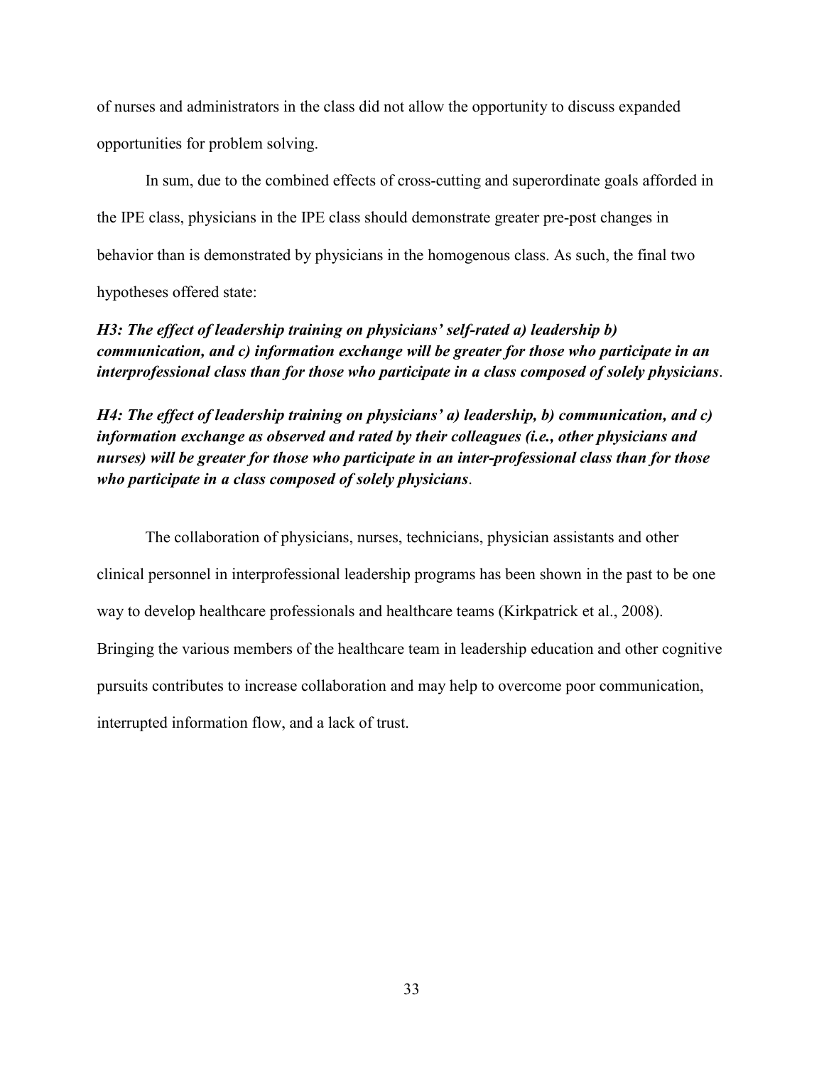of nurses and administrators in the class did not allow the opportunity to discuss expanded opportunities for problem solving.

In sum, due to the combined effects of cross-cutting and superordinate goals afforded in the IPE class, physicians in the IPE class should demonstrate greater pre-post changes in behavior than is demonstrated by physicians in the homogenous class. As such, the final two hypotheses offered state:

***H3: The effect of leadership training on physicians' self-rated a) leadership b) communication, and c) information exchange will be greater for those who participate in an interprofessional class than for those who participate in a class composed of solely physicians***.

***H4: The effect of leadership training on physicians' a) leadership, b) communication, and c) information exchange as observed and rated by their colleagues (i.e., other physicians and nurses) will be greater for those who participate in an inter-professional class than for those who participate in a class composed of solely physicians***.

The collaboration of physicians, nurses, technicians, physician assistants and other clinical personnel in interprofessional leadership programs has been shown in the past to be one way to develop healthcare professionals and healthcare teams (Kirkpatrick et al., 2008). Bringing the various members of the healthcare team in leadership education and other cognitive pursuits contributes to increase collaboration and may help to overcome poor communication, interrupted information flow, and a lack of trust.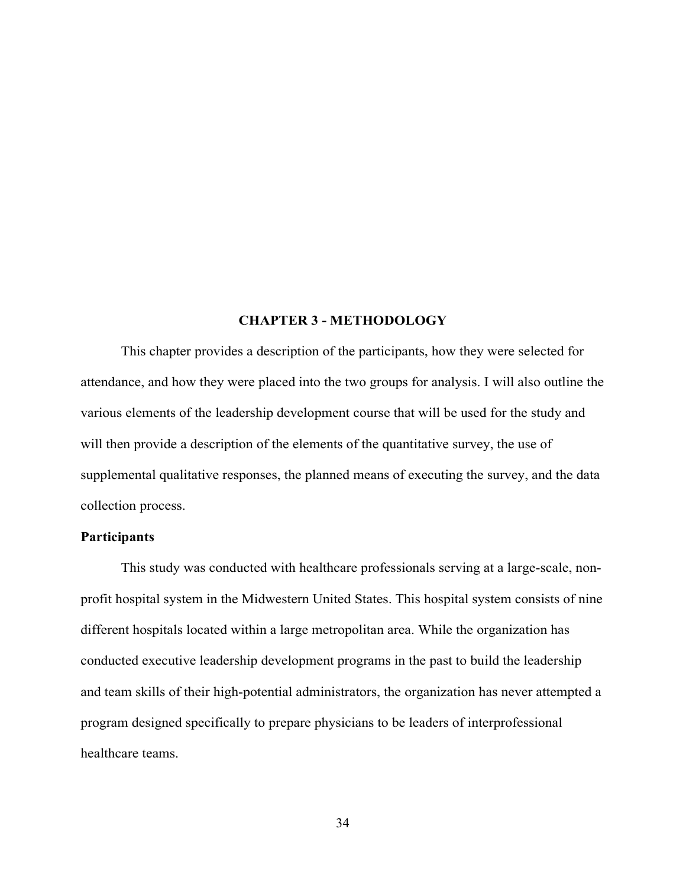# CHAPTER 3 - METHODOLOGY

This chapter provides a description of the participants, how they were selected for attendance, and how they were placed into the two groups for analysis. I will also outline the various elements of the leadership development course that will be used for the study and will then provide a description of the elements of the quantitative survey, the use of supplemental qualitative responses, the planned means of executing the survey, and the data collection process.

## Participants

This study was conducted with healthcare professionals serving at a large-scale, non-profit hospital system in the Midwestern United States. This hospital system consists of nine different hospitals located within a large metropolitan area. While the organization has conducted executive leadership development programs in the past to build the leadership and team skills of their high-potential administrators, the organization has never attempted a program designed specifically to prepare physicians to be leaders of interprofessional healthcare teams.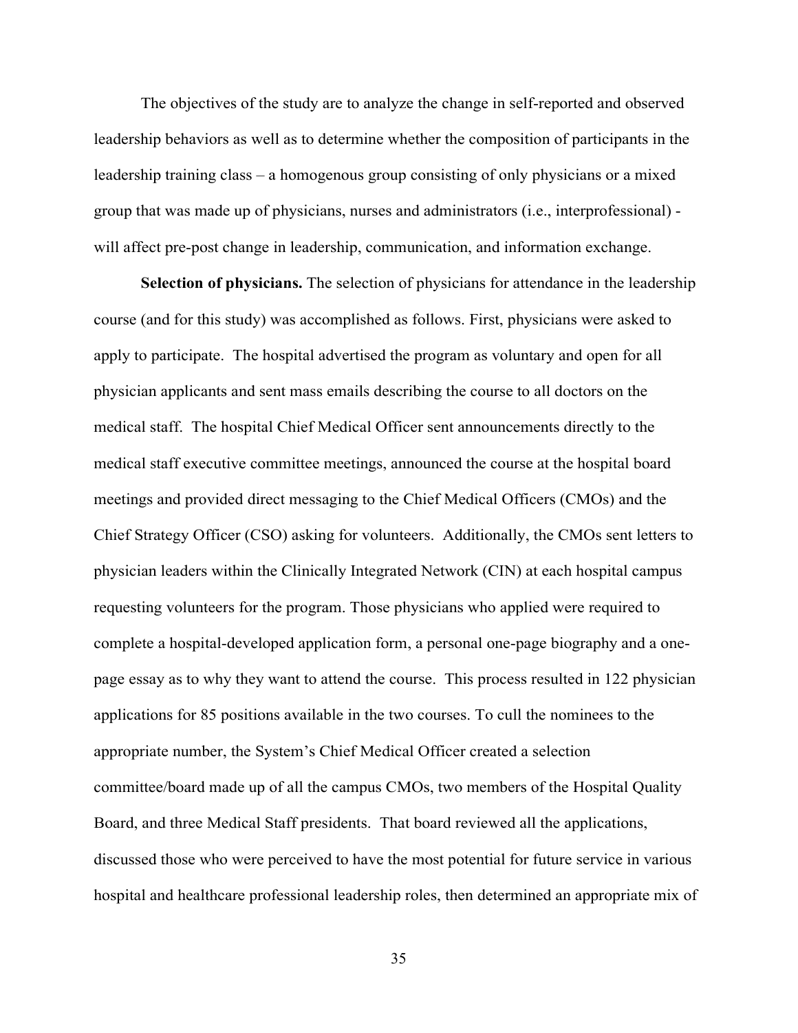The objectives of the study are to analyze the change in self-reported and observed leadership behaviors as well as to determine whether the composition of participants in the leadership training class – a homogenous group consisting of only physicians or a mixed group that was made up of physicians, nurses and administrators (i.e., interprofessional) - will affect pre-post change in leadership, communication, and information exchange.

**Selection of physicians.** The selection of physicians for attendance in the leadership course (and for this study) was accomplished as follows. First, physicians were asked to apply to participate. The hospital advertised the program as voluntary and open for all physician applicants and sent mass emails describing the course to all doctors on the medical staff. The hospital Chief Medical Officer sent announcements directly to the medical staff executive committee meetings, announced the course at the hospital board meetings and provided direct messaging to the Chief Medical Officers (CMOs) and the Chief Strategy Officer (CSO) asking for volunteers. Additionally, the CMOs sent letters to physician leaders within the Clinically Integrated Network (CIN) at each hospital campus requesting volunteers for the program. Those physicians who applied were required to complete a hospital-developed application form, a personal one-page biography and a one-page essay as to why they want to attend the course. This process resulted in 122 physician applications for 85 positions available in the two courses. To cull the nominees to the appropriate number, the System's Chief Medical Officer created a selection committee/board made up of all the campus CMOs, two members of the Hospital Quality Board, and three Medical Staff presidents. That board reviewed all the applications, discussed those who were perceived to have the most potential for future service in various hospital and healthcare professional leadership roles, then determined an appropriate mix of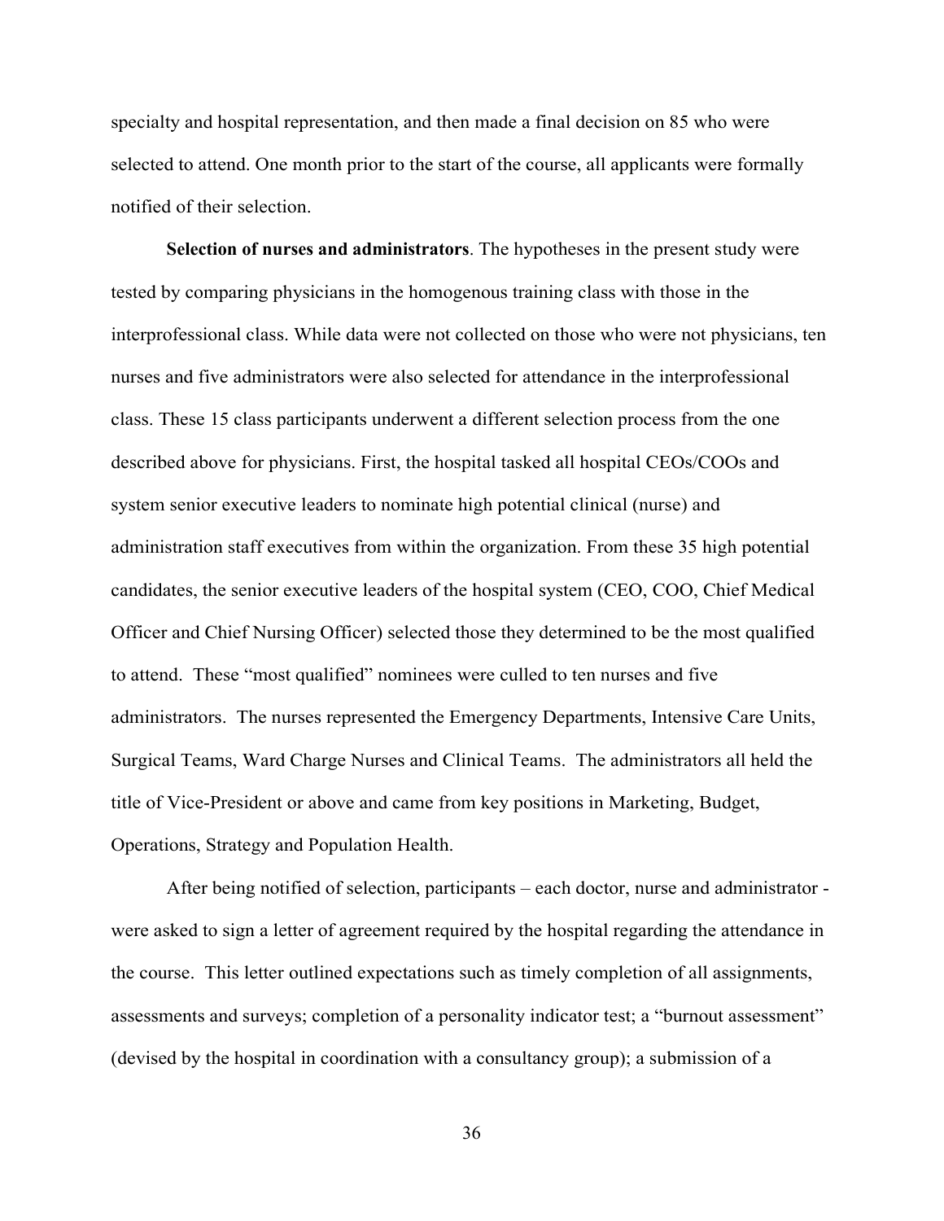specialty and hospital representation, and then made a final decision on 85 who were selected to attend. One month prior to the start of the course, all applicants were formally notified of their selection.

**Selection of nurses and administrators**. The hypotheses in the present study were tested by comparing physicians in the homogenous training class with those in the interprofessional class. While data were not collected on those who were not physicians, ten nurses and five administrators were also selected for attendance in the interprofessional class. These 15 class participants underwent a different selection process from the one described above for physicians. First, the hospital tasked all hospital CEOs/COOs and system senior executive leaders to nominate high potential clinical (nurse) and administration staff executives from within the organization. From these 35 high potential candidates, the senior executive leaders of the hospital system (CEO, COO, Chief Medical Officer and Chief Nursing Officer) selected those they determined to be the most qualified to attend. These "most qualified" nominees were culled to ten nurses and five administrators. The nurses represented the Emergency Departments, Intensive Care Units, Surgical Teams, Ward Charge Nurses and Clinical Teams. The administrators all held the title of Vice-President or above and came from key positions in Marketing, Budget, Operations, Strategy and Population Health.

After being notified of selection, participants – each doctor, nurse and administrator - were asked to sign a letter of agreement required by the hospital regarding the attendance in the course. This letter outlined expectations such as timely completion of all assignments, assessments and surveys; completion of a personality indicator test; a "burnout assessment" (devised by the hospital in coordination with a consultancy group); a submission of a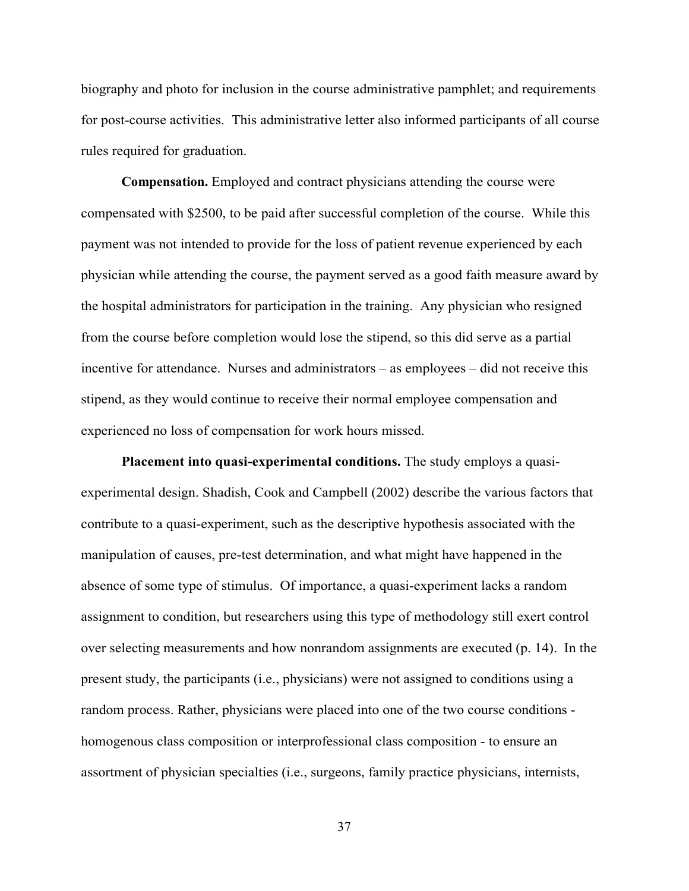biography and photo for inclusion in the course administrative pamphlet; and requirements for post-course activities. This administrative letter also informed participants of all course rules required for graduation.

**Compensation.** Employed and contract physicians attending the course were compensated with $2500, to be paid after successful completion of the course. While this payment was not intended to provide for the loss of patient revenue experienced by each physician while attending the course, the payment served as a good faith measure award by the hospital administrators for participation in the training. Any physician who resigned from the course before completion would lose the stipend, so this did serve as a partial incentive for attendance. Nurses and administrators – as employees – did not receive this stipend, as they would continue to receive their normal employee compensation and experienced no loss of compensation for work hours missed.

**Placement into quasi-experimental conditions.** The study employs a quasi-experimental design. Shadish, Cook and Campbell (2002) describe the various factors that contribute to a quasi-experiment, such as the descriptive hypothesis associated with the manipulation of causes, pre-test determination, and what might have happened in the absence of some type of stimulus. Of importance, a quasi-experiment lacks a random assignment to condition, but researchers using this type of methodology still exert control over selecting measurements and how nonrandom assignments are executed (p. 14). In the present study, the participants (i.e., physicians) were not assigned to conditions using a random process. Rather, physicians were placed into one of the two course conditions - homogenous class composition or interprofessional class composition - to ensure an assortment of physician specialties (i.e., surgeons, family practice physicians, internists,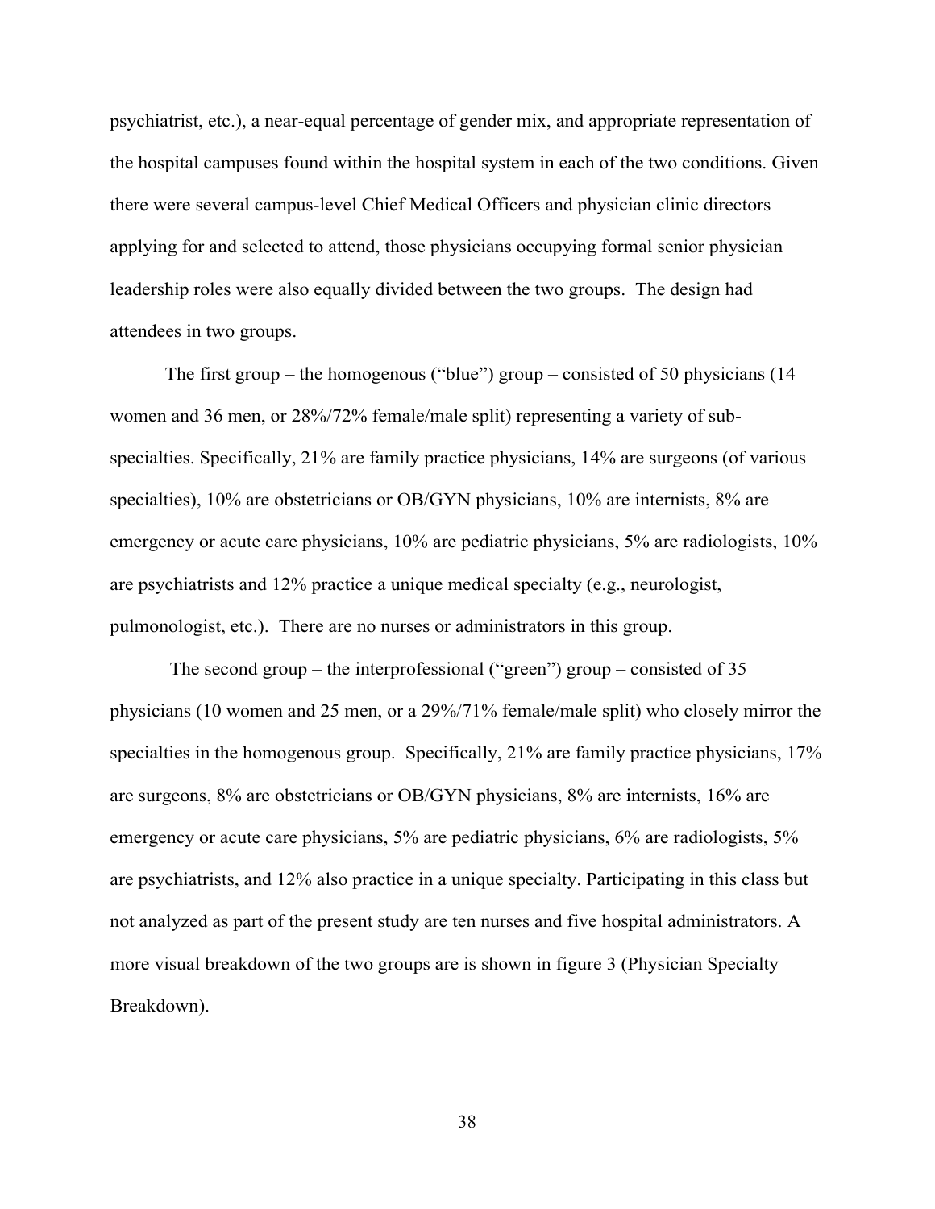psychiatrist, etc.), a near-equal percentage of gender mix, and appropriate representation of the hospital campuses found within the hospital system in each of the two conditions. Given there were several campus-level Chief Medical Officers and physician clinic directors applying for and selected to attend, those physicians occupying formal senior physician leadership roles were also equally divided between the two groups. The design had attendees in two groups.

The first group – the homogenous ("blue") group – consisted of 50 physicians (14 women and 36 men, or 28%/72% female/male split) representing a variety of sub-specialties. Specifically, 21% are family practice physicians, 14% are surgeons (of various specialties), 10% are obstetricians or OB/GYN physicians, 10% are internists, 8% are emergency or acute care physicians, 10% are pediatric physicians, 5% are radiologists, 10% are psychiatrists and 12% practice a unique medical specialty (e.g., neurologist, pulmonologist, etc.). There are no nurses or administrators in this group.

The second group – the interprofessional ("green") group – consisted of 35 physicians (10 women and 25 men, or a 29%/71% female/male split) who closely mirror the specialties in the homogenous group. Specifically, 21% are family practice physicians, 17% are surgeons, 8% are obstetricians or OB/GYN physicians, 8% are internists, 16% are emergency or acute care physicians, 5% are pediatric physicians, 6% are radiologists, 5% are psychiatrists, and 12% also practice in a unique specialty. Participating in this class but not analyzed as part of the present study are ten nurses and five hospital administrators. A more visual breakdown of the two groups are is shown in figure 3 (Physician Specialty Breakdown).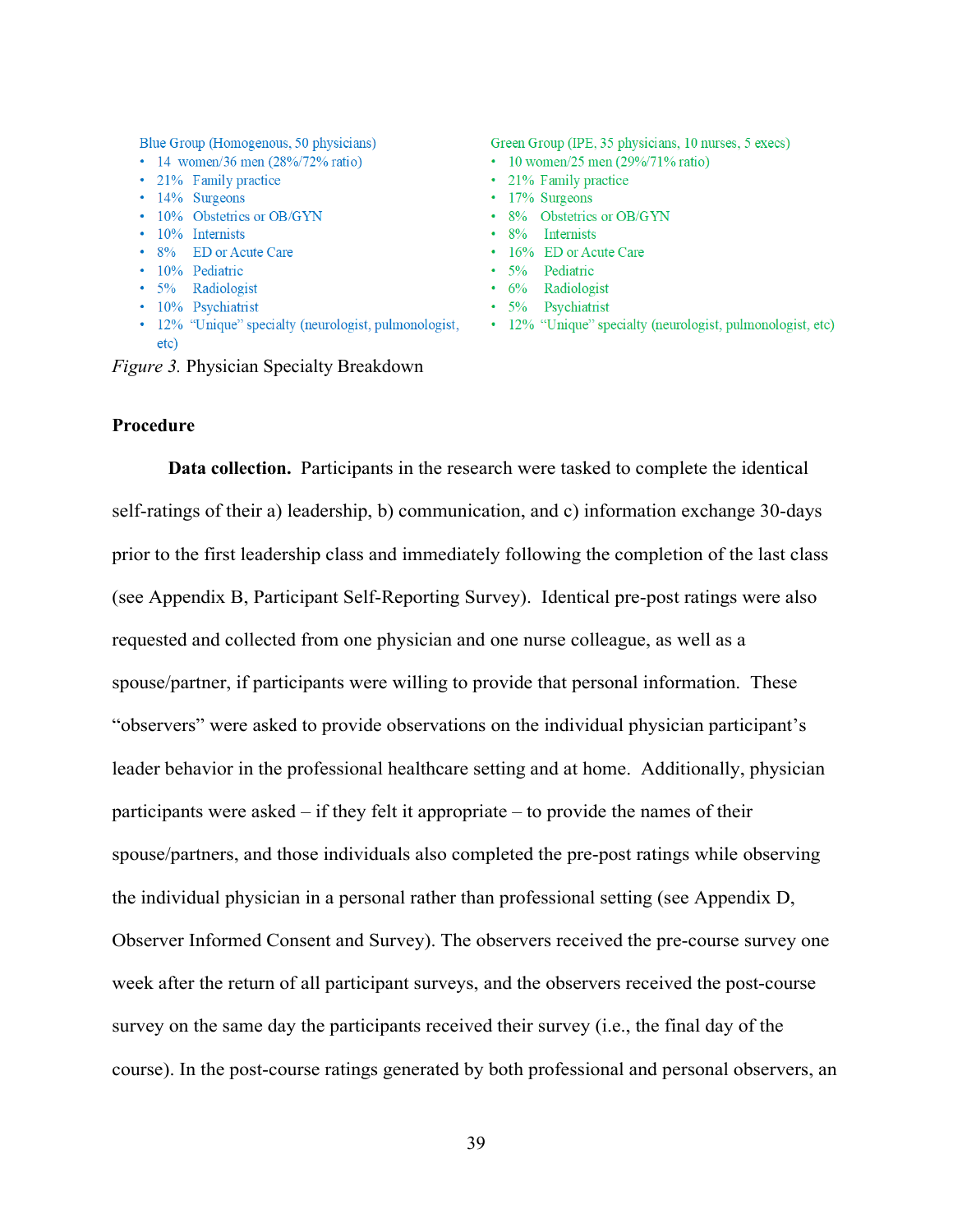Blue Group (Homogenous, 50 physicians)

- 14 women/36 men (28%/72% ratio)
- 21% Family practice
- 14% Surgeons
- 10% Obstetrics or OB/GYN
- 10% Internists
- 8% ED or Acute Care
- 10% Pediatric
- 5% Radiologist
- 10% Psychiatrist
- 12% "Unique" specialty (neurologist, pulmonologist, etc)

Green Group (IPE, 35 physicians, 10 nurses, 5 execs)

- 10 women/25 men (29%/71% ratio)
- 21% Family practice
- 17% Surgeons
- 8% Obstetrics or OB/GYN
- 8% Internists
- 16% ED or Acute Care
- 5% Pediatric
- 6% Radiologist
- 5% Psychiatrist
- 12% "Unique" specialty (neurologist, pulmonologist, etc)

*Figure 3.* Physician Specialty Breakdown

**Procedure**

**Data collection.** Participants in the research were tasked to complete the identical self-ratings of their a) leadership, b) communication, and c) information exchange 30-days prior to the first leadership class and immediately following the completion of the last class (see Appendix B, Participant Self-Reporting Survey). Identical pre-post ratings were also requested and collected from one physician and one nurse colleague, as well as a spouse/partner, if participants were willing to provide that personal information. These "observers" were asked to provide observations on the individual physician participant's leader behavior in the professional healthcare setting and at home. Additionally, physician participants were asked – if they felt it appropriate – to provide the names of their spouse/partners, and those individuals also completed the pre-post ratings while observing the individual physician in a personal rather than professional setting (see Appendix D, Observer Informed Consent and Survey). The observers received the pre-course survey one week after the return of all participant surveys, and the observers received the post-course survey on the same day the participants received their survey (i.e., the final day of the course). In the post-course ratings generated by both professional and personal observers, an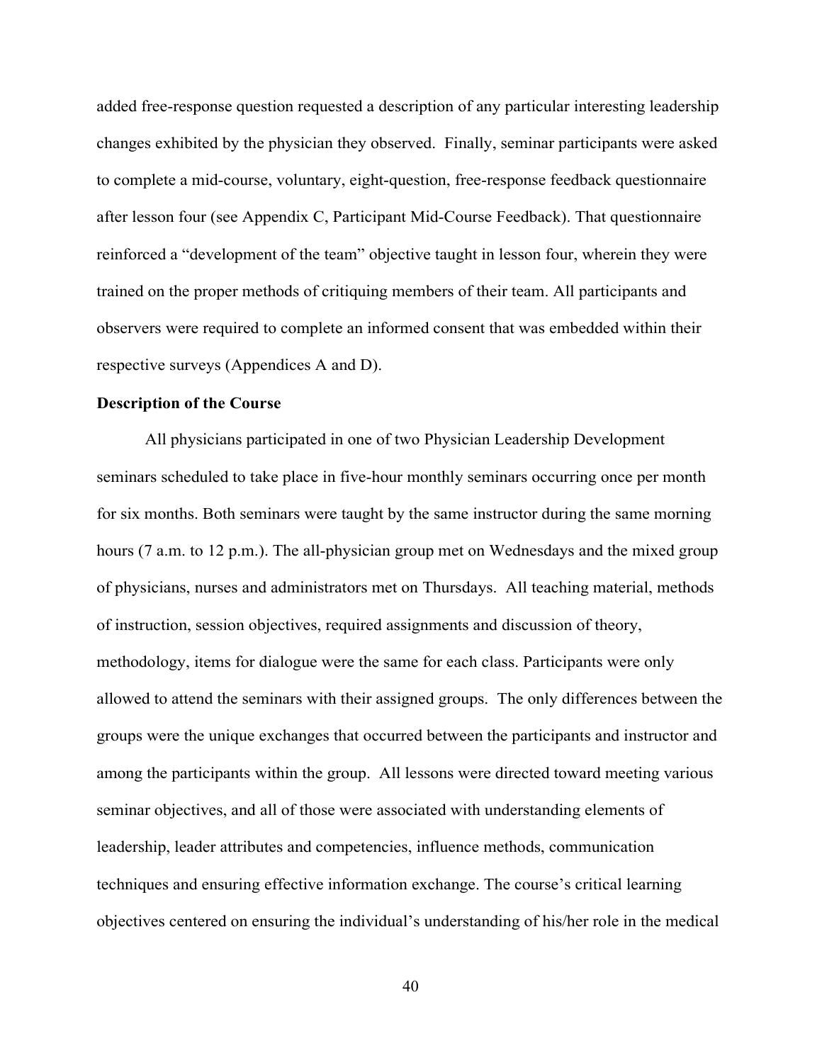added free-response question requested a description of any particular interesting leadership changes exhibited by the physician they observed. Finally, seminar participants were asked to complete a mid-course, voluntary, eight-question, free-response feedback questionnaire after lesson four (see Appendix C, Participant Mid-Course Feedback). That questionnaire reinforced a "development of the team" objective taught in lesson four, wherein they were trained on the proper methods of critiquing members of their team. All participants and observers were required to complete an informed consent that was embedded within their respective surveys (Appendices A and D).

**Description of the Course**

All physicians participated in one of two Physician Leadership Development seminars scheduled to take place in five-hour monthly seminars occurring once per month for six months. Both seminars were taught by the same instructor during the same morning hours (7 a.m. to 12 p.m.). The all-physician group met on Wednesdays and the mixed group of physicians, nurses and administrators met on Thursdays. All teaching material, methods of instruction, session objectives, required assignments and discussion of theory, methodology, items for dialogue were the same for each class. Participants were only allowed to attend the seminars with their assigned groups. The only differences between the groups were the unique exchanges that occurred between the participants and instructor and among the participants within the group. All lessons were directed toward meeting various seminar objectives, and all of those were associated with understanding elements of leadership, leader attributes and competencies, influence methods, communication techniques and ensuring effective information exchange. The course's critical learning objectives centered on ensuring the individual's understanding of his/her role in the medical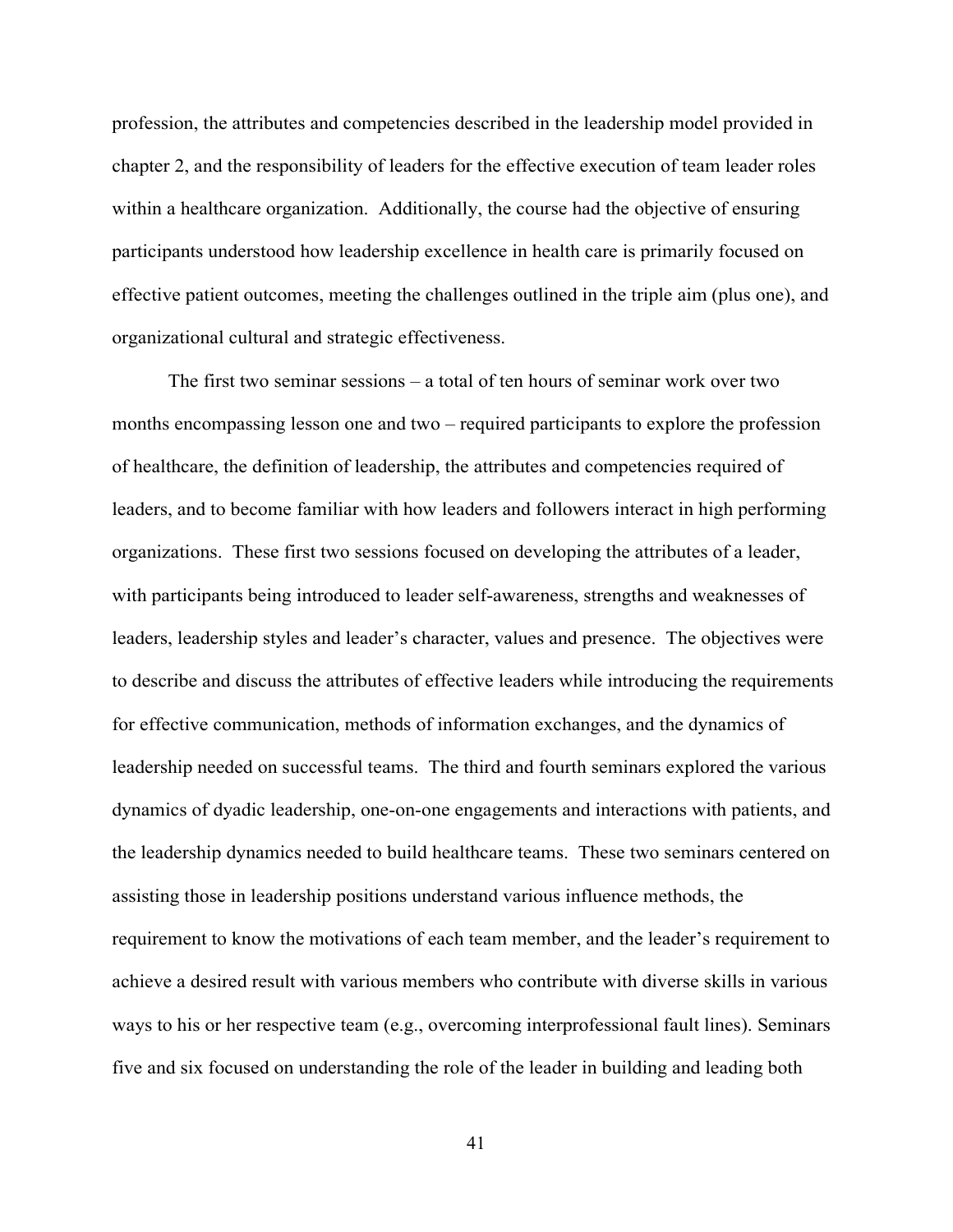profession, the attributes and competencies described in the leadership model provided in chapter 2, and the responsibility of leaders for the effective execution of team leader roles within a healthcare organization. Additionally, the course had the objective of ensuring participants understood how leadership excellence in health care is primarily focused on effective patient outcomes, meeting the challenges outlined in the triple aim (plus one), and organizational cultural and strategic effectiveness.

The first two seminar sessions – a total of ten hours of seminar work over two months encompassing lesson one and two – required participants to explore the profession of healthcare, the definition of leadership, the attributes and competencies required of leaders, and to become familiar with how leaders and followers interact in high performing organizations. These first two sessions focused on developing the attributes of a leader, with participants being introduced to leader self-awareness, strengths and weaknesses of leaders, leadership styles and leader's character, values and presence. The objectives were to describe and discuss the attributes of effective leaders while introducing the requirements for effective communication, methods of information exchanges, and the dynamics of leadership needed on successful teams. The third and fourth seminars explored the various dynamics of dyadic leadership, one-on-one engagements and interactions with patients, and the leadership dynamics needed to build healthcare teams. These two seminars centered on assisting those in leadership positions understand various influence methods, the requirement to know the motivations of each team member, and the leader's requirement to achieve a desired result with various members who contribute with diverse skills in various ways to his or her respective team (e.g., overcoming interprofessional fault lines). Seminars five and six focused on understanding the role of the leader in building and leading both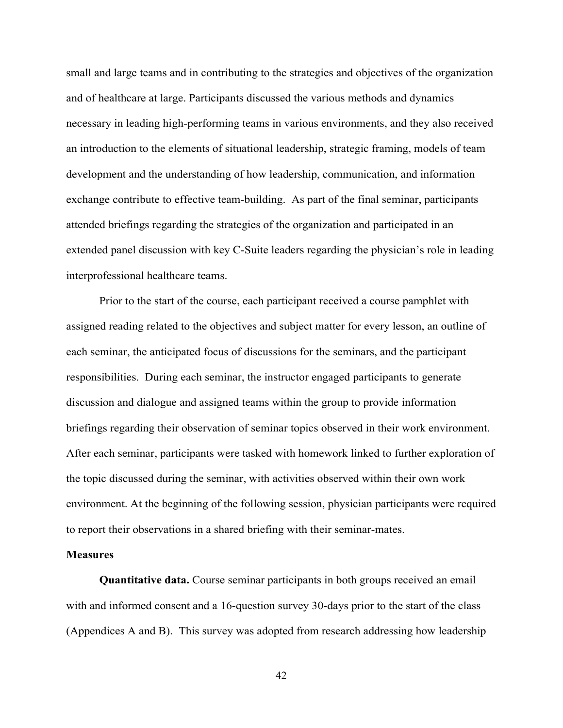small and large teams and in contributing to the strategies and objectives of the organization and of healthcare at large. Participants discussed the various methods and dynamics necessary in leading high-performing teams in various environments, and they also received an introduction to the elements of situational leadership, strategic framing, models of team development and the understanding of how leadership, communication, and information exchange contribute to effective team-building. As part of the final seminar, participants attended briefings regarding the strategies of the organization and participated in an extended panel discussion with key C-Suite leaders regarding the physician's role in leading interprofessional healthcare teams.

Prior to the start of the course, each participant received a course pamphlet with assigned reading related to the objectives and subject matter for every lesson, an outline of each seminar, the anticipated focus of discussions for the seminars, and the participant responsibilities. During each seminar, the instructor engaged participants to generate discussion and dialogue and assigned teams within the group to provide information briefings regarding their observation of seminar topics observed in their work environment. After each seminar, participants were tasked with homework linked to further exploration of the topic discussed during the seminar, with activities observed within their own work environment. At the beginning of the following session, physician participants were required to report their observations in a shared briefing with their seminar-mates.

### Measures

**Quantitative data.** Course seminar participants in both groups received an email with and informed consent and a 16-question survey 30-days prior to the start of the class (Appendices A and B). This survey was adopted from research addressing how leadership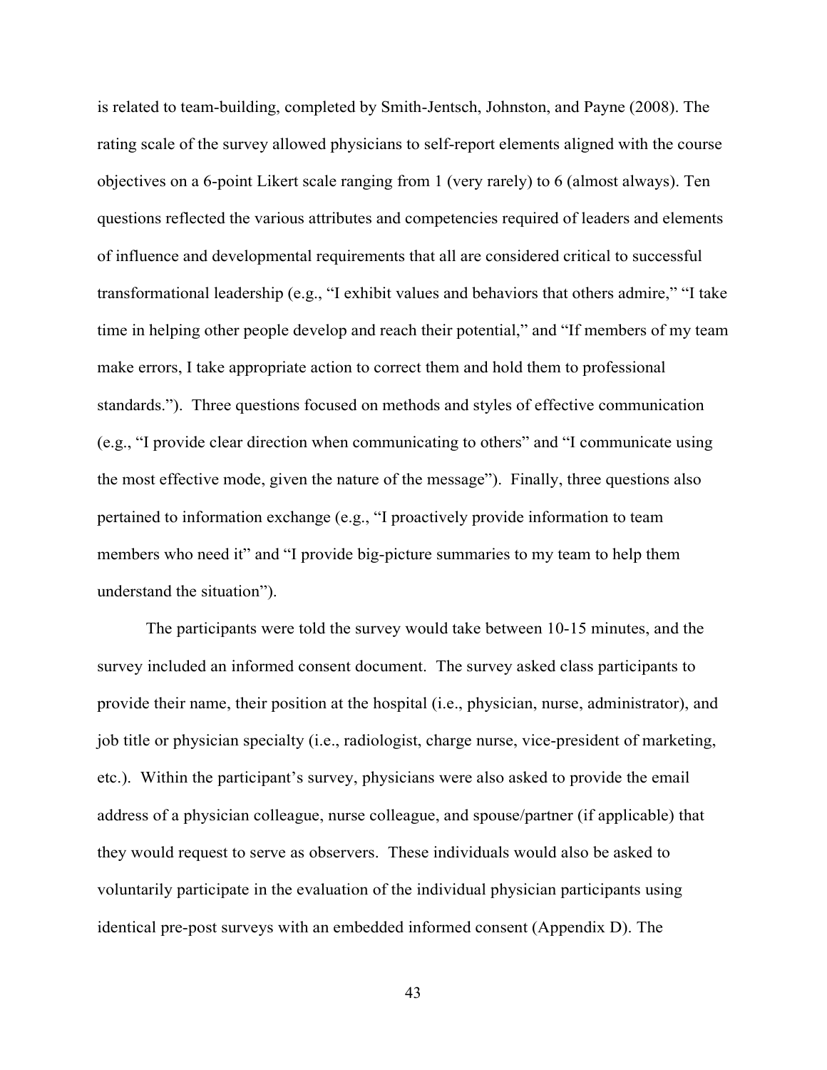is related to team-building, completed by Smith-Jentsch, Johnston, and Payne (2008). The rating scale of the survey allowed physicians to self-report elements aligned with the course objectives on a 6-point Likert scale ranging from 1 (very rarely) to 6 (almost always). Ten questions reflected the various attributes and competencies required of leaders and elements of influence and developmental requirements that all are considered critical to successful transformational leadership (e.g., "I exhibit values and behaviors that others admire," "I take time in helping other people develop and reach their potential," and "If members of my team make errors, I take appropriate action to correct them and hold them to professional standards."). Three questions focused on methods and styles of effective communication (e.g., "I provide clear direction when communicating to others" and "I communicate using the most effective mode, given the nature of the message"). Finally, three questions also pertained to information exchange (e.g., "I proactively provide information to team members who need it" and "I provide big-picture summaries to my team to help them understand the situation").

The participants were told the survey would take between 10-15 minutes, and the survey included an informed consent document. The survey asked class participants to provide their name, their position at the hospital (i.e., physician, nurse, administrator), and job title or physician specialty (i.e., radiologist, charge nurse, vice-president of marketing, etc.). Within the participant's survey, physicians were also asked to provide the email address of a physician colleague, nurse colleague, and spouse/partner (if applicable) that they would request to serve as observers. These individuals would also be asked to voluntarily participate in the evaluation of the individual physician participants using identical pre-post surveys with an embedded informed consent (Appendix D). The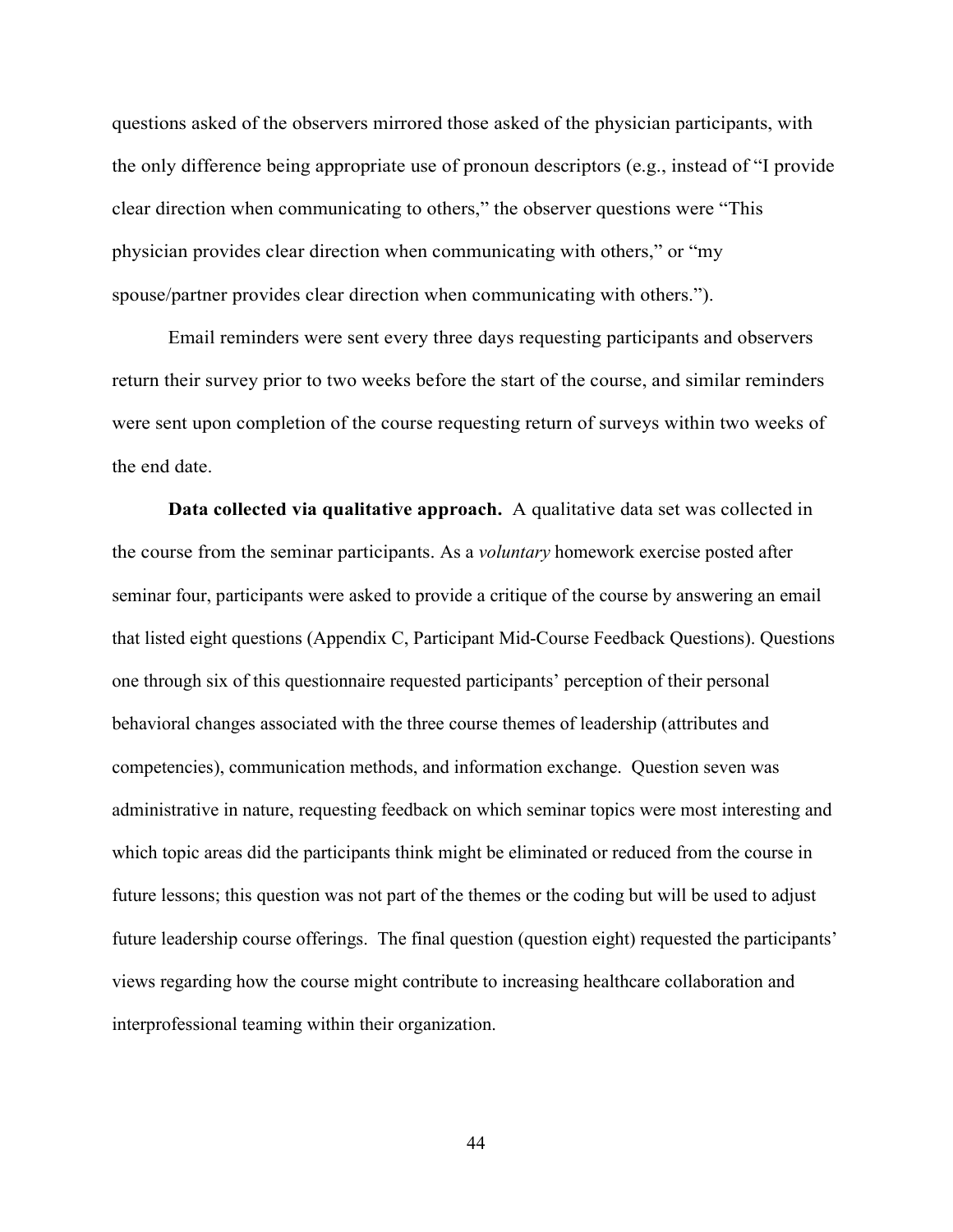questions asked of the observers mirrored those asked of the physician participants, with the only difference being appropriate use of pronoun descriptors (e.g., instead of "I provide clear direction when communicating to others," the observer questions were "This physician provides clear direction when communicating with others," or "my spouse/partner provides clear direction when communicating with others.").

Email reminders were sent every three days requesting participants and observers return their survey prior to two weeks before the start of the course, and similar reminders were sent upon completion of the course requesting return of surveys within two weeks of the end date.

**Data collected via qualitative approach.** A qualitative data set was collected in the course from the seminar participants. As a *voluntary* homework exercise posted after seminar four, participants were asked to provide a critique of the course by answering an email that listed eight questions (Appendix C, Participant Mid-Course Feedback Questions). Questions one through six of this questionnaire requested participants' perception of their personal behavioral changes associated with the three course themes of leadership (attributes and competencies), communication methods, and information exchange. Question seven was administrative in nature, requesting feedback on which seminar topics were most interesting and which topic areas did the participants think might be eliminated or reduced from the course in future lessons; this question was not part of the themes or the coding but will be used to adjust future leadership course offerings. The final question (question eight) requested the participants' views regarding how the course might contribute to increasing healthcare collaboration and interprofessional teaming within their organization.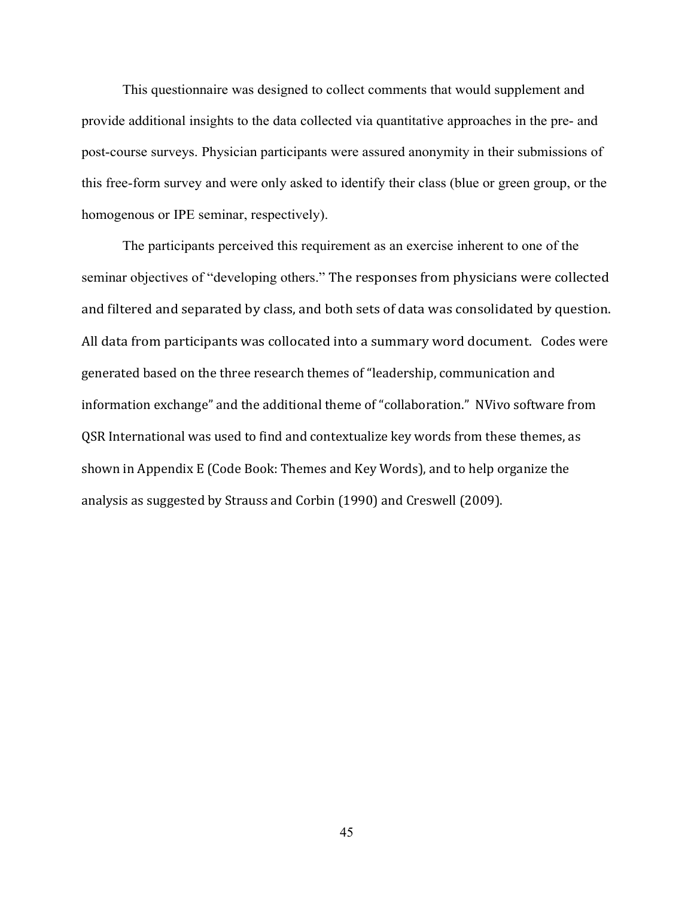This questionnaire was designed to collect comments that would supplement and provide additional insights to the data collected via quantitative approaches in the pre- and post-course surveys. Physician participants were assured anonymity in their submissions of this free-form survey and were only asked to identify their class (blue or green group, or the homogenous or IPE seminar, respectively).

The participants perceived this requirement as an exercise inherent to one of the seminar objectives of "developing others." The responses from physicians were collected and filtered and separated by class, and both sets of data was consolidated by question. All data from participants was collocated into a summary word document. Codes were generated based on the three research themes of "leadership, communication and information exchange" and the additional theme of "collaboration." NVivo software from QSR International was used to find and contextualize key words from these themes, as shown in Appendix E (Code Book: Themes and Key Words), and to help organize the analysis as suggested by Strauss and Corbin (1990) and Creswell (2009).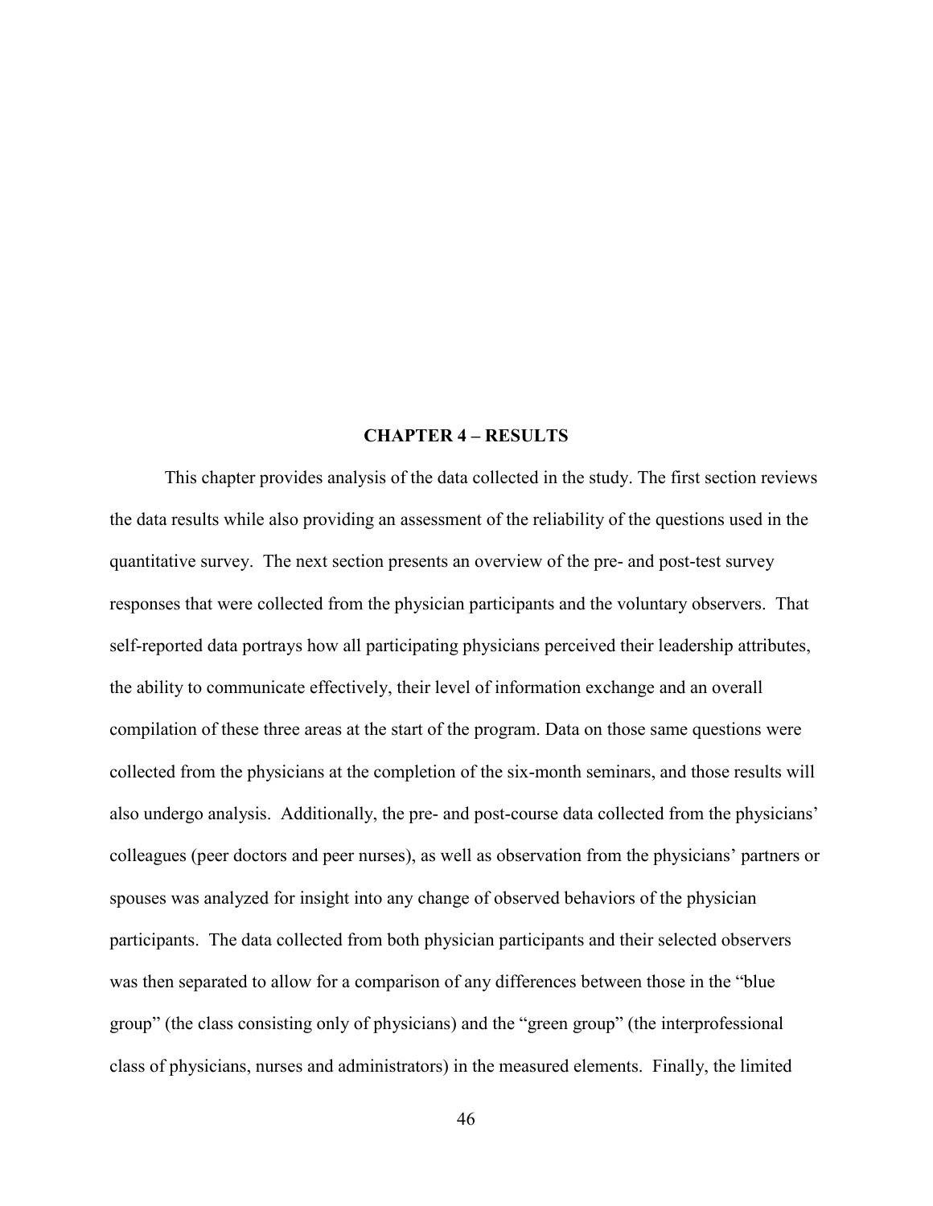# CHAPTER 4 – RESULTS

This chapter provides analysis of the data collected in the study. The first section reviews the data results while also providing an assessment of the reliability of the questions used in the quantitative survey. The next section presents an overview of the pre- and post-test survey responses that were collected from the physician participants and the voluntary observers. That self-reported data portrays how all participating physicians perceived their leadership attributes, the ability to communicate effectively, their level of information exchange and an overall compilation of these three areas at the start of the program. Data on those same questions were collected from the physicians at the completion of the six-month seminars, and those results will also undergo analysis. Additionally, the pre- and post-course data collected from the physicians' colleagues (peer doctors and peer nurses), as well as observation from the physicians' partners or spouses was analyzed for insight into any change of observed behaviors of the physician participants. The data collected from both physician participants and their selected observers was then separated to allow for a comparison of any differences between those in the "blue group" (the class consisting only of physicians) and the "green group" (the interprofessional class of physicians, nurses and administrators) in the measured elements. Finally, the limited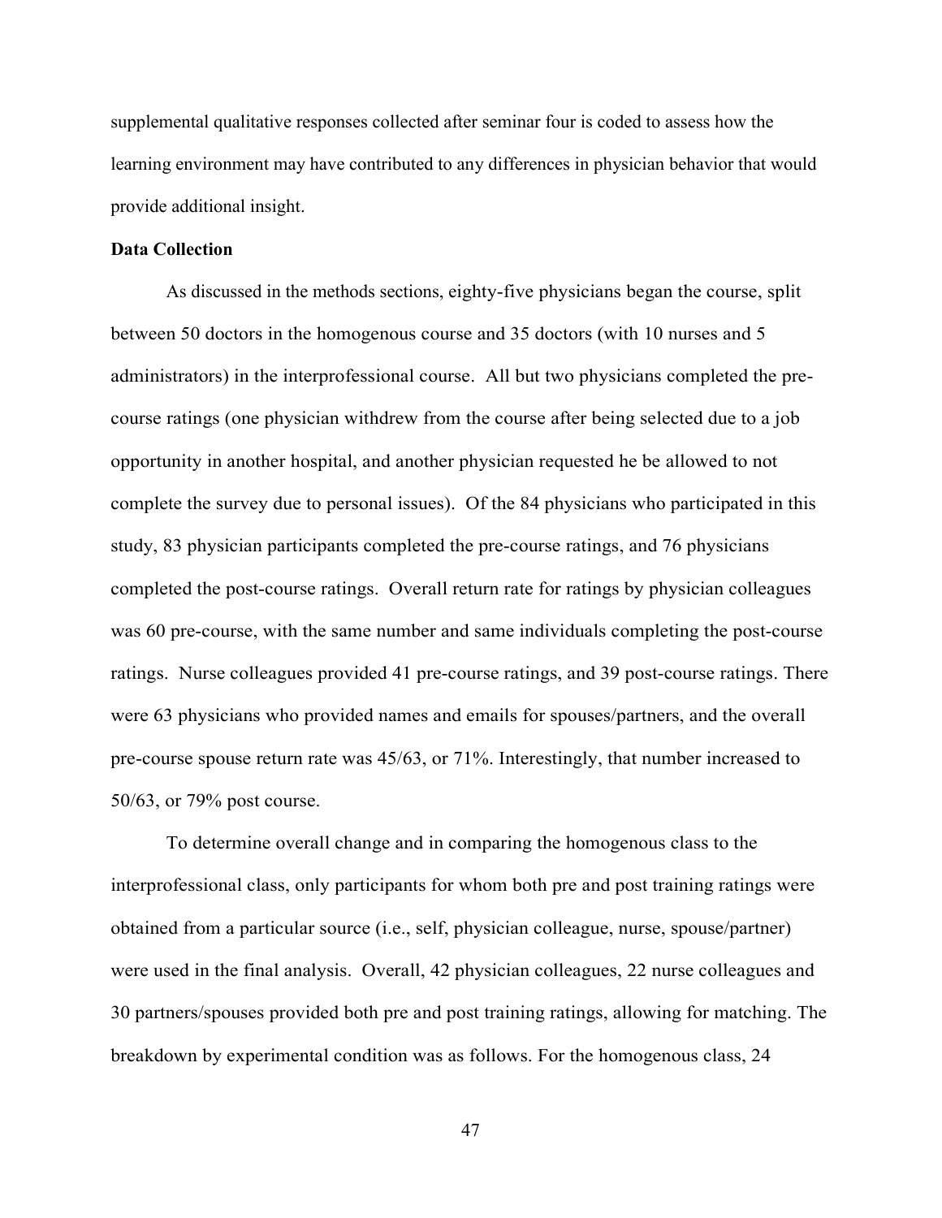supplemental qualitative responses collected after seminar four is coded to assess how the learning environment may have contributed to any differences in physician behavior that would provide additional insight.

**Data Collection**

As discussed in the methods sections, eighty-five physicians began the course, split between 50 doctors in the homogenous course and 35 doctors (with 10 nurses and 5 administrators) in the interprofessional course. All but two physicians completed the pre-course ratings (one physician withdrew from the course after being selected due to a job opportunity in another hospital, and another physician requested he be allowed to not complete the survey due to personal issues). Of the 84 physicians who participated in this study, 83 physician participants completed the pre-course ratings, and 76 physicians completed the post-course ratings. Overall return rate for ratings by physician colleagues was 60 pre-course, with the same number and same individuals completing the post-course ratings. Nurse colleagues provided 41 pre-course ratings, and 39 post-course ratings. There were 63 physicians who provided names and emails for spouses/partners, and the overall pre-course spouse return rate was 45/63, or 71%. Interestingly, that number increased to 50/63, or 79% post course.

To determine overall change and in comparing the homogenous class to the interprofessional class, only participants for whom both pre and post training ratings were obtained from a particular source (i.e., self, physician colleague, nurse, spouse/partner) were used in the final analysis. Overall, 42 physician colleagues, 22 nurse colleagues and 30 partners/spouses provided both pre and post training ratings, allowing for matching. The breakdown by experimental condition was as follows. For the homogenous class, 24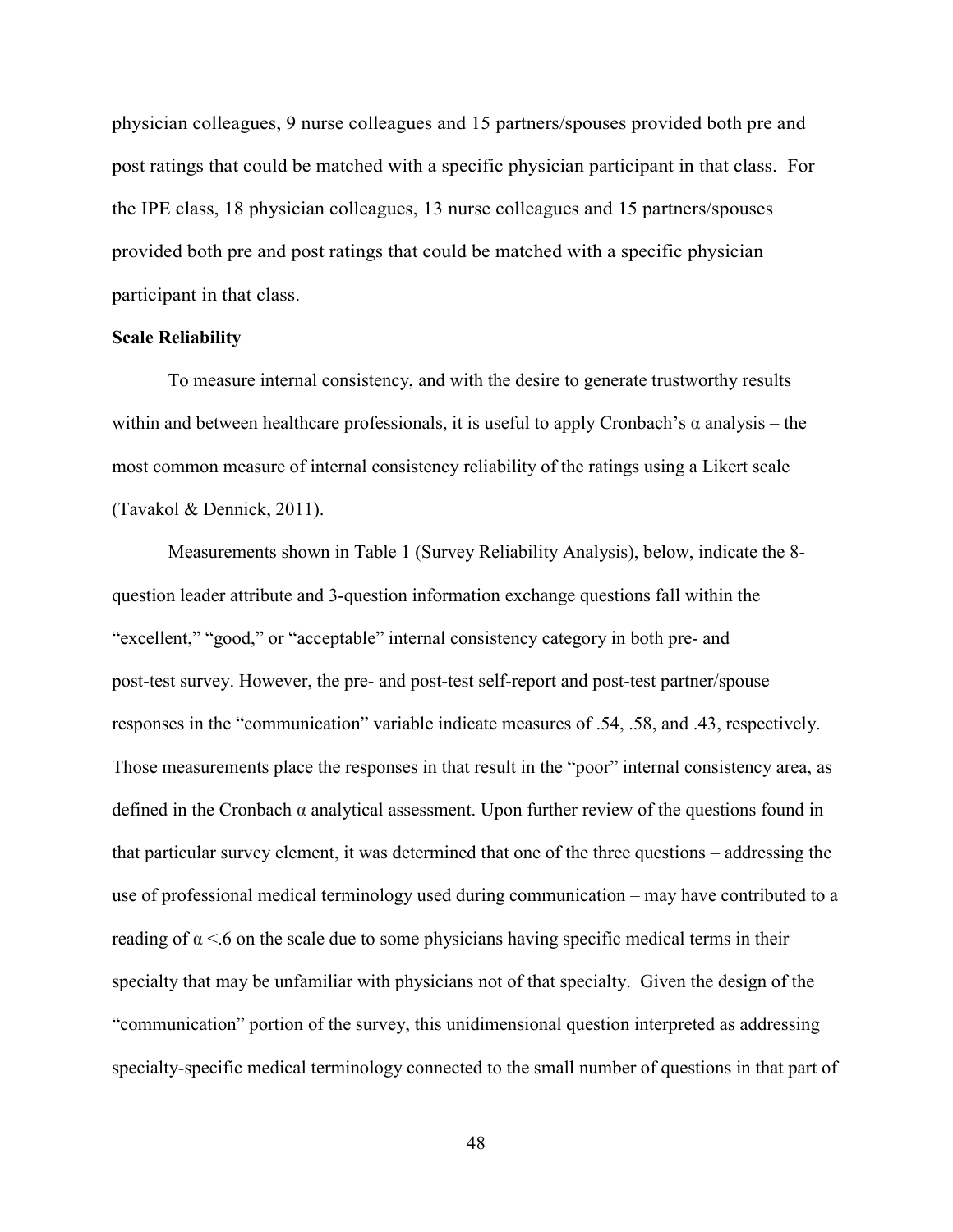physician colleagues, 9 nurse colleagues and 15 partners/spouses provided both pre and post ratings that could be matched with a specific physician participant in that class. For the IPE class, 18 physician colleagues, 13 nurse colleagues and 15 partners/spouses provided both pre and post ratings that could be matched with a specific physician participant in that class.

**Scale Reliability**

To measure internal consistency, and with the desire to generate trustworthy results within and between healthcare professionals, it is useful to apply Cronbach's $\alpha$ analysis – the most common measure of internal consistency reliability of the ratings using a Likert scale (Tavakol & Dennick, 2011).

Measurements shown in Table 1 (Survey Reliability Analysis), below, indicate the 8-question leader attribute and 3-question information exchange questions fall within the "excellent," "good," or "acceptable" internal consistency category in both pre- and post-test survey. However, the pre- and post-test self-report and post-test partner/spouse responses in the "communication" variable indicate measures of .54, .58, and .43, respectively. Those measurements place the responses in that result in the "poor" internal consistency area, as defined in the Cronbach $\alpha$ analytical assessment. Upon further review of the questions found in that particular survey element, it was determined that one of the three questions – addressing the use of professional medical terminology used during communication – may have contributed to a reading of $\alpha < .6$ on the scale due to some physicians having specific medical terms in their specialty that may be unfamiliar with physicians not of that specialty. Given the design of the "communication" portion of the survey, this unidimensional question interpreted as addressing specialty-specific medical terminology connected to the small number of questions in that part of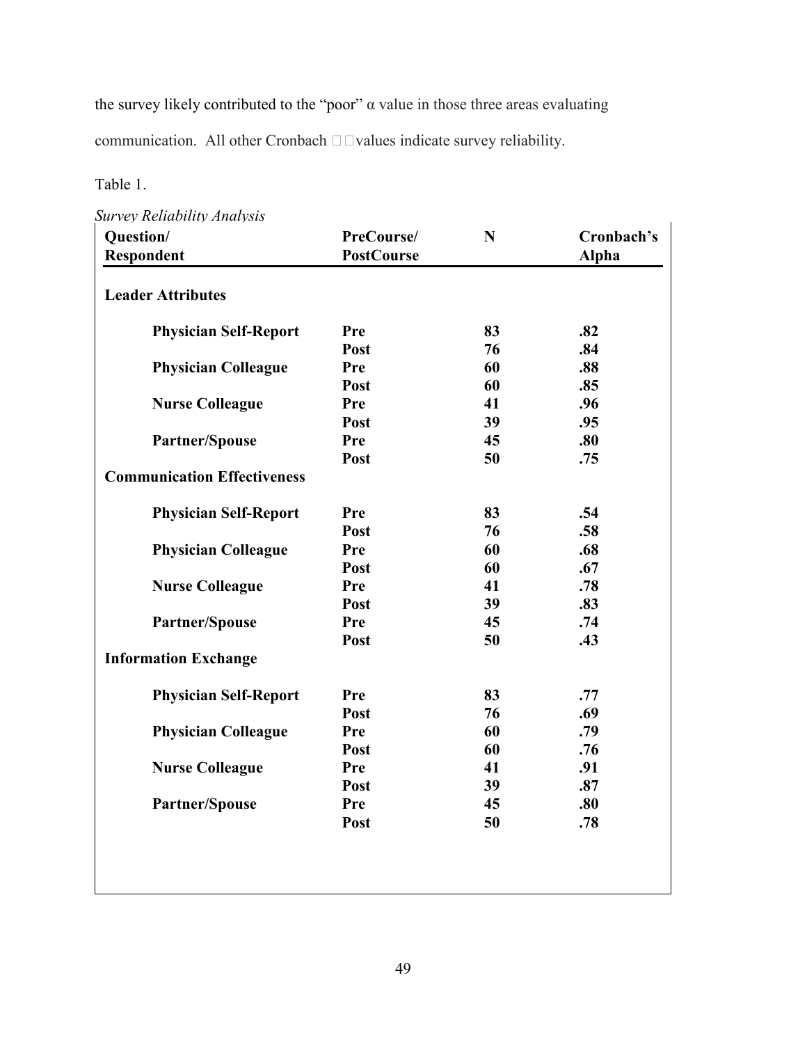the survey likely contributed to the "poor" α value in those three areas evaluating communication. All other Cronbach values indicate survey reliability.

Table 1.

*Survey Reliability Analysis*

| Question/ Respondent | PreCourse/ PostCourse | N | Cronbach's Alpha |
|---|---|---|---|
| **Leader Attributes** | | | |
| **Physician Self-Report** | **Pre** | **83** | **.82** |
| | **Post** | **76** | **.84** |
| **Physician Colleague** | **Pre** | **60** | **.88** |
| | **Post** | **60** | **.85** |
| **Nurse Colleague** | **Pre** | **41** | **.96** |
| | **Post** | **39** | **.95** |
| **Partner/Spouse** | **Pre** | **45** | **.80** |
| | **Post** | **50** | **.75** |
| **Communication Effectiveness** | | | |
| **Physician Self-Report** | **Pre** | **83** | **.54** |
| | **Post** | **76** | **.58** |
| **Physician Colleague** | **Pre** | **60** | **.68** |
| | **Post** | **60** | **.67** |
| **Nurse Colleague** | **Pre** | **41** | **.78** |
| | **Post** | **39** | **.83** |
| **Partner/Spouse** | **Pre** | **45** | **.74** |
| | **Post** | **50** | **.43** |
| **Information Exchange** | | | |
| **Physician Self-Report** | **Pre** | **83** | **.77** |
| | **Post** | **76** | **.69** |
| **Physician Colleague** | **Pre** | **60** | **.79** |
| | **Post** | **60** | **.76** |
| **Nurse Colleague** | **Pre** | **41** | **.91** |
| | **Post** | **39** | **.87** |
| **Partner/Spouse** | **Pre** | **45** | **.80** |
| | **Post** | **50** | **.78** |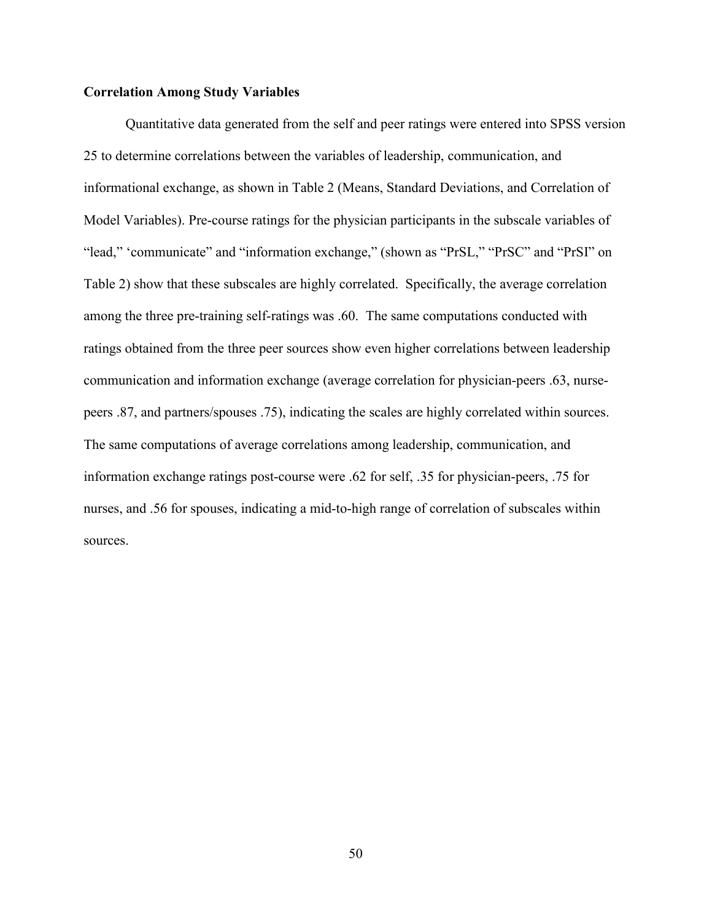**Correlation Among Study Variables**

Quantitative data generated from the self and peer ratings were entered into SPSS version 25 to determine correlations between the variables of leadership, communication, and informational exchange, as shown in Table 2 (Means, Standard Deviations, and Correlation of Model Variables). Pre-course ratings for the physician participants in the subscale variables of "lead," 'communicate" and "information exchange," (shown as "PrSL," "PrSC" and "PrSI" on Table 2) show that these subscales are highly correlated. Specifically, the average correlation among the three pre-training self-ratings was .60. The same computations conducted with ratings obtained from the three peer sources show even higher correlations between leadership communication and information exchange (average correlation for physician-peers .63, nurse-peers .87, and partners/spouses .75), indicating the scales are highly correlated within sources. The same computations of average correlations among leadership, communication, and information exchange ratings post-course were .62 for self, .35 for physician-peers, .75 for nurses, and .56 for spouses, indicating a mid-to-high range of correlation of subscales within sources.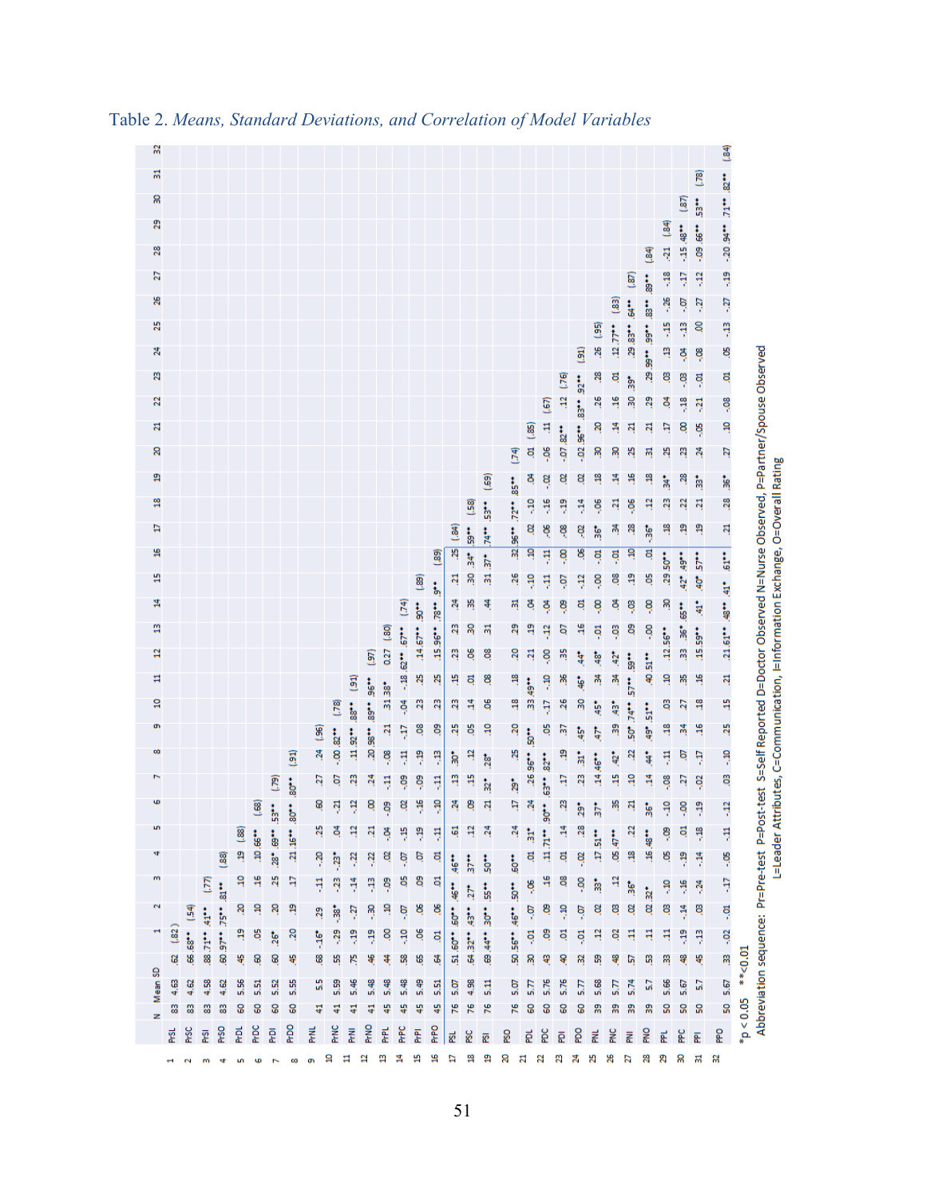Table 2. *Means, Standard Deviations, and Correlation of Model Variables*

| | | N | Mean | SD | 1 | 2 | 3 | 4 | 5 | 6 | 7 | 8 | 9 | 10 | 11 | 12 | 13 | 14 | 15 | 16 | 17 | 18 | 19 | 20 | 21 | 22 | 23 | 24 | 25 | 26 | 27 | 28 | 29 | 30 | 31 | 32 |
|---|---|---|---|---|---|---|---|---|---|---|---|---|---|---|---|---|---|---|---|---|---|---|---|---|---|---|---|---|---|---|---|---|---|---|---|---|
| 1 | PrSL | 83 | 4.63 | .62 | (.82) | | | | | | | | | | | | | | | | | | | | | | | | | | | | | | | |
| 2 | PrSC | 83 | 4.62 | .66 | .68** | (.54) | | | | | | | | | | | | | | | | | | | | | | | | | | | | | | |
| 3 | PrSI | 83 | 4.58 | .88 | .71** | .41** | (.77) | | | | | | | | | | | | | | | | | | | | | | | | | | | | | |
| 4 | PrSO | 83 | 4.62 | .60 | .97** | .75** | .81** | (.88) | | | | | | | | | | | | | | | | | | | | | | | | | | | | |
| 5 | PrDL | 60 | 5.56 | .45 | .19 | .20 | .10 | .19 | (.88) | | | | | | | | | | | | | | | | | | | | | | | | | | | |
| 6 | PrDC | 60 | 5.51 | .60 | .05 | .10 | .16 | .10 | .66** | (.68) | | | | | | | | | | | | | | | | | | | | | | | | | | |
| 7 | PrDI | 60 | 5.52 | .60 | .26* | .20 | .25 | .28* | .69** | .53** | (.79) | | | | | | | | | | | | | | | | | | | | | | | | | |
| 8 | PrDO | 60 | 5.55 | .45 | .20 | .19 | .17 | .21 | .16** | .80** | .80** | (.91) | | | | | | | | | | | | | | | | | | | | | | | | |
| 9 | PrNL | 41 | 5.5 | .68 | -.16* | .29 | -.11 | -.20 | .25 | .60 | .27 | .24 | (.96) | | | | | | | | | | | | | | | | | | | | | | | |
| 10 | PrNC | 41 | 5.59 | .55 | -.29 | -.38* | -.23 | -.23* | .04 | -.21 | .07 | -.00 | .82** | (.78) | | | | | | | | | | | | | | | | | | | | | | |
| 11 | PrNI | 41 | 5.46 | .75 | -.19 | -.27 | -.14 | -.22 | .12 | -.12 | .23 | .11 | .92** | .88** | (.91) | | | | | | | | | | | | | | | | | | | | | |
| 12 | PrNO | 41 | 5.48 | .46 | -.19 | -.30 | -.13 | -.22 | .21 | .00 | .24 | .20 | .98** | .89** | .96** | (.97) | | | | | | | | | | | | | | | | | | | | |
| 13 | PrPL | 45 | 5.48 | .44 | .00 | .10 | -.09 | .02 | -.04 | -.09 | -.11 | -.08 | .21 | .31 | .38* | 0.27 | (.80) | | | | | | | | | | | | | | | | | | | |
| 14 | PrPC | 45 | 5.48 | .58 | -.10 | -.07 | .05 | .07 | -.15 | .02 | -.09 | -.11 | -.17 | -.04 | -.18 | .62** | .67** | (.74) | | | | | | | | | | | | | | | | | | |
| 15 | PrPI | 45 | 5.49 | .65 | .06 | .09 | .09 | .07 | -.19 | -.16 | -.09 | -.19 | .08 | .23 | .25 | .14 | .67** | .90** | (.89) | | | | | | | | | | | | | | | | | |
| 16 | PrPO | 45 | 5.51 | .64 | .01 | .06 | .01 | .01 | -.11 | -.10 | -.11 | -.13 | .09 | .23 | .25 | .15 | .96** | .78** | .9** | (.89) | | | | | | | | | | | | | | | | |
| 17 | PSL | 76 | 5.07 | .51 | .60** | .60** | .46** | .46** | .61 | .24 | .13 | .30* | .25 | .23 | .15 | .23 | .23 | .24 | .21 | .25 | (.84) | | | | | | | | | | | | | | | |
| 18 | PSC | 76 | 4.98 | .64 | .32** | .43** | .27* | .37** | .12 | .09 | .15 | .12 | .05 | .14 | .01 | .06 | .30 | .35 | .30 | .34* | .59** | (.58) | | | | | | | | | | | | | | |
| 19 | PSI | 76 | 5.11 | .69 | .44** | .30** | .55** | .50** | .24 | .21 | .32* | .28* | .10 | .06 | .08 | .08 | .31 | .44 | .31 | .37* | .74** | .53** | (.69) | | | | | | | | | | | | | |
| 20 | PSO | 76 | 5.07 | .50 | .56** | .46** | .50** | .60** | .24 | .17 | .29* | .25 | .20 | .18 | .18 | .20 | .29 | .31 | .26 | .32 | .96** | .72** | .85** | (.74) | | | | | | | | | | | | |
| 21 | PDL | 60 | 5.77 | .30 | -.01 | -.07 | -.06 | .01 | .31* | .24 | .26 | .96** | .50** | .33 | .49** | .21 | .19 | .04 | -.10 | .10 | .02 | -.10 | .04 | .01 | (.85) | | | | | | | | | | | |
| 22 | PDC | 60 | 5.76 | .43 | .09 | .09 | .16 | .11 | .71** | .90** | .63** | .82** | .05 | -.17 | -.10 | -.00 | -.12 | -.04 | -.11 | -.11 | -.06 | -.16 | -.02 | -.06 | .11 | (.67) | | | | | | | | | | |
| 23 | PDI | 60 | 5.76 | .40 | .01 | -.10 | .08 | .01 | .14 | .23 | .17 | .19 | .37 | .26 | .36 | .35 | .07 | -.09 | -.07 | -.00 | .08 | -.19 | .02 | -.07 | .82** | .12 | (.76) | | | | | | | | | |
| 24 | PDO | 60 | 5.77 | .32 | -.01 | -.07 | -.00 | -.02 | .28 | .29* | .23 | .31* | .45* | .30 | .46* | .44* | .16 | .01 | -.12 | .06 | .02 | -.14 | .02 | -.02 | .96** | .83** | .92** | (.91) | | | | | | | | |
| 25 | PNL | 39 | 5.68 | .59 | .12 | .02 | .33* | .17 | .51** | .37* | .14 | .46** | .47* | .45* | .34 | .48* | -.01 | -.00 | -.00 | -.01 | .36* | -.06 | .18 | .30 | .20 | .26 | .28 | .26 | (.95) | | | | | | | |
| 26 | PNC | 39 | 5.77 | .48 | .02 | .03 | .12 | .05 | .47** | .35 | .15 | .42* | .39 | .43* | .34 | .42* | -.03 | .04 | .08 | -.01 | .34 | .21 | .14 | .30 | .14 | .16 | .01 | .12 | .77** | (.83) | | | | | | |
| 27 | PNI | 39 | 5.74 | .57 | .11 | .02 | .36* | .18 | .22 | .21 | .10 | .22 | .50* | .74** | .57** | .59** | .09 | -.03 | .19 | .10 | .28 | -.06 | .16 | .25 | .21 | .30 | .39* | .29 | .83** | .64** | (.87) | | | | | |
| 28 | PNO | 39 | 5.7 | .53 | .11 | .02 | .32* | .16 | .48** | .36* | .14 | .44* | .49* | .51** | .40 | .51** | -.00 | -.00 | .05 | .01 | .36* | .12 | .18 | .31 | .21 | .29 | .29 | .99** | .99** | .83** | .89** | (.84) | | | | |
| 29 | PPL | 50 | 5.66 | .33 | .11 | .03 | -.10 | .05 | -.09 | -.10 | -.08 | -.11 | .18 | .03 | .18 | .12 | .56** | .30 | .29 | .50** | .18 | .23 | .34* | .25 | .17 | .04 | .03 | .13 | -.15 | -.26 | -.18 | -.21 | (.84) | | | |
| 30 | PPC | 50 | 5.67 | .48 | -.19 | -.14 | -.16 | -.19 | .01 | .00 | .27 | .07 | .34 | .27 | .35 | .33 | .36* | .65** | .42* | .49** | .19 | .22 | .28 | .23 | .00 | -.18 | -.03 | -.04 | -.13 | -.07 | -.17 | -.15 | .48** | (.87) | | |
| 31 | PPI | 50 | 5.7 | .45 | -.13 | .03 | -.24 | -.14 | -.18 | -.19 | -.02 | -.17 | .16 | .18 | .16 | .15 | .59** | .41* | .40* | .57** | .19 | .21 | .33* | .24 | -.05 | -.21 | -.01 | -.08 | .00 | .27 | -.12 | -.09 | .66** | .53** | (.78) | |
| 32 | PPO | 50 | 5.67 | .33 | -.02 | -.01 | -.17 | -.05 | -.11 | -.12 | .03 | -.10 | .25 | .15 | .21 | .21 | .61** | .48** | .41* | .61** | .21 | .28 | .36* | .27 | .10 | -.08 | .01 | .05 | -.13 | -.27 | -.19 | -.20 | .94** | .71** | .82** | (.84) |

*p < 0.05 **<0.01

Abbreviation sequence: Pr=Pre-test P=Post-test S=Self Reported D=Doctor Observed N=Nurse Observed, P=Partner/Spouse Observed
L=Leader Attributes, C=Communication, I=Information Exchange, O=Overall Rating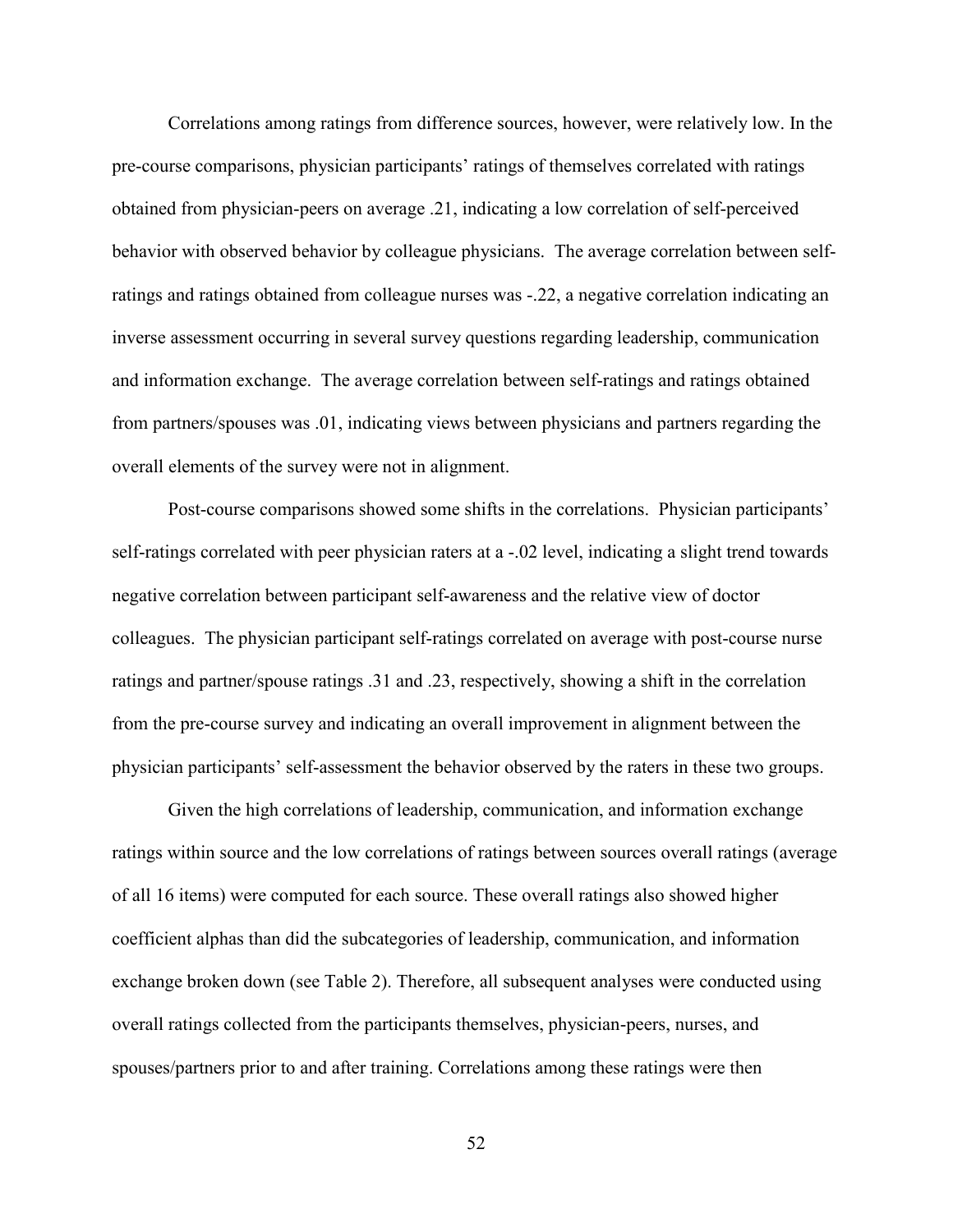Correlations among ratings from difference sources, however, were relatively low. In the pre-course comparisons, physician participants' ratings of themselves correlated with ratings obtained from physician-peers on average .21, indicating a low correlation of self-perceived behavior with observed behavior by colleague physicians. The average correlation between self-ratings and ratings obtained from colleague nurses was -.22, a negative correlation indicating an inverse assessment occurring in several survey questions regarding leadership, communication and information exchange. The average correlation between self-ratings and ratings obtained from partners/spouses was .01, indicating views between physicians and partners regarding the overall elements of the survey were not in alignment.

Post-course comparisons showed some shifts in the correlations. Physician participants' self-ratings correlated with peer physician raters at a -.02 level, indicating a slight trend towards negative correlation between participant self-awareness and the relative view of doctor colleagues. The physician participant self-ratings correlated on average with post-course nurse ratings and partner/spouse ratings .31 and .23, respectively, showing a shift in the correlation from the pre-course survey and indicating an overall improvement in alignment between the physician participants' self-assessment the behavior observed by the raters in these two groups.

Given the high correlations of leadership, communication, and information exchange ratings within source and the low correlations of ratings between sources overall ratings (average of all 16 items) were computed for each source. These overall ratings also showed higher coefficient alphas than did the subcategories of leadership, communication, and information exchange broken down (see Table 2). Therefore, all subsequent analyses were conducted using overall ratings collected from the participants themselves, physician-peers, nurses, and spouses/partners prior to and after training. Correlations among these ratings were then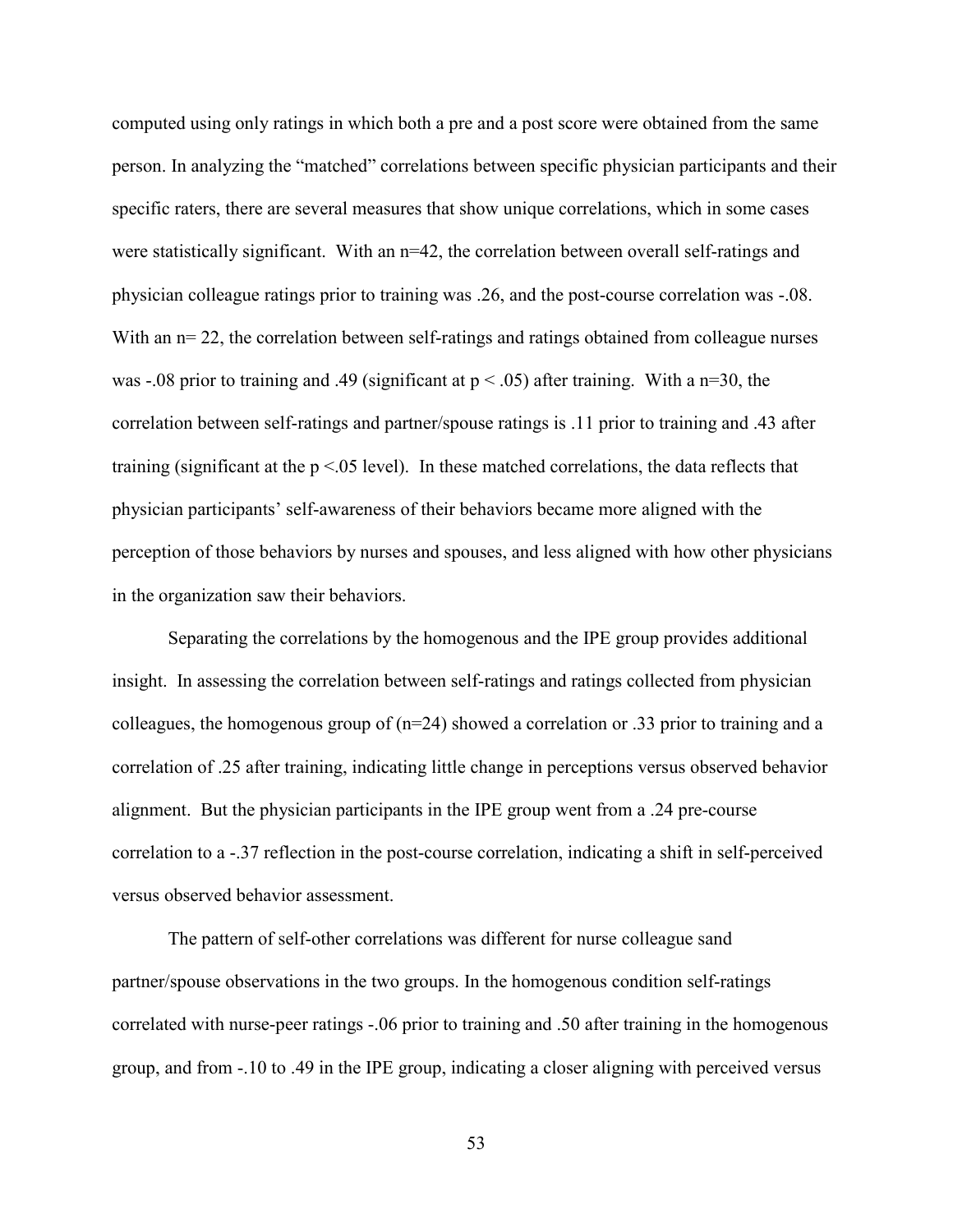computed using only ratings in which both a pre and a post score were obtained from the same person. In analyzing the "matched" correlations between specific physician participants and their specific raters, there are several measures that show unique correlations, which in some cases were statistically significant. With an $n=42$, the correlation between overall self-ratings and physician colleague ratings prior to training was .26, and the post-course correlation was -.08. With an $n= 22$, the correlation between self-ratings and ratings obtained from colleague nurses was -.08 prior to training and .49 (significant at $p < .05$) after training. With a $n=30$, the correlation between self-ratings and partner/spouse ratings is .11 prior to training and .43 after training (significant at the $p <.05$ level). In these matched correlations, the data reflects that physician participants' self-awareness of their behaviors became more aligned with the perception of those behaviors by nurses and spouses, and less aligned with how other physicians in the organization saw their behaviors.

Separating the correlations by the homogenous and the IPE group provides additional insight. In assessing the correlation between self-ratings and ratings collected from physician colleagues, the homogenous group of ($n=24$) showed a correlation or .33 prior to training and a correlation of .25 after training, indicating little change in perceptions versus observed behavior alignment. But the physician participants in the IPE group went from a .24 pre-course correlation to a -.37 reflection in the post-course correlation, indicating a shift in self-perceived versus observed behavior assessment.

The pattern of self-other correlations was different for nurse colleague sand partner/spouse observations in the two groups. In the homogenous condition self-ratings correlated with nurse-peer ratings -.06 prior to training and .50 after training in the homogenous group, and from -.10 to .49 in the IPE group, indicating a closer aligning with perceived versus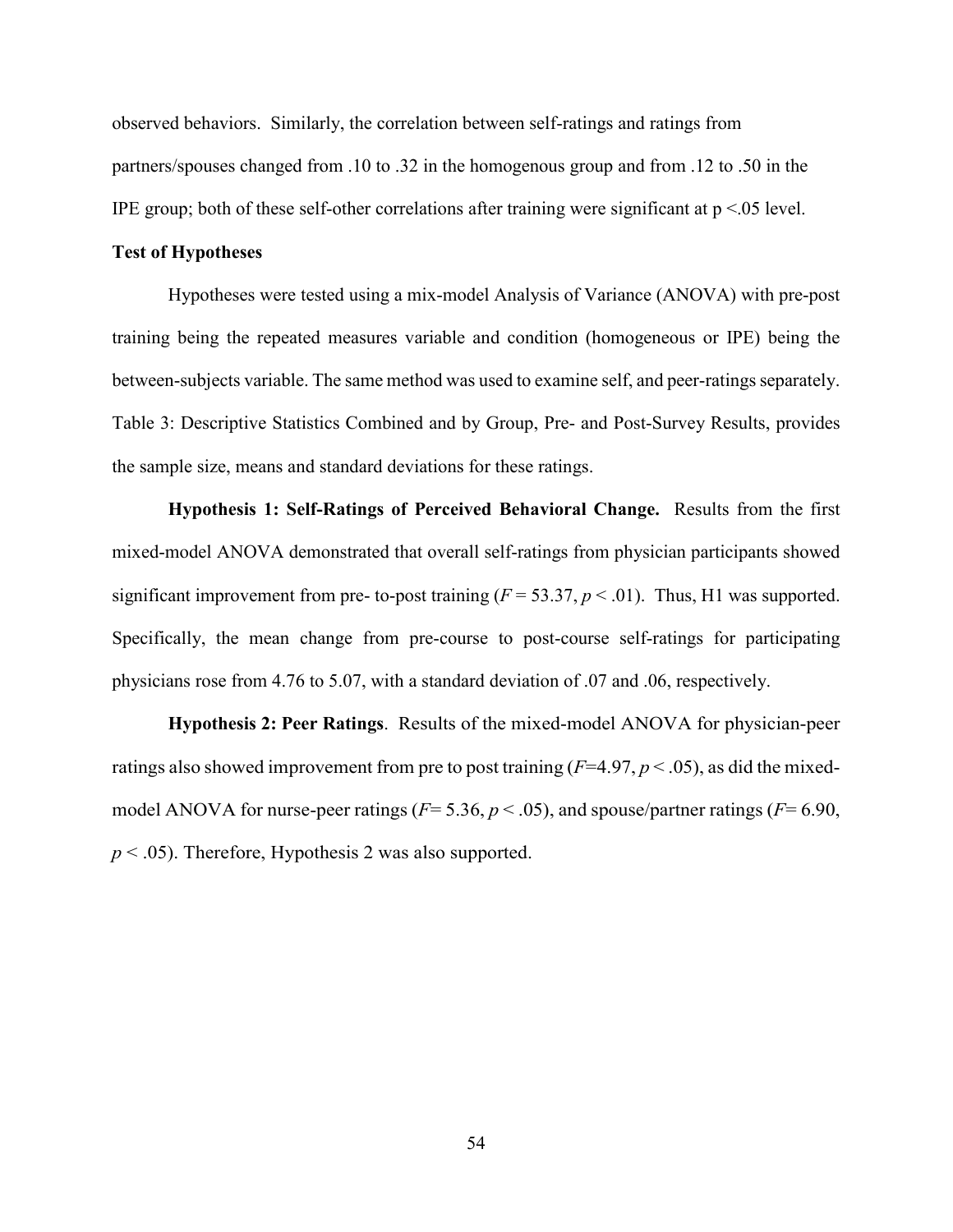observed behaviors. Similarly, the correlation between self-ratings and ratings from partners/spouses changed from .10 to .32 in the homogenous group and from .12 to .50 in the IPE group; both of these self-other correlations after training were significant at $p < .05$ level.

**Test of Hypotheses**

Hypotheses were tested using a mix-model Analysis of Variance (ANOVA) with pre-post training being the repeated measures variable and condition (homogeneous or IPE) being the between-subjects variable. The same method was used to examine self, and peer-ratings separately. Table 3: Descriptive Statistics Combined and by Group, Pre- and Post-Survey Results, provides the sample size, means and standard deviations for these ratings.

**Hypothesis 1: Self-Ratings of Perceived Behavioral Change.** Results from the first mixed-model ANOVA demonstrated that overall self-ratings from physician participants showed significant improvement from pre- to-post training ($F = 53.37$, $p < .01$). Thus, H1 was supported. Specifically, the mean change from pre-course to post-course self-ratings for participating physicians rose from 4.76 to 5.07, with a standard deviation of .07 and .06, respectively.

**Hypothesis 2: Peer Ratings**. Results of the mixed-model ANOVA for physician-peer ratings also showed improvement from pre to post training ($F$=4.97, $p < .05$), as did the mixed-model ANOVA for nurse-peer ratings ($F$= 5.36, $p < .05$), and spouse/partner ratings ($F$= 6.90, $p < .05$). Therefore, Hypothesis 2 was also supported.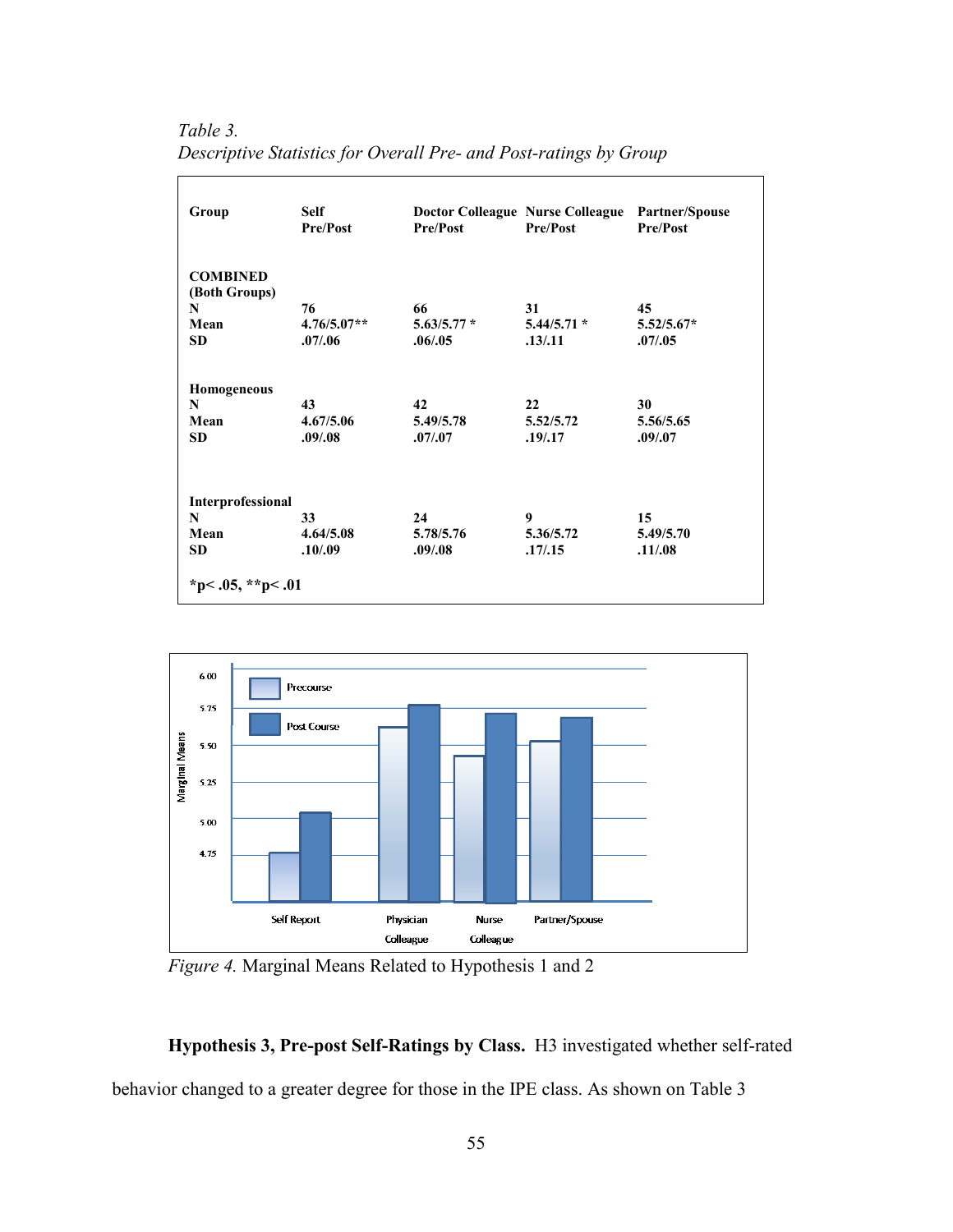*Table 3.*
*Descriptive Statistics for Overall Pre- and Post-ratings by Group*

| Group | Self Pre/Post | Doctor Colleague Pre/Post | Nurse Colleague Pre/Post | Partner/Spouse Pre/Post |
|---|---|---|---|---|
| **COMBINED (Both Groups)** | | | | |
| **N** | 76 | 66 | 31 | 45 |
| **Mean** | 4.76/5.07** | 5.63/5.77 * | 5.44/5.71 * | 5.52/5.67* |
| **SD** | .07/.06 | .06/.05 | .13/.11 | .07/.05 |
| **Homogeneous** | | | | |
| **N** | 43 | 42 | 22 | 30 |
| **Mean** | 4.67/5.06 | 5.49/5.78 | 5.52/5.72 | 5.56/5.65 |
| **SD** | .09/.08 | .07/.07 | .19/.17 | .09/.07 |
| **Interprofessional** | | | | |
| **N** | 33 | 24 | 9 | 15 |
| **Mean** | 4.64/5.08 | 5.78/5.76 | 5.36/5.72 | 5.49/5.70 |
| **SD** | .10/.09 | .09/.08 | .17/.15 | .11/.08 |

**\*p< .05, \*\*p< .01**

*Figure 4.* Marginal Means Related to Hypothesis 1 and 2

**Hypothesis 3, Pre-post Self-Ratings by Class.** H3 investigated whether self-rated behavior changed to a greater degree for those in the IPE class. As shown on Table 3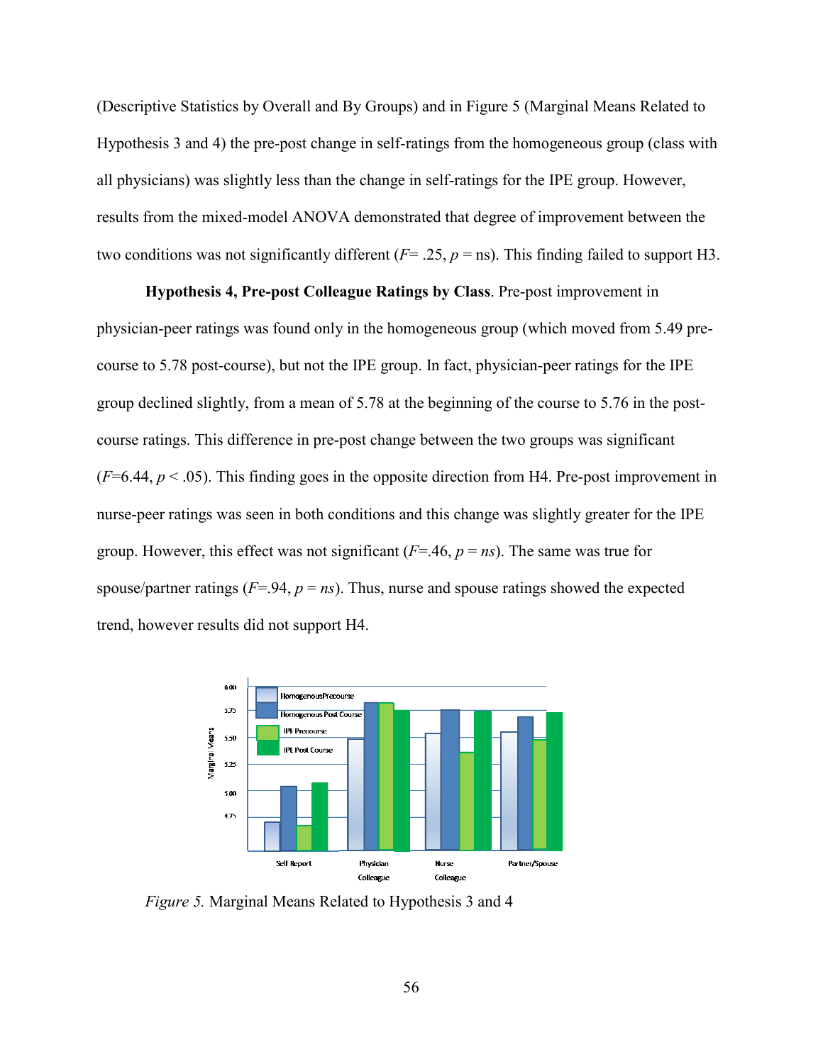(Descriptive Statistics by Overall and By Groups) and in Figure 5 (Marginal Means Related to Hypothesis 3 and 4) the pre-post change in self-ratings from the homogeneous group (class with all physicians) was slightly less than the change in self-ratings for the IPE group. However, results from the mixed-model ANOVA demonstrated that degree of improvement between the two conditions was not significantly different ($F$= .25, $p$ = ns). This finding failed to support H3.

**Hypothesis 4, Pre-post Colleague Ratings by Class**. Pre-post improvement in physician-peer ratings was found only in the homogeneous group (which moved from 5.49 pre-course to 5.78 post-course), but not the IPE group. In fact, physician-peer ratings for the IPE group declined slightly, from a mean of 5.78 at the beginning of the course to 5.76 in the post-course ratings. This difference in pre-post change between the two groups was significant ($F$=6.44, $p$ < .05). This finding goes in the opposite direction from H4. Pre-post improvement in nurse-peer ratings was seen in both conditions and this change was slightly greater for the IPE group. However, this effect was not significant ($F$=.46, $p$ = $ns$). The same was true for spouse/partner ratings ($F$=.94, $p$ = $ns$). Thus, nurse and spouse ratings showed the expected trend, however results did not support H4.

*Figure 5.* Marginal Means Related to Hypothesis 3 and 4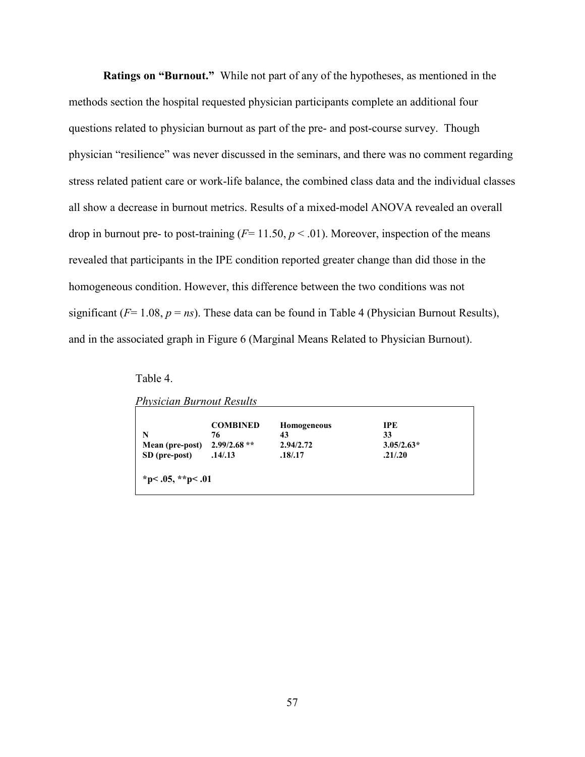**Ratings on "Burnout."** While not part of any of the hypotheses, as mentioned in the methods section the hospital requested physician participants complete an additional four questions related to physician burnout as part of the pre- and post-course survey. Though physician "resilience" was never discussed in the seminars, and there was no comment regarding stress related patient care or work-life balance, the combined class data and the individual classes all show a decrease in burnout metrics. Results of a mixed-model ANOVA revealed an overall drop in burnout pre- to post-training ($F$= 11.50, $p$ < .01). Moreover, inspection of the means revealed that participants in the IPE condition reported greater change than did those in the homogeneous condition. However, this difference between the two conditions was not significant ($F$= 1.08, $p$ = *ns*). These data can be found in Table 4 (Physician Burnout Results), and in the associated graph in Figure 6 (Marginal Means Related to Physician Burnout).

Table 4.

*Physician Burnout Results*

| | COMBINED | Homogeneous | IPE |
|---|---|---|---|
| N | 76 | 43 | 33 |
| Mean (pre-post) | 2.99/2.68 ** | 2.94/2.72 | 3.05/2.63* |
| SD (pre-post) | .14/.13 | .18/.17 | .21/.20 |

*p< .05, **p< .01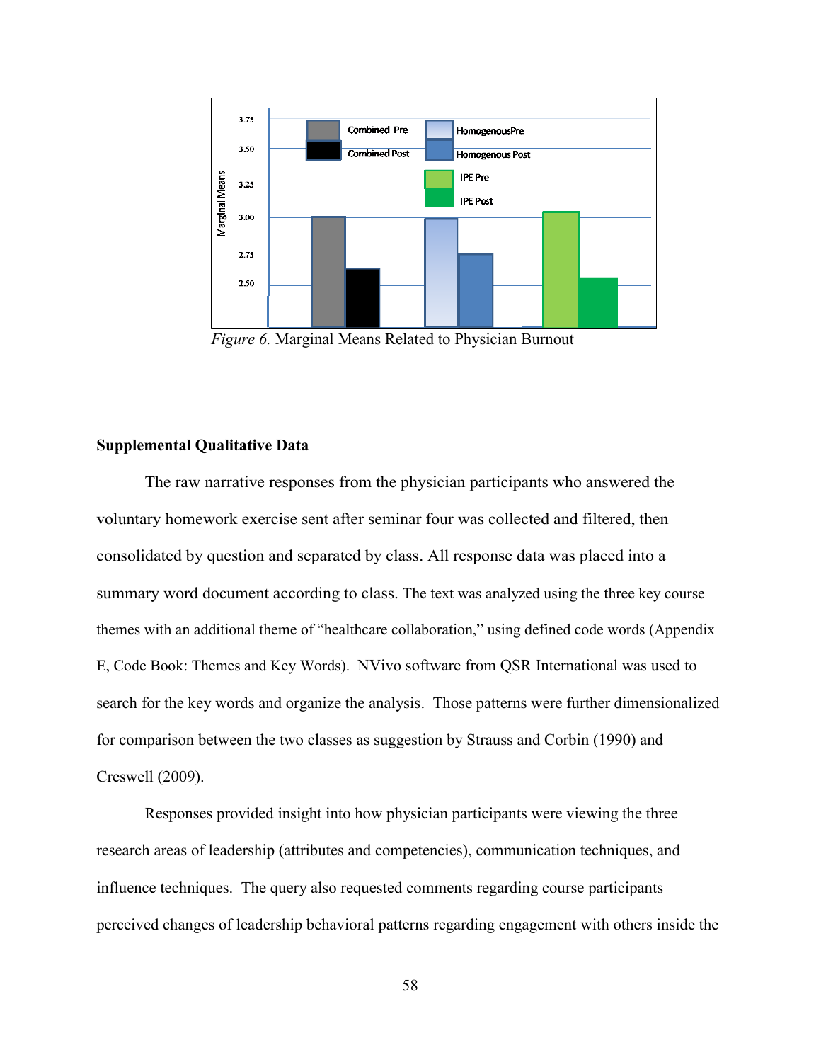*Figure 6.* Marginal Means Related to Physician Burnout

**Supplemental Qualitative Data**

The raw narrative responses from the physician participants who answered the voluntary homework exercise sent after seminar four was collected and filtered, then consolidated by question and separated by class. All response data was placed into a summary word document according to class. The text was analyzed using the three key course themes with an additional theme of "healthcare collaboration," using defined code words (Appendix E, Code Book: Themes and Key Words). NVivo software from QSR International was used to search for the key words and organize the analysis. Those patterns were further dimensionalized for comparison between the two classes as suggestion by Strauss and Corbin (1990) and Creswell (2009).

Responses provided insight into how physician participants were viewing the three research areas of leadership (attributes and competencies), communication techniques, and influence techniques. The query also requested comments regarding course participants perceived changes of leadership behavioral patterns regarding engagement with others inside the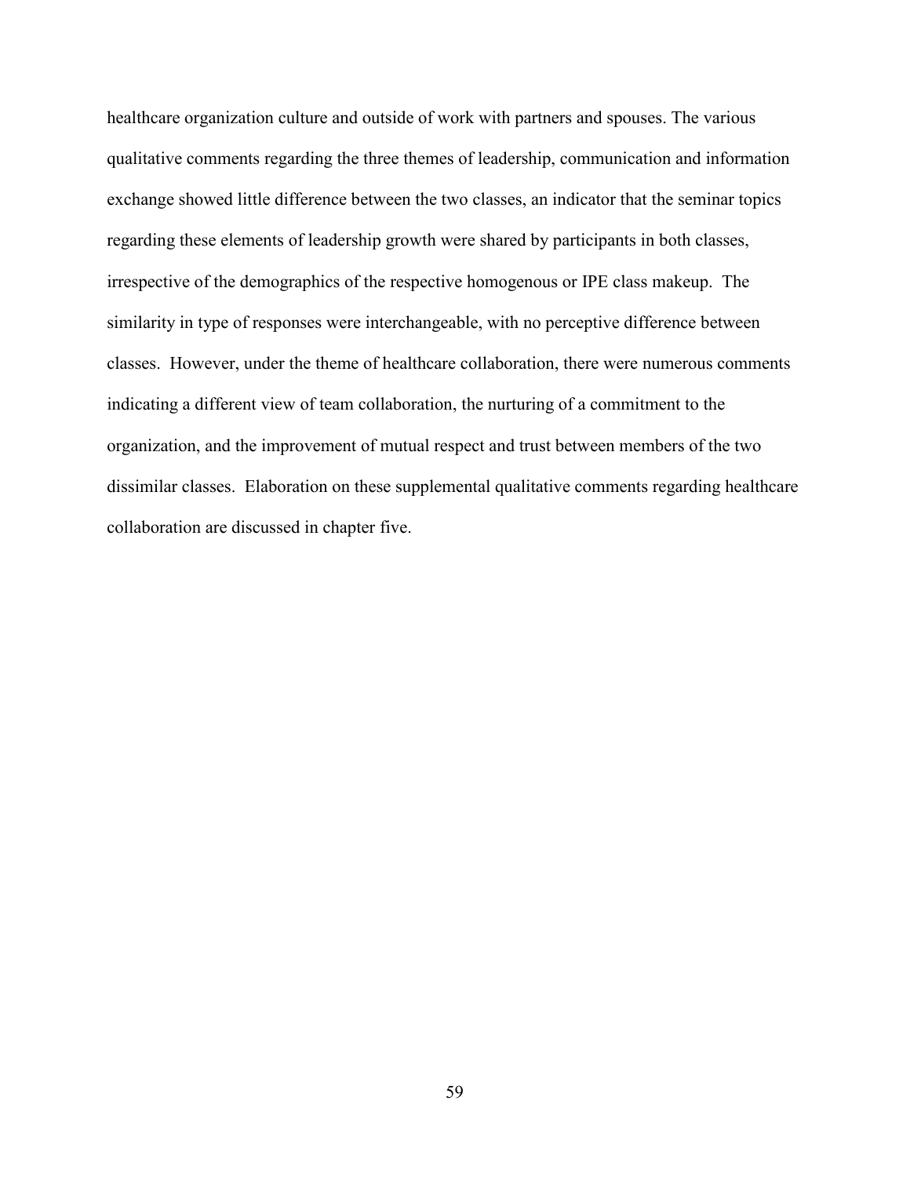healthcare organization culture and outside of work with partners and spouses. The various qualitative comments regarding the three themes of leadership, communication and information exchange showed little difference between the two classes, an indicator that the seminar topics regarding these elements of leadership growth were shared by participants in both classes, irrespective of the demographics of the respective homogenous or IPE class makeup. The similarity in type of responses were interchangeable, with no perceptive difference between classes. However, under the theme of healthcare collaboration, there were numerous comments indicating a different view of team collaboration, the nurturing of a commitment to the organization, and the improvement of mutual respect and trust between members of the two dissimilar classes. Elaboration on these supplemental qualitative comments regarding healthcare collaboration are discussed in chapter five.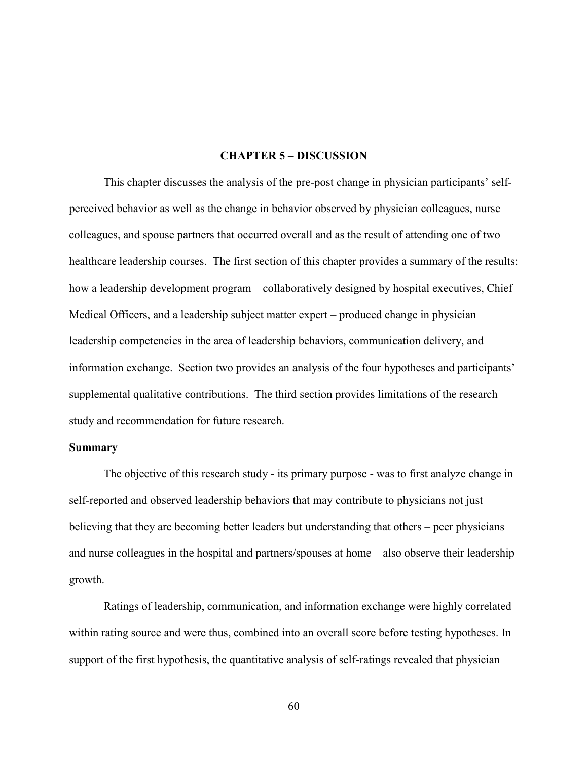# CHAPTER 5 – DISCUSSION

This chapter discusses the analysis of the pre-post change in physician participants' self-perceived behavior as well as the change in behavior observed by physician colleagues, nurse colleagues, and spouse partners that occurred overall and as the result of attending one of two healthcare leadership courses. The first section of this chapter provides a summary of the results: how a leadership development program – collaboratively designed by hospital executives, Chief Medical Officers, and a leadership subject matter expert – produced change in physician leadership competencies in the area of leadership behaviors, communication delivery, and information exchange. Section two provides an analysis of the four hypotheses and participants' supplemental qualitative contributions. The third section provides limitations of the research study and recommendation for future research.

## Summary

The objective of this research study - its primary purpose - was to first analyze change in self-reported and observed leadership behaviors that may contribute to physicians not just believing that they are becoming better leaders but understanding that others – peer physicians and nurse colleagues in the hospital and partners/spouses at home – also observe their leadership growth.

Ratings of leadership, communication, and information exchange were highly correlated within rating source and were thus, combined into an overall score before testing hypotheses. In support of the first hypothesis, the quantitative analysis of self-ratings revealed that physician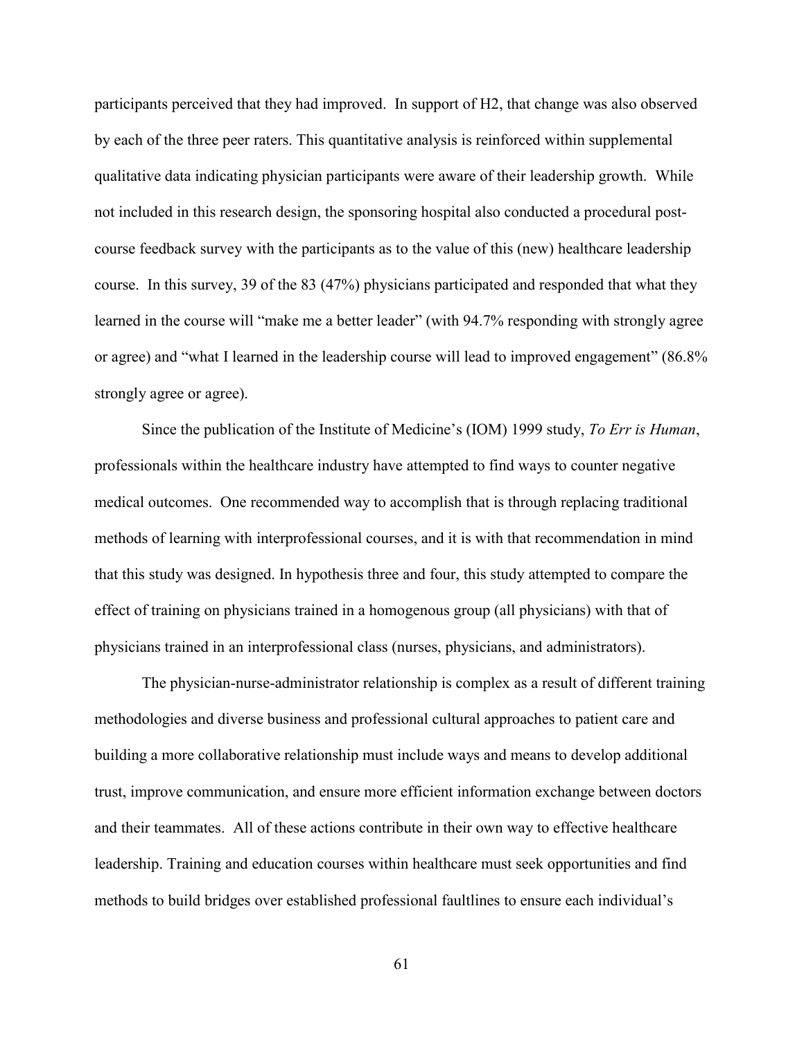participants perceived that they had improved. In support of H2, that change was also observed by each of the three peer raters. This quantitative analysis is reinforced within supplemental qualitative data indicating physician participants were aware of their leadership growth. While not included in this research design, the sponsoring hospital also conducted a procedural post-course feedback survey with the participants as to the value of this (new) healthcare leadership course. In this survey, 39 of the 83 (47%) physicians participated and responded that what they learned in the course will "make me a better leader" (with 94.7% responding with strongly agree or agree) and "what I learned in the leadership course will lead to improved engagement" (86.8% strongly agree or agree).

Since the publication of the Institute of Medicine's (IOM) 1999 study, *To Err is Human*, professionals within the healthcare industry have attempted to find ways to counter negative medical outcomes. One recommended way to accomplish that is through replacing traditional methods of learning with interprofessional courses, and it is with that recommendation in mind that this study was designed. In hypothesis three and four, this study attempted to compare the effect of training on physicians trained in a homogenous group (all physicians) with that of physicians trained in an interprofessional class (nurses, physicians, and administrators).

The physician-nurse-administrator relationship is complex as a result of different training methodologies and diverse business and professional cultural approaches to patient care and building a more collaborative relationship must include ways and means to develop additional trust, improve communication, and ensure more efficient information exchange between doctors and their teammates. All of these actions contribute in their own way to effective healthcare leadership. Training and education courses within healthcare must seek opportunities and find methods to build bridges over established professional faultlines to ensure each individual's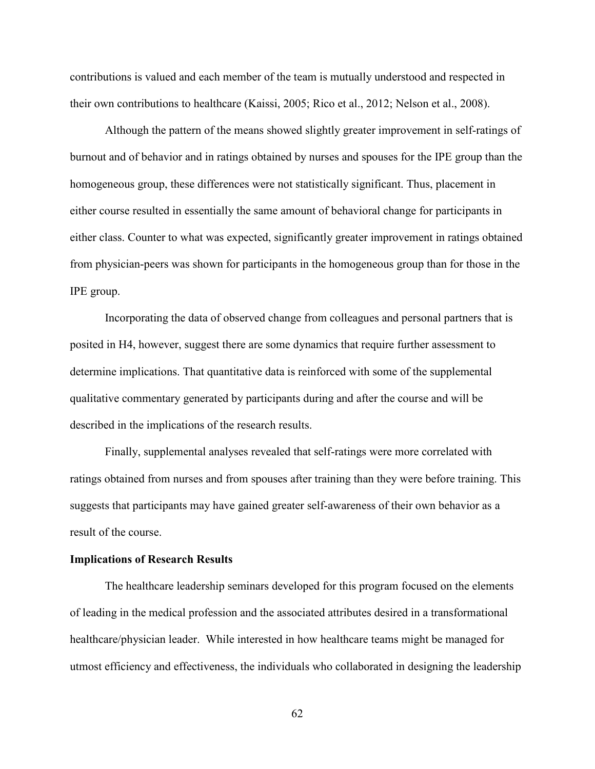contributions is valued and each member of the team is mutually understood and respected in their own contributions to healthcare (Kaissi, 2005; Rico et al., 2012; Nelson et al., 2008).

Although the pattern of the means showed slightly greater improvement in self-ratings of burnout and of behavior and in ratings obtained by nurses and spouses for the IPE group than the homogeneous group, these differences were not statistically significant. Thus, placement in either course resulted in essentially the same amount of behavioral change for participants in either class. Counter to what was expected, significantly greater improvement in ratings obtained from physician-peers was shown for participants in the homogeneous group than for those in the IPE group.

Incorporating the data of observed change from colleagues and personal partners that is posited in H4, however, suggest there are some dynamics that require further assessment to determine implications. That quantitative data is reinforced with some of the supplemental qualitative commentary generated by participants during and after the course and will be described in the implications of the research results.

Finally, supplemental analyses revealed that self-ratings were more correlated with ratings obtained from nurses and from spouses after training than they were before training. This suggests that participants may have gained greater self-awareness of their own behavior as a result of the course.

**Implications of Research Results**

The healthcare leadership seminars developed for this program focused on the elements of leading in the medical profession and the associated attributes desired in a transformational healthcare/physician leader. While interested in how healthcare teams might be managed for utmost efficiency and effectiveness, the individuals who collaborated in designing the leadership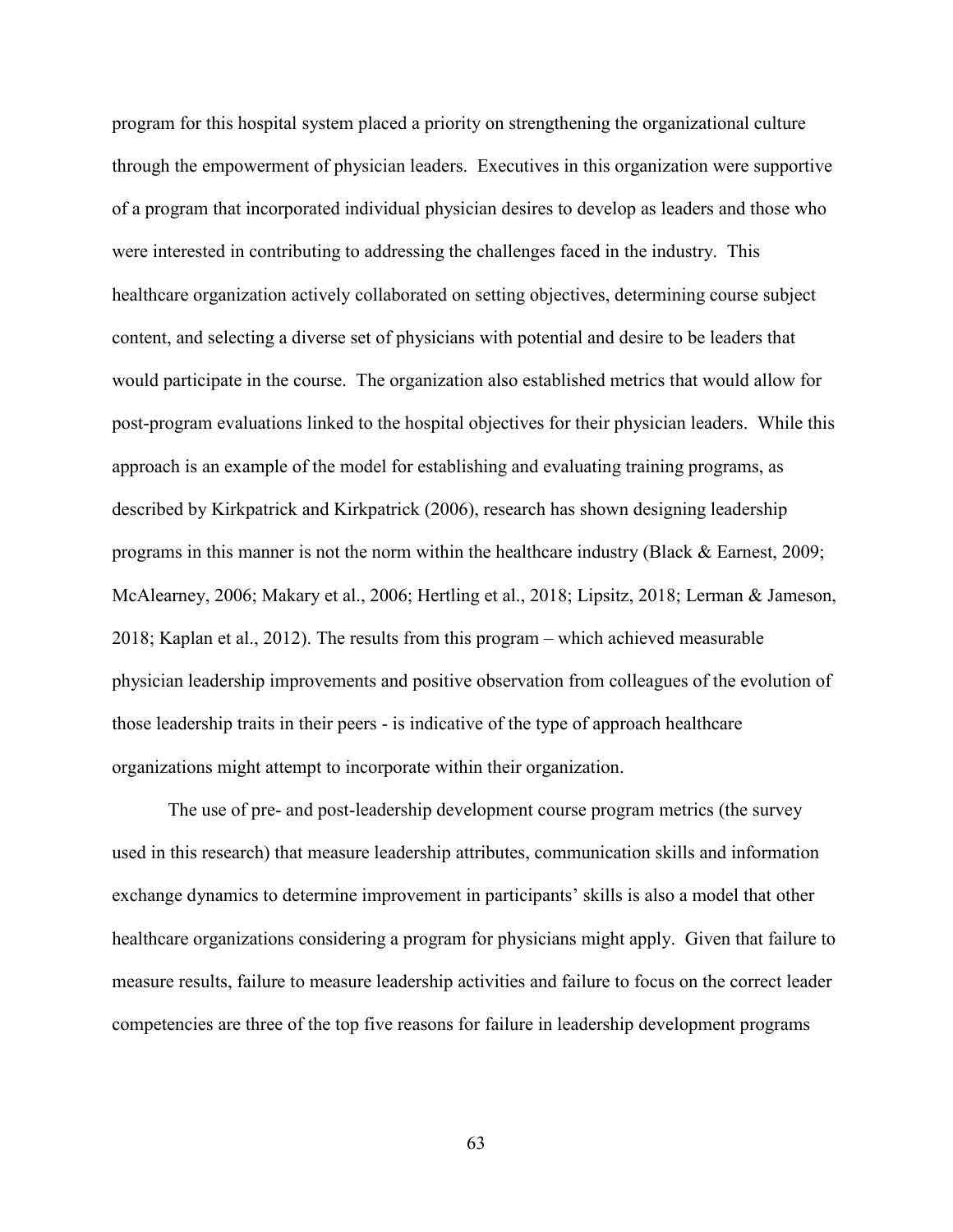program for this hospital system placed a priority on strengthening the organizational culture through the empowerment of physician leaders. Executives in this organization were supportive of a program that incorporated individual physician desires to develop as leaders and those who were interested in contributing to addressing the challenges faced in the industry. This healthcare organization actively collaborated on setting objectives, determining course subject content, and selecting a diverse set of physicians with potential and desire to be leaders that would participate in the course. The organization also established metrics that would allow for post-program evaluations linked to the hospital objectives for their physician leaders. While this approach is an example of the model for establishing and evaluating training programs, as described by Kirkpatrick and Kirkpatrick (2006), research has shown designing leadership programs in this manner is not the norm within the healthcare industry (Black & Earnest, 2009; McAlearney, 2006; Makary et al., 2006; Hertling et al., 2018; Lipsitz, 2018; Lerman & Jameson, 2018; Kaplan et al., 2012). The results from this program – which achieved measurable physician leadership improvements and positive observation from colleagues of the evolution of those leadership traits in their peers - is indicative of the type of approach healthcare organizations might attempt to incorporate within their organization.

The use of pre- and post-leadership development course program metrics (the survey used in this research) that measure leadership attributes, communication skills and information exchange dynamics to determine improvement in participants' skills is also a model that other healthcare organizations considering a program for physicians might apply. Given that failure to measure results, failure to measure leadership activities and failure to focus on the correct leader competencies are three of the top five reasons for failure in leadership development programs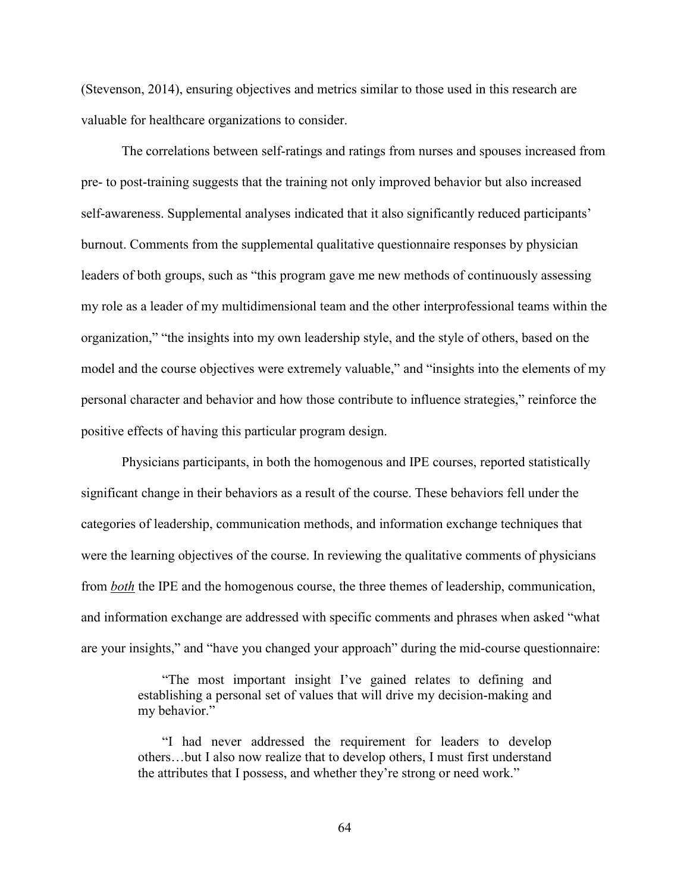(Stevenson, 2014), ensuring objectives and metrics similar to those used in this research are valuable for healthcare organizations to consider.

The correlations between self-ratings and ratings from nurses and spouses increased from pre- to post-training suggests that the training not only improved behavior but also increased self-awareness. Supplemental analyses indicated that it also significantly reduced participants' burnout. Comments from the supplemental qualitative questionnaire responses by physician leaders of both groups, such as "this program gave me new methods of continuously assessing my role as a leader of my multidimensional team and the other interprofessional teams within the organization," "the insights into my own leadership style, and the style of others, based on the model and the course objectives were extremely valuable," and "insights into the elements of my personal character and behavior and how those contribute to influence strategies," reinforce the positive effects of having this particular program design.

Physicians participants, in both the homogenous and IPE courses, reported statistically significant change in their behaviors as a result of the course. These behaviors fell under the categories of leadership, communication methods, and information exchange techniques that were the learning objectives of the course. In reviewing the qualitative comments of physicians from ***both*** the IPE and the homogenous course, the three themes of leadership, communication, and information exchange are addressed with specific comments and phrases when asked "what are your insights," and "have you changed your approach" during the mid-course questionnaire:

> "The most important insight I've gained relates to defining and establishing a personal set of values that will drive my decision-making and my behavior."

> "I had never addressed the requirement for leaders to develop others…but I also now realize that to develop others, I must first understand the attributes that I possess, and whether they're strong or need work."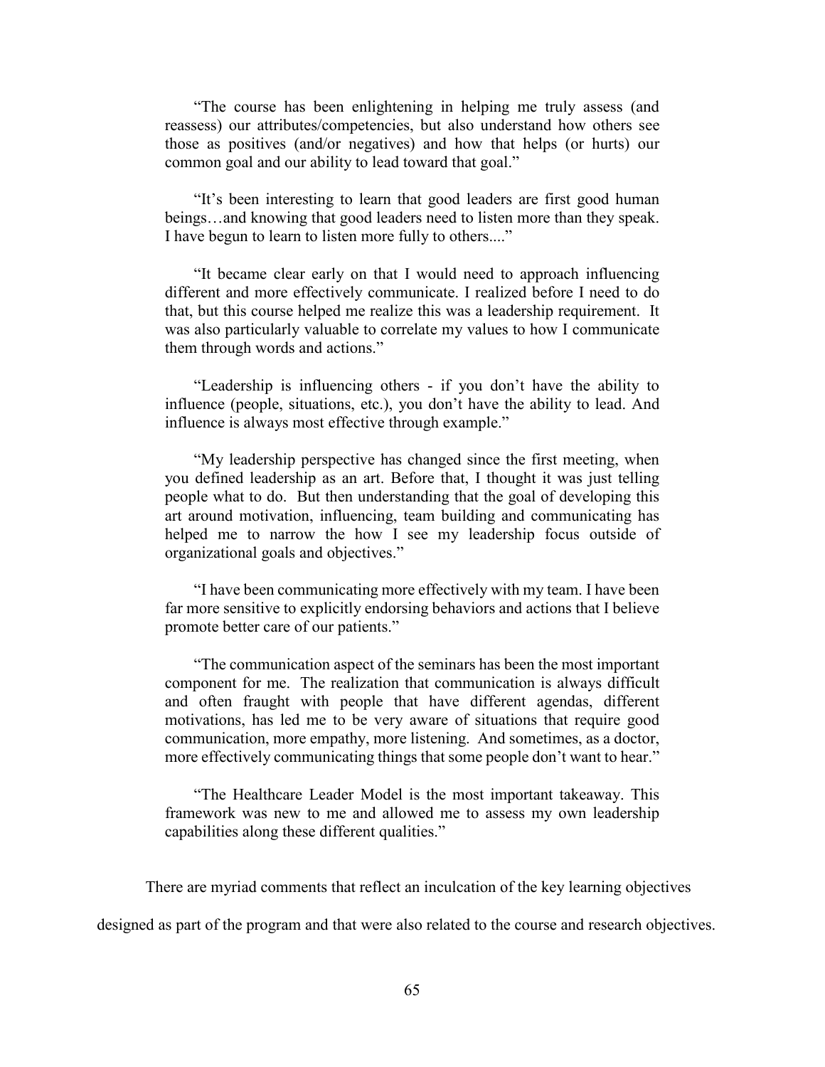> "The course has been enlightening in helping me truly assess (and reassess) our attributes/competencies, but also understand how others see those as positives (and/or negatives) and how that helps (or hurts) our common goal and our ability to lead toward that goal."

> "It's been interesting to learn that good leaders are first good human beings…and knowing that good leaders need to listen more than they speak. I have begun to learn to listen more fully to others...."

> "It became clear early on that I would need to approach influencing different and more effectively communicate. I realized before I need to do that, but this course helped me realize this was a leadership requirement. It was also particularly valuable to correlate my values to how I communicate them through words and actions."

> "Leadership is influencing others - if you don't have the ability to influence (people, situations, etc.), you don't have the ability to lead. And influence is always most effective through example."

> "My leadership perspective has changed since the first meeting, when you defined leadership as an art. Before that, I thought it was just telling people what to do. But then understanding that the goal of developing this art around motivation, influencing, team building and communicating has helped me to narrow the how I see my leadership focus outside of organizational goals and objectives."

> "I have been communicating more effectively with my team. I have been far more sensitive to explicitly endorsing behaviors and actions that I believe promote better care of our patients."

> "The communication aspect of the seminars has been the most important component for me. The realization that communication is always difficult and often fraught with people that have different agendas, different motivations, has led me to be very aware of situations that require good communication, more empathy, more listening. And sometimes, as a doctor, more effectively communicating things that some people don't want to hear."

> "The Healthcare Leader Model is the most important takeaway. This framework was new to me and allowed me to assess my own leadership capabilities along these different qualities."

There are myriad comments that reflect an inculcation of the key learning objectives designed as part of the program and that were also related to the course and research objectives.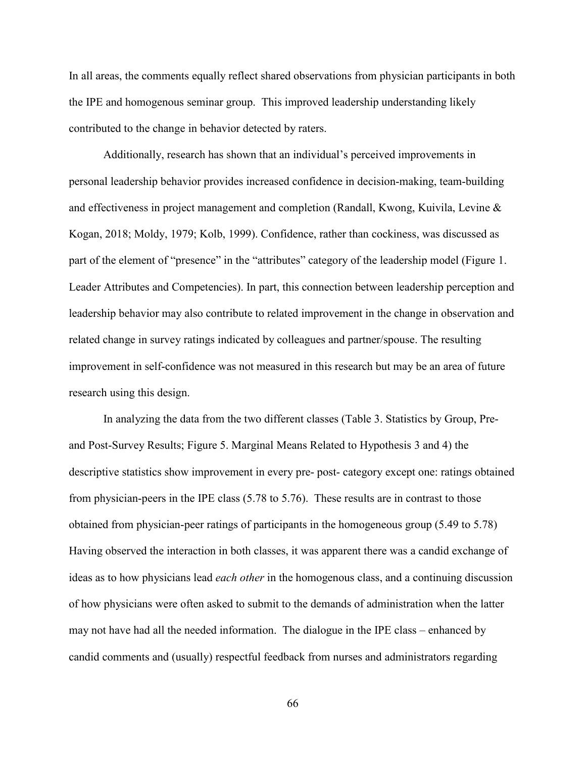In all areas, the comments equally reflect shared observations from physician participants in both the IPE and homogenous seminar group. This improved leadership understanding likely contributed to the change in behavior detected by raters.

Additionally, research has shown that an individual's perceived improvements in personal leadership behavior provides increased confidence in decision-making, team-building and effectiveness in project management and completion (Randall, Kwong, Kuivila, Levine & Kogan, 2018; Moldy, 1979; Kolb, 1999). Confidence, rather than cockiness, was discussed as part of the element of "presence" in the "attributes" category of the leadership model (Figure 1. Leader Attributes and Competencies). In part, this connection between leadership perception and leadership behavior may also contribute to related improvement in the change in observation and related change in survey ratings indicated by colleagues and partner/spouse. The resulting improvement in self-confidence was not measured in this research but may be an area of future research using this design.

In analyzing the data from the two different classes (Table 3. Statistics by Group, Pre- and Post-Survey Results; Figure 5. Marginal Means Related to Hypothesis 3 and 4) the descriptive statistics show improvement in every pre- post- category except one: ratings obtained from physician-peers in the IPE class (5.78 to 5.76). These results are in contrast to those obtained from physician-peer ratings of participants in the homogeneous group (5.49 to 5.78) Having observed the interaction in both classes, it was apparent there was a candid exchange of ideas as to how physicians lead *each other* in the homogenous class, and a continuing discussion of how physicians were often asked to submit to the demands of administration when the latter may not have had all the needed information. The dialogue in the IPE class – enhanced by candid comments and (usually) respectful feedback from nurses and administrators regarding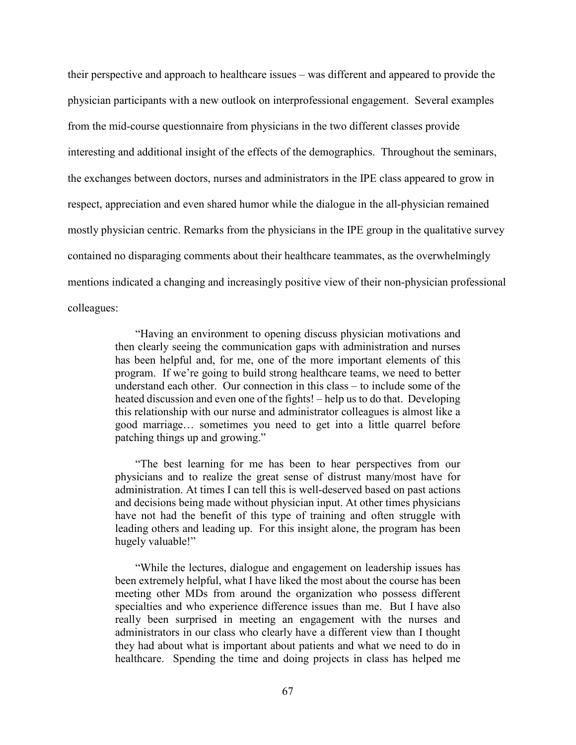their perspective and approach to healthcare issues – was different and appeared to provide the physician participants with a new outlook on interprofessional engagement. Several examples from the mid-course questionnaire from physicians in the two different classes provide interesting and additional insight of the effects of the demographics. Throughout the seminars, the exchanges between doctors, nurses and administrators in the IPE class appeared to grow in respect, appreciation and even shared humor while the dialogue in the all-physician remained mostly physician centric. Remarks from the physicians in the IPE group in the qualitative survey contained no disparaging comments about their healthcare teammates, as the overwhelmingly mentions indicated a changing and increasingly positive view of their non-physician professional colleagues:

> "Having an environment to opening discuss physician motivations and then clearly seeing the communication gaps with administration and nurses has been helpful and, for me, one of the more important elements of this program. If we're going to build strong healthcare teams, we need to better understand each other. Our connection in this class – to include some of the heated discussion and even one of the fights! – help us to do that. Developing this relationship with our nurse and administrator colleagues is almost like a good marriage… sometimes you need to get into a little quarrel before patching things up and growing."

> "The best learning for me has been to hear perspectives from our physicians and to realize the great sense of distrust many/most have for administration. At times I can tell this is well-deserved based on past actions and decisions being made without physician input. At other times physicians have not had the benefit of this type of training and often struggle with leading others and leading up. For this insight alone, the program has been hugely valuable!"

> "While the lectures, dialogue and engagement on leadership issues has been extremely helpful, what I have liked the most about the course has been meeting other MDs from around the organization who possess different specialties and who experience difference issues than me. But I have also really been surprised in meeting an engagement with the nurses and administrators in our class who clearly have a different view than I thought they had about what is important about patients and what we need to do in healthcare. Spending the time and doing projects in class has helped me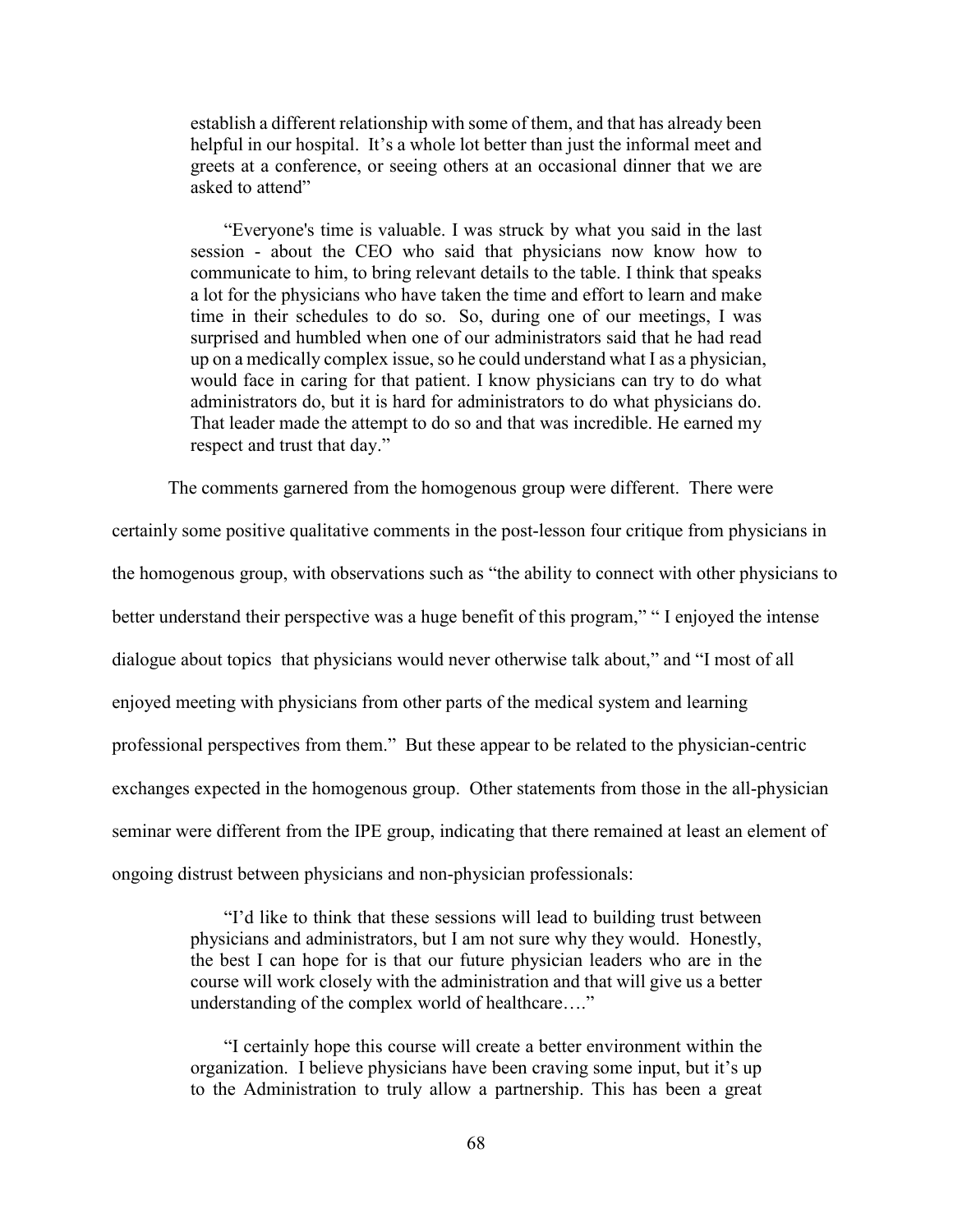> establish a different relationship with some of them, and that has already been helpful in our hospital. It's a whole lot better than just the informal meet and greets at a conference, or seeing others at an occasional dinner that we are asked to attend"
>
> "Everyone's time is valuable. I was struck by what you said in the last session - about the CEO who said that physicians now know how to communicate to him, to bring relevant details to the table. I think that speaks a lot for the physicians who have taken the time and effort to learn and make time in their schedules to do so. So, during one of our meetings, I was surprised and humbled when one of our administrators said that he had read up on a medically complex issue, so he could understand what I as a physician, would face in caring for that patient. I know physicians can try to do what administrators do, but it is hard for administrators to do what physicians do. That leader made the attempt to do so and that was incredible. He earned my respect and trust that day."

The comments garnered from the homogenous group were different. There were certainly some positive qualitative comments in the post-lesson four critique from physicians in the homogenous group, with observations such as "the ability to connect with other physicians to better understand their perspective was a huge benefit of this program," " I enjoyed the intense dialogue about topics that physicians would never otherwise talk about," and "I most of all enjoyed meeting with physicians from other parts of the medical system and learning professional perspectives from them." But these appear to be related to the physician-centric exchanges expected in the homogenous group. Other statements from those in the all-physician seminar were different from the IPE group, indicating that there remained at least an element of ongoing distrust between physicians and non-physician professionals:

> "I'd like to think that these sessions will lead to building trust between physicians and administrators, but I am not sure why they would. Honestly, the best I can hope for is that our future physician leaders who are in the course will work closely with the administration and that will give us a better understanding of the complex world of healthcare…."
>
> "I certainly hope this course will create a better environment within the organization. I believe physicians have been craving some input, but it's up to the Administration to truly allow a partnership. This has been a great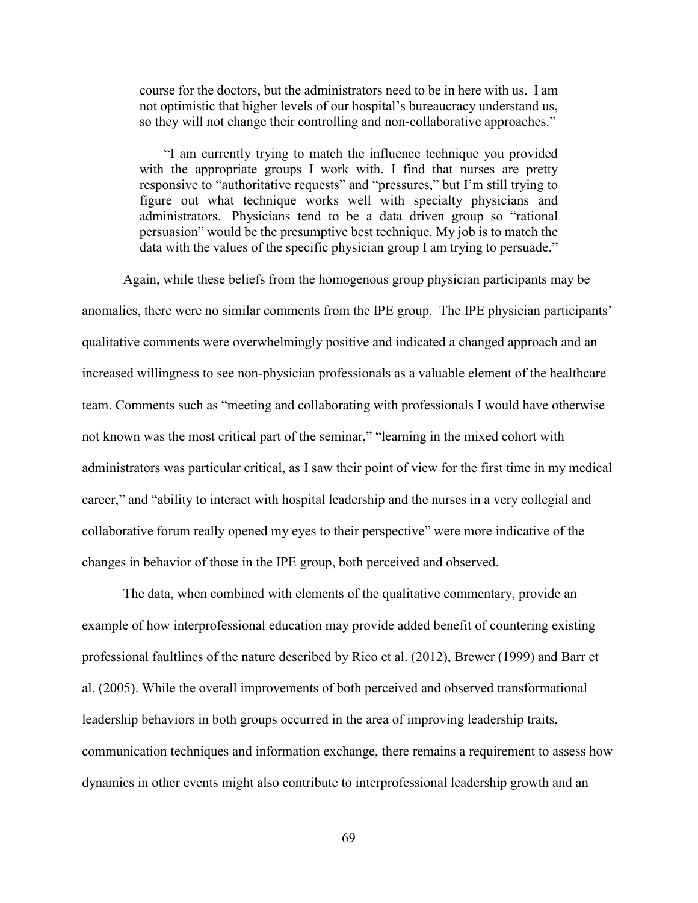> course for the doctors, but the administrators need to be in here with us. I am not optimistic that higher levels of our hospital's bureaucracy understand us, so they will not change their controlling and non-collaborative approaches."
>
> "I am currently trying to match the influence technique you provided with the appropriate groups I work with. I find that nurses are pretty responsive to "authoritative requests" and "pressures," but I'm still trying to figure out what technique works well with specialty physicians and administrators. Physicians tend to be a data driven group so "rational persuasion" would be the presumptive best technique. My job is to match the data with the values of the specific physician group I am trying to persuade."

Again, while these beliefs from the homogenous group physician participants may be anomalies, there were no similar comments from the IPE group. The IPE physician participants' qualitative comments were overwhelmingly positive and indicated a changed approach and an increased willingness to see non-physician professionals as a valuable element of the healthcare team. Comments such as "meeting and collaborating with professionals I would have otherwise not known was the most critical part of the seminar," "learning in the mixed cohort with administrators was particular critical, as I saw their point of view for the first time in my medical career," and "ability to interact with hospital leadership and the nurses in a very collegial and collaborative forum really opened my eyes to their perspective" were more indicative of the changes in behavior of those in the IPE group, both perceived and observed.

The data, when combined with elements of the qualitative commentary, provide an example of how interprofessional education may provide added benefit of countering existing professional faultlines of the nature described by Rico et al. (2012), Brewer (1999) and Barr et al. (2005). While the overall improvements of both perceived and observed transformational leadership behaviors in both groups occurred in the area of improving leadership traits, communication techniques and information exchange, there remains a requirement to assess how dynamics in other events might also contribute to interprofessional leadership growth and an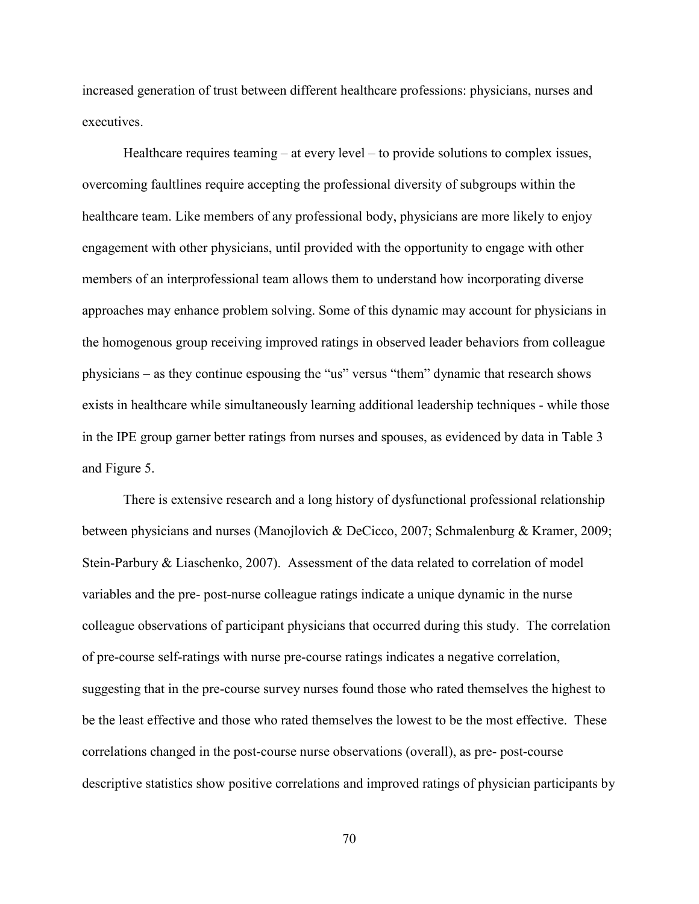increased generation of trust between different healthcare professions: physicians, nurses and executives.

Healthcare requires teaming – at every level – to provide solutions to complex issues, overcoming faultlines require accepting the professional diversity of subgroups within the healthcare team. Like members of any professional body, physicians are more likely to enjoy engagement with other physicians, until provided with the opportunity to engage with other members of an interprofessional team allows them to understand how incorporating diverse approaches may enhance problem solving. Some of this dynamic may account for physicians in the homogenous group receiving improved ratings in observed leader behaviors from colleague physicians – as they continue espousing the "us" versus "them" dynamic that research shows exists in healthcare while simultaneously learning additional leadership techniques - while those in the IPE group garner better ratings from nurses and spouses, as evidenced by data in Table 3 and Figure 5.

There is extensive research and a long history of dysfunctional professional relationship between physicians and nurses (Manojlovich & DeCicco, 2007; Schmalenburg & Kramer, 2009; Stein-Parbury & Liaschenko, 2007). Assessment of the data related to correlation of model variables and the pre- post-nurse colleague ratings indicate a unique dynamic in the nurse colleague observations of participant physicians that occurred during this study. The correlation of pre-course self-ratings with nurse pre-course ratings indicates a negative correlation, suggesting that in the pre-course survey nurses found those who rated themselves the highest to be the least effective and those who rated themselves the lowest to be the most effective. These correlations changed in the post-course nurse observations (overall), as pre- post-course descriptive statistics show positive correlations and improved ratings of physician participants by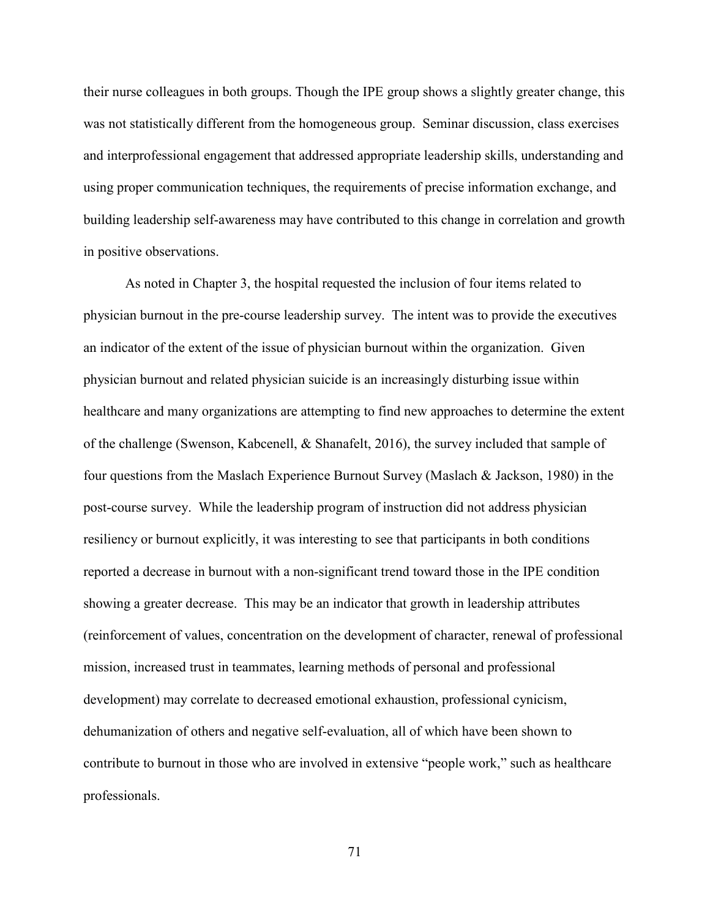their nurse colleagues in both groups. Though the IPE group shows a slightly greater change, this was not statistically different from the homogeneous group. Seminar discussion, class exercises and interprofessional engagement that addressed appropriate leadership skills, understanding and using proper communication techniques, the requirements of precise information exchange, and building leadership self-awareness may have contributed to this change in correlation and growth in positive observations.

As noted in Chapter 3, the hospital requested the inclusion of four items related to physician burnout in the pre-course leadership survey. The intent was to provide the executives an indicator of the extent of the issue of physician burnout within the organization. Given physician burnout and related physician suicide is an increasingly disturbing issue within healthcare and many organizations are attempting to find new approaches to determine the extent of the challenge (Swenson, Kabcenell, & Shanafelt, 2016), the survey included that sample of four questions from the Maslach Experience Burnout Survey (Maslach & Jackson, 1980) in the post-course survey. While the leadership program of instruction did not address physician resiliency or burnout explicitly, it was interesting to see that participants in both conditions reported a decrease in burnout with a non-significant trend toward those in the IPE condition showing a greater decrease. This may be an indicator that growth in leadership attributes (reinforcement of values, concentration on the development of character, renewal of professional mission, increased trust in teammates, learning methods of personal and professional development) may correlate to decreased emotional exhaustion, professional cynicism, dehumanization of others and negative self-evaluation, all of which have been shown to contribute to burnout in those who are involved in extensive "people work," such as healthcare professionals.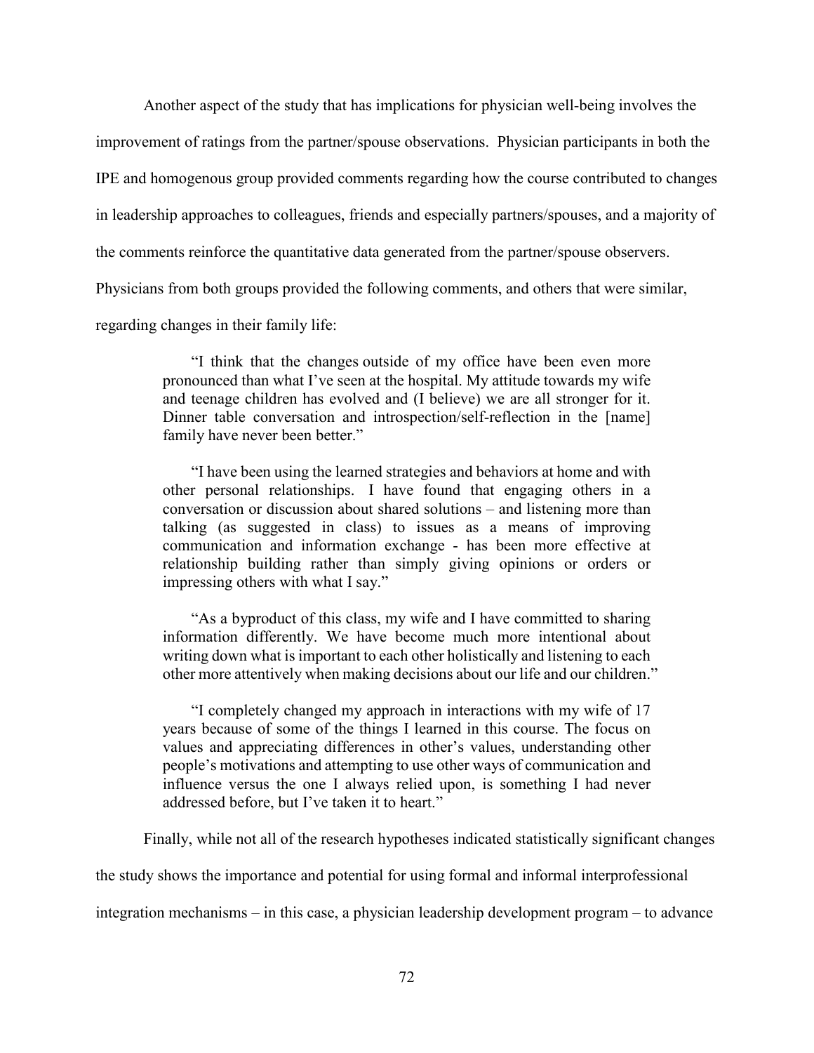Another aspect of the study that has implications for physician well-being involves the improvement of ratings from the partner/spouse observations. Physician participants in both the IPE and homogenous group provided comments regarding how the course contributed to changes in leadership approaches to colleagues, friends and especially partners/spouses, and a majority of the comments reinforce the quantitative data generated from the partner/spouse observers. Physicians from both groups provided the following comments, and others that were similar, regarding changes in their family life:

> "I think that the changes outside of my office have been even more pronounced than what I've seen at the hospital. My attitude towards my wife and teenage children has evolved and (I believe) we are all stronger for it. Dinner table conversation and introspection/self-reflection in the [name] family have never been better."
>
> "I have been using the learned strategies and behaviors at home and with other personal relationships. I have found that engaging others in a conversation or discussion about shared solutions – and listening more than talking (as suggested in class) to issues as a means of improving communication and information exchange - has been more effective at relationship building rather than simply giving opinions or orders or impressing others with what I say."
>
> "As a byproduct of this class, my wife and I have committed to sharing information differently. We have become much more intentional about writing down what is important to each other holistically and listening to each other more attentively when making decisions about our life and our children."
>
> "I completely changed my approach in interactions with my wife of 17 years because of some of the things I learned in this course. The focus on values and appreciating differences in other's values, understanding other people's motivations and attempting to use other ways of communication and influence versus the one I always relied upon, is something I had never addressed before, but I've taken it to heart."

Finally, while not all of the research hypotheses indicated statistically significant changes the study shows the importance and potential for using formal and informal interprofessional integration mechanisms – in this case, a physician leadership development program – to advance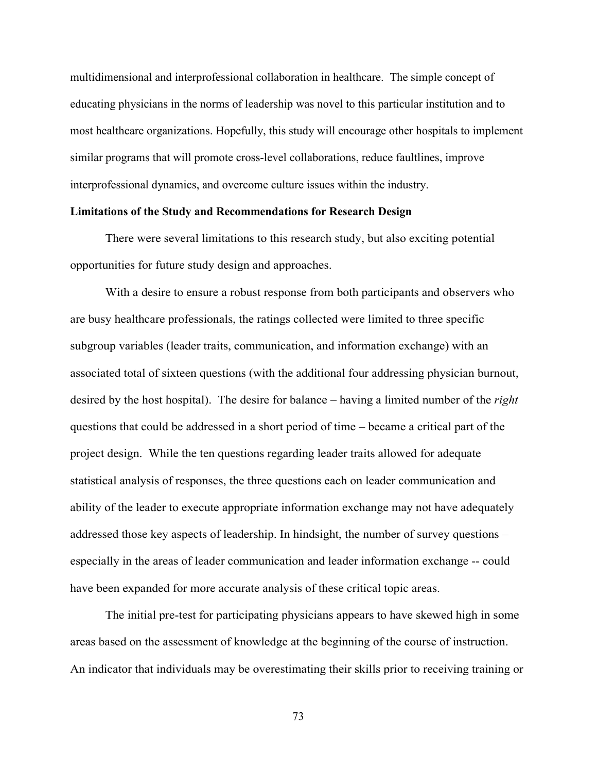multidimensional and interprofessional collaboration in healthcare. The simple concept of educating physicians in the norms of leadership was novel to this particular institution and to most healthcare organizations. Hopefully, this study will encourage other hospitals to implement similar programs that will promote cross-level collaborations, reduce faultlines, improve interprofessional dynamics, and overcome culture issues within the industry.

**Limitations of the Study and Recommendations for Research Design**

There were several limitations to this research study, but also exciting potential opportunities for future study design and approaches.

With a desire to ensure a robust response from both participants and observers who are busy healthcare professionals, the ratings collected were limited to three specific subgroup variables (leader traits, communication, and information exchange) with an associated total of sixteen questions (with the additional four addressing physician burnout, desired by the host hospital). The desire for balance – having a limited number of the *right* questions that could be addressed in a short period of time – became a critical part of the project design. While the ten questions regarding leader traits allowed for adequate statistical analysis of responses, the three questions each on leader communication and ability of the leader to execute appropriate information exchange may not have adequately addressed those key aspects of leadership. In hindsight, the number of survey questions – especially in the areas of leader communication and leader information exchange -- could have been expanded for more accurate analysis of these critical topic areas.

The initial pre-test for participating physicians appears to have skewed high in some areas based on the assessment of knowledge at the beginning of the course of instruction. An indicator that individuals may be overestimating their skills prior to receiving training or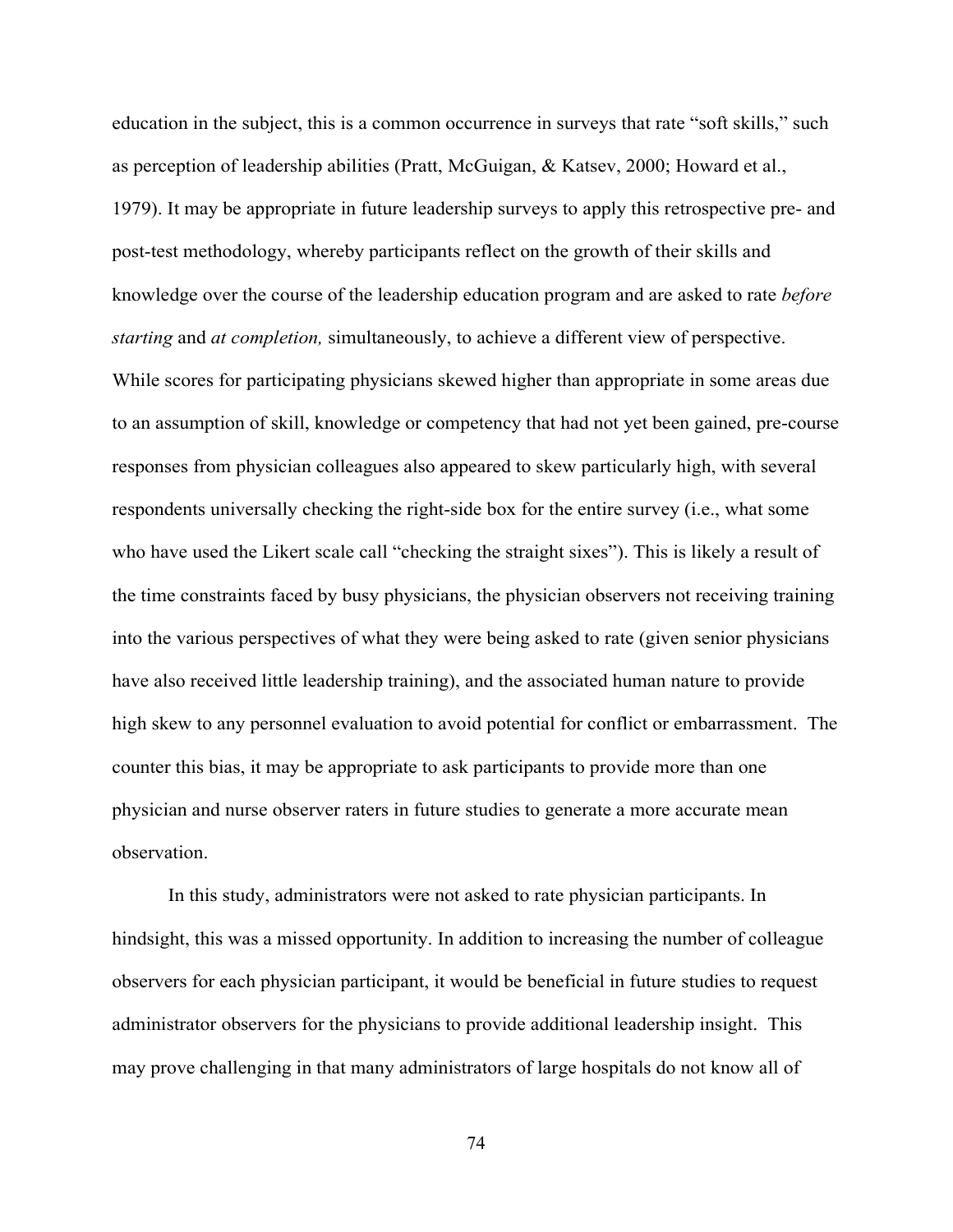education in the subject, this is a common occurrence in surveys that rate "soft skills," such as perception of leadership abilities (Pratt, McGuigan, & Katsev, 2000; Howard et al., 1979). It may be appropriate in future leadership surveys to apply this retrospective pre- and post-test methodology, whereby participants reflect on the growth of their skills and knowledge over the course of the leadership education program and are asked to rate *before starting* and *at completion,* simultaneously, to achieve a different view of perspective. While scores for participating physicians skewed higher than appropriate in some areas due to an assumption of skill, knowledge or competency that had not yet been gained, pre-course responses from physician colleagues also appeared to skew particularly high, with several respondents universally checking the right-side box for the entire survey (i.e., what some who have used the Likert scale call "checking the straight sixes"). This is likely a result of the time constraints faced by busy physicians, the physician observers not receiving training into the various perspectives of what they were being asked to rate (given senior physicians have also received little leadership training), and the associated human nature to provide high skew to any personnel evaluation to avoid potential for conflict or embarrassment. The counter this bias, it may be appropriate to ask participants to provide more than one physician and nurse observer raters in future studies to generate a more accurate mean observation.

In this study, administrators were not asked to rate physician participants. In hindsight, this was a missed opportunity. In addition to increasing the number of colleague observers for each physician participant, it would be beneficial in future studies to request administrator observers for the physicians to provide additional leadership insight. This may prove challenging in that many administrators of large hospitals do not know all of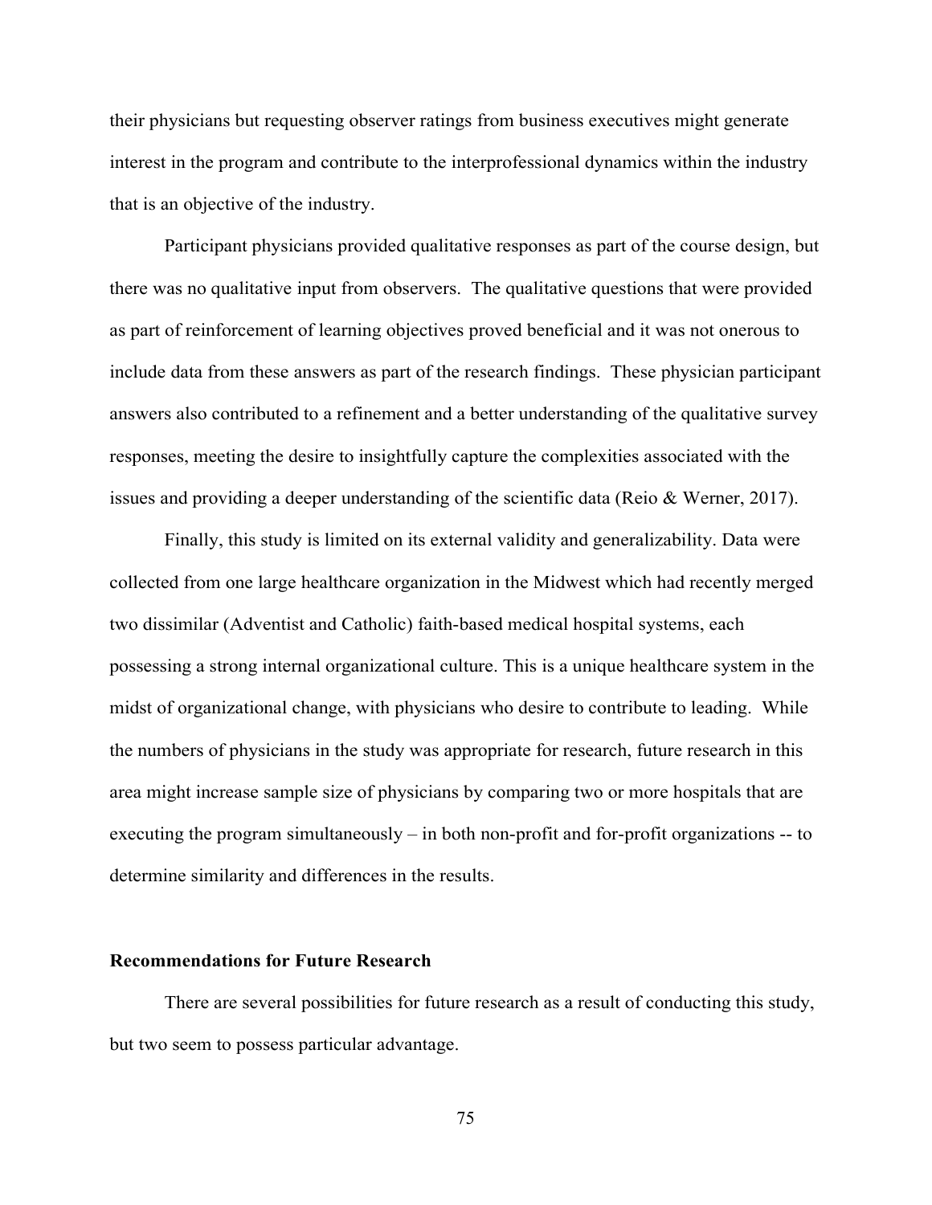their physicians but requesting observer ratings from business executives might generate interest in the program and contribute to the interprofessional dynamics within the industry that is an objective of the industry.

Participant physicians provided qualitative responses as part of the course design, but there was no qualitative input from observers. The qualitative questions that were provided as part of reinforcement of learning objectives proved beneficial and it was not onerous to include data from these answers as part of the research findings. These physician participant answers also contributed to a refinement and a better understanding of the qualitative survey responses, meeting the desire to insightfully capture the complexities associated with the issues and providing a deeper understanding of the scientific data (Reio & Werner, 2017).

Finally, this study is limited on its external validity and generalizability. Data were collected from one large healthcare organization in the Midwest which had recently merged two dissimilar (Adventist and Catholic) faith-based medical hospital systems, each possessing a strong internal organizational culture. This is a unique healthcare system in the midst of organizational change, with physicians who desire to contribute to leading. While the numbers of physicians in the study was appropriate for research, future research in this area might increase sample size of physicians by comparing two or more hospitals that are executing the program simultaneously – in both non-profit and for-profit organizations -- to determine similarity and differences in the results.

**Recommendations for Future Research**

There are several possibilities for future research as a result of conducting this study, but two seem to possess particular advantage.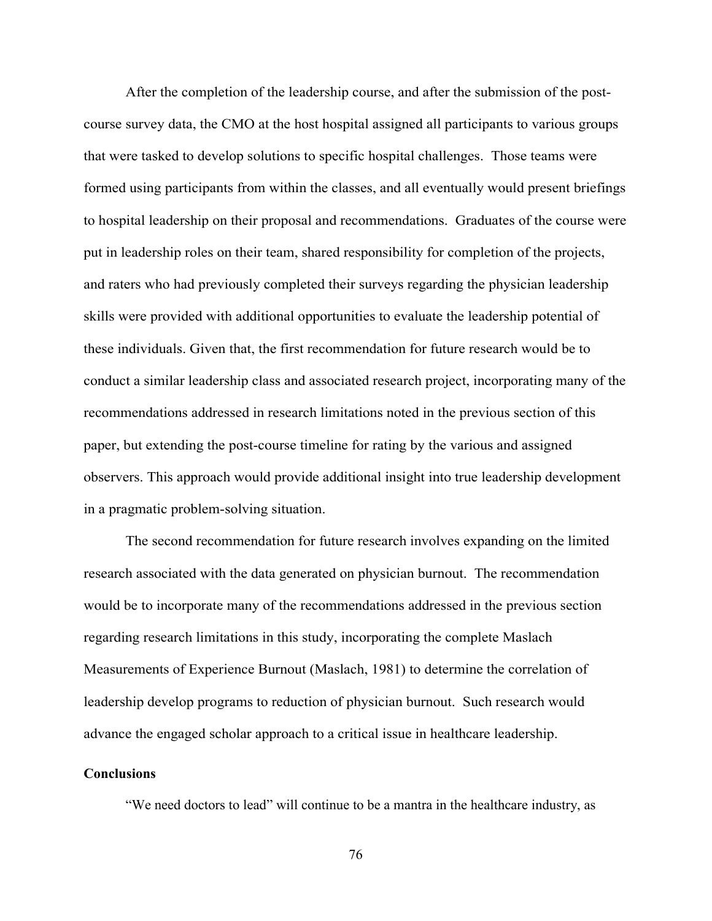After the completion of the leadership course, and after the submission of the post-course survey data, the CMO at the host hospital assigned all participants to various groups that were tasked to develop solutions to specific hospital challenges. Those teams were formed using participants from within the classes, and all eventually would present briefings to hospital leadership on their proposal and recommendations. Graduates of the course were put in leadership roles on their team, shared responsibility for completion of the projects, and raters who had previously completed their surveys regarding the physician leadership skills were provided with additional opportunities to evaluate the leadership potential of these individuals. Given that, the first recommendation for future research would be to conduct a similar leadership class and associated research project, incorporating many of the recommendations addressed in research limitations noted in the previous section of this paper, but extending the post-course timeline for rating by the various and assigned observers. This approach would provide additional insight into true leadership development in a pragmatic problem-solving situation.

The second recommendation for future research involves expanding on the limited research associated with the data generated on physician burnout. The recommendation would be to incorporate many of the recommendations addressed in the previous section regarding research limitations in this study, incorporating the complete Maslach Measurements of Experience Burnout (Maslach, 1981) to determine the correlation of leadership develop programs to reduction of physician burnout. Such research would advance the engaged scholar approach to a critical issue in healthcare leadership.

**Conclusions**

"We need doctors to lead" will continue to be a mantra in the healthcare industry, as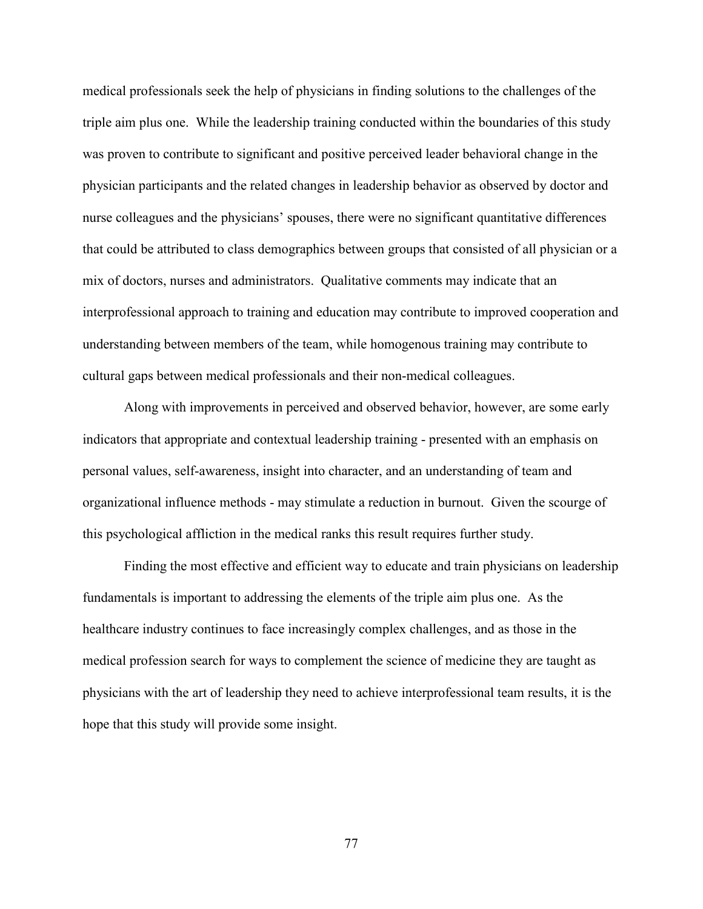medical professionals seek the help of physicians in finding solutions to the challenges of the triple aim plus one. While the leadership training conducted within the boundaries of this study was proven to contribute to significant and positive perceived leader behavioral change in the physician participants and the related changes in leadership behavior as observed by doctor and nurse colleagues and the physicians' spouses, there were no significant quantitative differences that could be attributed to class demographics between groups that consisted of all physician or a mix of doctors, nurses and administrators. Qualitative comments may indicate that an interprofessional approach to training and education may contribute to improved cooperation and understanding between members of the team, while homogenous training may contribute to cultural gaps between medical professionals and their non-medical colleagues.

Along with improvements in perceived and observed behavior, however, are some early indicators that appropriate and contextual leadership training - presented with an emphasis on personal values, self-awareness, insight into character, and an understanding of team and organizational influence methods - may stimulate a reduction in burnout. Given the scourge of this psychological affliction in the medical ranks this result requires further study.

Finding the most effective and efficient way to educate and train physicians on leadership fundamentals is important to addressing the elements of the triple aim plus one. As the healthcare industry continues to face increasingly complex challenges, and as those in the medical profession search for ways to complement the science of medicine they are taught as physicians with the art of leadership they need to achieve interprofessional team results, it is the hope that this study will provide some insight.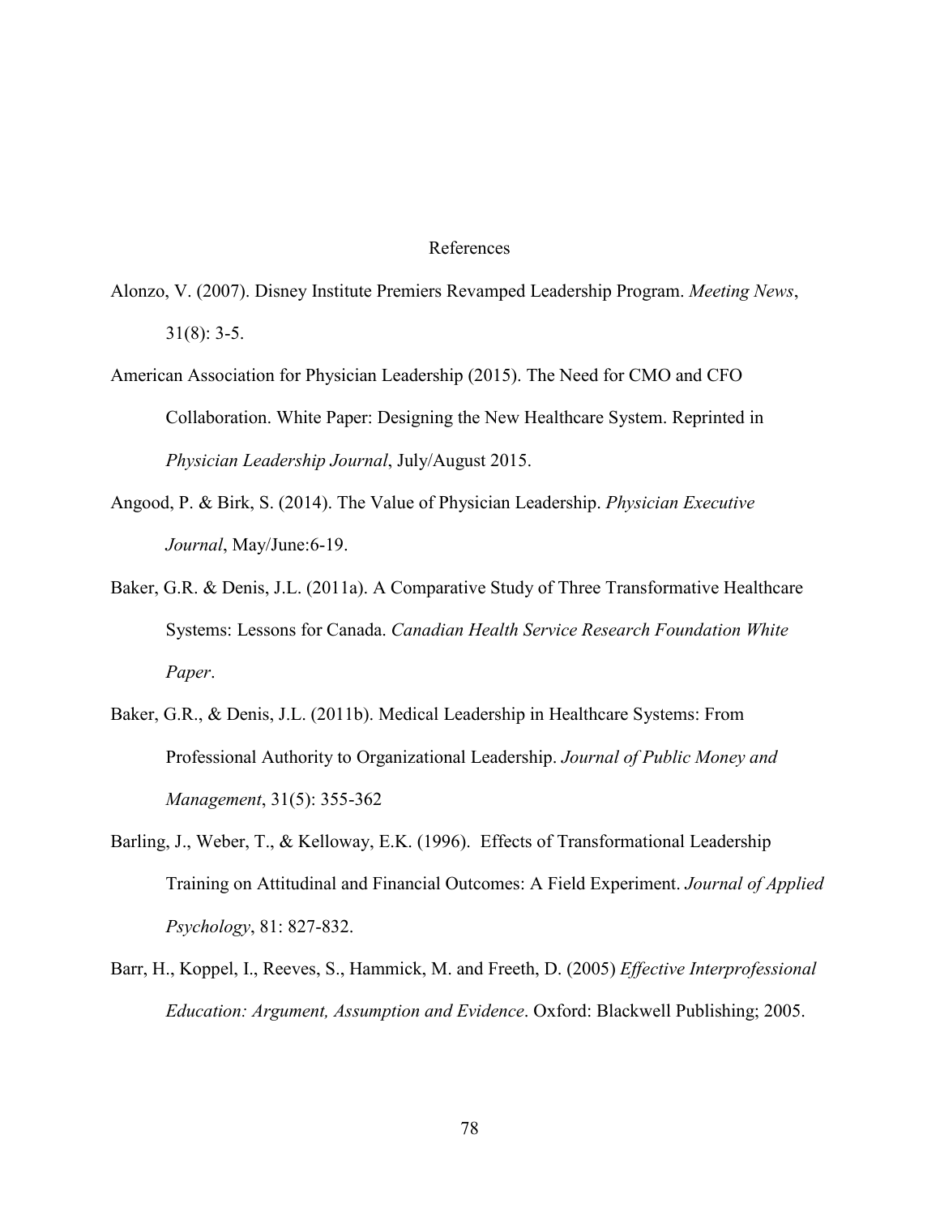# References

Alonzo, V. (2007). Disney Institute Premiers Revamped Leadership Program. *Meeting News*, 31(8): 3-5.

American Association for Physician Leadership (2015). The Need for CMO and CFO Collaboration. White Paper: Designing the New Healthcare System. Reprinted in *Physician Leadership Journal*, July/August 2015.

Angood, P. & Birk, S. (2014). The Value of Physician Leadership. *Physician Executive Journal*, May/June:6-19.

Baker, G.R. & Denis, J.L. (2011a). A Comparative Study of Three Transformative Healthcare Systems: Lessons for Canada. *Canadian Health Service Research Foundation White Paper*.

Baker, G.R., & Denis, J.L. (2011b). Medical Leadership in Healthcare Systems: From Professional Authority to Organizational Leadership. *Journal of Public Money and Management*, 31(5): 355-362

Barling, J., Weber, T., & Kelloway, E.K. (1996). Effects of Transformational Leadership Training on Attitudinal and Financial Outcomes: A Field Experiment. *Journal of Applied Psychology*, 81: 827-832.

Barr, H., Koppel, I., Reeves, S., Hammick, M. and Freeth, D. (2005) *Effective Interprofessional Education: Argument, Assumption and Evidence*. Oxford: Blackwell Publishing; 2005.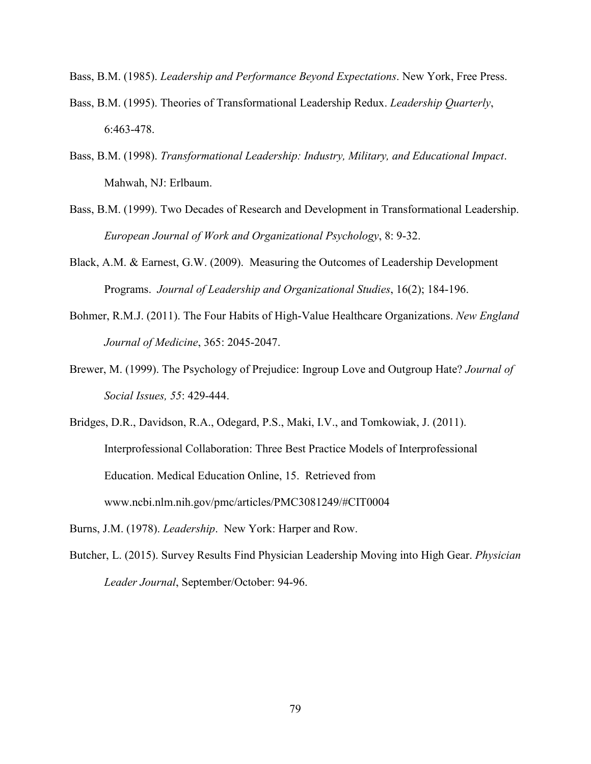Bass, B.M. (1985). *Leadership and Performance Beyond Expectations*. New York, Free Press.

Bass, B.M. (1995). Theories of Transformational Leadership Redux. *Leadership Quarterly*, 6:463-478.

Bass, B.M. (1998). *Transformational Leadership: Industry, Military, and Educational Impact*. Mahwah, NJ: Erlbaum.

Bass, B.M. (1999). Two Decades of Research and Development in Transformational Leadership. *European Journal of Work and Organizational Psychology*, 8: 9-32.

Black, A.M. & Earnest, G.W. (2009). Measuring the Outcomes of Leadership Development Programs. *Journal of Leadership and Organizational Studies*, 16(2); 184-196.

Bohmer, R.M.J. (2011). The Four Habits of High-Value Healthcare Organizations. *New England Journal of Medicine*, 365: 2045-2047.

Brewer, M. (1999). The Psychology of Prejudice: Ingroup Love and Outgroup Hate? *Journal of Social Issues, 55*: 429-444.

Bridges, D.R., Davidson, R.A., Odegard, P.S., Maki, I.V., and Tomkowiak, J. (2011). Interprofessional Collaboration: Three Best Practice Models of Interprofessional Education. Medical Education Online, 15. Retrieved from www.ncbi.nlm.nih.gov/pmc/articles/PMC3081249/#CIT0004

Burns, J.M. (1978). *Leadership*. New York: Harper and Row.

Butcher, L. (2015). Survey Results Find Physician Leadership Moving into High Gear. *Physician Leader Journal*, September/October: 94-96.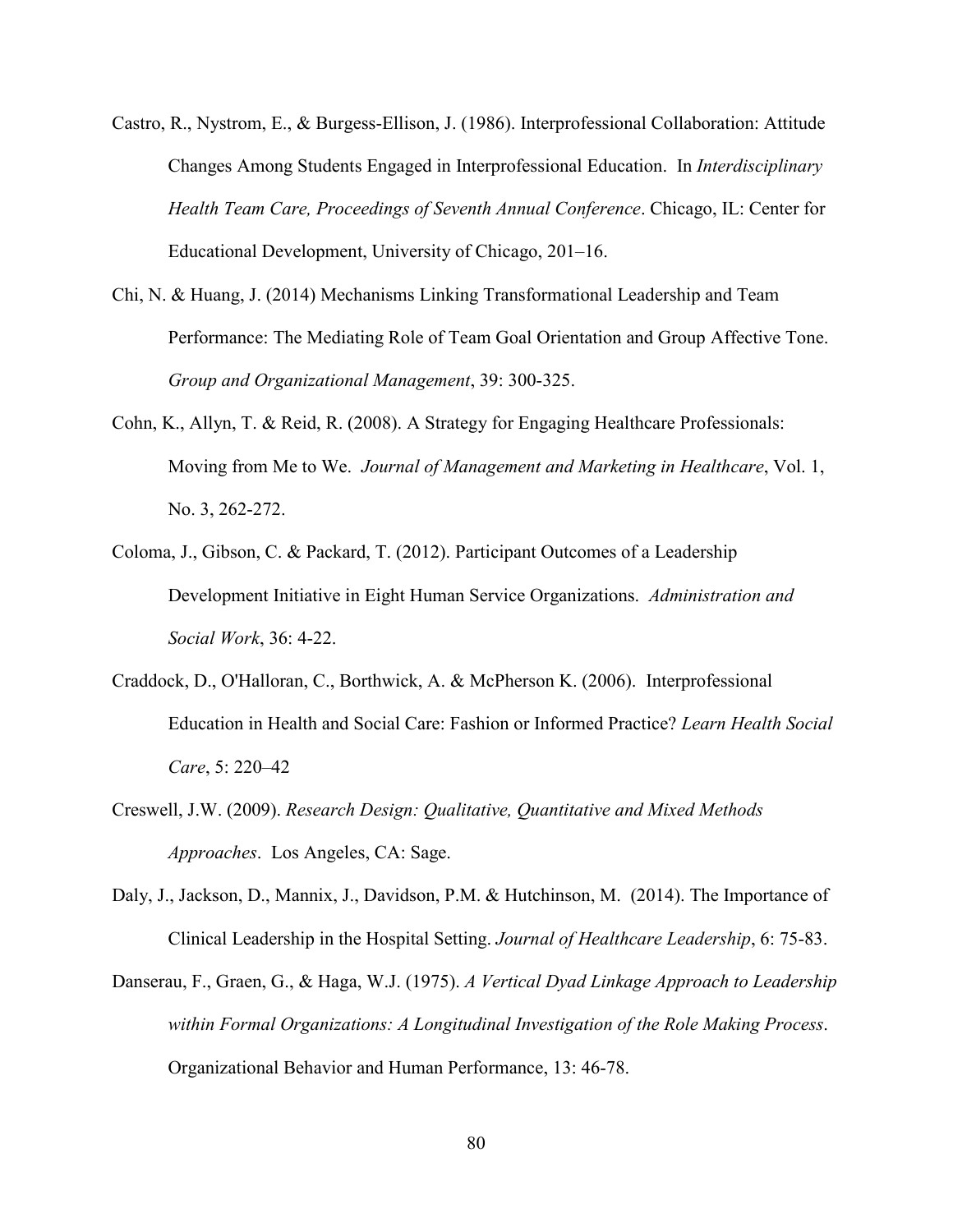Castro, R., Nystrom, E., & Burgess-Ellison, J. (1986). Interprofessional Collaboration: Attitude Changes Among Students Engaged in Interprofessional Education. In *Interdisciplinary Health Team Care, Proceedings of Seventh Annual Conference*. Chicago, IL: Center for Educational Development, University of Chicago, 201–16.

Chi, N. & Huang, J. (2014) Mechanisms Linking Transformational Leadership and Team Performance: The Mediating Role of Team Goal Orientation and Group Affective Tone. *Group and Organizational Management*, 39: 300-325.

Cohn, K., Allyn, T. & Reid, R. (2008). A Strategy for Engaging Healthcare Professionals: Moving from Me to We. *Journal of Management and Marketing in Healthcare*, Vol. 1, No. 3, 262-272.

Coloma, J., Gibson, C. & Packard, T. (2012). Participant Outcomes of a Leadership Development Initiative in Eight Human Service Organizations. *Administration and Social Work*, 36: 4-22.

Craddock, D., O'Halloran, C., Borthwick, A. & McPherson K. (2006). Interprofessional Education in Health and Social Care: Fashion or Informed Practice? *Learn Health Social Care*, 5: 220–42

Creswell, J.W. (2009). *Research Design: Qualitative, Quantitative and Mixed Methods Approaches*. Los Angeles, CA: Sage.

Daly, J., Jackson, D., Mannix, J., Davidson, P.M. & Hutchinson, M. (2014). The Importance of Clinical Leadership in the Hospital Setting. *Journal of Healthcare Leadership*, 6: 75-83.

Danserau, F., Graen, G., & Haga, W.J. (1975). *A Vertical Dyad Linkage Approach to Leadership within Formal Organizations: A Longitudinal Investigation of the Role Making Process*. Organizational Behavior and Human Performance, 13: 46-78.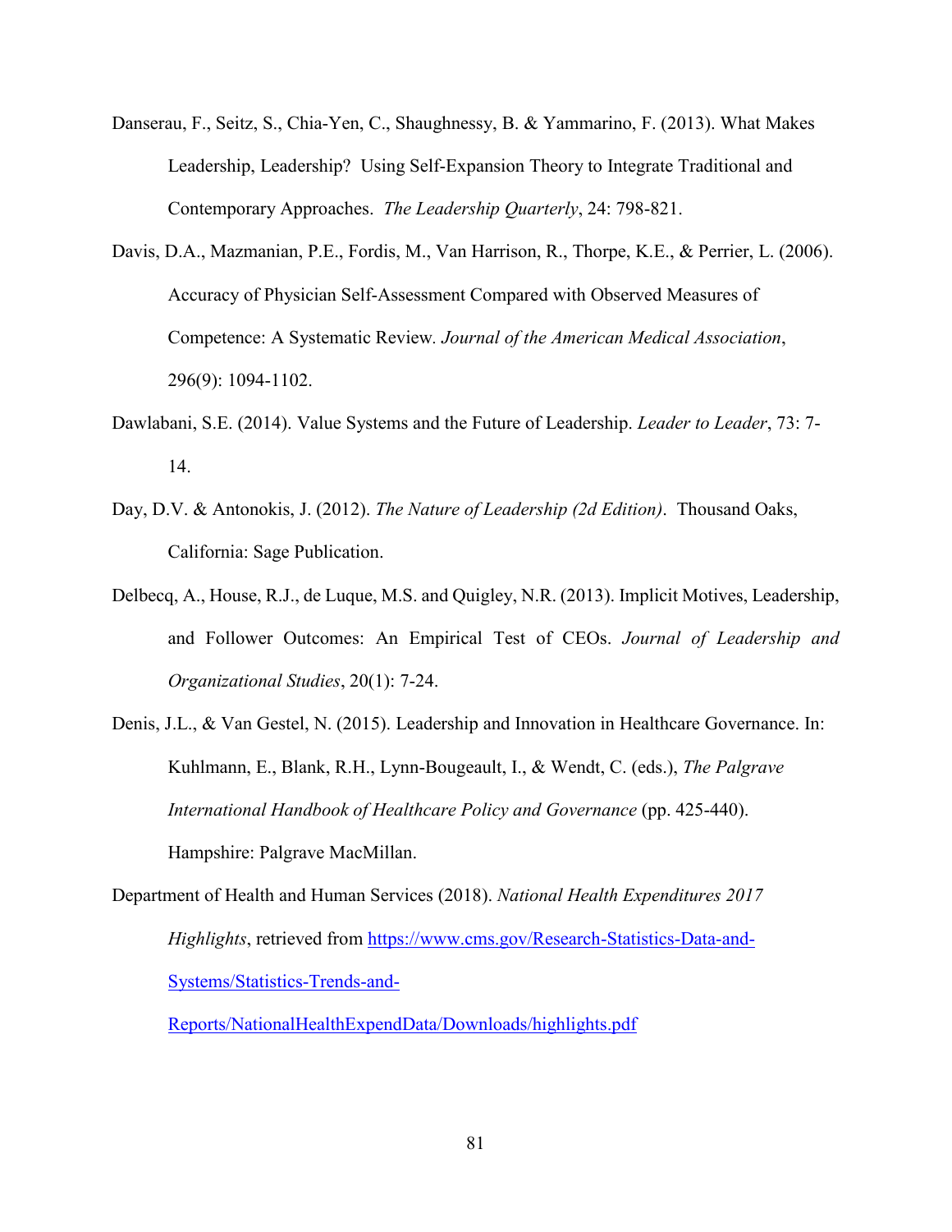Danserau, F., Seitz, S., Chia-Yen, C., Shaughnessy, B. & Yammarino, F. (2013). What Makes Leadership, Leadership? Using Self-Expansion Theory to Integrate Traditional and Contemporary Approaches. *The Leadership Quarterly*, 24: 798-821.

Davis, D.A., Mazmanian, P.E., Fordis, M., Van Harrison, R., Thorpe, K.E., & Perrier, L. (2006). Accuracy of Physician Self-Assessment Compared with Observed Measures of Competence: A Systematic Review. *Journal of the American Medical Association*, 296(9): 1094-1102.

Dawlabani, S.E. (2014). Value Systems and the Future of Leadership. *Leader to Leader*, 73: 7-14.

Day, D.V. & Antonokis, J. (2012). *The Nature of Leadership (2d Edition)*. Thousand Oaks, California: Sage Publication.

Delbecq, A., House, R.J., de Luque, M.S. and Quigley, N.R. (2013). Implicit Motives, Leadership, and Follower Outcomes: An Empirical Test of CEOs. *Journal of Leadership and Organizational Studies*, 20(1): 7-24.

Denis, J.L., & Van Gestel, N. (2015). Leadership and Innovation in Healthcare Governance. In: Kuhlmann, E., Blank, R.H., Lynn-Bougeault, I., & Wendt, C. (eds.), *The Palgrave International Handbook of Healthcare Policy and Governance* (pp. 425-440). Hampshire: Palgrave MacMillan.

Department of Health and Human Services (2018). *National Health Expenditures 2017 Highlights*, retrieved from https://www.cms.gov/Research-Statistics-Data-and-Systems/Statistics-Trends-and-Reports/NationalHealthExpendData/Downloads/highlights.pdf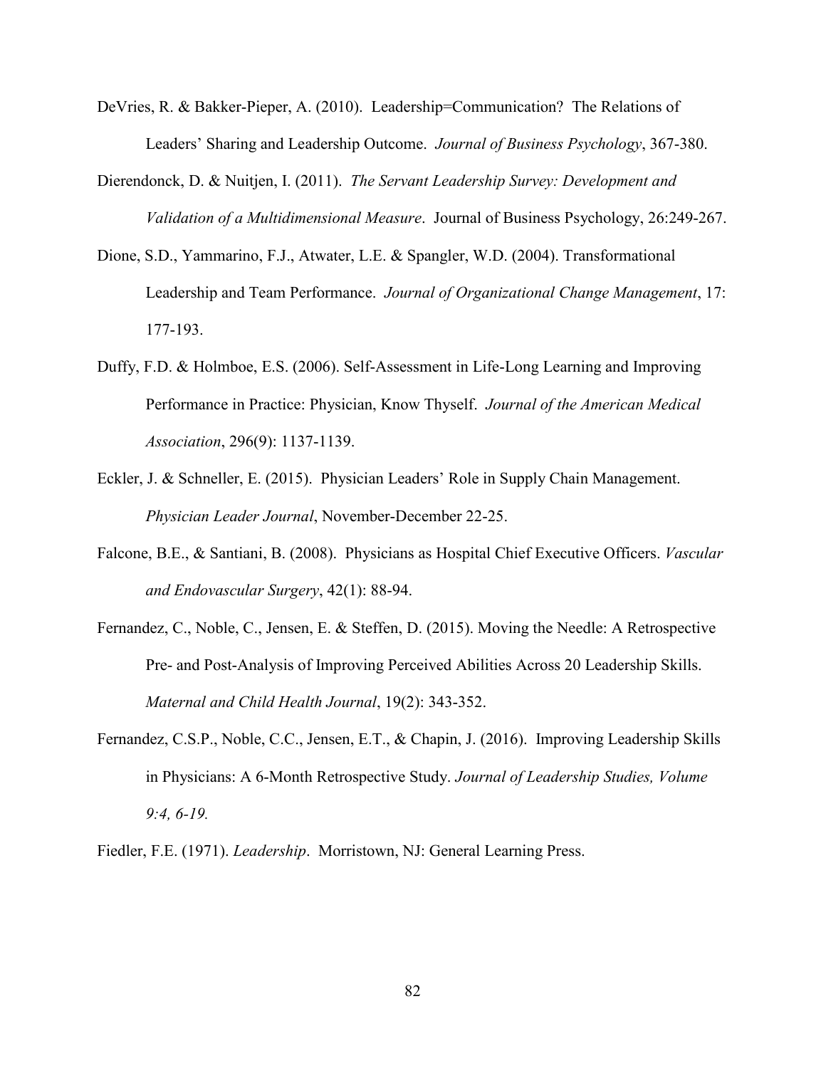DeVries, R. & Bakker-Pieper, A. (2010). Leadership=Communication? The Relations of Leaders' Sharing and Leadership Outcome. *Journal of Business Psychology*, 367-380.

Dierendonck, D. & Nuitjen, I. (2011). *The Servant Leadership Survey: Development and Validation of a Multidimensional Measure*. Journal of Business Psychology, 26:249-267.

Dione, S.D., Yammarino, F.J., Atwater, L.E. & Spangler, W.D. (2004). Transformational Leadership and Team Performance. *Journal of Organizational Change Management*, 17: 177-193.

Duffy, F.D. & Holmboe, E.S. (2006). Self-Assessment in Life-Long Learning and Improving Performance in Practice: Physician, Know Thyself. *Journal of the American Medical Association*, 296(9): 1137-1139.

Eckler, J. & Schneller, E. (2015). Physician Leaders' Role in Supply Chain Management. *Physician Leader Journal*, November-December 22-25.

Falcone, B.E., & Santiani, B. (2008). Physicians as Hospital Chief Executive Officers. *Vascular and Endovascular Surgery*, 42(1): 88-94.

Fernandez, C., Noble, C., Jensen, E. & Steffen, D. (2015). Moving the Needle: A Retrospective Pre- and Post-Analysis of Improving Perceived Abilities Across 20 Leadership Skills. *Maternal and Child Health Journal*, 19(2): 343-352.

Fernandez, C.S.P., Noble, C.C., Jensen, E.T., & Chapin, J. (2016). Improving Leadership Skills in Physicians: A 6-Month Retrospective Study. *Journal of Leadership Studies, Volume 9:4, 6-19.*

Fiedler, F.E. (1971). *Leadership*. Morristown, NJ: General Learning Press.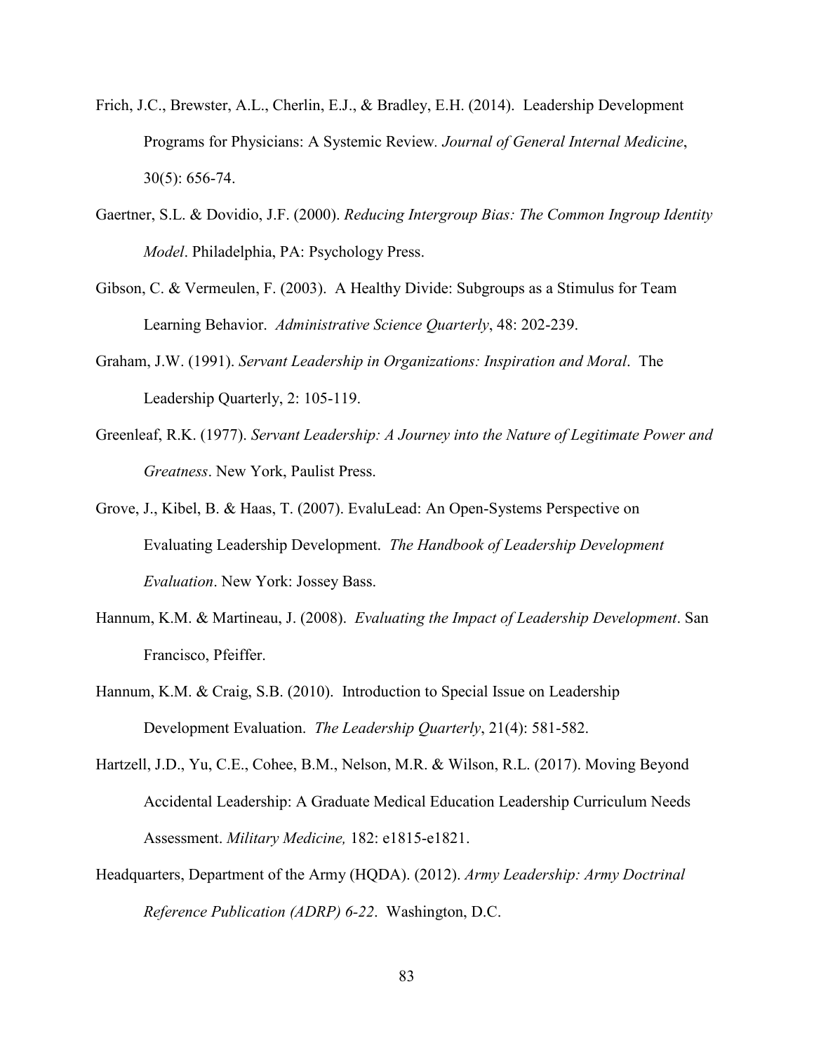Frich, J.C., Brewster, A.L., Cherlin, E.J., & Bradley, E.H. (2014). Leadership Development Programs for Physicians: A Systemic Review. *Journal of General Internal Medicine*, 30(5): 656-74.

Gaertner, S.L. & Dovidio, J.F. (2000). *Reducing Intergroup Bias: The Common Ingroup Identity Model*. Philadelphia, PA: Psychology Press.

Gibson, C. & Vermeulen, F. (2003). A Healthy Divide: Subgroups as a Stimulus for Team Learning Behavior. *Administrative Science Quarterly*, 48: 202-239.

Graham, J.W. (1991). *Servant Leadership in Organizations: Inspiration and Moral*. The Leadership Quarterly, 2: 105-119.

Greenleaf, R.K. (1977). *Servant Leadership: A Journey into the Nature of Legitimate Power and Greatness*. New York, Paulist Press.

Grove, J., Kibel, B. & Haas, T. (2007). EvaluLead: An Open-Systems Perspective on Evaluating Leadership Development. *The Handbook of Leadership Development Evaluation*. New York: Jossey Bass.

Hannum, K.M. & Martineau, J. (2008). *Evaluating the Impact of Leadership Development*. San Francisco, Pfeiffer.

Hannum, K.M. & Craig, S.B. (2010). Introduction to Special Issue on Leadership Development Evaluation. *The Leadership Quarterly*, 21(4): 581-582.

Hartzell, J.D., Yu, C.E., Cohee, B.M., Nelson, M.R. & Wilson, R.L. (2017). Moving Beyond Accidental Leadership: A Graduate Medical Education Leadership Curriculum Needs Assessment. *Military Medicine,* 182: e1815-e1821.

Headquarters, Department of the Army (HQDA). (2012). *Army Leadership: Army Doctrinal Reference Publication (ADRP) 6-22*. Washington, D.C.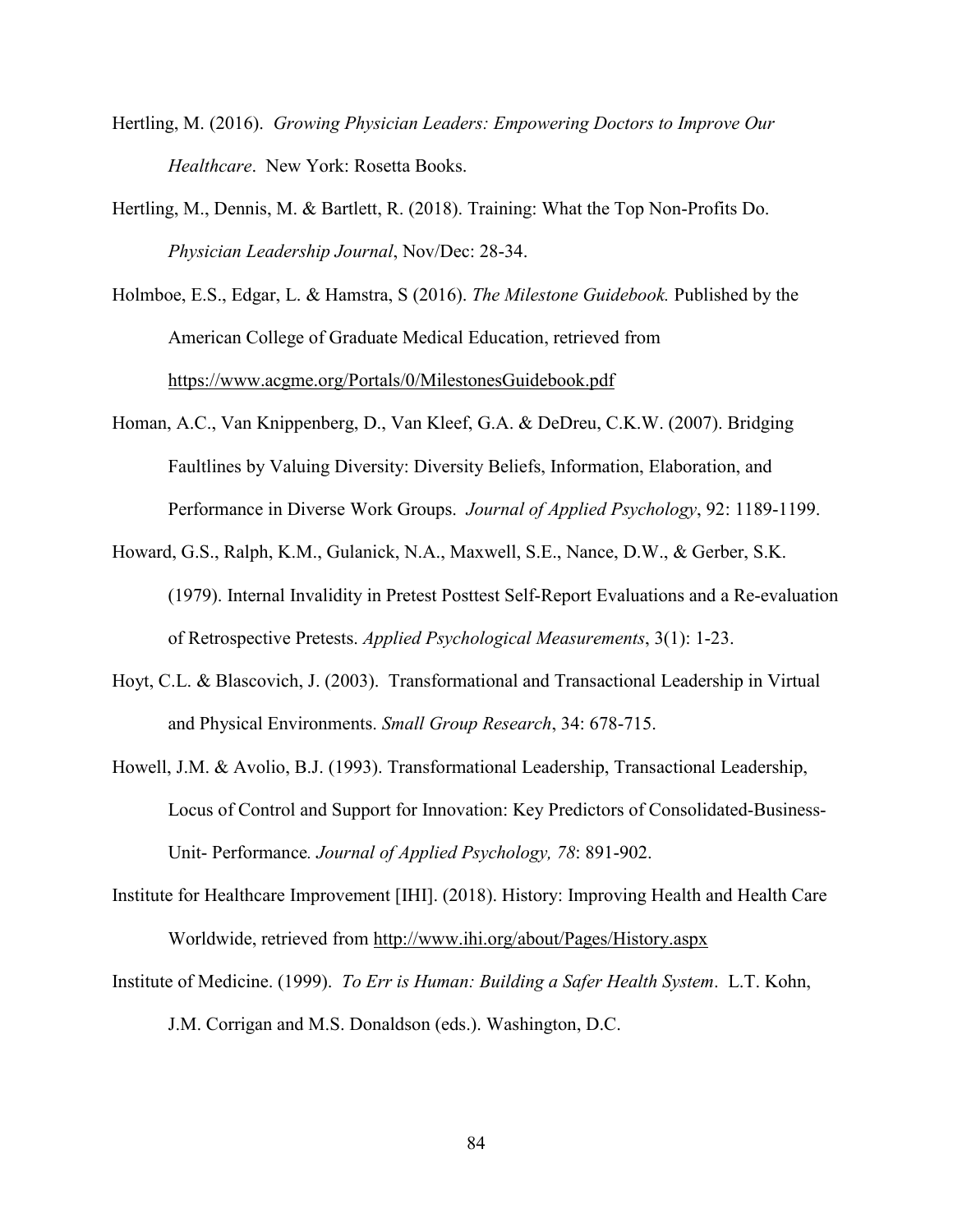Hertling, M. (2016). *Growing Physician Leaders: Empowering Doctors to Improve Our Healthcare*. New York: Rosetta Books.

Hertling, M., Dennis, M. & Bartlett, R. (2018). Training: What the Top Non-Profits Do. *Physician Leadership Journal*, Nov/Dec: 28-34.

Holmboe, E.S., Edgar, L. & Hamstra, S (2016). *The Milestone Guidebook.* Published by the American College of Graduate Medical Education, retrieved from https://www.acgme.org/Portals/0/MilestonesGuidebook.pdf

Homan, A.C., Van Knippenberg, D., Van Kleef, G.A. & DeDreu, C.K.W. (2007). Bridging Faultlines by Valuing Diversity: Diversity Beliefs, Information, Elaboration, and Performance in Diverse Work Groups. *Journal of Applied Psychology*, 92: 1189-1199.

Howard, G.S., Ralph, K.M., Gulanick, N.A., Maxwell, S.E., Nance, D.W., & Gerber, S.K. (1979). Internal Invalidity in Pretest Posttest Self-Report Evaluations and a Re-evaluation of Retrospective Pretests. *Applied Psychological Measurements*, 3(1): 1-23.

Hoyt, C.L. & Blascovich, J. (2003). Transformational and Transactional Leadership in Virtual and Physical Environments. *Small Group Research*, 34: 678-715.

Howell, J.M. & Avolio, B.J. (1993). Transformational Leadership, Transactional Leadership, Locus of Control and Support for Innovation: Key Predictors of Consolidated-Business-Unit- Performance*. Journal of Applied Psychology, 78*: 891-902.

Institute for Healthcare Improvement [IHI]. (2018). History: Improving Health and Health Care Worldwide, retrieved from http://www.ihi.org/about/Pages/History.aspx

Institute of Medicine. (1999). *To Err is Human: Building a Safer Health System*. L.T. Kohn, J.M. Corrigan and M.S. Donaldson (eds.). Washington, D.C.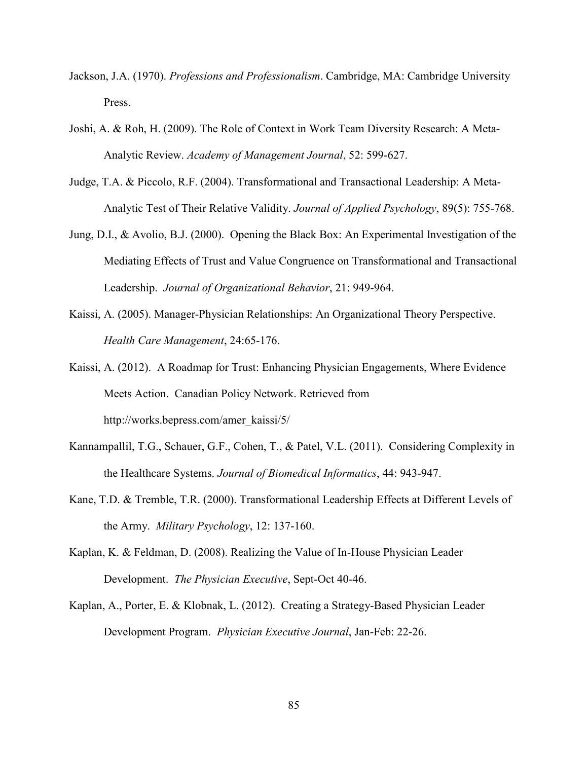Jackson, J.A. (1970). *Professions and Professionalism*. Cambridge, MA: Cambridge University Press.

Joshi, A. & Roh, H. (2009). The Role of Context in Work Team Diversity Research: A Meta-Analytic Review. *Academy of Management Journal*, 52: 599-627.

Judge, T.A. & Piccolo, R.F. (2004). Transformational and Transactional Leadership: A Meta-Analytic Test of Their Relative Validity. *Journal of Applied Psychology*, 89(5): 755-768.

Jung, D.I., & Avolio, B.J. (2000). Opening the Black Box: An Experimental Investigation of the Mediating Effects of Trust and Value Congruence on Transformational and Transactional Leadership. *Journal of Organizational Behavior*, 21: 949-964.

Kaissi, A. (2005). Manager-Physician Relationships: An Organizational Theory Perspective. *Health Care Management*, 24:65-176.

Kaissi, A. (2012). A Roadmap for Trust: Enhancing Physician Engagements, Where Evidence Meets Action. Canadian Policy Network. Retrieved from http://works.bepress.com/amer_kaissi/5/

Kannampallil, T.G., Schauer, G.F., Cohen, T., & Patel, V.L. (2011). Considering Complexity in the Healthcare Systems. *Journal of Biomedical Informatics*, 44: 943-947.

Kane, T.D. & Tremble, T.R. (2000). Transformational Leadership Effects at Different Levels of the Army. *Military Psychology*, 12: 137-160.

Kaplan, K. & Feldman, D. (2008). Realizing the Value of In-House Physician Leader Development. *The Physician Executive*, Sept-Oct 40-46.

Kaplan, A., Porter, E. & Klobnak, L. (2012). Creating a Strategy-Based Physician Leader Development Program. *Physician Executive Journal*, Jan-Feb: 22-26.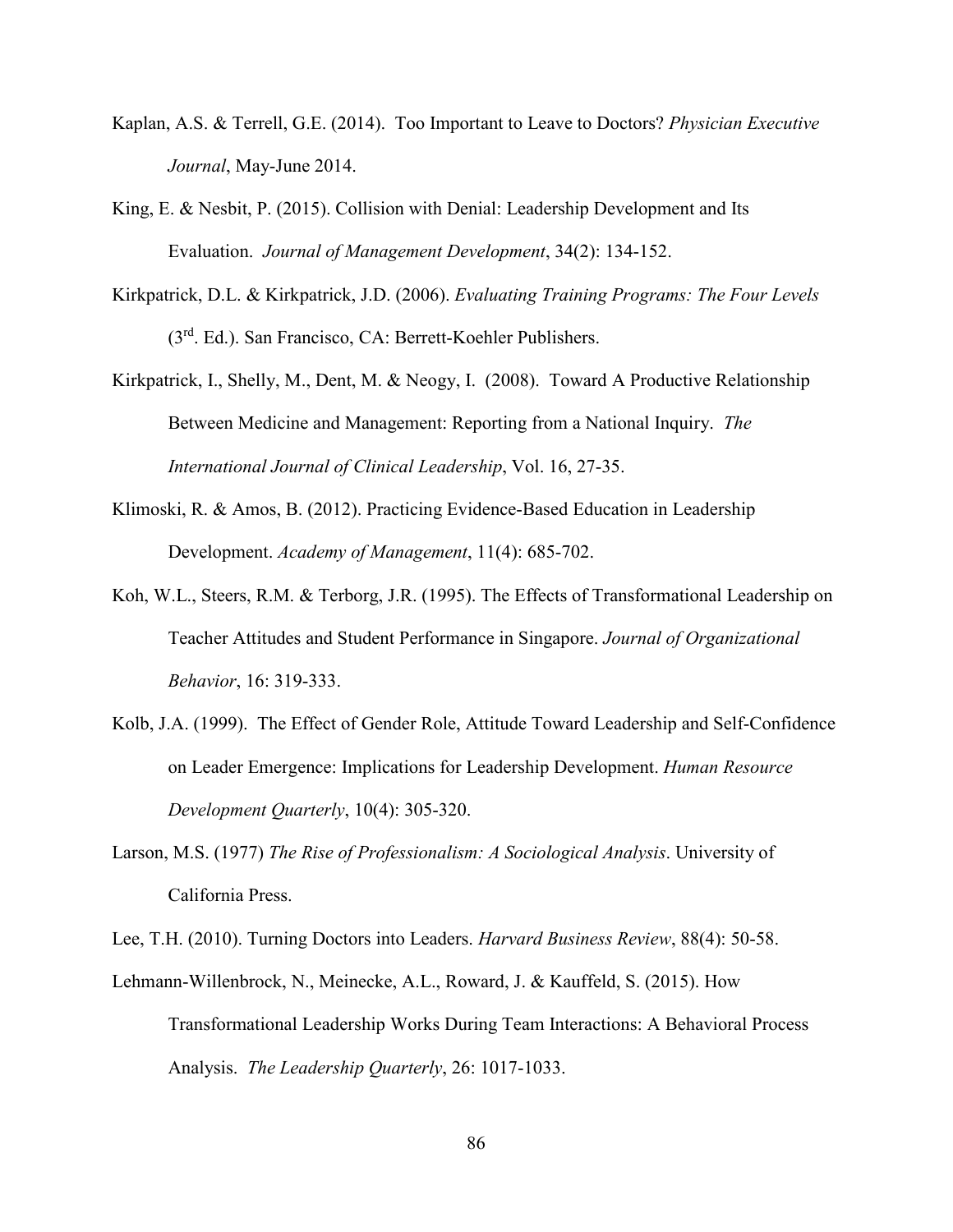Kaplan, A.S. & Terrell, G.E. (2014). Too Important to Leave to Doctors? *Physician Executive Journal*, May-June 2014.

King, E. & Nesbit, P. (2015). Collision with Denial: Leadership Development and Its Evaluation. *Journal of Management Development*, 34(2): 134-152.

Kirkpatrick, D.L. & Kirkpatrick, J.D. (2006). *Evaluating Training Programs: The Four Levels* (3rd. Ed.). San Francisco, CA: Berrett-Koehler Publishers.

Kirkpatrick, I., Shelly, M., Dent, M. & Neogy, I. (2008). Toward A Productive Relationship Between Medicine and Management: Reporting from a National Inquiry. *The International Journal of Clinical Leadership*, Vol. 16, 27-35.

Klimoski, R. & Amos, B. (2012). Practicing Evidence-Based Education in Leadership Development. *Academy of Management*, 11(4): 685-702.

Koh, W.L., Steers, R.M. & Terborg, J.R. (1995). The Effects of Transformational Leadership on Teacher Attitudes and Student Performance in Singapore. *Journal of Organizational Behavior*, 16: 319-333.

Kolb, J.A. (1999). The Effect of Gender Role, Attitude Toward Leadership and Self-Confidence on Leader Emergence: Implications for Leadership Development. *Human Resource Development Quarterly*, 10(4): 305-320.

Larson, M.S. (1977) *The Rise of Professionalism: A Sociological Analysis*. University of California Press.

Lee, T.H. (2010). Turning Doctors into Leaders. *Harvard Business Review*, 88(4): 50-58.

Lehmann-Willenbrock, N., Meinecke, A.L., Roward, J. & Kauffeld, S. (2015). How Transformational Leadership Works During Team Interactions: A Behavioral Process Analysis. *The Leadership Quarterly*, 26: 1017-1033.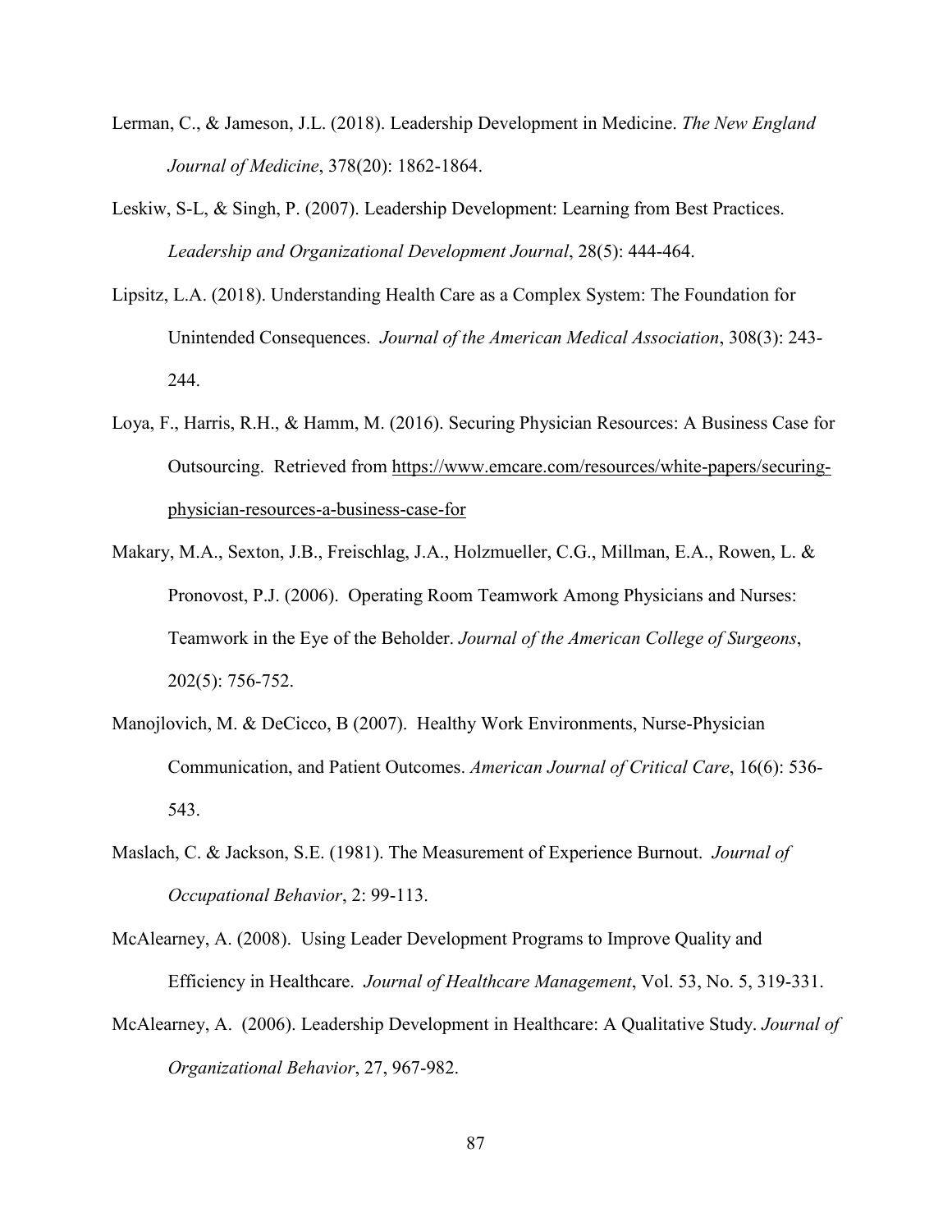Lerman, C., & Jameson, J.L. (2018). Leadership Development in Medicine. *The New England Journal of Medicine*, 378(20): 1862-1864.

Leskiw, S-L, & Singh, P. (2007). Leadership Development: Learning from Best Practices. *Leadership and Organizational Development Journal*, 28(5): 444-464.

Lipsitz, L.A. (2018). Understanding Health Care as a Complex System: The Foundation for Unintended Consequences. *Journal of the American Medical Association*, 308(3): 243-244.

Loya, F., Harris, R.H., & Hamm, M. (2016). Securing Physician Resources: A Business Case for Outsourcing. Retrieved from https://www.emcare.com/resources/white-papers/securing-physician-resources-a-business-case-for

Makary, M.A., Sexton, J.B., Freischlag, J.A., Holzmueller, C.G., Millman, E.A., Rowen, L. & Pronovost, P.J. (2006). Operating Room Teamwork Among Physicians and Nurses: Teamwork in the Eye of the Beholder. *Journal of the American College of Surgeons*, 202(5): 756-752.

Manojlovich, M. & DeCicco, B (2007). Healthy Work Environments, Nurse-Physician Communication, and Patient Outcomes. *American Journal of Critical Care*, 16(6): 536-543.

Maslach, C. & Jackson, S.E. (1981). The Measurement of Experience Burnout. *Journal of Occupational Behavior*, 2: 99-113.

McAlearney, A. (2008). Using Leader Development Programs to Improve Quality and Efficiency in Healthcare. *Journal of Healthcare Management*, Vol. 53, No. 5, 319-331.

McAlearney, A. (2006). Leadership Development in Healthcare: A Qualitative Study. *Journal of Organizational Behavior*, 27, 967-982.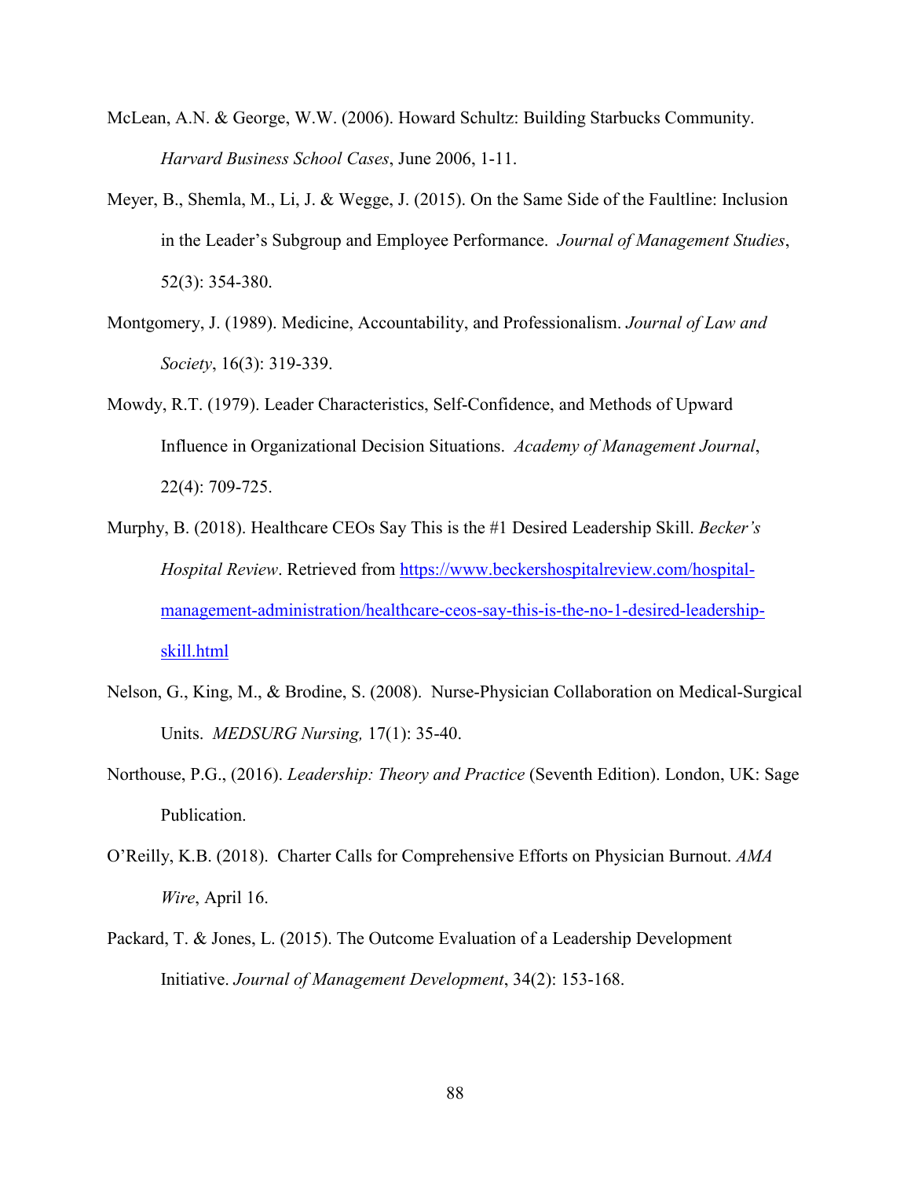McLean, A.N. & George, W.W. (2006). Howard Schultz: Building Starbucks Community. *Harvard Business School Cases*, June 2006, 1-11.

Meyer, B., Shemla, M., Li, J. & Wegge, J. (2015). On the Same Side of the Faultline: Inclusion in the Leader's Subgroup and Employee Performance. *Journal of Management Studies*, 52(3): 354-380.

Montgomery, J. (1989). Medicine, Accountability, and Professionalism. *Journal of Law and Society*, 16(3): 319-339.

Mowdy, R.T. (1979). Leader Characteristics, Self-Confidence, and Methods of Upward Influence in Organizational Decision Situations. *Academy of Management Journal*, 22(4): 709-725.

Murphy, B. (2018). Healthcare CEOs Say This is the #1 Desired Leadership Skill. *Becker's Hospital Review*. Retrieved from [https://www.beckershospitalreview.com/hospital-management-administration/healthcare-ceos-say-this-is-the-no-1-desired-leadership-skill.html](https://www.beckershospitalreview.com/hospital-management-administration/healthcare-ceos-say-this-is-the-no-1-desired-leadership-skill.html)

Nelson, G., King, M., & Brodine, S. (2008). Nurse-Physician Collaboration on Medical-Surgical Units. *MEDSURG Nursing,* 17(1): 35-40.

Northouse, P.G., (2016). *Leadership: Theory and Practice* (Seventh Edition). London, UK: Sage Publication.

O'Reilly, K.B. (2018). Charter Calls for Comprehensive Efforts on Physician Burnout. *AMA Wire*, April 16.

Packard, T. & Jones, L. (2015). The Outcome Evaluation of a Leadership Development Initiative. *Journal of Management Development*, 34(2): 153-168.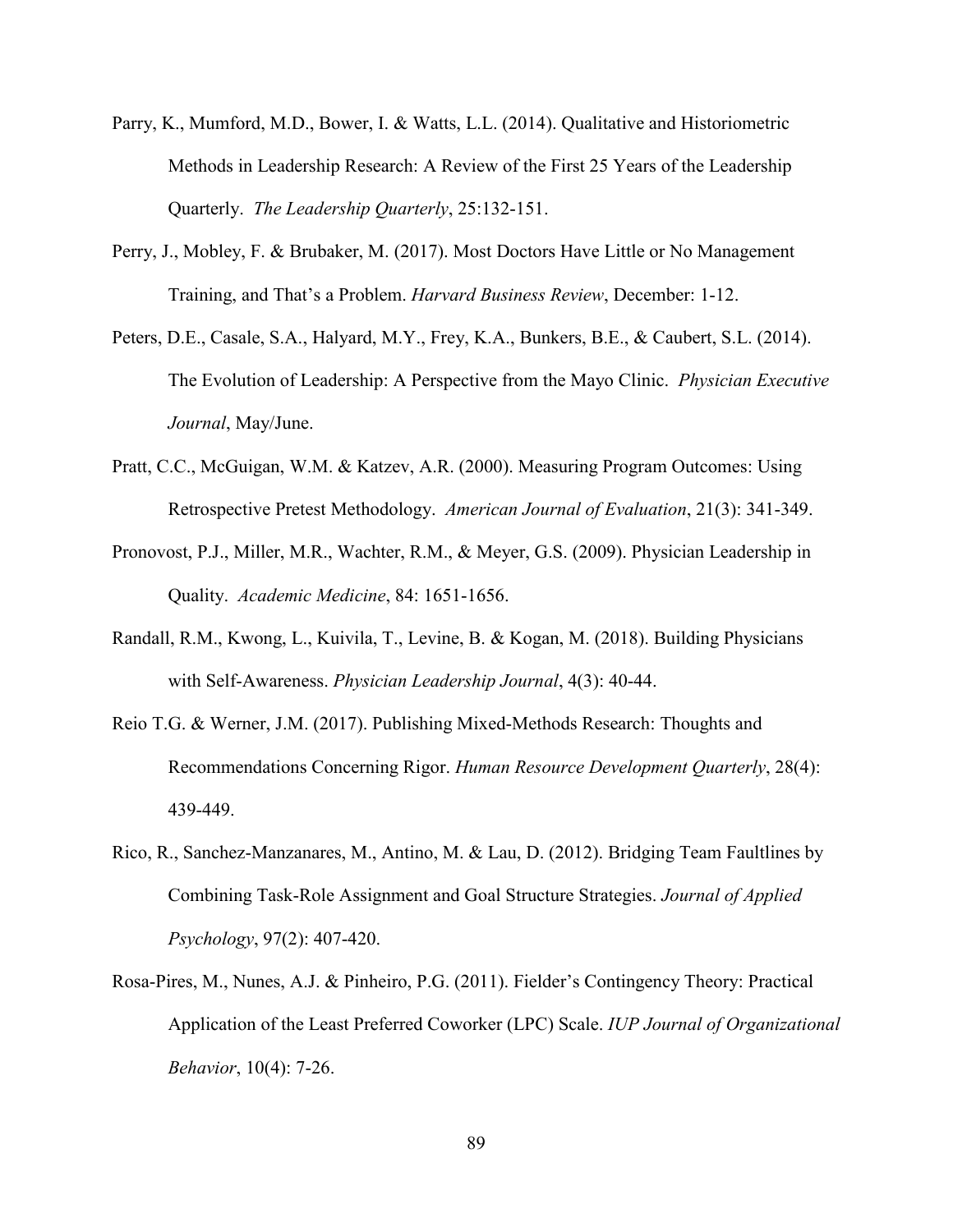Parry, K., Mumford, M.D., Bower, I. & Watts, L.L. (2014). Qualitative and Historiometric Methods in Leadership Research: A Review of the First 25 Years of the Leadership Quarterly. *The Leadership Quarterly*, 25:132-151.

Perry, J., Mobley, F. & Brubaker, M. (2017). Most Doctors Have Little or No Management Training, and That's a Problem. *Harvard Business Review*, December: 1-12.

Peters, D.E., Casale, S.A., Halyard, M.Y., Frey, K.A., Bunkers, B.E., & Caubert, S.L. (2014). The Evolution of Leadership: A Perspective from the Mayo Clinic. *Physician Executive Journal*, May/June.

Pratt, C.C., McGuigan, W.M. & Katzev, A.R. (2000). Measuring Program Outcomes: Using Retrospective Pretest Methodology. *American Journal of Evaluation*, 21(3): 341-349.

Pronovost, P.J., Miller, M.R., Wachter, R.M., & Meyer, G.S. (2009). Physician Leadership in Quality. *Academic Medicine*, 84: 1651-1656.

Randall, R.M., Kwong, L., Kuivila, T., Levine, B. & Kogan, M. (2018). Building Physicians with Self-Awareness. *Physician Leadership Journal*, 4(3): 40-44.

Reio T.G. & Werner, J.M. (2017). Publishing Mixed-Methods Research: Thoughts and Recommendations Concerning Rigor. *Human Resource Development Quarterly*, 28(4): 439-449.

Rico, R., Sanchez-Manzanares, M., Antino, M. & Lau, D. (2012). Bridging Team Faultlines by Combining Task-Role Assignment and Goal Structure Strategies. *Journal of Applied Psychology*, 97(2): 407-420.

Rosa-Pires, M., Nunes, A.J. & Pinheiro, P.G. (2011). Fielder's Contingency Theory: Practical Application of the Least Preferred Coworker (LPC) Scale. *IUP Journal of Organizational Behavior*, 10(4): 7-26.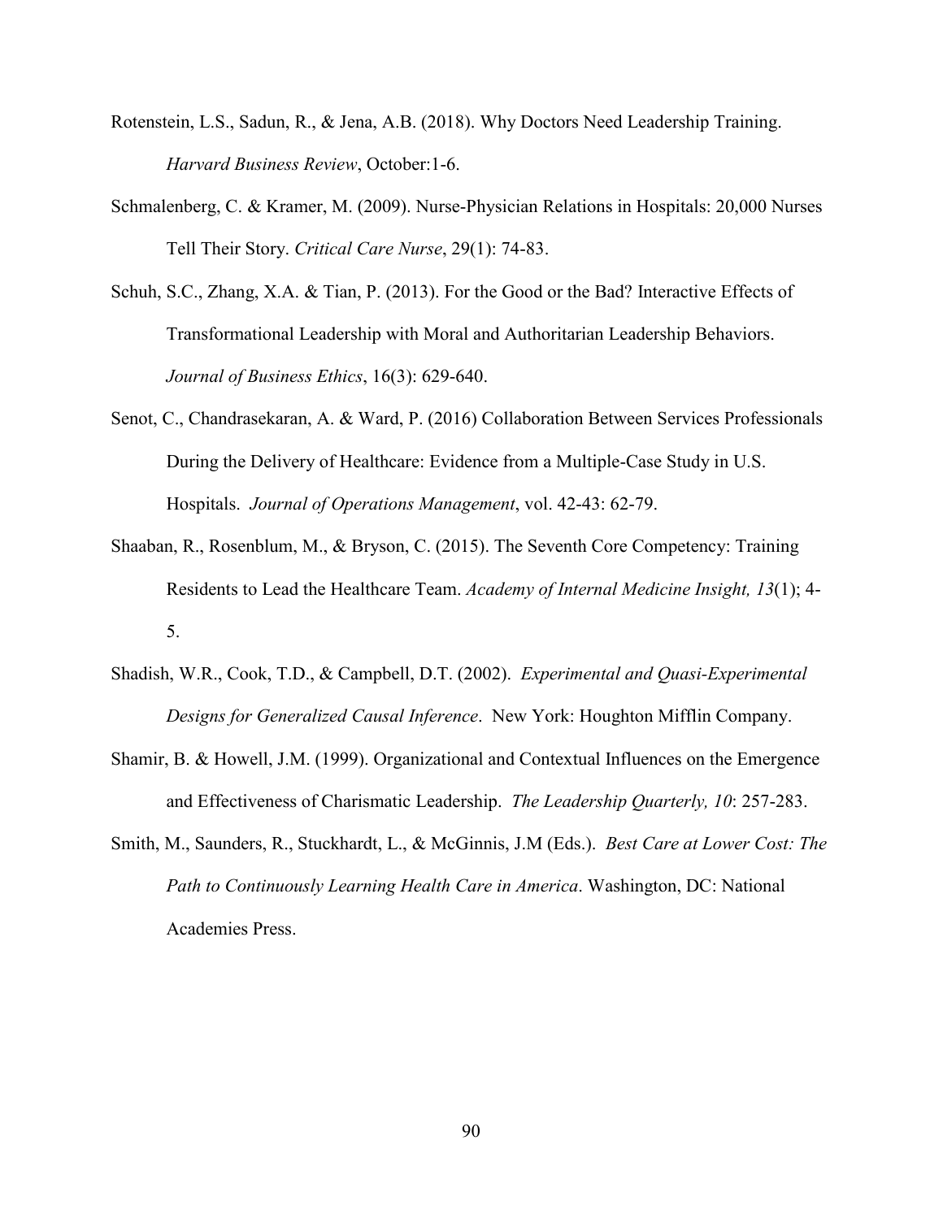Rotenstein, L.S., Sadun, R., & Jena, A.B. (2018). Why Doctors Need Leadership Training. *Harvard Business Review*, October:1-6.

Schmalenberg, C. & Kramer, M. (2009). Nurse-Physician Relations in Hospitals: 20,000 Nurses Tell Their Story. *Critical Care Nurse*, 29(1): 74-83.

Schuh, S.C., Zhang, X.A. & Tian, P. (2013). For the Good or the Bad? Interactive Effects of Transformational Leadership with Moral and Authoritarian Leadership Behaviors. *Journal of Business Ethics*, 16(3): 629-640.

Senot, C., Chandrasekaran, A. & Ward, P. (2016) Collaboration Between Services Professionals During the Delivery of Healthcare: Evidence from a Multiple-Case Study in U.S. Hospitals. *Journal of Operations Management*, vol. 42-43: 62-79.

Shaaban, R., Rosenblum, M., & Bryson, C. (2015). The Seventh Core Competency: Training Residents to Lead the Healthcare Team. *Academy of Internal Medicine Insight, 13*(1); 4-5.

Shadish, W.R., Cook, T.D., & Campbell, D.T. (2002). *Experimental and Quasi-Experimental Designs for Generalized Causal Inference*. New York: Houghton Mifflin Company.

Shamir, B. & Howell, J.M. (1999). Organizational and Contextual Influences on the Emergence and Effectiveness of Charismatic Leadership. *The Leadership Quarterly, 10*: 257-283.

Smith, M., Saunders, R., Stuckhardt, L., & McGinnis, J.M (Eds.). *Best Care at Lower Cost: The Path to Continuously Learning Health Care in America*. Washington, DC: National Academies Press.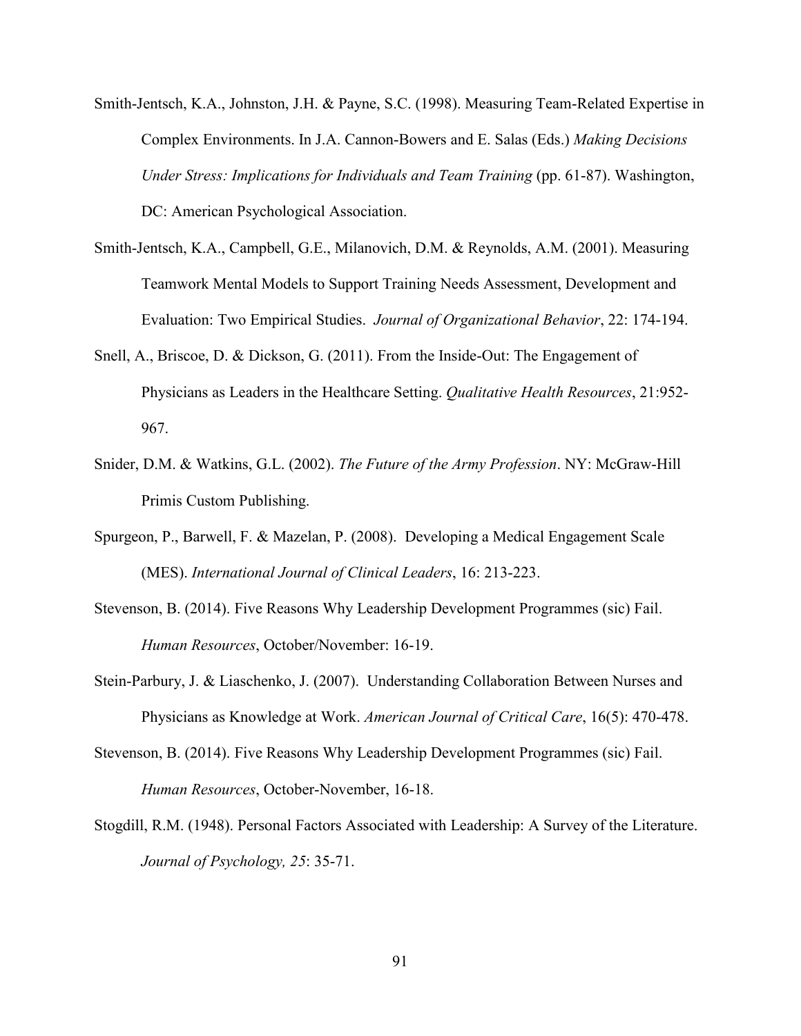Smith-Jentsch, K.A., Johnston, J.H. & Payne, S.C. (1998). Measuring Team-Related Expertise in Complex Environments. In J.A. Cannon-Bowers and E. Salas (Eds.) *Making Decisions Under Stress: Implications for Individuals and Team Training* (pp. 61-87). Washington, DC: American Psychological Association.

Smith-Jentsch, K.A., Campbell, G.E., Milanovich, D.M. & Reynolds, A.M. (2001). Measuring Teamwork Mental Models to Support Training Needs Assessment, Development and Evaluation: Two Empirical Studies. *Journal of Organizational Behavior*, 22: 174-194.

Snell, A., Briscoe, D. & Dickson, G. (2011). From the Inside-Out: The Engagement of Physicians as Leaders in the Healthcare Setting. *Qualitative Health Resources*, 21:952-967.

Snider, D.M. & Watkins, G.L. (2002). *The Future of the Army Profession*. NY: McGraw-Hill Primis Custom Publishing.

Spurgeon, P., Barwell, F. & Mazelan, P. (2008). Developing a Medical Engagement Scale (MES). *International Journal of Clinical Leaders*, 16: 213-223.

Stevenson, B. (2014). Five Reasons Why Leadership Development Programmes (sic) Fail. *Human Resources*, October/November: 16-19.

Stein-Parbury, J. & Liaschenko, J. (2007). Understanding Collaboration Between Nurses and Physicians as Knowledge at Work. *American Journal of Critical Care*, 16(5): 470-478.

Stevenson, B. (2014). Five Reasons Why Leadership Development Programmes (sic) Fail. *Human Resources*, October-November, 16-18.

Stogdill, R.M. (1948). Personal Factors Associated with Leadership: A Survey of the Literature. *Journal of Psychology, 25*: 35-71.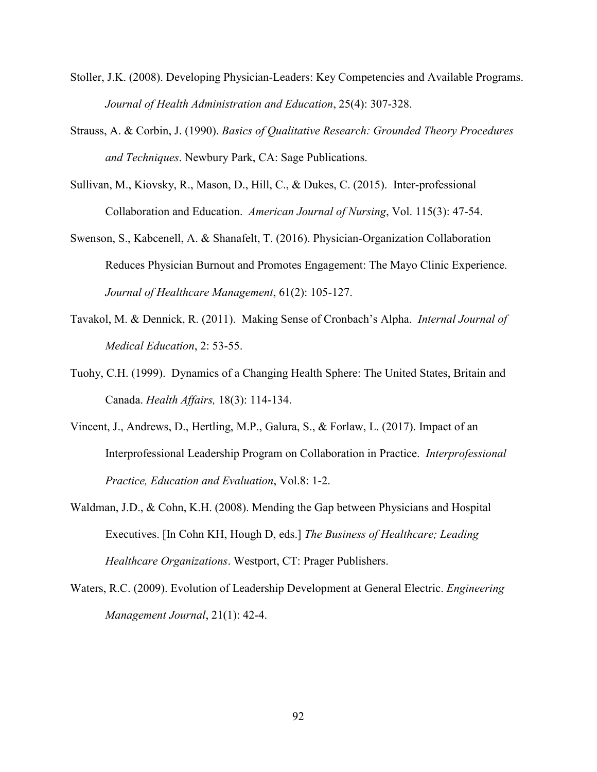Stoller, J.K. (2008). Developing Physician-Leaders: Key Competencies and Available Programs. *Journal of Health Administration and Education*, 25(4): 307-328.

Strauss, A. & Corbin, J. (1990). *Basics of Qualitative Research: Grounded Theory Procedures and Techniques*. Newbury Park, CA: Sage Publications.

Sullivan, M., Kiovsky, R., Mason, D., Hill, C., & Dukes, C. (2015). Inter-professional Collaboration and Education. *American Journal of Nursing*, Vol. 115(3): 47-54.

Swenson, S., Kabcenell, A. & Shanafelt, T. (2016). Physician-Organization Collaboration Reduces Physician Burnout and Promotes Engagement: The Mayo Clinic Experience. *Journal of Healthcare Management*, 61(2): 105-127.

Tavakol, M. & Dennick, R. (2011). Making Sense of Cronbach's Alpha. *Internal Journal of Medical Education*, 2: 53-55.

Tuohy, C.H. (1999). Dynamics of a Changing Health Sphere: The United States, Britain and Canada. *Health Affairs,* 18(3): 114-134.

Vincent, J., Andrews, D., Hertling, M.P., Galura, S., & Forlaw, L. (2017). Impact of an Interprofessional Leadership Program on Collaboration in Practice. *Interprofessional Practice, Education and Evaluation*, Vol.8: 1-2.

Waldman, J.D., & Cohn, K.H. (2008). Mending the Gap between Physicians and Hospital Executives. [In Cohn KH, Hough D, eds.] *The Business of Healthcare; Leading Healthcare Organizations*. Westport, CT: Prager Publishers.

Waters, R.C. (2009). Evolution of Leadership Development at General Electric. *Engineering Management Journal*, 21(1): 42-4.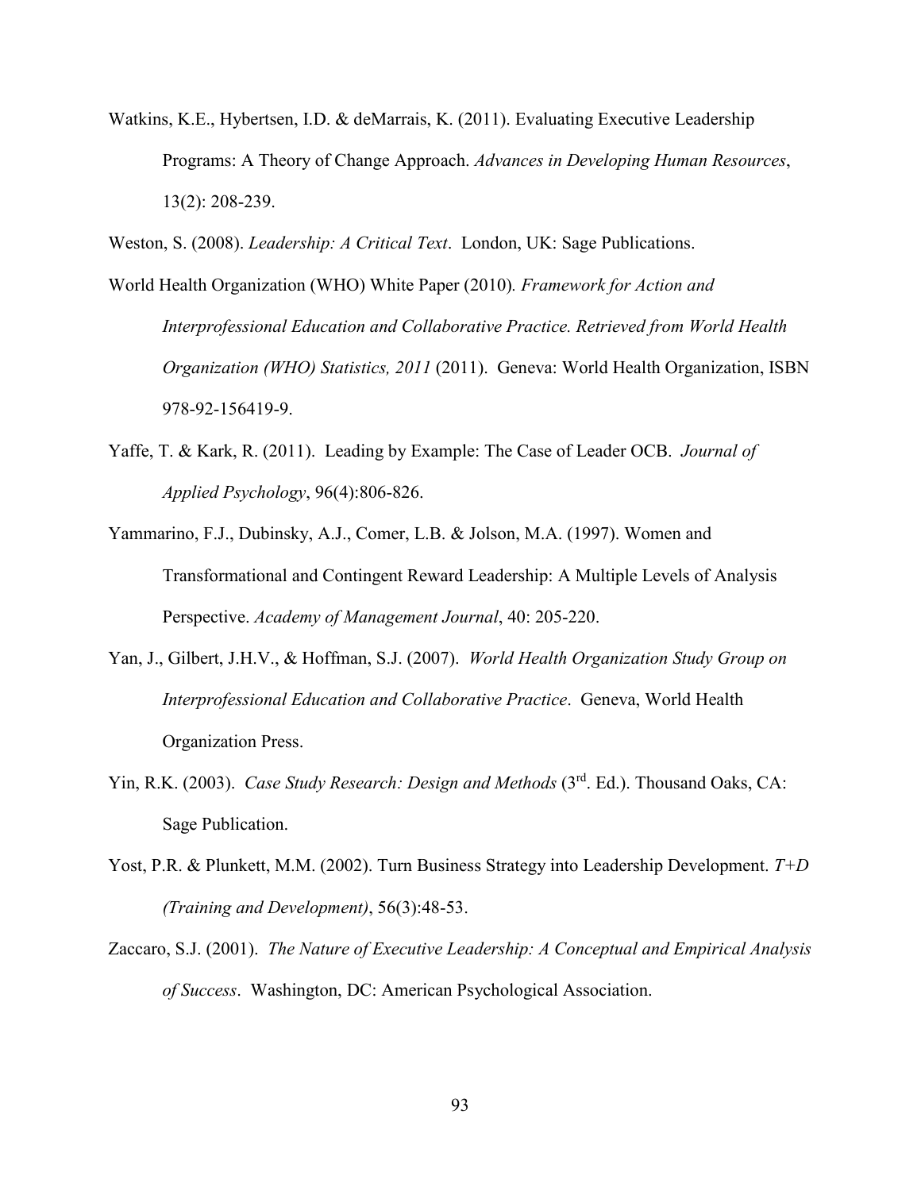Watkins, K.E., Hybertsen, I.D. & deMarrais, K. (2011). Evaluating Executive Leadership Programs: A Theory of Change Approach. *Advances in Developing Human Resources*, 13(2): 208-239.

Weston, S. (2008). *Leadership: A Critical Text*. London, UK: Sage Publications.

World Health Organization (WHO) White Paper (2010). *Framework for Action and Interprofessional Education and Collaborative Practice. Retrieved from World Health Organization (WHO) Statistics, 2011* (2011). Geneva: World Health Organization, ISBN 978-92-156419-9.

Yaffe, T. & Kark, R. (2011). Leading by Example: The Case of Leader OCB. *Journal of Applied Psychology*, 96(4):806-826.

Yammarino, F.J., Dubinsky, A.J., Comer, L.B. & Jolson, M.A. (1997). Women and Transformational and Contingent Reward Leadership: A Multiple Levels of Analysis Perspective. *Academy of Management Journal*, 40: 205-220.

Yan, J., Gilbert, J.H.V., & Hoffman, S.J. (2007). *World Health Organization Study Group on Interprofessional Education and Collaborative Practice*. Geneva, World Health Organization Press.

Yin, R.K. (2003). *Case Study Research: Design and Methods* (3rd. Ed.). Thousand Oaks, CA: Sage Publication.

Yost, P.R. & Plunkett, M.M. (2002). Turn Business Strategy into Leadership Development. *T+D (Training and Development)*, 56(3):48-53.

Zaccaro, S.J. (2001). *The Nature of Executive Leadership: A Conceptual and Empirical Analysis of Success*. Washington, DC: American Psychological Association.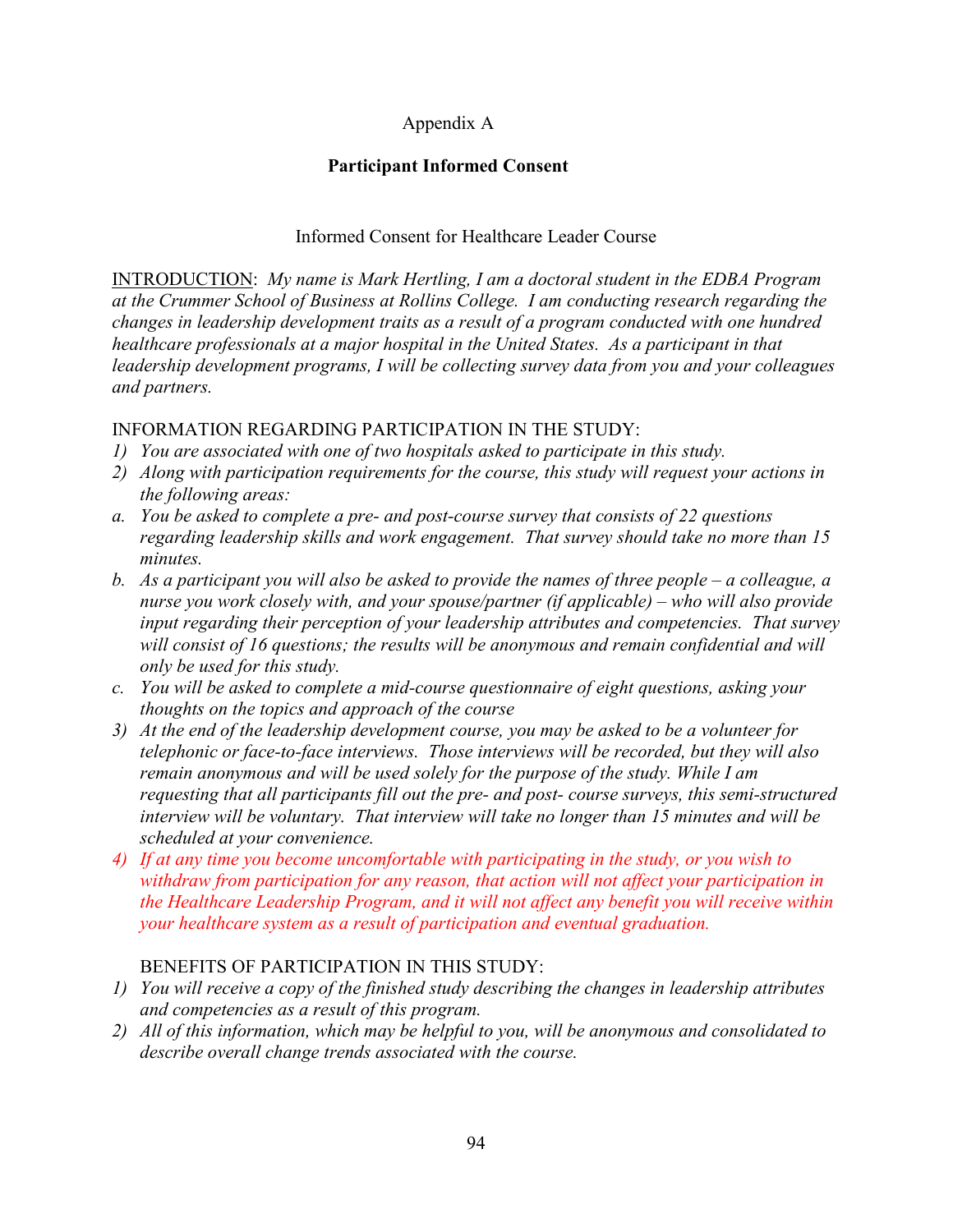Appendix A

## Participant Informed Consent

Informed Consent for Healthcare Leader Course

INTRODUCTION: *My name is Mark Hertling, I am a doctoral student in the EDBA Program at the Crummer School of Business at Rollins College. I am conducting research regarding the changes in leadership development traits as a result of a program conducted with one hundred healthcare professionals at a major hospital in the United States. As a participant in that leadership development programs, I will be collecting survey data from you and your colleagues and partners.*

INFORMATION REGARDING PARTICIPATION IN THE STUDY:

1) *You are associated with one of two hospitals asked to participate in this study.*
2) *Along with participation requirements for the course, this study will request your actions in the following areas:*

a. *You be asked to complete a pre- and post-course survey that consists of 22 questions regarding leadership skills and work engagement. That survey should take no more than 15 minutes.*

b. *As a participant you will also be asked to provide the names of three people – a colleague, a nurse you work closely with, and your spouse/partner (if applicable) – who will also provide input regarding their perception of your leadership attributes and competencies. That survey will consist of 16 questions; the results will be anonymous and remain confidential and will only be used for this study.*

c. *You will be asked to complete a mid-course questionnaire of eight questions, asking your thoughts on the topics and approach of the course*

3) *At the end of the leadership development course, you may be asked to be a volunteer for telephonic or face-to-face interviews. Those interviews will be recorded, but they will also remain anonymous and will be used solely for the purpose of the study. While I am requesting that all participants fill out the pre- and post- course surveys, this semi-structured interview will be voluntary. That interview will take no longer than 15 minutes and will be scheduled at your convenience.*
4) *If at any time you become uncomfortable with participating in the study, or you wish to withdraw from participation for any reason, that action will not affect your participation in the Healthcare Leadership Program, and it will not affect any benefit you will receive within your healthcare system as a result of participation and eventual graduation.*

BENEFITS OF PARTICIPATION IN THIS STUDY:

1) *You will receive a copy of the finished study describing the changes in leadership attributes and competencies as a result of this program.*
2) *All of this information, which may be helpful to you, will be anonymous and consolidated to describe overall change trends associated with the course.*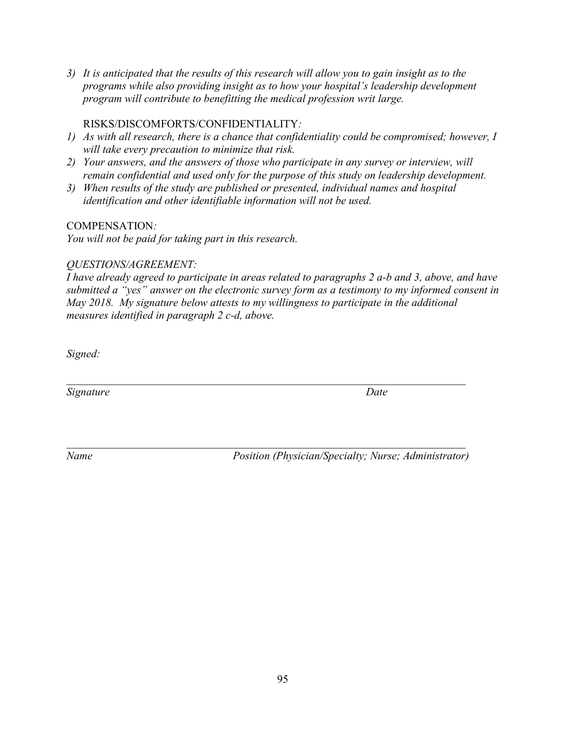3) *It is anticipated that the results of this research will allow you to gain insight as to the programs while also providing insight as to how your hospital's leadership development program will contribute to benefitting the medical profession writ large.*

RISKS/DISCOMFORTS/CONFIDENTIALITY*:*

1) *As with all research, there is a chance that confidentiality could be compromised; however, I will take every precaution to minimize that risk.*
2) *Your answers, and the answers of those who participate in any survey or interview, will remain confidential and used only for the purpose of this study on leadership development.*
3) *When results of the study are published or presented, individual names and hospital identification and other identifiable information will not be used.*

COMPENSATION*:*

*You will not be paid for taking part in this research.*

*QUESTIONS/AGREEMENT:*

*I have already agreed to participate in areas related to paragraphs 2 a-b and 3, above, and have submitted a "yes" answer on the electronic survey form as a testimony to my informed consent in May 2018. My signature below attests to my willingness to participate in the additional measures identified in paragraph 2 c-d, above.*

*Signed:*

_______________________________________________________________________________

*Signature* *Date*

_______________________________________________________________________________

*Name* *Position (Physician/Specialty; Nurse; Administrator)*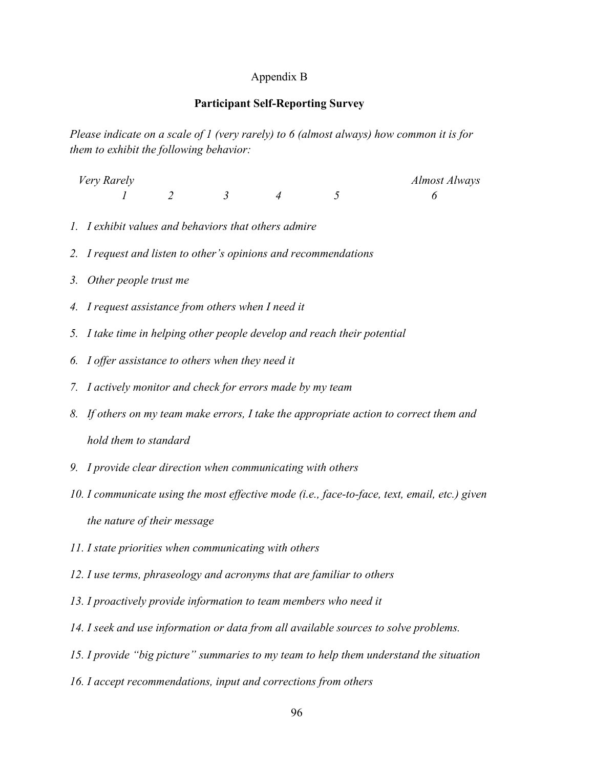Appendix B

## Participant Self-Reporting Survey

*Please indicate on a scale of 1 (very rarely) to 6 (almost always) how common it is for them to exhibit the following behavior:*

| *Very Rarely* | | | | | *Almost Always* |
|---|---|---|---|---|---|
| *1* | *2* | *3* | *4* | *5* | *6* |

1. *I exhibit values and behaviors that others admire*
2. *I request and listen to other's opinions and recommendations*
3. *Other people trust me*
4. *I request assistance from others when I need it*
5. *I take time in helping other people develop and reach their potential*
6. *I offer assistance to others when they need it*
7. *I actively monitor and check for errors made by my team*
8. *If others on my team make errors, I take the appropriate action to correct them and hold them to standard*
9. *I provide clear direction when communicating with others*
10. *I communicate using the most effective mode (i.e., face-to-face, text, email, etc.) given the nature of their message*
11. *I state priorities when communicating with others*
12. *I use terms, phraseology and acronyms that are familiar to others*
13. *I proactively provide information to team members who need it*
14. *I seek and use information or data from all available sources to solve problems.*
15. *I provide "big picture" summaries to my team to help them understand the situation*
16. *I accept recommendations, input and corrections from others*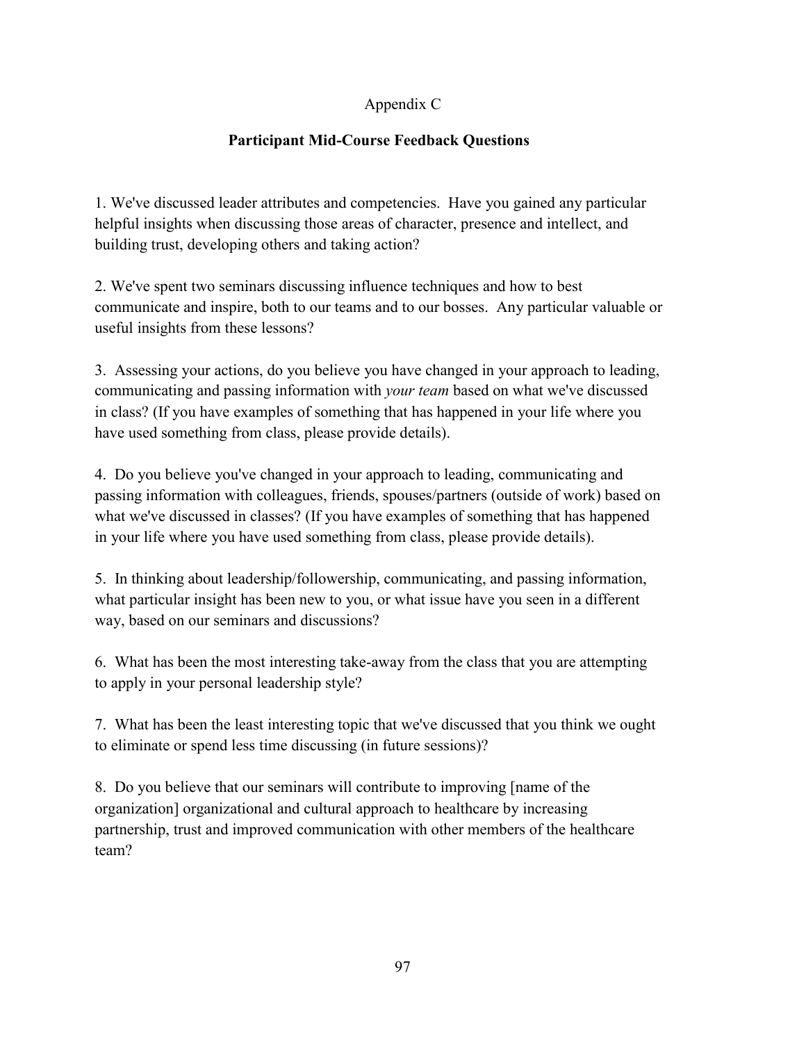# Appendix C

## Participant Mid-Course Feedback Questions

1. We've discussed leader attributes and competencies. Have you gained any particular helpful insights when discussing those areas of character, presence and intellect, and building trust, developing others and taking action?

2. We've spent two seminars discussing influence techniques and how to best communicate and inspire, both to our teams and to our bosses. Any particular valuable or useful insights from these lessons?

3. Assessing your actions, do you believe you have changed in your approach to leading, communicating and passing information with *your team* based on what we've discussed in class? (If you have examples of something that has happened in your life where you have used something from class, please provide details).

4. Do you believe you've changed in your approach to leading, communicating and passing information with colleagues, friends, spouses/partners (outside of work) based on what we've discussed in classes? (If you have examples of something that has happened in your life where you have used something from class, please provide details).

5. In thinking about leadership/followership, communicating, and passing information, what particular insight has been new to you, or what issue have you seen in a different way, based on our seminars and discussions?

6. What has been the most interesting take-away from the class that you are attempting to apply in your personal leadership style?

7. What has been the least interesting topic that we've discussed that you think we ought to eliminate or spend less time discussing (in future sessions)?

8. Do you believe that our seminars will contribute to improving [name of the organization] organizational and cultural approach to healthcare by increasing partnership, trust and improved communication with other members of the healthcare team?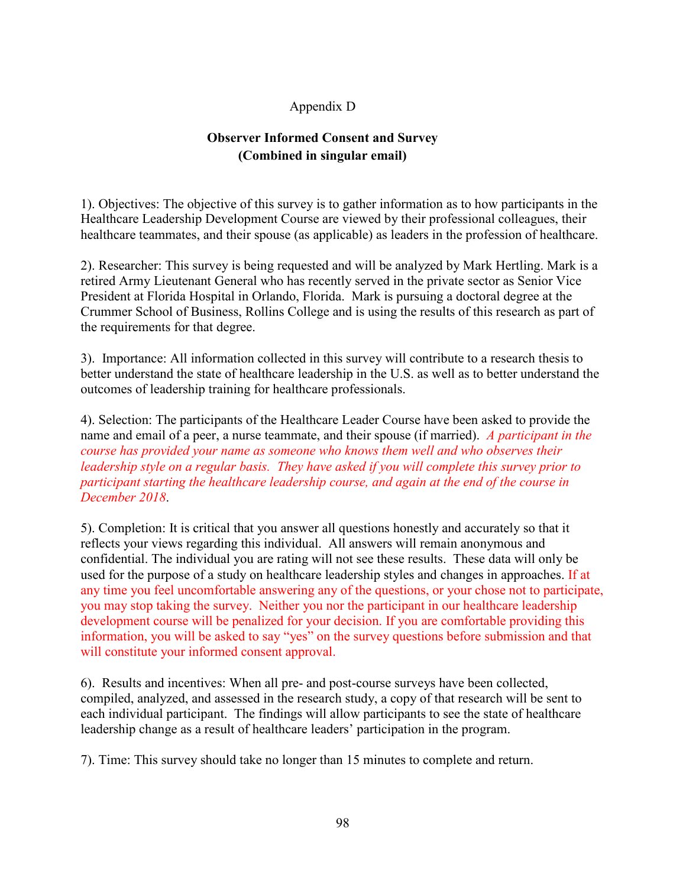Appendix D

**Observer Informed Consent and Survey**
**(Combined in singular email)**

1). Objectives: The objective of this survey is to gather information as to how participants in the Healthcare Leadership Development Course are viewed by their professional colleagues, their healthcare teammates, and their spouse (as applicable) as leaders in the profession of healthcare.

2). Researcher: This survey is being requested and will be analyzed by Mark Hertling. Mark is a retired Army Lieutenant General who has recently served in the private sector as Senior Vice President at Florida Hospital in Orlando, Florida. Mark is pursuing a doctoral degree at the Crummer School of Business, Rollins College and is using the results of this research as part of the requirements for that degree.

3). Importance: All information collected in this survey will contribute to a research thesis to better understand the state of healthcare leadership in the U.S. as well as to better understand the outcomes of leadership training for healthcare professionals.

4). Selection: The participants of the Healthcare Leader Course have been asked to provide the name and email of a peer, a nurse teammate, and their spouse (if married). *A participant in the course has provided your name as someone who knows them well and who observes their leadership style on a regular basis. They have asked if you will complete this survey prior to participant starting the healthcare leadership course, and again at the end of the course in December 2018*.

5). Completion: It is critical that you answer all questions honestly and accurately so that it reflects your views regarding this individual. All answers will remain anonymous and confidential. The individual you are rating will not see these results. These data will only be used for the purpose of a study on healthcare leadership styles and changes in approaches. If at any time you feel uncomfortable answering any of the questions, or your chose not to participate, you may stop taking the survey. Neither you nor the participant in our healthcare leadership development course will be penalized for your decision. If you are comfortable providing this information, you will be asked to say "yes" on the survey questions before submission and that will constitute your informed consent approval.

6). Results and incentives: When all pre- and post-course surveys have been collected, compiled, analyzed, and assessed in the research study, a copy of that research will be sent to each individual participant. The findings will allow participants to see the state of healthcare leadership change as a result of healthcare leaders' participation in the program.

7). Time: This survey should take no longer than 15 minutes to complete and return.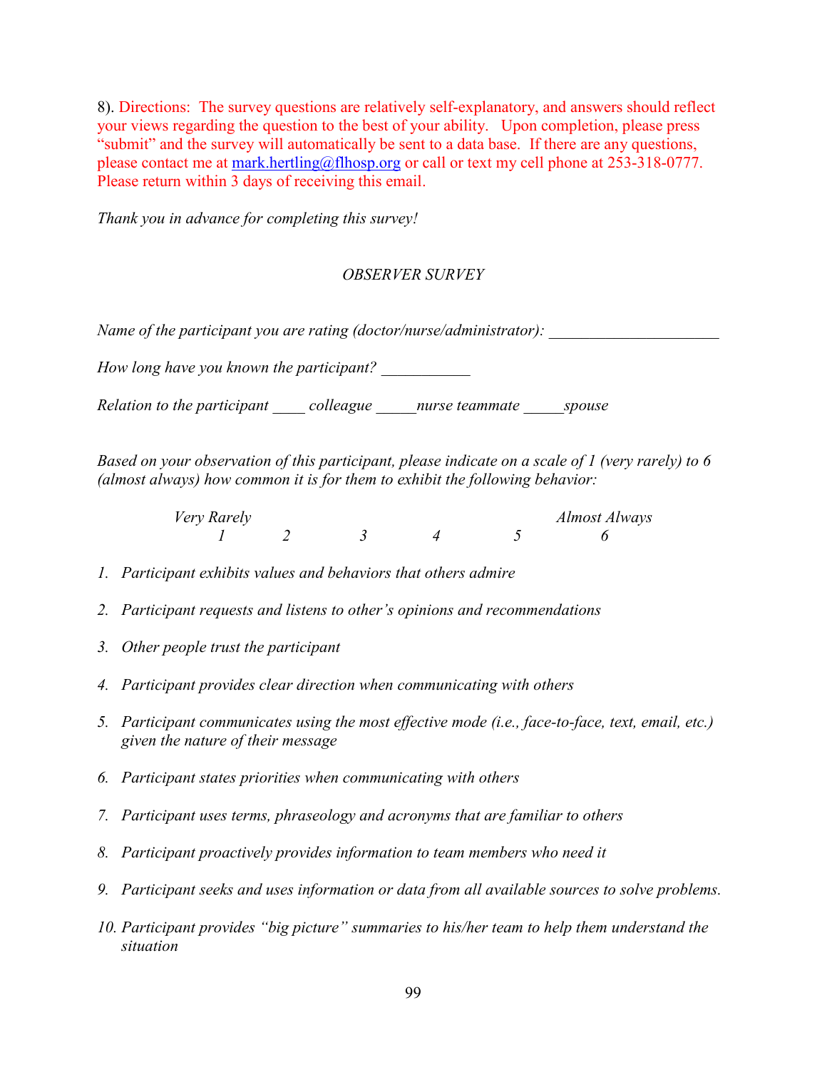8). Directions: The survey questions are relatively self-explanatory, and answers should reflect your views regarding the question to the best of your ability. Upon completion, please press "submit" and the survey will automatically be sent to a data base. If there are any questions, please contact me at mark.hertling@flhosp.org or call or text my cell phone at 253-318-0777. Please return within 3 days of receiving this email.

*Thank you in advance for completing this survey!*

*OBSERVER SURVEY*

*Name of the participant you are rating (doctor/nurse/administrator): _____________________*

*How long have you known the participant? ___________*

*Relation to the participant ____ colleague _____nurse teammate _____spouse*

*Based on your observation of this participant, please indicate on a scale of 1 (very rarely) to 6 (almost always) how common it is for them to exhibit the following behavior:*

| *Very Rarely* | | | | | *Almost Always* |
|---|---|---|---|---|---|
| *1* | *2* | *3* | *4* | *5* | *6* |

1. *Participant exhibits values and behaviors that others admire*
2. *Participant requests and listens to other's opinions and recommendations*
3. *Other people trust the participant*
4. *Participant provides clear direction when communicating with others*
5. *Participant communicates using the most effective mode (i.e., face-to-face, text, email, etc.) given the nature of their message*
6. *Participant states priorities when communicating with others*
7. *Participant uses terms, phraseology and acronyms that are familiar to others*
8. *Participant proactively provides information to team members who need it*
9. *Participant seeks and uses information or data from all available sources to solve problems.*
10. *Participant provides "big picture" summaries to his/her team to help them understand the situation*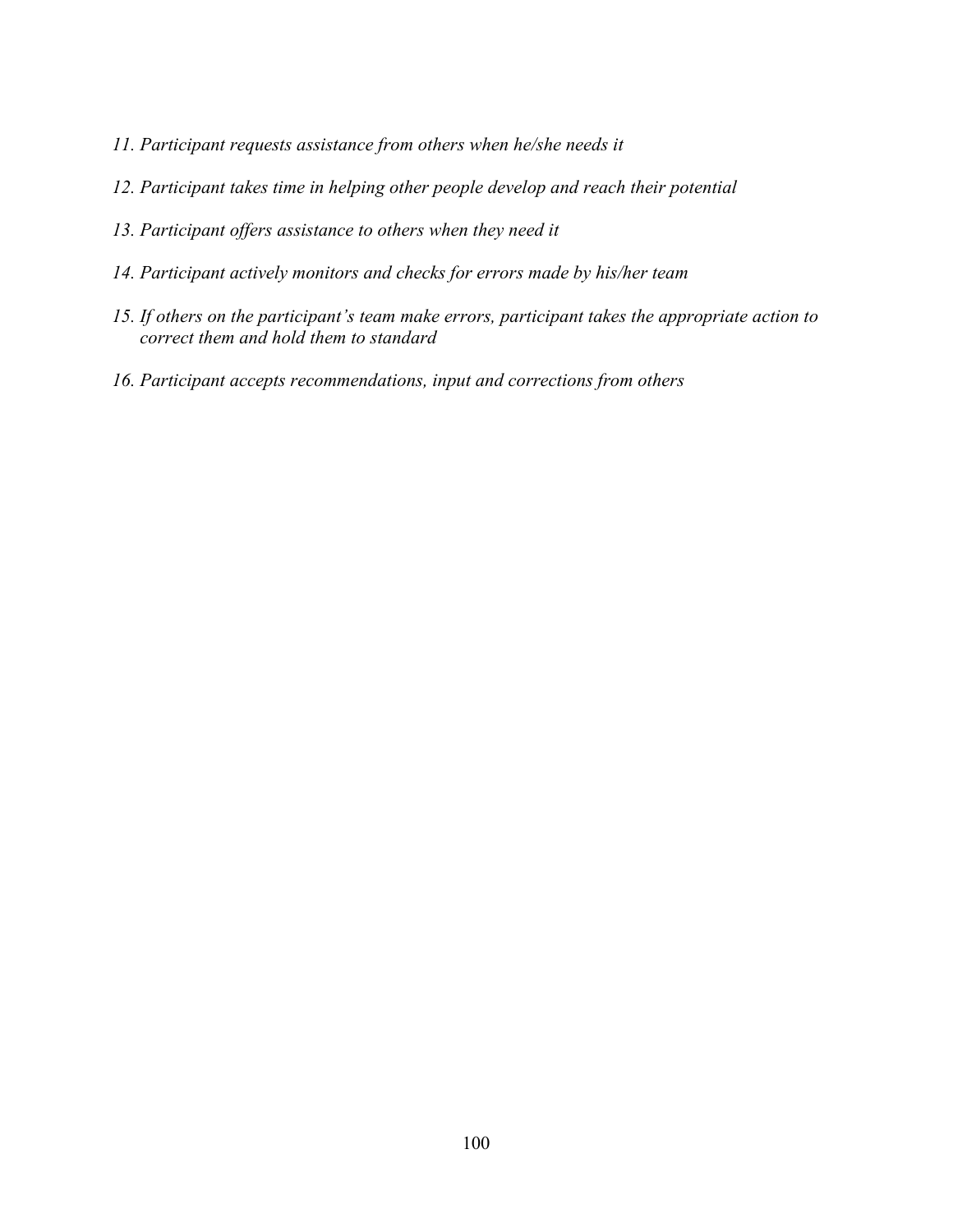*11. Participant requests assistance from others when he/she needs it*

*12. Participant takes time in helping other people develop and reach their potential*

*13. Participant offers assistance to others when they need it*

*14. Participant actively monitors and checks for errors made by his/her team*

*15. If others on the participant's team make errors, participant takes the appropriate action to correct them and hold them to standard*

*16. Participant accepts recommendations, input and corrections from others*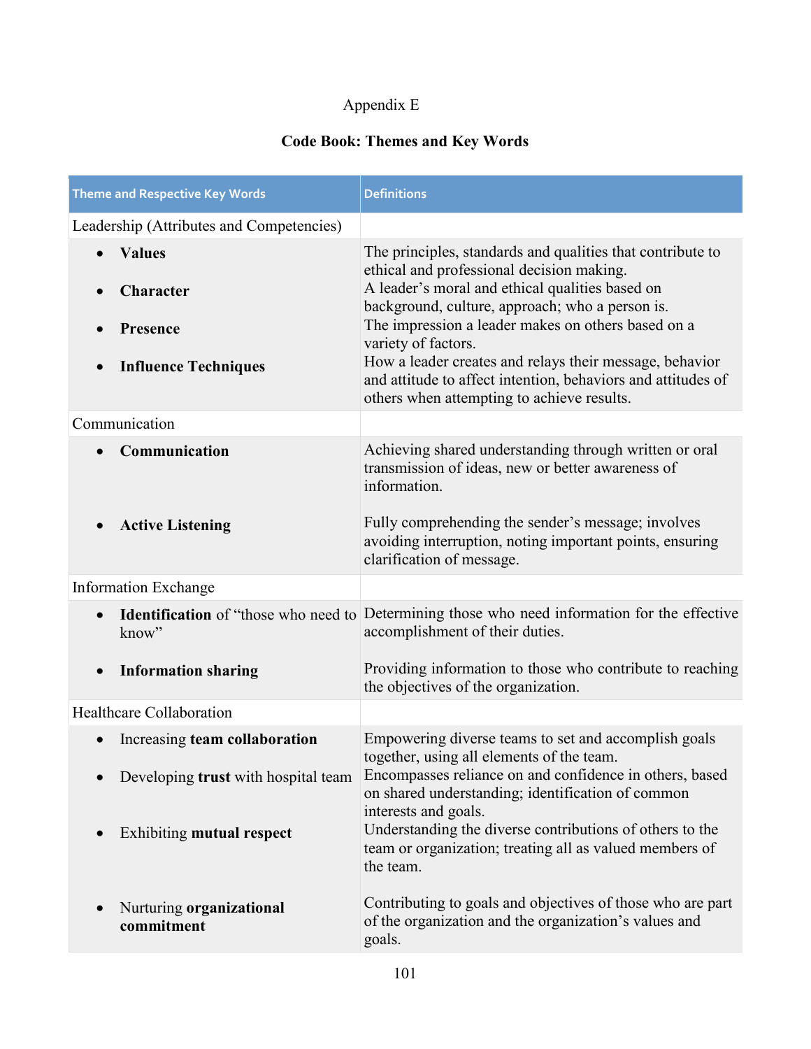Appendix E

**Code Book: Themes and Key Words**

| Theme and Respective Key Words | Definitions |
|---|---|
| Leadership (Attributes and Competencies) | |
| • **Values** | The principles, standards and qualities that contribute to ethical and professional decision making. |
| • **Character** | A leader's moral and ethical qualities based on background, culture, approach; who a person is. |
| • **Presence** | The impression a leader makes on others based on a variety of factors. |
| • **Influence Techniques** | How a leader creates and relays their message, behavior and attitude to affect intention, behaviors and attitudes of others when attempting to achieve results. |
| Communication | |
| • **Communication** | Achieving shared understanding through written or oral transmission of ideas, new or better awareness of information. |
| • **Active Listening** | Fully comprehending the sender's message; involves avoiding interruption, noting important points, ensuring clarification of message. |
| Information Exchange | |
| • **Identification** of "those who need to know" | Determining those who need information for the effective accomplishment of their duties. |
| • **Information sharing** | Providing information to those who contribute to reaching the objectives of the organization. |
| Healthcare Collaboration | |
| • Increasing **team collaboration** | Empowering diverse teams to set and accomplish goals together, using all elements of the team. |
| • Developing **trust** with hospital team | Encompasses reliance on and confidence in others, based on shared understanding; identification of common interests and goals. |
| • Exhibiting **mutual respect** | Understanding the diverse contributions of others to the team or organization; treating all as valued members of the team. |
| • Nurturing **organizational commitment** | Contributing to goals and objectives of those who are part of the organization and the organization's values and goals. |